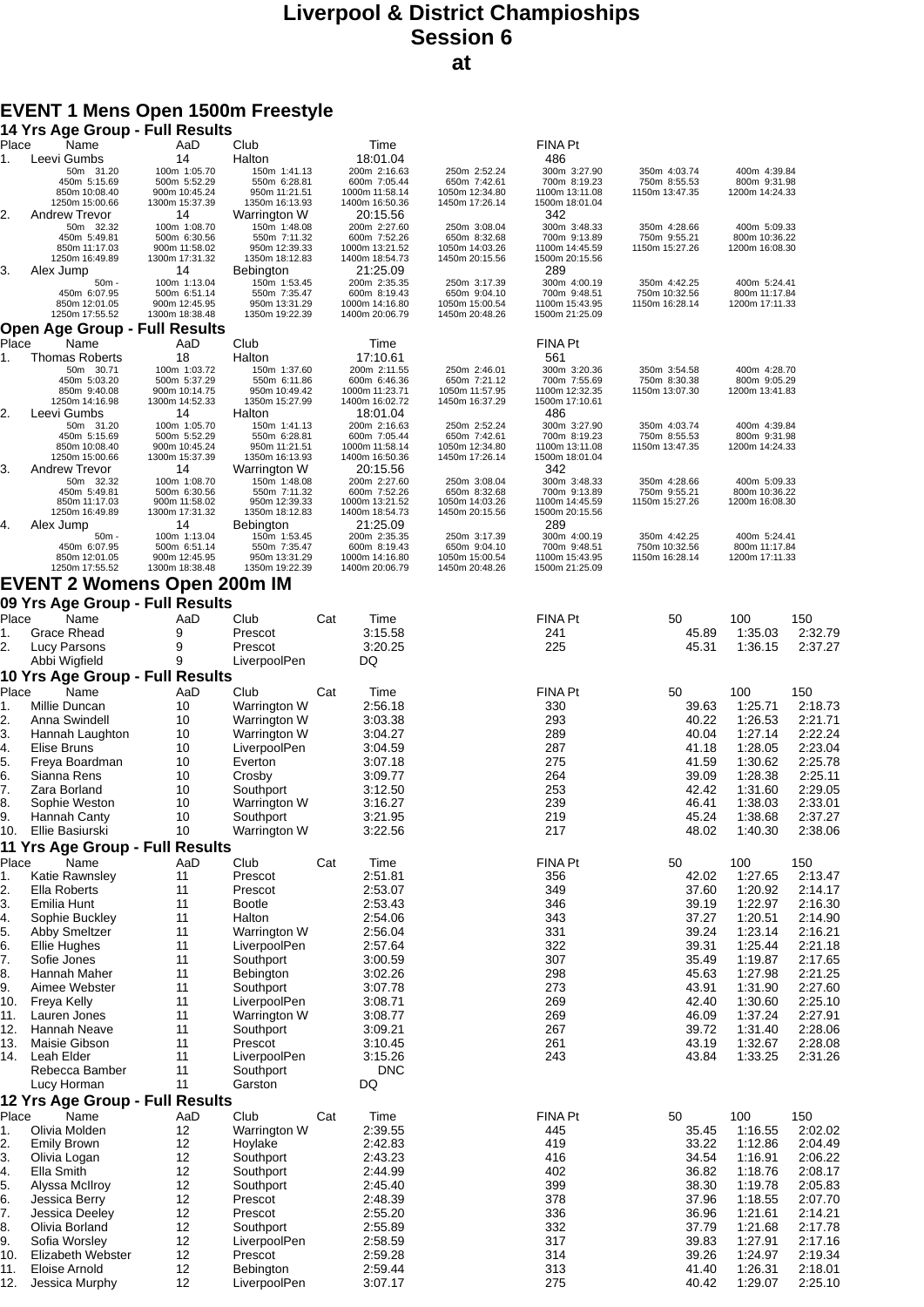# Liverpool & District Champioships
## Session 6
## at

## EVENT 1 Mens Open 1500m Freestyle

### 14 Yrs Age Group - Full Results

| Place | Name | AaD | Club | Time | | FINA Pt | | |
|---|---|---|---|---|---|---|---|---|
| 1. | Leevi Gumbs | 14 | Halton | 18:01.04 | | 486 | | |
| | 50m 31.20 | 100m 1:05.70 | 150m 1:41.13 | 200m 2:16.63 | 250m 2:52.24 | 300m 3:27.90 | 350m 4:03.74 | 400m 4:39.84 |
| | 450m 5:15.69 | 500m 5:52.29 | 550m 6:28.81 | 600m 7:05.44 | 650m 7:42.61 | 700m 8:19.23 | 750m 8:55.53 | 800m 9:31.98 |
| | 850m 10:08.40 | 900m 10:45.24 | 950m 11:21.51 | 1000m 11:58.14 | 1050m 12:34.80 | 1100m 13:11.08 | 1150m 13:47.35 | 1200m 14:24.33 |
| | 1250m 15:00.66 | 1300m 15:37.39 | 1350m 16:13.93 | 1400m 16:50.36 | 1450m 17:26.14 | 1500m 18:01.04 | | |
| 2. | Andrew Trevor | 14 | Warrington W | 20:15.56 | | 342 | | |
| | 50m 32.32 | 100m 1:08.70 | 150m 1:48.08 | 200m 2:27.60 | 250m 3:08.04 | 300m 3:48.33 | 350m 4:28.66 | 400m 5:09.33 |
| | 450m 5:49.81 | 500m 6:30.56 | 550m 7:11.32 | 600m 7:52.26 | 650m 8:32.68 | 700m 9:13.89 | 750m 9:55.21 | 800m 10:36.22 |
| | 850m 11:17.03 | 900m 11:58.02 | 950m 12:39.33 | 1000m 13:21.52 | 1050m 14:03.26 | 1100m 14:45.59 | 1150m 15:27.26 | 1200m 16:08.30 |
| | 1250m 16:49.89 | 1300m 17:31.32 | 1350m 18:12.83 | 1400m 18:54.73 | 1450m 20:15.56 | 1500m 20:15.56 | | |
| 3. | Alex Jump | 14 | Bebington | 21:25.09 | | 289 | | |
| | 50m - | 100m 1:13.04 | 150m 1:53.45 | 200m 2:35.35 | 250m 3:17.39 | 300m 4:00.19 | 350m 4:42.25 | 400m 5:24.41 |
| | 450m 6:07.95 | 500m 6:51.14 | 550m 7:35.47 | 600m 8:19.43 | 650m 9:04.10 | 700m 9:48.51 | 750m 10:32.56 | 800m 11:17.84 |
| | 850m 12:01.05 | 900m 12:45.95 | 950m 13:31.29 | 1000m 14:16.80 | 1050m 15:00.54 | 1100m 15:43.95 | 1150m 16:28.14 | 1200m 17:11.33 |
| | 1250m 17:55.52 | 1300m 18:38.48 | 1350m 19:22.39 | 1400m 20:06.79 | 1450m 20:48.26 | 1500m 21:25.09 | | |

### Open Age Group - Full Results

| Place | Name | AaD | Club | Time | | FINA Pt | | |
|---|---|---|---|---|---|---|---|---|
| 1. | Thomas Roberts | 18 | Halton | 17:10.61 | | 561 | | |
| | 50m 30.71 | 100m 1:03.72 | 150m 1:37.60 | 200m 2:11.55 | 250m 2:46.01 | 300m 3:20.36 | 350m 3:54.58 | 400m 4:28.70 |
| | 450m 5:03.20 | 500m 5:37.29 | 550m 6:11.86 | 600m 6:46.36 | 650m 7:21.12 | 700m 7:55.69 | 750m 8:30.38 | 800m 9:05.29 |
| | 850m 9:40.08 | 900m 10:14.75 | 950m 10:49.42 | 1000m 11:23.71 | 1050m 11:57.95 | 1100m 12:32.35 | 1150m 13:07.30 | 1200m 13:41.83 |
| | 1250m 14:16.98 | 1300m 14:52.33 | 1350m 15:27.99 | 1400m 16:02.72 | 1450m 16:37.29 | 1500m 17:10.61 | | |
| 2. | Leevi Gumbs | 14 | Halton | 18:01.04 | | 486 | | |
| | 50m 31.20 | 100m 1:05.70 | 150m 1:41.13 | 200m 2:16.63 | 250m 2:52.24 | 300m 3:27.90 | 350m 4:03.74 | 400m 4:39.84 |
| | 450m 5:15.69 | 500m 5:52.29 | 550m 6:28.81 | 600m 7:05.44 | 650m 7:42.61 | 700m 8:19.23 | 750m 8:55.53 | 800m 9:31.98 |
| | 850m 10:08.40 | 900m 10:45.24 | 950m 11:21.51 | 1000m 11:58.14 | 1050m 12:34.80 | 1100m 13:11.08 | 1150m 13:47.35 | 1200m 14:24.33 |
| | 1250m 15:00.66 | 1300m 15:37.39 | 1350m 16:13.93 | 1400m 16:50.36 | 1450m 17:26.14 | 1500m 18:01.04 | | |
| 3. | Andrew Trevor | 14 | Warrington W | 20:15.56 | | 342 | | |
| | 50m 32.32 | 100m 1:08.70 | 150m 1:48.08 | 200m 2:27.60 | 250m 3:08.04 | 300m 3:48.33 | 350m 4:28.66 | 400m 5:09.33 |
| | 450m 5:49.81 | 500m 6:30.56 | 550m 7:11.32 | 600m 7:52.26 | 650m 8:32.68 | 700m 9:13.89 | 750m 9:55.21 | 800m 10:36.22 |
| | 850m 11:17.03 | 900m 11:58.02 | 950m 12:39.33 | 1000m 13:21.52 | 1050m 14:03.26 | 1100m 14:45.59 | 1150m 15:27.26 | 1200m 16:08.30 |
| | 1250m 16:49.89 | 1300m 17:31.32 | 1350m 18:12.83 | 1400m 18:54.73 | 1450m 20:15.56 | 1500m 20:15.56 | | |
| 4. | Alex Jump | 14 | Bebington | 21:25.09 | | 289 | | |
| | 50m - | 100m 1:13.04 | 150m 1:53.45 | 200m 2:35.35 | 250m 3:17.39 | 300m 4:00.19 | 350m 4:42.25 | 400m 5:24.41 |
| | 450m 6:07.95 | 500m 6:51.14 | 550m 7:35.47 | 600m 8:19.43 | 650m 9:04.10 | 700m 9:48.51 | 750m 10:32.56 | 800m 11:17.84 |
| | 850m 12:01.05 | 900m 12:45.95 | 950m 13:31.29 | 1000m 14:16.80 | 1050m 15:00.54 | 1100m 15:43.95 | 1150m 16:28.14 | 1200m 17:11.33 |
| | 1250m 17:55.52 | 1300m 18:38.48 | 1350m 19:22.39 | 1400m 20:06.79 | 1450m 20:48.26 | 1500m 21:25.09 | | |

## EVENT 2 Womens Open 200m IM

### 09 Yrs Age Group - Full Results

| Place | Name | AaD | Club | Cat | Time | FINA Pt | 50 | 100 | 150 |
|---|---|---|---|---|---|---|---|---|---|
| 1. | Grace Rhead | 9 | Prescot | | 3:15.58 | 241 | 45.89 | 1:35.03 | 2:32.79 |
| 2. | Lucy Parsons | 9 | Prescot | | 3:20.25 | 225 | 45.31 | 1:36.15 | 2:37.27 |
| | Abbi Wigfield | 9 | LiverpoolPen | | DQ | | | | |

### 10 Yrs Age Group - Full Results

| Place | Name | AaD | Club | Cat | Time | FINA Pt | 50 | 100 | 150 |
|---|---|---|---|---|---|---|---|---|---|
| 1. | Millie Duncan | 10 | Warrington W | | 2:56.18 | 330 | 39.63 | 1:25.71 | 2:18.73 |
| 2. | Anna Swindell | 10 | Warrington W | | 3:03.38 | 293 | 40.22 | 1:26.53 | 2:21.71 |
| 3. | Hannah Laughton | 10 | Warrington W | | 3:04.27 | 289 | 40.04 | 1:27.14 | 2:22.24 |
| 4. | Elise Bruns | 10 | LiverpoolPen | | 3:04.59 | 287 | 41.18 | 1:28.05 | 2:23.04 |
| 5. | Freya Boardman | 10 | Everton | | 3:07.18 | 275 | 41.59 | 1:30.62 | 2:25.78 |
| 6. | Sianna Rens | 10 | Crosby | | 3:09.77 | 264 | 39.09 | 1:28.38 | 2:25.11 |
| 7. | Zara Borland | 10 | Southport | | 3:12.50 | 253 | 42.42 | 1:31.60 | 2:29.05 |
| 8. | Sophie Weston | 10 | Warrington W | | 3:16.27 | 239 | 46.41 | 1:38.03 | 2:33.01 |
| 9. | Hannah Canty | 10 | Southport | | 3:21.95 | 219 | 45.24 | 1:38.68 | 2:37.27 |
| 10. | Ellie Basiurski | 10 | Warrington W | | 3:22.56 | 217 | 48.02 | 1:40.30 | 2:38.06 |

### 11 Yrs Age Group - Full Results

| Place | Name | AaD | Club | Cat | Time | FINA Pt | 50 | 100 | 150 |
|---|---|---|---|---|---|---|---|---|---|
| 1. | Katie Rawnsley | 11 | Prescot | | 2:51.81 | 356 | 42.02 | 1:27.65 | 2:13.47 |
| 2. | Ella Roberts | 11 | Prescot | | 2:53.07 | 349 | 37.60 | 1:20.92 | 2:14.17 |
| 3. | Emilia Hunt | 11 | Bootle | | 2:53.43 | 346 | 39.19 | 1:22.97 | 2:16.30 |
| 4. | Sophie Buckley | 11 | Halton | | 2:54.06 | 343 | 37.27 | 1:20.51 | 2:14.90 |
| 5. | Abby Smeltzer | 11 | Warrington W | | 2:56.04 | 331 | 39.24 | 1:23.14 | 2:16.21 |
| 6. | Ellie Hughes | 11 | LiverpoolPen | | 2:57.64 | 322 | 39.31 | 1:25.44 | 2:21.18 |
| 7. | Sofie Jones | 11 | Southport | | 3:00.59 | 307 | 35.49 | 1:19.87 | 2:17.65 |
| 8. | Hannah Maher | 11 | Bebington | | 3:02.26 | 298 | 45.63 | 1:27.98 | 2:21.25 |
| 9. | Aimee Webster | 11 | Southport | | 3:07.78 | 273 | 43.91 | 1:31.90 | 2:27.60 |
| 10. | Freya Kelly | 11 | LiverpoolPen | | 3:08.71 | 269 | 42.40 | 1:30.60 | 2:25.10 |
| 11. | Lauren Jones | 11 | Warrington W | | 3:08.77 | 269 | 46.09 | 1:37.24 | 2:27.91 |
| 12. | Hannah Neave | 11 | Southport | | 3:09.21 | 267 | 39.72 | 1:31.40 | 2:28.06 |
| 13. | Maisie Gibson | 11 | Prescot | | 3:10.45 | 261 | 43.19 | 1:32.67 | 2:28.08 |
| 14. | Leah Elder | 11 | LiverpoolPen | | 3:15.26 | 243 | 43.84 | 1:33.25 | 2:31.26 |
| | Rebecca Bamber | 11 | Southport | | DNC | | | | |
| | Lucy Horman | 11 | Garston | | DQ | | | | |

### 12 Yrs Age Group - Full Results

| Place | Name | AaD | Club | Cat | Time | FINA Pt | 50 | 100 | 150 |
|---|---|---|---|---|---|---|---|---|---|
| 1. | Olivia Molden | 12 | Warrington W | | 2:39.55 | 445 | 35.45 | 1:16.55 | 2:02.02 |
| 2. | Emily Brown | 12 | Hoylake | | 2:42.83 | 419 | 33.22 | 1:12.86 | 2:04.49 |
| 3. | Olivia Logan | 12 | Southport | | 2:43.23 | 416 | 34.54 | 1:16.91 | 2:06.22 |
| 4. | Ella Smith | 12 | Southport | | 2:44.99 | 402 | 36.82 | 1:18.76 | 2:08.17 |
| 5. | Alyssa McIlroy | 12 | Southport | | 2:45.40 | 399 | 38.30 | 1:19.78 | 2:05.83 |
| 6. | Jessica Berry | 12 | Prescot | | 2:48.39 | 378 | 37.96 | 1:18.55 | 2:07.70 |
| 7. | Jessica Deeley | 12 | Prescot | | 2:55.20 | 336 | 36.96 | 1:21.61 | 2:14.21 |
| 8. | Olivia Borland | 12 | Southport | | 2:55.89 | 332 | 37.79 | 1:21.68 | 2:17.78 |
| 9. | Sofia Worsley | 12 | LiverpoolPen | | 2:58.59 | 317 | 39.83 | 1:27.91 | 2:17.16 |
| 10. | Elizabeth Webster | 12 | Prescot | | 2:59.28 | 314 | 39.26 | 1:24.97 | 2:19.34 |
| 11. | Eloise Arnold | 12 | Bebington | | 2:59.44 | 313 | 41.40 | 1:26.31 | 2:18.01 |
| 12. | Jessica Murphy | 12 | LiverpoolPen | | 3:07.17 | 275 | 40.42 | 1:29.07 | 2:25.10 |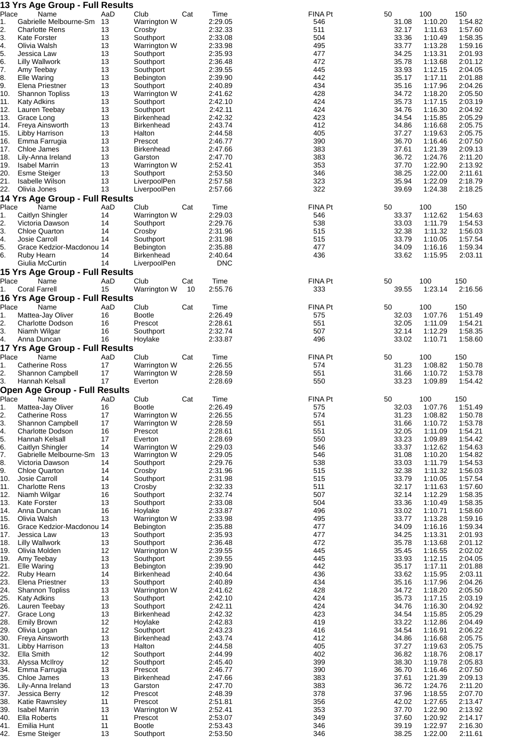## 13 Yrs Age Group - Full Results

| Place | Name | AaD | Club | Cat | Time | FINA Pt | 50 | 100 | 150 |
|---|---|---|---|---|---|---|---|---|---|
| 1. | Gabrielle Melbourne-Sm | 13 | Warrington W | | 2:29.05 | 546 | 31.08 | 1:10.20 | 1:54.82 |
| 2. | Charlotte Rens | 13 | Crosby | | 2:32.33 | 511 | 32.17 | 1:11.63 | 1:57.60 |
| 3. | Kate Forster | 13 | Southport | | 2:33.08 | 504 | 33.36 | 1:10.49 | 1:58.35 |
| 4. | Olivia Walsh | 13 | Warrington W | | 2:33.98 | 495 | 33.77 | 1:13.28 | 1:59.16 |
| 5. | Jessica Law | 13 | Southport | | 2:35.93 | 477 | 34.25 | 1:13.31 | 2:01.93 |
| 6. | Lilly Wallwork | 13 | Southport | | 2:36.48 | 472 | 35.78 | 1:13.68 | 2:01.12 |
| 7. | Amy Teebay | 13 | Southport | | 2:39.55 | 445 | 33.93 | 1:12.15 | 2:04.05 |
| 8. | Elle Waring | 13 | Bebington | | 2:39.90 | 442 | 35.17 | 1:17.11 | 2:01.88 |
| 9. | Elena Priestner | 13 | Southport | | 2:40.89 | 434 | 35.16 | 1:17.96 | 2:04.26 |
| 10. | Shannon Topliss | 13 | Warrington W | | 2:41.62 | 428 | 34.72 | 1:18.20 | 2:05.50 |
| 11. | Katy Adkins | 13 | Southport | | 2:42.10 | 424 | 35.73 | 1:17.15 | 2:03.19 |
| 12. | Lauren Teebay | 13 | Southport | | 2:42.11 | 424 | 34.76 | 1:16.30 | 2:04.92 |
| 13. | Grace Long | 13 | Birkenhead | | 2:42.32 | 423 | 34.54 | 1:15.85 | 2:05.29 |
| 14. | Freya Ainsworth | 13 | Birkenhead | | 2:43.74 | 412 | 34.86 | 1:16.68 | 2:05.75 |
| 15. | Libby Harrison | 13 | Halton | | 2:44.58 | 405 | 37.27 | 1:19.63 | 2:05.75 |
| 16. | Emma Farrugia | 13 | Prescot | | 2:46.77 | 390 | 36.70 | 1:16.46 | 2:07.50 |
| 17. | Chloe James | 13 | Birkenhead | | 2:47.66 | 383 | 37.61 | 1:21.39 | 2:09.13 |
| 18. | Lily-Anna Ireland | 13 | Garston | | 2:47.70 | 383 | 36.72 | 1:24.76 | 2:11.20 |
| 19. | Isabel Marrin | 13 | Warrington W | | 2:52.41 | 353 | 37.70 | 1:22.90 | 2:13.92 |
| 20. | Esme Steiger | 13 | Southport | | 2:53.50 | 346 | 38.25 | 1:22.00 | 2:11.61 |
| 21. | Isabelle Wilson | 13 | LiverpoolPen | | 2:57.58 | 323 | 35.94 | 1:22.09 | 2:18.79 |
| 22. | Olivia Jones | 13 | LiverpoolPen | | 2:57.66 | 322 | 39.69 | 1:24.38 | 2:18.25 |

## 14 Yrs Age Group - Full Results

| Place | Name | AaD | Club | Cat | Time | FINA Pt | 50 | 100 | 150 |
|---|---|---|---|---|---|---|---|---|---|
| 1. | Caitlyn Shingler | 14 | Warrington W | | 2:29.03 | 546 | 33.37 | 1:12.62 | 1:54.63 |
| 2. | Victoria Dawson | 14 | Southport | | 2:29.76 | 538 | 33.03 | 1:11.79 | 1:54.53 |
| 3. | Chloe Quarton | 14 | Crosby | | 2:31.96 | 515 | 32.38 | 1:11.32 | 1:56.03 |
| 4. | Josie Carroll | 14 | Southport | | 2:31.98 | 515 | 33.79 | 1:10.05 | 1:57.54 |
| 5. | Grace Kedzior-Macdonou | 14 | Bebington | | 2:35.88 | 477 | 34.09 | 1:16.16 | 1:59.34 |
| 6. | Ruby Hearn | 14 | Birkenhead | | 2:40.64 | 436 | 33.62 | 1:15.95 | 2:03.11 |
| | Giulia McCurtin | 14 | LiverpoolPen | | DNC | | | | |

## 15 Yrs Age Group - Full Results

| Place | Name | AaD | Club | Cat | Time | FINA Pt | 50 | 100 | 150 |
|---|---|---|---|---|---|---|---|---|---|
| 1. | Coral Farrell | 15 | Warrington W | 10 | 2:55.76 | 333 | 39.55 | 1:23.14 | 2:16.56 |

## 16 Yrs Age Group - Full Results

| Place | Name | AaD | Club | Cat | Time | FINA Pt | 50 | 100 | 150 |
|---|---|---|---|---|---|---|---|---|---|
| 1. | Mattea-Jay Oliver | 16 | Bootle | | 2:26.49 | 575 | 32.03 | 1:07.76 | 1:51.49 |
| 2. | Charlotte Dodson | 16 | Prescot | | 2:28.61 | 551 | 32.05 | 1:11.09 | 1:54.21 |
| 3. | Niamh Wilgar | 16 | Southport | | 2:32.74 | 507 | 32.14 | 1:12.29 | 1:58.35 |
| 4. | Anna Duncan | 16 | Hoylake | | 2:33.87 | 496 | 33.02 | 1:10.71 | 1:58.60 |

## 17 Yrs Age Group - Full Results

| Place | Name | AaD | Club | Cat | Time | FINA Pt | 50 | 100 | 150 |
|---|---|---|---|---|---|---|---|---|---|
| 1. | Catherine Ross | 17 | Warrington W | | 2:26.55 | 574 | 31.23 | 1:08.82 | 1:50.78 |
| 2. | Shannon Campbell | 17 | Warrington W | | 2:28.59 | 551 | 31.66 | 1:10.72 | 1:53.78 |
| 3. | Hannah Kelsall | 17 | Everton | | 2:28.69 | 550 | 33.23 | 1:09.89 | 1:54.42 |

## Open Age Group - Full Results

| Place | Name | AaD | Club | Cat | Time | FINA Pt | 50 | 100 | 150 |
|---|---|---|---|---|---|---|---|---|---|
| 1. | Mattea-Jay Oliver | 16 | Bootle | | 2:26.49 | 575 | 32.03 | 1:07.76 | 1:51.49 |
| 2. | Catherine Ross | 17 | Warrington W | | 2:26.55 | 574 | 31.23 | 1:08.82 | 1:50.78 |
| 3. | Shannon Campbell | 17 | Warrington W | | 2:28.59 | 551 | 31.66 | 1:10.72 | 1:53.78 |
| 4. | Charlotte Dodson | 16 | Prescot | | 2:28.61 | 551 | 32.05 | 1:11.09 | 1:54.21 |
| 5. | Hannah Kelsall | 17 | Everton | | 2:28.69 | 550 | 33.23 | 1:09.89 | 1:54.42 |
| 6. | Caitlyn Shingler | 14 | Warrington W | | 2:29.03 | 546 | 33.37 | 1:12.62 | 1:54.63 |
| 7. | Gabrielle Melbourne-Sm | 13 | Warrington W | | 2:29.05 | 546 | 31.08 | 1:10.20 | 1:54.82 |
| 8. | Victoria Dawson | 14 | Southport | | 2:29.76 | 538 | 33.03 | 1:11.79 | 1:54.53 |
| 9. | Chloe Quarton | 14 | Crosby | | 2:31.96 | 515 | 32.38 | 1:11.32 | 1:56.03 |
| 10. | Josie Carroll | 14 | Southport | | 2:31.98 | 515 | 33.79 | 1:10.05 | 1:57.54 |
| 11. | Charlotte Rens | 13 | Crosby | | 2:32.33 | 511 | 32.17 | 1:11.63 | 1:57.60 |
| 12. | Niamh Wilgar | 16 | Southport | | 2:32.74 | 507 | 32.14 | 1:12.29 | 1:58.35 |
| 13. | Kate Forster | 13 | Southport | | 2:33.08 | 504 | 33.36 | 1:10.49 | 1:58.35 |
| 14. | Anna Duncan | 16 | Hoylake | | 2:33.87 | 496 | 33.02 | 1:10.71 | 1:58.60 |
| 15. | Olivia Walsh | 13 | Warrington W | | 2:33.98 | 495 | 33.77 | 1:13.28 | 1:59.16 |
| 16. | Grace Kedzior-Macdonou | 14 | Bebington | | 2:35.88 | 477 | 34.09 | 1:16.16 | 1:59.34 |
| 17. | Jessica Law | 13 | Southport | | 2:35.93 | 477 | 34.25 | 1:13.31 | 2:01.93 |
| 18. | Lilly Wallwork | 13 | Southport | | 2:36.48 | 472 | 35.78 | 1:13.68 | 2:01.12 |
| 19. | Olivia Molden | 12 | Warrington W | | 2:39.55 | 445 | 35.45 | 1:16.55 | 2:02.02 |
| 19. | Amy Teebay | 13 | Southport | | 2:39.55 | 445 | 33.93 | 1:12.15 | 2:04.05 |
| 21. | Elle Waring | 13 | Bebington | | 2:39.90 | 442 | 35.17 | 1:17.11 | 2:01.88 |
| 22. | Ruby Hearn | 14 | Birkenhead | | 2:40.64 | 436 | 33.62 | 1:15.95 | 2:03.11 |
| 23. | Elena Priestner | 13 | Southport | | 2:40.89 | 434 | 35.16 | 1:17.96 | 2:04.26 |
| 24. | Shannon Topliss | 13 | Warrington W | | 2:41.62 | 428 | 34.72 | 1:18.20 | 2:05.50 |
| 25. | Katy Adkins | 13 | Southport | | 2:42.10 | 424 | 35.73 | 1:17.15 | 2:03.19 |
| 26. | Lauren Teebay | 13 | Southport | | 2:42.11 | 424 | 34.76 | 1:16.30 | 2:04.92 |
| 27. | Grace Long | 13 | Birkenhead | | 2:42.32 | 423 | 34.54 | 1:15.85 | 2:05.29 |
| 28. | Emily Brown | 12 | Hoylake | | 2:42.83 | 419 | 33.22 | 1:12.86 | 2:04.49 |
| 29. | Olivia Logan | 12 | Southport | | 2:43.23 | 416 | 34.54 | 1:16.91 | 2:06.22 |
| 30. | Freya Ainsworth | 13 | Birkenhead | | 2:43.74 | 412 | 34.86 | 1:16.68 | 2:05.75 |
| 31. | Libby Harrison | 13 | Halton | | 2:44.58 | 405 | 37.27 | 1:19.63 | 2:05.75 |
| 32. | Ella Smith | 12 | Southport | | 2:44.99 | 402 | 36.82 | 1:18.76 | 2:08.17 |
| 33. | Alyssa McIlroy | 12 | Southport | | 2:45.40 | 399 | 38.30 | 1:19.78 | 2:05.83 |
| 34. | Emma Farrugia | 13 | Prescot | | 2:46.77 | 390 | 36.70 | 1:16.46 | 2:07.50 |
| 35. | Chloe James | 13 | Birkenhead | | 2:47.66 | 383 | 37.61 | 1:21.39 | 2:09.13 |
| 36. | Lily-Anna Ireland | 13 | Garston | | 2:47.70 | 383 | 36.72 | 1:24.76 | 2:11.20 |
| 37. | Jessica Berry | 12 | Prescot | | 2:48.39 | 378 | 37.96 | 1:18.55 | 2:07.70 |
| 38. | Katie Rawnsley | 11 | Prescot | | 2:51.81 | 356 | 42.02 | 1:27.65 | 2:13.47 |
| 39. | Isabel Marrin | 13 | Warrington W | | 2:52.41 | 353 | 37.70 | 1:22.90 | 2:13.92 |
| 40. | Ella Roberts | 11 | Prescot | | 2:53.07 | 349 | 37.60 | 1:20.92 | 2:14.17 |
| 41. | Emilia Hunt | 11 | Bootle | | 2:53.43 | 346 | 39.19 | 1:22.97 | 2:16.30 |
| 42. | Esme Steiger | 13 | Southport | | 2:53.50 | 346 | 38.25 | 1:22.00 | 2:11.61 |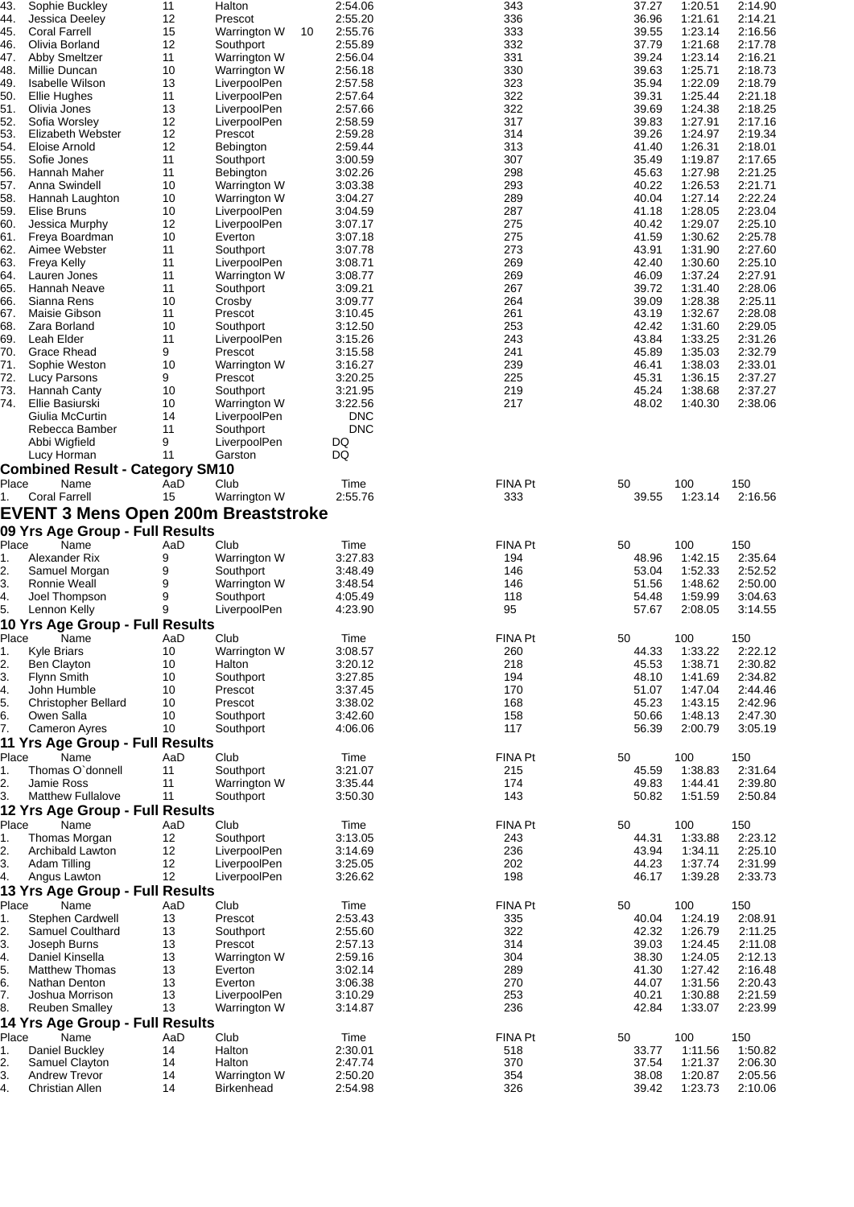| Place | Name | AaD | Club | Time | FINA Pt | 50 | 100 | 150 |
|---|---|---|---|---|---|---|---|---|
| 43. | Sophie Buckley | 11 | Halton | 2:54.06 | 343 | 37.27 | 1:20.51 | 2:14.90 |
| 44. | Jessica Deeley | 12 | Prescot | 2:55.20 | 336 | 36.96 | 1:21.61 | 2:14.21 |
| 45. | Coral Farrell | 15 | Warrington W 10 | 2:55.76 | 333 | 39.55 | 1:23.14 | 2:16.56 |
| 46. | Olivia Borland | 12 | Southport | 2:55.89 | 332 | 37.79 | 1:21.68 | 2:17.78 |
| 47. | Abby Smeltzer | 11 | Warrington W | 2:56.04 | 331 | 39.24 | 1:23.14 | 2:16.21 |
| 48. | Millie Duncan | 10 | Warrington W | 2:56.18 | 330 | 39.63 | 1:25.71 | 2:18.73 |
| 49. | Isabelle Wilson | 13 | LiverpoolPen | 2:57.58 | 323 | 35.94 | 1:22.09 | 2:18.79 |
| 50. | Ellie Hughes | 11 | LiverpoolPen | 2:57.64 | 322 | 39.31 | 1:25.44 | 2:21.18 |
| 51. | Olivia Jones | 13 | LiverpoolPen | 2:57.66 | 322 | 39.69 | 1:24.38 | 2:18.25 |
| 52. | Sofia Worsley | 12 | LiverpoolPen | 2:58.59 | 317 | 39.83 | 1:27.91 | 2:17.16 |
| 53. | Elizabeth Webster | 12 | Prescot | 2:59.28 | 314 | 39.26 | 1:24.97 | 2:19.34 |
| 54. | Eloise Arnold | 12 | Bebington | 2:59.44 | 313 | 41.40 | 1:26.31 | 2:18.01 |
| 55. | Sofie Jones | 11 | Southport | 3:00.59 | 307 | 35.49 | 1:19.87 | 2:17.65 |
| 56. | Hannah Maher | 11 | Bebington | 3:02.26 | 298 | 45.63 | 1:27.98 | 2:21.25 |
| 57. | Anna Swindell | 10 | Warrington W | 3:03.38 | 293 | 40.22 | 1:26.53 | 2:21.71 |
| 58. | Hannah Laughton | 10 | Warrington W | 3:04.27 | 289 | 40.04 | 1:27.14 | 2:22.24 |
| 59. | Elise Bruns | 10 | LiverpoolPen | 3:04.59 | 287 | 41.18 | 1:28.05 | 2:23.04 |
| 60. | Jessica Murphy | 12 | LiverpoolPen | 3:07.17 | 275 | 40.42 | 1:29.07 | 2:25.10 |
| 61. | Freya Boardman | 10 | Everton | 3:07.18 | 275 | 41.59 | 1:30.62 | 2:25.78 |
| 62. | Aimee Webster | 11 | Southport | 3:07.78 | 273 | 43.91 | 1:31.90 | 2:27.60 |
| 63. | Freya Kelly | 11 | LiverpoolPen | 3:08.71 | 269 | 42.40 | 1:30.60 | 2:25.10 |
| 64. | Lauren Jones | 11 | Warrington W | 3:08.77 | 269 | 46.09 | 1:37.24 | 2:27.91 |
| 65. | Hannah Neave | 11 | Southport | 3:09.21 | 267 | 39.72 | 1:31.40 | 2:28.06 |
| 66. | Sianna Rens | 10 | Crosby | 3:09.77 | 264 | 39.09 | 1:28.38 | 2:25.11 |
| 67. | Maisie Gibson | 11 | Prescot | 3:10.45 | 261 | 43.19 | 1:32.67 | 2:28.08 |
| 68. | Zara Borland | 10 | Southport | 3:12.50 | 253 | 42.42 | 1:31.60 | 2:29.05 |
| 69. | Leah Elder | 11 | LiverpoolPen | 3:15.26 | 243 | 43.84 | 1:33.25 | 2:31.26 |
| 70. | Grace Rhead | 9 | Prescot | 3:15.58 | 241 | 45.89 | 1:35.03 | 2:32.79 |
| 71. | Sophie Weston | 10 | Warrington W | 3:16.27 | 239 | 46.41 | 1:38.03 | 2:33.01 |
| 72. | Lucy Parsons | 9 | Prescot | 3:20.25 | 225 | 45.31 | 1:36.15 | 2:37.27 |
| 73. | Hannah Canty | 10 | Southport | 3:21.95 | 219 | 45.24 | 1:38.68 | 2:37.27 |
| 74. | Ellie Basiurski | 10 | Warrington W | 3:22.56 | 217 | 48.02 | 1:40.30 | 2:38.06 |
| | Giulia McCurtin | 14 | LiverpoolPen | DNC | | | | |
| | Rebecca Bamber | 11 | Southport | DNC | | | | |
| | Abbi Wigfield | 9 | LiverpoolPen | DQ | | | | |
| | Lucy Horman | 11 | Garston | DQ | | | | |

### Combined Result - Category SM10

| Place | Name | AaD | Club | Time | FINA Pt | 50 | 100 | 150 |
|---|---|---|---|---|---|---|---|---|
| 1. | Coral Farrell | 15 | Warrington W | 2:55.76 | 333 | 39.55 | 1:23.14 | 2:16.56 |

## EVENT 3 Mens Open 200m Breaststroke

### 09 Yrs Age Group - Full Results

| Place | Name | AaD | Club | Time | FINA Pt | 50 | 100 | 150 |
|---|---|---|---|---|---|---|---|---|
| 1. | Alexander Rix | 9 | Warrington W | 3:27.83 | 194 | 48.96 | 1:42.15 | 2:35.64 |
| 2. | Samuel Morgan | 9 | Southport | 3:48.49 | 146 | 53.04 | 1:52.33 | 2:52.52 |
| 3. | Ronnie Weall | 9 | Warrington W | 3:48.54 | 146 | 51.56 | 1:48.62 | 2:50.00 |
| 4. | Joel Thompson | 9 | Southport | 4:05.49 | 118 | 54.48 | 1:59.99 | 3:04.63 |
| 5. | Lennon Kelly | 9 | LiverpoolPen | 4:23.90 | 95 | 57.67 | 2:08.05 | 3:14.55 |

### 10 Yrs Age Group - Full Results

| Place | Name | AaD | Club | Time | FINA Pt | 50 | 100 | 150 |
|---|---|---|---|---|---|---|---|---|
| 1. | Kyle Briars | 10 | Warrington W | 3:08.57 | 260 | 44.33 | 1:33.22 | 2:22.12 |
| 2. | Ben Clayton | 10 | Halton | 3:20.12 | 218 | 45.53 | 1:38.71 | 2:30.82 |
| 3. | Flynn Smith | 10 | Southport | 3:27.85 | 194 | 48.10 | 1:41.69 | 2:34.82 |
| 4. | John Humble | 10 | Prescot | 3:37.45 | 170 | 51.07 | 1:47.04 | 2:44.46 |
| 5. | Christopher Bellard | 10 | Prescot | 3:38.02 | 168 | 45.23 | 1:43.15 | 2:42.96 |
| 6. | Owen Salla | 10 | Southport | 3:42.60 | 158 | 50.66 | 1:48.13 | 2:47.30 |
| 7. | Cameron Ayres | 10 | Southport | 4:06.06 | 117 | 56.39 | 2:00.79 | 3:05.19 |

### 11 Yrs Age Group - Full Results

| Place | Name | AaD | Club | Time | FINA Pt | 50 | 100 | 150 |
|---|---|---|---|---|---|---|---|---|
| 1. | Thomas O`donnell | 11 | Southport | 3:21.07 | 215 | 45.59 | 1:38.83 | 2:31.64 |
| 2. | Jamie Ross | 11 | Warrington W | 3:35.44 | 174 | 49.83 | 1:44.41 | 2:39.80 |
| 3. | Matthew Fullalove | 11 | Southport | 3:50.30 | 143 | 50.82 | 1:51.59 | 2:50.84 |

### 12 Yrs Age Group - Full Results

| Place | Name | AaD | Club | Time | FINA Pt | 50 | 100 | 150 |
|---|---|---|---|---|---|---|---|---|
| 1. | Thomas Morgan | 12 | Southport | 3:13.05 | 243 | 44.31 | 1:33.88 | 2:23.12 |
| 2. | Archibald Lawton | 12 | LiverpoolPen | 3:14.69 | 236 | 43.94 | 1:34.11 | 2:25.10 |
| 3. | Adam Tilling | 12 | LiverpoolPen | 3:25.05 | 202 | 44.23 | 1:37.74 | 2:31.99 |
| 4. | Angus Lawton | 12 | LiverpoolPen | 3:26.62 | 198 | 46.17 | 1:39.28 | 2:33.73 |

### 13 Yrs Age Group - Full Results

| Place | Name | AaD | Club | Time | FINA Pt | 50 | 100 | 150 |
|---|---|---|---|---|---|---|---|---|
| 1. | Stephen Cardwell | 13 | Prescot | 2:53.43 | 335 | 40.04 | 1:24.19 | 2:08.91 |
| 2. | Samuel Coulthard | 13 | Southport | 2:55.60 | 322 | 42.32 | 1:26.79 | 2:11.25 |
| 3. | Joseph Burns | 13 | Prescot | 2:57.13 | 314 | 39.03 | 1:24.45 | 2:11.08 |
| 4. | Daniel Kinsella | 13 | Warrington W | 2:59.16 | 304 | 38.30 | 1:24.05 | 2:12.13 |
| 5. | Matthew Thomas | 13 | Everton | 3:02.14 | 289 | 41.30 | 1:27.42 | 2:16.48 |
| 6. | Nathan Denton | 13 | Everton | 3:06.38 | 270 | 44.07 | 1:31.56 | 2:20.43 |
| 7. | Joshua Morrison | 13 | LiverpoolPen | 3:10.29 | 253 | 40.21 | 1:30.88 | 2:21.59 |
| 8. | Reuben Smalley | 13 | Warrington W | 3:14.87 | 236 | 42.84 | 1:33.07 | 2:23.99 |

### 14 Yrs Age Group - Full Results

| Place | Name | AaD | Club | Time | FINA Pt | 50 | 100 | 150 |
|---|---|---|---|---|---|---|---|---|
| 1. | Daniel Buckley | 14 | Halton | 2:30.01 | 518 | 33.77 | 1:11.56 | 1:50.82 |
| 2. | Samuel Clayton | 14 | Halton | 2:47.74 | 370 | 37.54 | 1:21.37 | 2:06.30 |
| 3. | Andrew Trevor | 14 | Warrington W | 2:50.20 | 354 | 38.08 | 1:20.87 | 2:05.56 |
| 4. | Christian Allen | 14 | Birkenhead | 2:54.98 | 326 | 39.42 | 1:23.73 | 2:10.06 |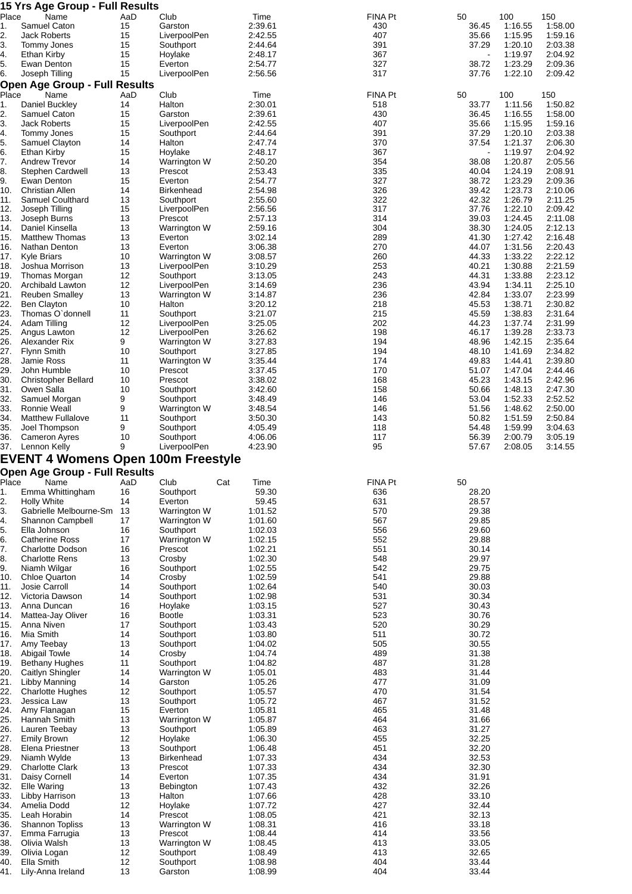### 15 Yrs Age Group - Full Results

| Place | Name | AaD | Club | Time | FINA Pt | 50 | 100 | 150 |
|---|---|---|---|---|---|---|---|---|
| 1. | Samuel Caton | 15 | Garston | 2:39.61 | 430 | 36.45 | 1:16.55 | 1:58.00 |
| 2. | Jack Roberts | 15 | LiverpoolPen | 2:42.55 | 407 | 35.66 | 1:15.95 | 1:59.16 |
| 3. | Tommy Jones | 15 | Southport | 2:44.64 | 391 | 37.29 | 1:20.10 | 2:03.38 |
| 4. | Ethan Kirby | 15 | Hoylake | 2:48.17 | 367 | - | 1:19.97 | 2:04.92 |
| 5. | Ewan Denton | 15 | Everton | 2:54.77 | 327 | 38.72 | 1:23.29 | 2:09.36 |
| 6. | Joseph Tilling | 15 | LiverpoolPen | 2:56.56 | 317 | 37.76 | 1:22.10 | 2:09.42 |

### Open Age Group - Full Results

| Place | Name | AaD | Club | Time | FINA Pt | 50 | 100 | 150 |
|---|---|---|---|---|---|---|---|---|
| 1. | Daniel Buckley | 14 | Halton | 2:30.01 | 518 | 33.77 | 1:11.56 | 1:50.82 |
| 2. | Samuel Caton | 15 | Garston | 2:39.61 | 430 | 36.45 | 1:16.55 | 1:58.00 |
| 3. | Jack Roberts | 15 | LiverpoolPen | 2:42.55 | 407 | 35.66 | 1:15.95 | 1:59.16 |
| 4. | Tommy Jones | 15 | Southport | 2:44.64 | 391 | 37.29 | 1:20.10 | 2:03.38 |
| 5. | Samuel Clayton | 14 | Halton | 2:47.74 | 370 | 37.54 | 1:21.37 | 2:06.30 |
| 6. | Ethan Kirby | 15 | Hoylake | 2:48.17 | 367 | - | 1:19.97 | 2:04.92 |
| 7. | Andrew Trevor | 14 | Warrington W | 2:50.20 | 354 | 38.08 | 1:20.87 | 2:05.56 |
| 8. | Stephen Cardwell | 13 | Prescot | 2:53.43 | 335 | 40.04 | 1:24.19 | 2:08.91 |
| 9. | Ewan Denton | 15 | Everton | 2:54.77 | 327 | 38.72 | 1:23.29 | 2:09.36 |
| 10. | Christian Allen | 14 | Birkenhead | 2:54.98 | 326 | 39.42 | 1:23.73 | 2:10.06 |
| 11. | Samuel Coulthard | 13 | Southport | 2:55.60 | 322 | 42.32 | 1:26.79 | 2:11.25 |
| 12. | Joseph Tilling | 15 | LiverpoolPen | 2:56.56 | 317 | 37.76 | 1:22.10 | 2:09.42 |
| 13. | Joseph Burns | 13 | Prescot | 2:57.13 | 314 | 39.03 | 1:24.45 | 2:11.08 |
| 14. | Daniel Kinsella | 13 | Warrington W | 2:59.16 | 304 | 38.30 | 1:24.05 | 2:12.13 |
| 15. | Matthew Thomas | 13 | Everton | 3:02.14 | 289 | 41.30 | 1:27.42 | 2:16.48 |
| 16. | Nathan Denton | 13 | Everton | 3:06.38 | 270 | 44.07 | 1:31.56 | 2:20.43 |
| 17. | Kyle Briars | 10 | Warrington W | 3:08.57 | 260 | 44.33 | 1:33.22 | 2:22.12 |
| 18. | Joshua Morrison | 13 | LiverpoolPen | 3:10.29 | 253 | 40.21 | 1:30.88 | 2:21.59 |
| 19. | Thomas Morgan | 12 | Southport | 3:13.05 | 243 | 44.31 | 1:33.88 | 2:23.12 |
| 20. | Archibald Lawton | 12 | LiverpoolPen | 3:14.69 | 236 | 43.94 | 1:34.11 | 2:25.10 |
| 21. | Reuben Smalley | 13 | Warrington W | 3:14.87 | 236 | 42.84 | 1:33.07 | 2:23.99 |
| 22. | Ben Clayton | 10 | Halton | 3:20.12 | 218 | 45.53 | 1:38.71 | 2:30.82 |
| 23. | Thomas O`donnell | 11 | Southport | 3:21.07 | 215 | 45.59 | 1:38.83 | 2:31.64 |
| 24. | Adam Tilling | 12 | LiverpoolPen | 3:25.05 | 202 | 44.23 | 1:37.74 | 2:31.99 |
| 25. | Angus Lawton | 12 | LiverpoolPen | 3:26.62 | 198 | 46.17 | 1:39.28 | 2:33.73 |
| 26. | Alexander Rix | 9 | Warrington W | 3:27.83 | 194 | 48.96 | 1:42.15 | 2:35.64 |
| 27. | Flynn Smith | 10 | Southport | 3:27.85 | 194 | 48.10 | 1:41.69 | 2:34.82 |
| 28. | Jamie Ross | 11 | Warrington W | 3:35.44 | 174 | 49.83 | 1:44.41 | 2:39.80 |
| 29. | John Humble | 10 | Prescot | 3:37.45 | 170 | 51.07 | 1:47.04 | 2:44.46 |
| 30. | Christopher Bellard | 10 | Prescot | 3:38.02 | 168 | 45.23 | 1:43.15 | 2:42.96 |
| 31. | Owen Salla | 10 | Southport | 3:42.60 | 158 | 50.66 | 1:48.13 | 2:47.30 |
| 32. | Samuel Morgan | 9 | Southport | 3:48.49 | 146 | 53.04 | 1:52.33 | 2:52.52 |
| 33. | Ronnie Weall | 9 | Warrington W | 3:48.54 | 146 | 51.56 | 1:48.62 | 2:50.00 |
| 34. | Matthew Fullalove | 11 | Southport | 3:50.30 | 143 | 50.82 | 1:51.59 | 2:50.84 |
| 35. | Joel Thompson | 9 | Southport | 4:05.49 | 118 | 54.48 | 1:59.99 | 3:04.63 |
| 36. | Cameron Ayres | 10 | Southport | 4:06.06 | 117 | 56.39 | 2:00.79 | 3:05.19 |
| 37. | Lennon Kelly | 9 | LiverpoolPen | 4:23.90 | 95 | 57.67 | 2:08.05 | 3:14.55 |

## EVENT 4 Womens Open 100m Freestyle

### Open Age Group - Full Results

| Place | Name | AaD | Club | Cat | Time | FINA Pt | 50 |
|---|---|---|---|---|---|---|---|
| 1. | Emma Whittingham | 16 | Southport | | 59.30 | 636 | 28.20 |
| 2. | Holly White | 14 | Everton | | 59.45 | 631 | 28.57 |
| 3. | Gabrielle Melbourne-Sm | 13 | Warrington W | | 1:01.52 | 570 | 29.38 |
| 4. | Shannon Campbell | 17 | Warrington W | | 1:01.60 | 567 | 29.85 |
| 5. | Ella Johnson | 16 | Southport | | 1:02.03 | 556 | 29.60 |
| 6. | Catherine Ross | 17 | Warrington W | | 1:02.15 | 552 | 29.88 |
| 7. | Charlotte Dodson | 16 | Prescot | | 1:02.21 | 551 | 30.14 |
| 8. | Charlotte Rens | 13 | Crosby | | 1:02.30 | 548 | 29.97 |
| 9. | Niamh Wilgar | 16 | Southport | | 1:02.55 | 542 | 29.75 |
| 10. | Chloe Quarton | 14 | Crosby | | 1:02.59 | 541 | 29.88 |
| 11. | Josie Carroll | 14 | Southport | | 1:02.64 | 540 | 30.03 |
| 12. | Victoria Dawson | 14 | Southport | | 1:02.98 | 531 | 30.34 |
| 13. | Anna Duncan | 16 | Hoylake | | 1:03.15 | 527 | 30.43 |
| 14. | Mattea-Jay Oliver | 16 | Bootle | | 1:03.31 | 523 | 30.76 |
| 15. | Anna Niven | 17 | Southport | | 1:03.43 | 520 | 30.29 |
| 16. | Mia Smith | 14 | Southport | | 1:03.80 | 511 | 30.72 |
| 17. | Amy Teebay | 13 | Southport | | 1:04.02 | 505 | 30.55 |
| 18. | Abigail Towle | 14 | Crosby | | 1:04.74 | 489 | 31.38 |
| 19. | Bethany Hughes | 11 | Southport | | 1:04.82 | 487 | 31.28 |
| 20. | Caitlyn Shingler | 14 | Warrington W | | 1:05.01 | 483 | 31.44 |
| 21. | Libby Manning | 14 | Garston | | 1:05.26 | 477 | 31.09 |
| 22. | Charlotte Hughes | 12 | Southport | | 1:05.57 | 470 | 31.54 |
| 23. | Jessica Law | 13 | Southport | | 1:05.72 | 467 | 31.52 |
| 24. | Amy Flanagan | 15 | Everton | | 1:05.81 | 465 | 31.48 |
| 25. | Hannah Smith | 13 | Warrington W | | 1:05.87 | 464 | 31.66 |
| 26. | Lauren Teebay | 13 | Southport | | 1:05.89 | 463 | 31.27 |
| 27. | Emily Brown | 12 | Hoylake | | 1:06.30 | 455 | 32.25 |
| 28. | Elena Priestner | 13 | Southport | | 1:06.48 | 451 | 32.20 |
| 29. | Niamh Wylde | 13 | Birkenhead | | 1:07.33 | 434 | 32.53 |
| 29. | Charlotte Clark | 13 | Prescot | | 1:07.33 | 434 | 32.30 |
| 31. | Daisy Cornell | 14 | Everton | | 1:07.35 | 434 | 31.91 |
| 32. | Elle Waring | 13 | Bebington | | 1:07.43 | 432 | 32.26 |
| 33. | Libby Harrison | 13 | Halton | | 1:07.66 | 428 | 33.10 |
| 34. | Amelia Dodd | 12 | Hoylake | | 1:07.72 | 427 | 32.44 |
| 35. | Leah Horabin | 14 | Prescot | | 1:08.05 | 421 | 32.13 |
| 36. | Shannon Topliss | 13 | Warrington W | | 1:08.31 | 416 | 33.18 |
| 37. | Emma Farrugia | 13 | Prescot | | 1:08.44 | 414 | 33.56 |
| 38. | Olivia Walsh | 13 | Warrington W | | 1:08.45 | 413 | 33.05 |
| 39. | Olivia Logan | 12 | Southport | | 1:08.49 | 413 | 32.65 |
| 40. | Ella Smith | 12 | Southport | | 1:08.98 | 404 | 33.44 |
| 41. | Lily-Anna Ireland | 13 | Garston | | 1:08.99 | 404 | 33.44 |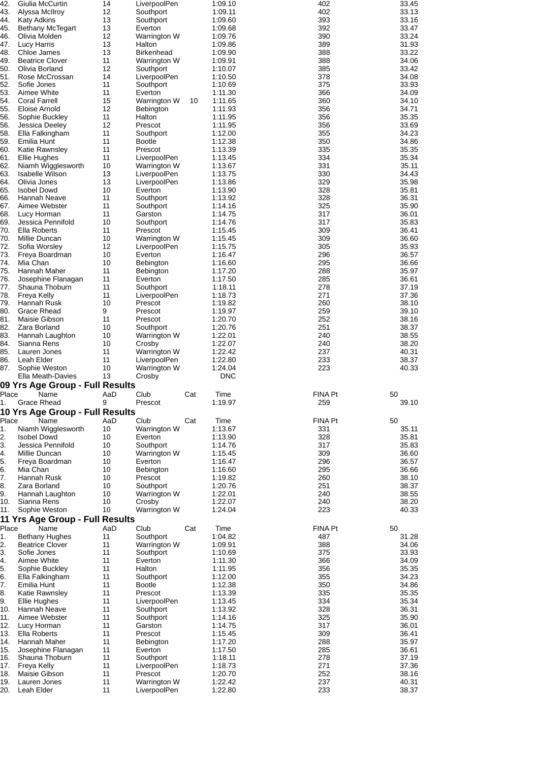| Place | Name | AaD | Club | Cat | Time | FINA Pt | 50 |
|---|---|---|---|---|---|---|---|
| 42. | Giulia McCurtin | 14 | LiverpoolPen | | 1:09.10 | 402 | 33.45 |
| 43. | Alyssa McIlroy | 12 | Southport | | 1:09.11 | 402 | 33.13 |
| 44. | Katy Adkins | 13 | Southport | | 1:09.60 | 393 | 33.16 |
| 45. | Bethany McTegart | 13 | Everton | | 1:09.68 | 392 | 33.47 |
| 46. | Olivia Molden | 12 | Warrington W | | 1:09.76 | 390 | 33.24 |
| 47. | Lucy Harris | 13 | Halton | | 1:09.86 | 389 | 31.93 |
| 48. | Chloe James | 13 | Birkenhead | | 1:09.90 | 388 | 33.22 |
| 49. | Beatrice Clover | 11 | Warrington W | | 1:09.91 | 388 | 34.06 |
| 50. | Olivia Borland | 12 | Southport | | 1:10.07 | 385 | 33.42 |
| 51. | Rose McCrossan | 14 | LiverpoolPen | | 1:10.50 | 378 | 34.08 |
| 52. | Sofie Jones | 11 | Southport | | 1:10.69 | 375 | 33.93 |
| 53. | Aimee White | 11 | Everton | | 1:11.30 | 366 | 34.09 |
| 54. | Coral Farrell | 15 | Warrington W | 10 | 1:11.65 | 360 | 34.10 |
| 55. | Eloise Arnold | 12 | Bebington | | 1:11.93 | 356 | 34.71 |
| 56. | Sophie Buckley | 11 | Halton | | 1:11.95 | 356 | 35.35 |
| 56. | Jessica Deeley | 12 | Prescot | | 1:11.95 | 356 | 33.69 |
| 58. | Ella Falkingham | 11 | Southport | | 1:12.00 | 355 | 34.23 |
| 59. | Emilia Hunt | 11 | Bootle | | 1:12.38 | 350 | 34.86 |
| 60. | Katie Rawnsley | 11 | Prescot | | 1:13.39 | 335 | 35.35 |
| 61. | Ellie Hughes | 11 | LiverpoolPen | | 1:13.45 | 334 | 35.34 |
| 62. | Niamh Wigglesworth | 10 | Warrington W | | 1:13.67 | 331 | 35.11 |
| 63. | Isabelle Wilson | 13 | LiverpoolPen | | 1:13.75 | 330 | 34.43 |
| 64. | Olivia Jones | 13 | LiverpoolPen | | 1:13.86 | 329 | 35.98 |
| 65. | Isobel Dowd | 10 | Everton | | 1:13.90 | 328 | 35.81 |
| 66. | Hannah Neave | 11 | Southport | | 1:13.92 | 328 | 36.31 |
| 67. | Aimee Webster | 11 | Southport | | 1:14.16 | 325 | 35.90 |
| 68. | Lucy Horman | 11 | Garston | | 1:14.75 | 317 | 36.01 |
| 69. | Jessica Pennifold | 10 | Southport | | 1:14.76 | 317 | 35.83 |
| 70. | Ella Roberts | 11 | Prescot | | 1:15.45 | 309 | 36.41 |
| 70. | Millie Duncan | 10 | Warrington W | | 1:15.45 | 309 | 36.60 |
| 72. | Sofia Worsley | 12 | LiverpoolPen | | 1:15.75 | 305 | 35.93 |
| 73. | Freya Boardman | 10 | Everton | | 1:16.47 | 296 | 36.57 |
| 74. | Mia Chan | 10 | Bebington | | 1:16.60 | 295 | 36.66 |
| 75. | Hannah Maher | 11 | Bebington | | 1:17.20 | 288 | 35.97 |
| 76. | Josephine Flanagan | 11 | Everton | | 1:17.50 | 285 | 36.61 |
| 77. | Shauna Thoburn | 11 | Southport | | 1:18.11 | 278 | 37.19 |
| 78. | Freya Kelly | 11 | LiverpoolPen | | 1:18.73 | 271 | 37.36 |
| 79. | Hannah Rusk | 10 | Prescot | | 1:19.82 | 260 | 38.10 |
| 80. | Grace Rhead | 9 | Prescot | | 1:19.97 | 259 | 39.10 |
| 81. | Maisie Gibson | 11 | Prescot | | 1:20.70 | 252 | 38.16 |
| 82. | Zara Borland | 10 | Southport | | 1:20.76 | 251 | 38.37 |
| 83. | Hannah Laughton | 10 | Warrington W | | 1:22.01 | 240 | 38.55 |
| 84. | Sianna Rens | 10 | Crosby | | 1:22.07 | 240 | 38.20 |
| 85. | Lauren Jones | 11 | Warrington W | | 1:22.42 | 237 | 40.31 |
| 86. | Leah Elder | 11 | LiverpoolPen | | 1:22.80 | 233 | 38.37 |
| 87. | Sophie Weston | 10 | Warrington W | | 1:24.04 | 223 | 40.33 |
| | Ella Meath-Davies | 13 | Crosby | | DNC | | |

## 09 Yrs Age Group - Full Results

| Place | Name | AaD | Club | Cat | Time | FINA Pt | 50 |
|---|---|---|---|---|---|---|---|
| 1. | Grace Rhead | 9 | Prescot | | 1:19.97 | 259 | 39.10 |

## 10 Yrs Age Group - Full Results

| Place | Name | AaD | Club | Cat | Time | FINA Pt | 50 |
|---|---|---|---|---|---|---|---|
| 1. | Niamh Wigglesworth | 10 | Warrington W | | 1:13.67 | 331 | 35.11 |
| 2. | Isobel Dowd | 10 | Everton | | 1:13.90 | 328 | 35.81 |
| 3. | Jessica Pennifold | 10 | Southport | | 1:14.76 | 317 | 35.83 |
| 4. | Millie Duncan | 10 | Warrington W | | 1:15.45 | 309 | 36.60 |
| 5. | Freya Boardman | 10 | Everton | | 1:16.47 | 296 | 36.57 |
| 6. | Mia Chan | 10 | Bebington | | 1:16.60 | 295 | 36.66 |
| 7. | Hannah Rusk | 10 | Prescot | | 1:19.82 | 260 | 38.10 |
| 8. | Zara Borland | 10 | Southport | | 1:20.76 | 251 | 38.37 |
| 9. | Hannah Laughton | 10 | Warrington W | | 1:22.01 | 240 | 38.55 |
| 10. | Sianna Rens | 10 | Crosby | | 1:22.07 | 240 | 38.20 |
| 11. | Sophie Weston | 10 | Warrington W | | 1:24.04 | 223 | 40.33 |

## 11 Yrs Age Group - Full Results

| Place | Name | AaD | Club | Cat | Time | FINA Pt | 50 |
|---|---|---|---|---|---|---|---|
| 1. | Bethany Hughes | 11 | Southport | | 1:04.82 | 487 | 31.28 |
| 2. | Beatrice Clover | 11 | Warrington W | | 1:09.91 | 388 | 34.06 |
| 3. | Sofie Jones | 11 | Southport | | 1:10.69 | 375 | 33.93 |
| 4. | Aimee White | 11 | Everton | | 1:11.30 | 366 | 34.09 |
| 5. | Sophie Buckley | 11 | Halton | | 1:11.95 | 356 | 35.35 |
| 6. | Ella Falkingham | 11 | Southport | | 1:12.00 | 355 | 34.23 |
| 7. | Emilia Hunt | 11 | Bootle | | 1:12.38 | 350 | 34.86 |
| 8. | Katie Rawnsley | 11 | Prescot | | 1:13.39 | 335 | 35.35 |
| 9. | Ellie Hughes | 11 | LiverpoolPen | | 1:13.45 | 334 | 35.34 |
| 10. | Hannah Neave | 11 | Southport | | 1:13.92 | 328 | 36.31 |
| 11. | Aimee Webster | 11 | Southport | | 1:14.16 | 325 | 35.90 |
| 12. | Lucy Horman | 11 | Garston | | 1:14.75 | 317 | 36.01 |
| 13. | Ella Roberts | 11 | Prescot | | 1:15.45 | 309 | 36.41 |
| 14. | Hannah Maher | 11 | Bebington | | 1:17.20 | 288 | 35.97 |
| 15. | Josephine Flanagan | 11 | Everton | | 1:17.50 | 285 | 36.61 |
| 16. | Shauna Thoburn | 11 | Southport | | 1:18.11 | 278 | 37.19 |
| 17. | Freya Kelly | 11 | LiverpoolPen | | 1:18.73 | 271 | 37.36 |
| 18. | Maisie Gibson | 11 | Prescot | | 1:20.70 | 252 | 38.16 |
| 19. | Lauren Jones | 11 | Warrington W | | 1:22.42 | 237 | 40.31 |
| 20. | Leah Elder | 11 | LiverpoolPen | | 1:22.80 | 233 | 38.37 |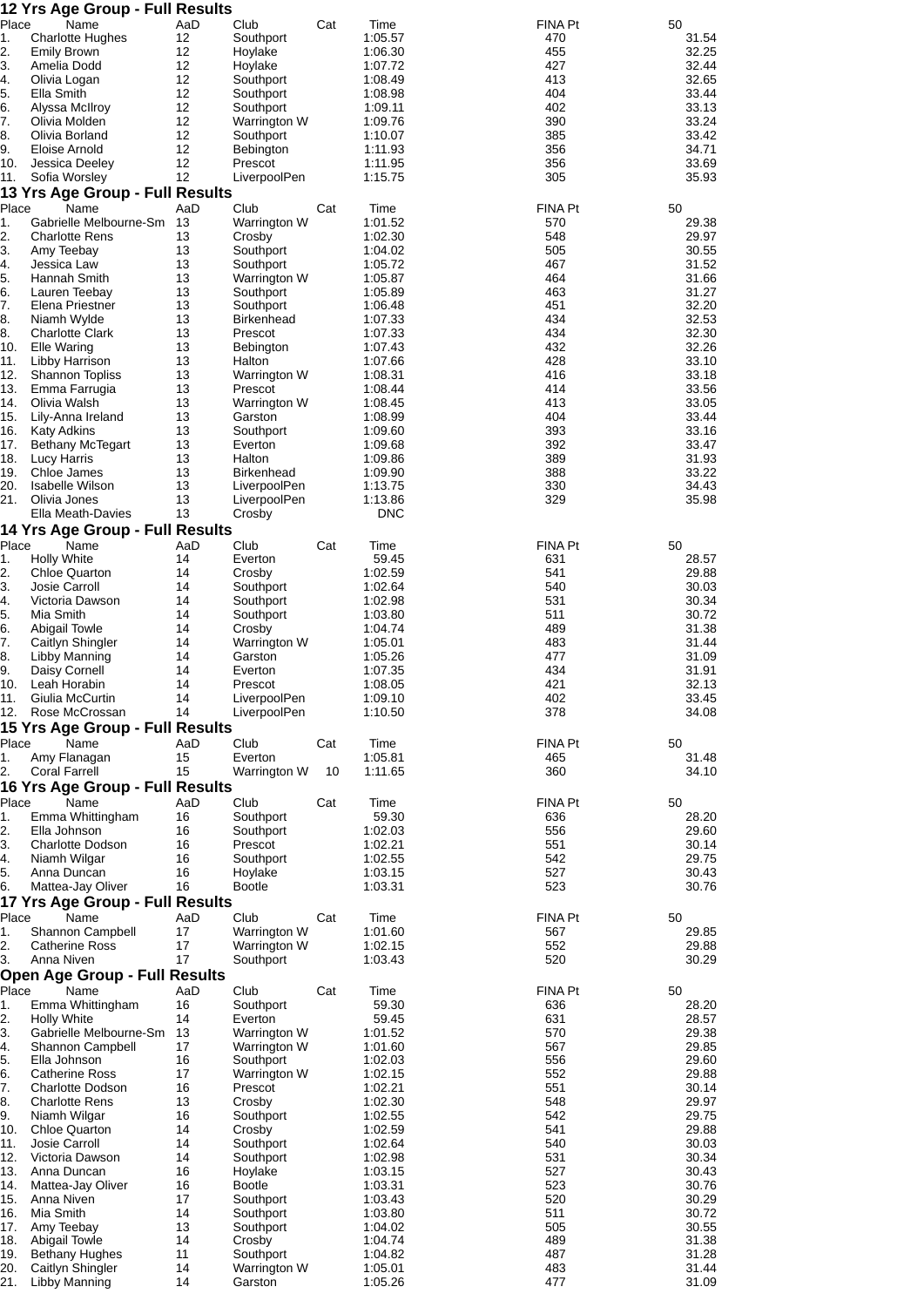## 12 Yrs Age Group - Full Results

| Place | Name | AaD | Club | Cat | Time | FINA Pt | 50 |
|---|---|---|---|---|---|---|---|
| 1. | Charlotte Hughes | 12 | Southport | | 1:05.57 | 470 | 31.54 |
| 2. | Emily Brown | 12 | Hoylake | | 1:06.30 | 455 | 32.25 |
| 3. | Amelia Dodd | 12 | Hoylake | | 1:07.72 | 427 | 32.44 |
| 4. | Olivia Logan | 12 | Southport | | 1:08.49 | 413 | 32.65 |
| 5. | Ella Smith | 12 | Southport | | 1:08.98 | 404 | 33.44 |
| 6. | Alyssa McIlroy | 12 | Southport | | 1:09.11 | 402 | 33.13 |
| 7. | Olivia Molden | 12 | Warrington W | | 1:09.76 | 390 | 33.24 |
| 8. | Olivia Borland | 12 | Southport | | 1:10.07 | 385 | 33.42 |
| 9. | Eloise Arnold | 12 | Bebington | | 1:11.93 | 356 | 34.71 |
| 10. | Jessica Deeley | 12 | Prescot | | 1:11.95 | 356 | 33.69 |
| 11. | Sofia Worsley | 12 | LiverpoolPen | | 1:15.75 | 305 | 35.93 |

## 13 Yrs Age Group - Full Results

| Place | Name | AaD | Club | Cat | Time | FINA Pt | 50 |
|---|---|---|---|---|---|---|---|
| 1. | Gabrielle Melbourne-Sm | 13 | Warrington W | | 1:01.52 | 570 | 29.38 |
| 2. | Charlotte Rens | 13 | Crosby | | 1:02.30 | 548 | 29.97 |
| 3. | Amy Teebay | 13 | Southport | | 1:04.02 | 505 | 30.55 |
| 4. | Jessica Law | 13 | Southport | | 1:05.72 | 467 | 31.52 |
| 5. | Hannah Smith | 13 | Warrington W | | 1:05.87 | 464 | 31.66 |
| 6. | Lauren Teebay | 13 | Southport | | 1:05.89 | 463 | 31.27 |
| 7. | Elena Priestner | 13 | Southport | | 1:06.48 | 451 | 32.20 |
| 8. | Niamh Wylde | 13 | Birkenhead | | 1:07.33 | 434 | 32.53 |
| 8. | Charlotte Clark | 13 | Prescot | | 1:07.33 | 434 | 32.30 |
| 10. | Elle Waring | 13 | Bebington | | 1:07.43 | 432 | 32.26 |
| 11. | Libby Harrison | 13 | Halton | | 1:07.66 | 428 | 33.10 |
| 12. | Shannon Topliss | 13 | Warrington W | | 1:08.31 | 416 | 33.18 |
| 13. | Emma Farrugia | 13 | Prescot | | 1:08.44 | 414 | 33.56 |
| 14. | Olivia Walsh | 13 | Warrington W | | 1:08.45 | 413 | 33.05 |
| 15. | Lily-Anna Ireland | 13 | Garston | | 1:08.99 | 404 | 33.44 |
| 16. | Katy Adkins | 13 | Southport | | 1:09.60 | 393 | 33.16 |
| 17. | Bethany McTegart | 13 | Everton | | 1:09.68 | 392 | 33.47 |
| 18. | Lucy Harris | 13 | Halton | | 1:09.86 | 389 | 31.93 |
| 19. | Chloe James | 13 | Birkenhead | | 1:09.90 | 388 | 33.22 |
| 20. | Isabelle Wilson | 13 | LiverpoolPen | | 1:13.75 | 330 | 34.43 |
| 21. | Olivia Jones | 13 | LiverpoolPen | | 1:13.86 | 329 | 35.98 |
| | Ella Meath-Davies | 13 | Crosby | | DNC | | |

## 14 Yrs Age Group - Full Results

| Place | Name | AaD | Club | Cat | Time | FINA Pt | 50 |
|---|---|---|---|---|---|---|---|
| 1. | Holly White | 14 | Everton | | 59.45 | 631 | 28.57 |
| 2. | Chloe Quarton | 14 | Crosby | | 1:02.59 | 541 | 29.88 |
| 3. | Josie Carroll | 14 | Southport | | 1:02.64 | 540 | 30.03 |
| 4. | Victoria Dawson | 14 | Southport | | 1:02.98 | 531 | 30.34 |
| 5. | Mia Smith | 14 | Southport | | 1:03.80 | 511 | 30.72 |
| 6. | Abigail Towle | 14 | Crosby | | 1:04.74 | 489 | 31.38 |
| 7. | Caitlyn Shingler | 14 | Warrington W | | 1:05.01 | 483 | 31.44 |
| 8. | Libby Manning | 14 | Garston | | 1:05.26 | 477 | 31.09 |
| 9. | Daisy Cornell | 14 | Everton | | 1:07.35 | 434 | 31.91 |
| 10. | Leah Horabin | 14 | Prescot | | 1:08.05 | 421 | 32.13 |
| 11. | Giulia McCurtin | 14 | LiverpoolPen | | 1:09.10 | 402 | 33.45 |
| 12. | Rose McCrossan | 14 | LiverpoolPen | | 1:10.50 | 378 | 34.08 |

## 15 Yrs Age Group - Full Results

| Place | Name | AaD | Club | Cat | Time | FINA Pt | 50 |
|---|---|---|---|---|---|---|---|
| 1. | Amy Flanagan | 15 | Everton | | 1:05.81 | 465 | 31.48 |
| 2. | Coral Farrell | 15 | Warrington W | 10 | 1:11.65 | 360 | 34.10 |

## 16 Yrs Age Group - Full Results

| Place | Name | AaD | Club | Cat | Time | FINA Pt | 50 |
|---|---|---|---|---|---|---|---|
| 1. | Emma Whittingham | 16 | Southport | | 59.30 | 636 | 28.20 |
| 2. | Ella Johnson | 16 | Southport | | 1:02.03 | 556 | 29.60 |
| 3. | Charlotte Dodson | 16 | Prescot | | 1:02.21 | 551 | 30.14 |
| 4. | Niamh Wilgar | 16 | Southport | | 1:02.55 | 542 | 29.75 |
| 5. | Anna Duncan | 16 | Hoylake | | 1:03.15 | 527 | 30.43 |
| 6. | Mattea-Jay Oliver | 16 | Bootle | | 1:03.31 | 523 | 30.76 |

## 17 Yrs Age Group - Full Results

| Place | Name | AaD | Club | Cat | Time | FINA Pt | 50 |
|---|---|---|---|---|---|---|---|
| 1. | Shannon Campbell | 17 | Warrington W | | 1:01.60 | 567 | 29.85 |
| 2. | Catherine Ross | 17 | Warrington W | | 1:02.15 | 552 | 29.88 |
| 3. | Anna Niven | 17 | Southport | | 1:03.43 | 520 | 30.29 |

## Open Age Group - Full Results

| Place | Name | AaD | Club | Cat | Time | FINA Pt | 50 |
|---|---|---|---|---|---|---|---|
| 1. | Emma Whittingham | 16 | Southport | | 59.30 | 636 | 28.20 |
| 2. | Holly White | 14 | Everton | | 59.45 | 631 | 28.57 |
| 3. | Gabrielle Melbourne-Sm | 13 | Warrington W | | 1:01.52 | 570 | 29.38 |
| 4. | Shannon Campbell | 17 | Warrington W | | 1:01.60 | 567 | 29.85 |
| 5. | Ella Johnson | 16 | Southport | | 1:02.03 | 556 | 29.60 |
| 6. | Catherine Ross | 17 | Warrington W | | 1:02.15 | 552 | 29.88 |
| 7. | Charlotte Dodson | 16 | Prescot | | 1:02.21 | 551 | 30.14 |
| 8. | Charlotte Rens | 13 | Crosby | | 1:02.30 | 548 | 29.97 |
| 9. | Niamh Wilgar | 16 | Southport | | 1:02.55 | 542 | 29.75 |
| 10. | Chloe Quarton | 14 | Crosby | | 1:02.59 | 541 | 29.88 |
| 11. | Josie Carroll | 14 | Southport | | 1:02.64 | 540 | 30.03 |
| 12. | Victoria Dawson | 14 | Southport | | 1:02.98 | 531 | 30.34 |
| 13. | Anna Duncan | 16 | Hoylake | | 1:03.15 | 527 | 30.43 |
| 14. | Mattea-Jay Oliver | 16 | Bootle | | 1:03.31 | 523 | 30.76 |
| 15. | Anna Niven | 17 | Southport | | 1:03.43 | 520 | 30.29 |
| 16. | Mia Smith | 14 | Southport | | 1:03.80 | 511 | 30.72 |
| 17. | Amy Teebay | 13 | Southport | | 1:04.02 | 505 | 30.55 |
| 18. | Abigail Towle | 14 | Crosby | | 1:04.74 | 489 | 31.38 |
| 19. | Bethany Hughes | 11 | Southport | | 1:04.82 | 487 | 31.28 |
| 20. | Caitlyn Shingler | 14 | Warrington W | | 1:05.01 | 483 | 31.44 |
| 21. | Libby Manning | 14 | Garston | | 1:05.26 | 477 | 31.09 |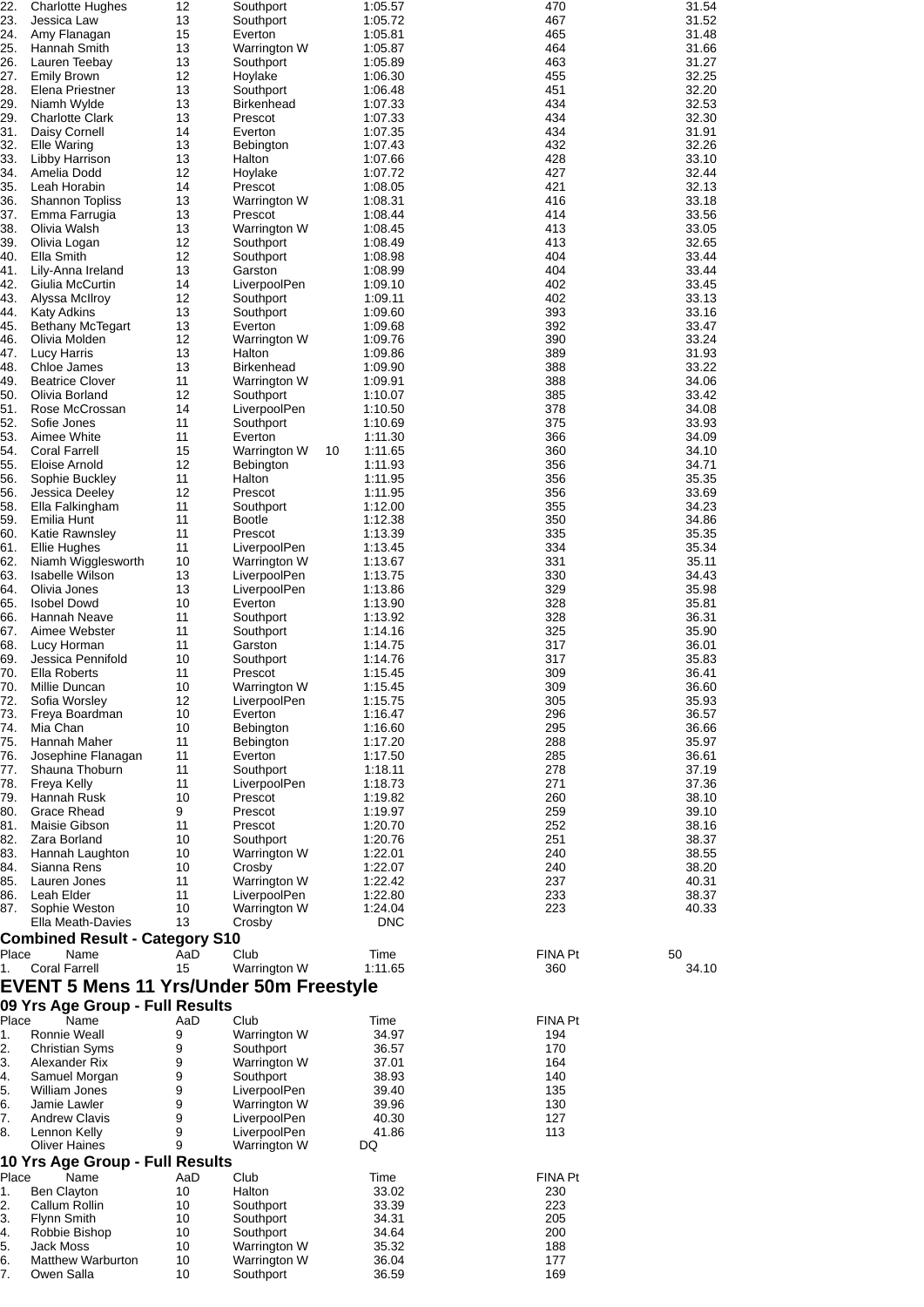| Place | Name | AaD | Club | | Time | FINA Pt | 50 |
|---|---|---|---|---|---|---|---|
| 22. | Charlotte Hughes | 12 | Southport | | 1:05.57 | 470 | 31.54 |
| 23. | Jessica Law | 13 | Southport | | 1:05.72 | 467 | 31.52 |
| 24. | Amy Flanagan | 15 | Everton | | 1:05.81 | 465 | 31.48 |
| 25. | Hannah Smith | 13 | Warrington W | | 1:05.87 | 464 | 31.66 |
| 26. | Lauren Teebay | 13 | Southport | | 1:05.89 | 463 | 31.27 |
| 27. | Emily Brown | 12 | Hoylake | | 1:06.30 | 455 | 32.25 |
| 28. | Elena Priestner | 13 | Southport | | 1:06.48 | 451 | 32.20 |
| 29. | Niamh Wylde | 13 | Birkenhead | | 1:07.33 | 434 | 32.53 |
| 29. | Charlotte Clark | 13 | Prescot | | 1:07.33 | 434 | 32.30 |
| 31. | Daisy Cornell | 14 | Everton | | 1:07.35 | 434 | 31.91 |
| 32. | Elle Waring | 13 | Bebington | | 1:07.43 | 432 | 32.26 |
| 33. | Libby Harrison | 13 | Halton | | 1:07.66 | 428 | 33.10 |
| 34. | Amelia Dodd | 12 | Hoylake | | 1:07.72 | 427 | 32.44 |
| 35. | Leah Horabin | 14 | Prescot | | 1:08.05 | 421 | 32.13 |
| 36. | Shannon Topliss | 13 | Warrington W | | 1:08.31 | 416 | 33.18 |
| 37. | Emma Farrugia | 13 | Prescot | | 1:08.44 | 414 | 33.56 |
| 38. | Olivia Walsh | 13 | Warrington W | | 1:08.45 | 413 | 33.05 |
| 39. | Olivia Logan | 12 | Southport | | 1:08.49 | 413 | 32.65 |
| 40. | Ella Smith | 12 | Southport | | 1:08.98 | 404 | 33.44 |
| 41. | Lily-Anna Ireland | 13 | Garston | | 1:08.99 | 404 | 33.44 |
| 42. | Giulia McCurtin | 14 | LiverpoolPen | | 1:09.10 | 402 | 33.45 |
| 43. | Alyssa McIlroy | 12 | Southport | | 1:09.11 | 402 | 33.13 |
| 44. | Katy Adkins | 13 | Southport | | 1:09.60 | 393 | 33.16 |
| 45. | Bethany McTegart | 13 | Everton | | 1:09.68 | 392 | 33.47 |
| 46. | Olivia Molden | 12 | Warrington W | | 1:09.76 | 390 | 33.24 |
| 47. | Lucy Harris | 13 | Halton | | 1:09.86 | 389 | 31.93 |
| 48. | Chloe James | 13 | Birkenhead | | 1:09.90 | 388 | 33.22 |
| 49. | Beatrice Clover | 11 | Warrington W | | 1:09.91 | 388 | 34.06 |
| 50. | Olivia Borland | 12 | Southport | | 1:10.07 | 385 | 33.42 |
| 51. | Rose McCrossan | 14 | LiverpoolPen | | 1:10.50 | 378 | 34.08 |
| 52. | Sofie Jones | 11 | Southport | | 1:10.69 | 375 | 33.93 |
| 53. | Aimee White | 11 | Everton | | 1:11.30 | 366 | 34.09 |
| 54. | Coral Farrell | 15 | Warrington W | 10 | 1:11.65 | 360 | 34.10 |
| 55. | Eloise Arnold | 12 | Bebington | | 1:11.93 | 356 | 34.71 |
| 56. | Sophie Buckley | 11 | Halton | | 1:11.95 | 356 | 35.35 |
| 56. | Jessica Deeley | 12 | Prescot | | 1:11.95 | 356 | 33.69 |
| 58. | Ella Falkingham | 11 | Southport | | 1:12.00 | 355 | 34.23 |
| 59. | Emilia Hunt | 11 | Bootle | | 1:12.38 | 350 | 34.86 |
| 60. | Katie Rawnsley | 11 | Prescot | | 1:13.39 | 335 | 35.35 |
| 61. | Ellie Hughes | 11 | LiverpoolPen | | 1:13.45 | 334 | 35.34 |
| 62. | Niamh Wigglesworth | 10 | Warrington W | | 1:13.67 | 331 | 35.11 |
| 63. | Isabelle Wilson | 13 | LiverpoolPen | | 1:13.75 | 330 | 34.43 |
| 64. | Olivia Jones | 13 | LiverpoolPen | | 1:13.86 | 329 | 35.98 |
| 65. | Isobel Dowd | 10 | Everton | | 1:13.90 | 328 | 35.81 |
| 66. | Hannah Neave | 11 | Southport | | 1:13.92 | 328 | 36.31 |
| 67. | Aimee Webster | 11 | Southport | | 1:14.16 | 325 | 35.90 |
| 68. | Lucy Horman | 11 | Garston | | 1:14.75 | 317 | 36.01 |
| 69. | Jessica Pennifold | 10 | Southport | | 1:14.76 | 317 | 35.83 |
| 70. | Ella Roberts | 11 | Prescot | | 1:15.45 | 309 | 36.41 |
| 70. | Millie Duncan | 10 | Warrington W | | 1:15.45 | 309 | 36.60 |
| 72. | Sofia Worsley | 12 | LiverpoolPen | | 1:15.75 | 305 | 35.93 |
| 73. | Freya Boardman | 10 | Everton | | 1:16.47 | 296 | 36.57 |
| 74. | Mia Chan | 10 | Bebington | | 1:16.60 | 295 | 36.66 |
| 75. | Hannah Maher | 11 | Bebington | | 1:17.20 | 288 | 35.97 |
| 76. | Josephine Flanagan | 11 | Everton | | 1:17.50 | 285 | 36.61 |
| 77. | Shauna Thoburn | 11 | Southport | | 1:18.11 | 278 | 37.19 |
| 78. | Freya Kelly | 11 | LiverpoolPen | | 1:18.73 | 271 | 37.36 |
| 79. | Hannah Rusk | 10 | Prescot | | 1:19.82 | 260 | 38.10 |
| 80. | Grace Rhead | 9 | Prescot | | 1:19.97 | 259 | 39.10 |
| 81. | Maisie Gibson | 11 | Prescot | | 1:20.70 | 252 | 38.16 |
| 82. | Zara Borland | 10 | Southport | | 1:20.76 | 251 | 38.37 |
| 83. | Hannah Laughton | 10 | Warrington W | | 1:22.01 | 240 | 38.55 |
| 84. | Sianna Rens | 10 | Crosby | | 1:22.07 | 240 | 38.20 |
| 85. | Lauren Jones | 11 | Warrington W | | 1:22.42 | 237 | 40.31 |
| 86. | Leah Elder | 11 | LiverpoolPen | | 1:22.80 | 233 | 38.37 |
| 87. | Sophie Weston | 10 | Warrington W | | 1:24.04 | 223 | 40.33 |
| | Ella Meath-Davies | 13 | Crosby | | DNC | | |

### Combined Result - Category S10

| Place | Name | AaD | Club | Time | FINA Pt | 50 |
|---|---|---|---|---|---|---|
| 1. | Coral Farrell | 15 | Warrington W | 1:11.65 | 360 | 34.10 |

## EVENT 5 Mens 11 Yrs/Under 50m Freestyle

### 09 Yrs Age Group - Full Results

| Place | Name | AaD | Club | Time | FINA Pt |
|---|---|---|---|---|---|
| 1. | Ronnie Weall | 9 | Warrington W | 34.97 | 194 |
| 2. | Christian Syms | 9 | Southport | 36.57 | 170 |
| 3. | Alexander Rix | 9 | Warrington W | 37.01 | 164 |
| 4. | Samuel Morgan | 9 | Southport | 38.93 | 140 |
| 5. | William Jones | 9 | LiverpoolPen | 39.40 | 135 |
| 6. | Jamie Lawler | 9 | Warrington W | 39.96 | 130 |
| 7. | Andrew Clavis | 9 | LiverpoolPen | 40.30 | 127 |
| 8. | Lennon Kelly | 9 | LiverpoolPen | 41.86 | 113 |
| | Oliver Haines | 9 | Warrington W | DQ | |

### 10 Yrs Age Group - Full Results

| Place | Name | AaD | Club | Time | FINA Pt |
|---|---|---|---|---|---|
| 1. | Ben Clayton | 10 | Halton | 33.02 | 230 |
| 2. | Callum Rollin | 10 | Southport | 33.39 | 223 |
| 3. | Flynn Smith | 10 | Southport | 34.31 | 205 |
| 4. | Robbie Bishop | 10 | Southport | 34.64 | 200 |
| 5. | Jack Moss | 10 | Warrington W | 35.32 | 188 |
| 6. | Matthew Warburton | 10 | Warrington W | 36.04 | 177 |
| 7. | Owen Salla | 10 | Southport | 36.59 | 169 |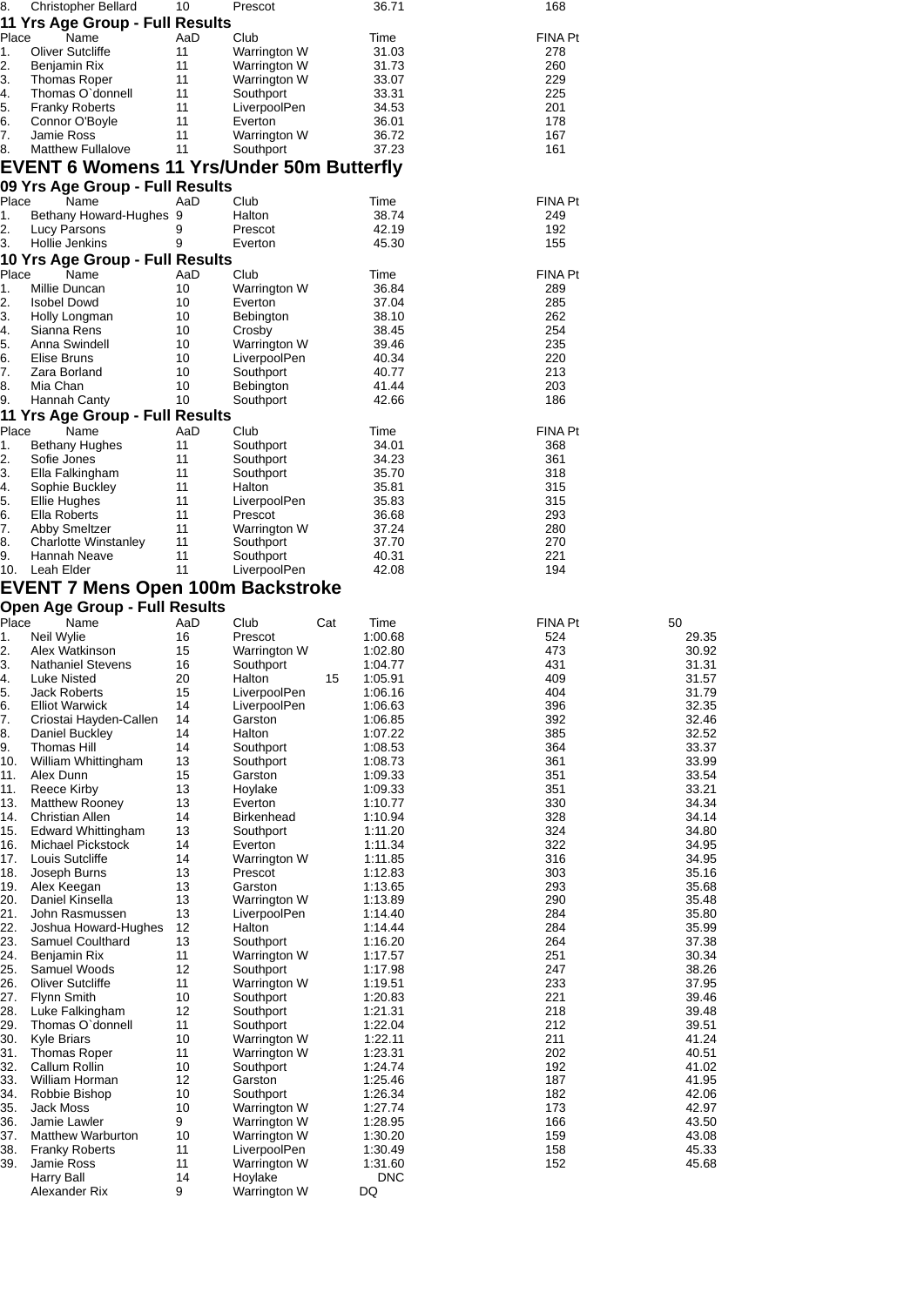| Place | Name | AaD | Club | Time | FINA Pt |
|---|---|---|---|---|---|
| 8. | Christopher Bellard | 10 | Prescot | 36.71 | 168 |

### 11 Yrs Age Group - Full Results

| Place | Name | AaD | Club | Time | FINA Pt |
|---|---|---|---|---|---|
| 1. | Oliver Sutcliffe | 11 | Warrington W | 31.03 | 278 |
| 2. | Benjamin Rix | 11 | Warrington W | 31.73 | 260 |
| 3. | Thomas Roper | 11 | Warrington W | 33.07 | 229 |
| 4. | Thomas O`donnell | 11 | Southport | 33.31 | 225 |
| 5. | Franky Roberts | 11 | LiverpoolPen | 34.53 | 201 |
| 6. | Connor O'Boyle | 11 | Everton | 36.01 | 178 |
| 7. | Jamie Ross | 11 | Warrington W | 36.72 | 167 |
| 8. | Matthew Fullalove | 11 | Southport | 37.23 | 161 |

## EVENT 6 Womens 11 Yrs/Under 50m Butterfly

### 09 Yrs Age Group - Full Results

| Place | Name | AaD | Club | Time | FINA Pt |
|---|---|---|---|---|---|
| 1. | Bethany Howard-Hughes | 9 | Halton | 38.74 | 249 |
| 2. | Lucy Parsons | 9 | Prescot | 42.19 | 192 |
| 3. | Hollie Jenkins | 9 | Everton | 45.30 | 155 |

### 10 Yrs Age Group - Full Results

| Place | Name | AaD | Club | Time | FINA Pt |
|---|---|---|---|---|---|
| 1. | Millie Duncan | 10 | Warrington W | 36.84 | 289 |
| 2. | Isobel Dowd | 10 | Everton | 37.04 | 285 |
| 3. | Holly Longman | 10 | Bebington | 38.10 | 262 |
| 4. | Sianna Rens | 10 | Crosby | 38.45 | 254 |
| 5. | Anna Swindell | 10 | Warrington W | 39.46 | 235 |
| 6. | Elise Bruns | 10 | LiverpoolPen | 40.34 | 220 |
| 7. | Zara Borland | 10 | Southport | 40.77 | 213 |
| 8. | Mia Chan | 10 | Bebington | 41.44 | 203 |
| 9. | Hannah Canty | 10 | Southport | 42.66 | 186 |

### 11 Yrs Age Group - Full Results

| Place | Name | AaD | Club | Time | FINA Pt |
|---|---|---|---|---|---|
| 1. | Bethany Hughes | 11 | Southport | 34.01 | 368 |
| 2. | Sofie Jones | 11 | Southport | 34.23 | 361 |
| 3. | Ella Falkingham | 11 | Southport | 35.70 | 318 |
| 4. | Sophie Buckley | 11 | Halton | 35.81 | 315 |
| 5. | Ellie Hughes | 11 | LiverpoolPen | 35.83 | 315 |
| 6. | Ella Roberts | 11 | Prescot | 36.68 | 293 |
| 7. | Abby Smeltzer | 11 | Warrington W | 37.24 | 280 |
| 8. | Charlotte Winstanley | 11 | Southport | 37.70 | 270 |
| 9. | Hannah Neave | 11 | Southport | 40.31 | 221 |
| 10. | Leah Elder | 11 | LiverpoolPen | 42.08 | 194 |

## EVENT 7 Mens Open 100m Backstroke

### Open Age Group - Full Results

| Place | Name | AaD | Club | Cat | Time | FINA Pt | 50 |
|---|---|---|---|---|---|---|---|
| 1. | Neil Wylie | 16 | Prescot | | 1:00.68 | 524 | 29.35 |
| 2. | Alex Watkinson | 15 | Warrington W | | 1:02.80 | 473 | 30.92 |
| 3. | Nathaniel Stevens | 16 | Southport | | 1:04.77 | 431 | 31.31 |
| 4. | Luke Nisted | 20 | Halton | 15 | 1:05.91 | 409 | 31.57 |
| 5. | Jack Roberts | 15 | LiverpoolPen | | 1:06.16 | 404 | 31.79 |
| 6. | Elliot Warwick | 14 | LiverpoolPen | | 1:06.63 | 396 | 32.35 |
| 7. | Criostai Hayden-Callen | 14 | Garston | | 1:06.85 | 392 | 32.46 |
| 8. | Daniel Buckley | 14 | Halton | | 1:07.22 | 385 | 32.52 |
| 9. | Thomas Hill | 14 | Southport | | 1:08.53 | 364 | 33.37 |
| 10. | William Whittingham | 13 | Southport | | 1:08.73 | 361 | 33.99 |
| 11. | Alex Dunn | 15 | Garston | | 1:09.33 | 351 | 33.54 |
| 11. | Reece Kirby | 13 | Hoylake | | 1:09.33 | 351 | 33.21 |
| 13. | Matthew Rooney | 13 | Everton | | 1:10.77 | 330 | 34.34 |
| 14. | Christian Allen | 14 | Birkenhead | | 1:10.94 | 328 | 34.14 |
| 15. | Edward Whittingham | 13 | Southport | | 1:11.20 | 324 | 34.80 |
| 16. | Michael Pickstock | 14 | Everton | | 1:11.34 | 322 | 34.95 |
| 17. | Louis Sutcliffe | 14 | Warrington W | | 1:11.85 | 316 | 34.95 |
| 18. | Joseph Burns | 13 | Prescot | | 1:12.83 | 303 | 35.16 |
| 19. | Alex Keegan | 13 | Garston | | 1:13.65 | 293 | 35.68 |
| 20. | Daniel Kinsella | 13 | Warrington W | | 1:13.89 | 290 | 35.48 |
| 21. | John Rasmussen | 13 | LiverpoolPen | | 1:14.40 | 284 | 35.80 |
| 22. | Joshua Howard-Hughes | 12 | Halton | | 1:14.44 | 284 | 35.99 |
| 23. | Samuel Coulthard | 13 | Southport | | 1:16.20 | 264 | 37.38 |
| 24. | Benjamin Rix | 11 | Warrington W | | 1:17.57 | 251 | 30.34 |
| 25. | Samuel Woods | 12 | Southport | | 1:17.98 | 247 | 38.26 |
| 26. | Oliver Sutcliffe | 11 | Warrington W | | 1:19.51 | 233 | 37.95 |
| 27. | Flynn Smith | 10 | Southport | | 1:20.83 | 221 | 39.46 |
| 28. | Luke Falkingham | 12 | Southport | | 1:21.31 | 218 | 39.48 |
| 29. | Thomas O`donnell | 11 | Southport | | 1:22.04 | 212 | 39.51 |
| 30. | Kyle Briars | 10 | Warrington W | | 1:22.11 | 211 | 41.24 |
| 31. | Thomas Roper | 11 | Warrington W | | 1:23.31 | 202 | 40.51 |
| 32. | Callum Rollin | 10 | Southport | | 1:24.74 | 192 | 41.02 |
| 33. | William Horman | 12 | Garston | | 1:25.46 | 187 | 41.95 |
| 34. | Robbie Bishop | 10 | Southport | | 1:26.34 | 182 | 42.06 |
| 35. | Jack Moss | 10 | Warrington W | | 1:27.74 | 173 | 42.97 |
| 36. | Jamie Lawler | 9 | Warrington W | | 1:28.95 | 166 | 43.50 |
| 37. | Matthew Warburton | 10 | Warrington W | | 1:30.20 | 159 | 43.08 |
| 38. | Franky Roberts | 11 | LiverpoolPen | | 1:30.49 | 158 | 45.33 |
| 39. | Jamie Ross | 11 | Warrington W | | 1:31.60 | 152 | 45.68 |
| | Harry Ball | 14 | Hoylake | | DNC | | |
| | Alexander Rix | 9 | Warrington W | | DQ | | |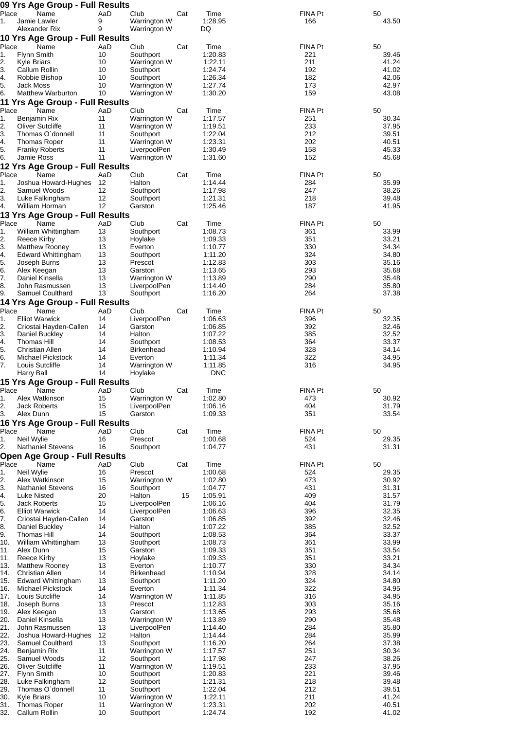## 09 Yrs Age Group - Full Results

| Place | Name | AaD | Club | Cat | Time | FINA Pt | 50 |
|---|---|---|---|---|---|---|---|
| 1. | Jamie Lawler | 9 | Warrington W | | 1:28.95 | 166 | 43.50 |
| | Alexander Rix | 9 | Warrington W | | DQ | | |

## 10 Yrs Age Group - Full Results

| Place | Name | AaD | Club | Cat | Time | FINA Pt | 50 |
|---|---|---|---|---|---|---|---|
| 1. | Flynn Smith | 10 | Southport | | 1:20.83 | 221 | 39.46 |
| 2. | Kyle Briars | 10 | Warrington W | | 1:22.11 | 211 | 41.24 |
| 3. | Callum Rollin | 10 | Southport | | 1:24.74 | 192 | 41.02 |
| 4. | Robbie Bishop | 10 | Southport | | 1:26.34 | 182 | 42.06 |
| 5. | Jack Moss | 10 | Warrington W | | 1:27.74 | 173 | 42.97 |
| 6. | Matthew Warburton | 10 | Warrington W | | 1:30.20 | 159 | 43.08 |

## 11 Yrs Age Group - Full Results

| Place | Name | AaD | Club | Cat | Time | FINA Pt | 50 |
|---|---|---|---|---|---|---|---|
| 1. | Benjamin Rix | 11 | Warrington W | | 1:17.57 | 251 | 30.34 |
| 2. | Oliver Sutcliffe | 11 | Warrington W | | 1:19.51 | 233 | 37.95 |
| 3. | Thomas O`donnell | 11 | Southport | | 1:22.04 | 212 | 39.51 |
| 4. | Thomas Roper | 11 | Warrington W | | 1:23.31 | 202 | 40.51 |
| 5. | Franky Roberts | 11 | LiverpoolPen | | 1:30.49 | 158 | 45.33 |
| 6. | Jamie Ross | 11 | Warrington W | | 1:31.60 | 152 | 45.68 |

## 12 Yrs Age Group - Full Results

| Place | Name | AaD | Club | Cat | Time | FINA Pt | 50 |
|---|---|---|---|---|---|---|---|
| 1. | Joshua Howard-Hughes | 12 | Halton | | 1:14.44 | 284 | 35.99 |
| 2. | Samuel Woods | 12 | Southport | | 1:17.98 | 247 | 38.26 |
| 3. | Luke Falkingham | 12 | Southport | | 1:21.31 | 218 | 39.48 |
| 4. | William Horman | 12 | Garston | | 1:25.46 | 187 | 41.95 |

## 13 Yrs Age Group - Full Results

| Place | Name | AaD | Club | Cat | Time | FINA Pt | 50 |
|---|---|---|---|---|---|---|---|
| 1. | William Whittingham | 13 | Southport | | 1:08.73 | 361 | 33.99 |
| 2. | Reece Kirby | 13 | Hoylake | | 1:09.33 | 351 | 33.21 |
| 3. | Matthew Rooney | 13 | Everton | | 1:10.77 | 330 | 34.34 |
| 4. | Edward Whittingham | 13 | Southport | | 1:11.20 | 324 | 34.80 |
| 5. | Joseph Burns | 13 | Prescot | | 1:12.83 | 303 | 35.16 |
| 6. | Alex Keegan | 13 | Garston | | 1:13.65 | 293 | 35.68 |
| 7. | Daniel Kinsella | 13 | Warrington W | | 1:13.89 | 290 | 35.48 |
| 8. | John Rasmussen | 13 | LiverpoolPen | | 1:14.40 | 284 | 35.80 |
| 9. | Samuel Coulthard | 13 | Southport | | 1:16.20 | 264 | 37.38 |

## 14 Yrs Age Group - Full Results

| Place | Name | AaD | Club | Cat | Time | FINA Pt | 50 |
|---|---|---|---|---|---|---|---|
| 1. | Elliot Warwick | 14 | LiverpoolPen | | 1:06.63 | 396 | 32.35 |
| 2. | Criostai Hayden-Callen | 14 | Garston | | 1:06.85 | 392 | 32.46 |
| 3. | Daniel Buckley | 14 | Halton | | 1:07.22 | 385 | 32.52 |
| 4. | Thomas Hill | 14 | Southport | | 1:08.53 | 364 | 33.37 |
| 5. | Christian Allen | 14 | Birkenhead | | 1:10.94 | 328 | 34.14 |
| 6. | Michael Pickstock | 14 | Everton | | 1:11.34 | 322 | 34.95 |
| 7. | Louis Sutcliffe | 14 | Warrington W | | 1:11.85 | 316 | 34.95 |
| | Harry Ball | 14 | Hoylake | | DNC | | |

## 15 Yrs Age Group - Full Results

| Place | Name | AaD | Club | Cat | Time | FINA Pt | 50 |
|---|---|---|---|---|---|---|---|
| 1. | Alex Watkinson | 15 | Warrington W | | 1:02.80 | 473 | 30.92 |
| 2. | Jack Roberts | 15 | LiverpoolPen | | 1:06.16 | 404 | 31.79 |
| 3. | Alex Dunn | 15 | Garston | | 1:09.33 | 351 | 33.54 |

## 16 Yrs Age Group - Full Results

| Place | Name | AaD | Club | Cat | Time | FINA Pt | 50 |
|---|---|---|---|---|---|---|---|
| 1. | Neil Wylie | 16 | Prescot | | 1:00.68 | 524 | 29.35 |
| 2. | Nathaniel Stevens | 16 | Southport | | 1:04.77 | 431 | 31.31 |

## Open Age Group - Full Results

| Place | Name | AaD | Club | Cat | Time | FINA Pt | 50 |
|---|---|---|---|---|---|---|---|
| 1. | Neil Wylie | 16 | Prescot | | 1:00.68 | 524 | 29.35 |
| 2. | Alex Watkinson | 15 | Warrington W | | 1:02.80 | 473 | 30.92 |
| 3. | Nathaniel Stevens | 16 | Southport | | 1:04.77 | 431 | 31.31 |
| 4. | Luke Nisted | 20 | Halton | 15 | 1:05.91 | 409 | 31.57 |
| 5. | Jack Roberts | 15 | LiverpoolPen | | 1:06.16 | 404 | 31.79 |
| 6. | Elliot Warwick | 14 | LiverpoolPen | | 1:06.63 | 396 | 32.35 |
| 7. | Criostai Hayden-Callen | 14 | Garston | | 1:06.85 | 392 | 32.46 |
| 8. | Daniel Buckley | 14 | Halton | | 1:07.22 | 385 | 32.52 |
| 9. | Thomas Hill | 14 | Southport | | 1:08.53 | 364 | 33.37 |
| 10. | William Whittingham | 13 | Southport | | 1:08.73 | 361 | 33.99 |
| 11. | Alex Dunn | 15 | Garston | | 1:09.33 | 351 | 33.54 |
| 11. | Reece Kirby | 13 | Hoylake | | 1:09.33 | 351 | 33.21 |
| 13. | Matthew Rooney | 13 | Everton | | 1:10.77 | 330 | 34.34 |
| 14. | Christian Allen | 14 | Birkenhead | | 1:10.94 | 328 | 34.14 |
| 15. | Edward Whittingham | 13 | Southport | | 1:11.20 | 324 | 34.80 |
| 16. | Michael Pickstock | 14 | Everton | | 1:11.34 | 322 | 34.95 |
| 17. | Louis Sutcliffe | 14 | Warrington W | | 1:11.85 | 316 | 34.95 |
| 18. | Joseph Burns | 13 | Prescot | | 1:12.83 | 303 | 35.16 |
| 19. | Alex Keegan | 13 | Garston | | 1:13.65 | 293 | 35.68 |
| 20. | Daniel Kinsella | 13 | Warrington W | | 1:13.89 | 290 | 35.48 |
| 21. | John Rasmussen | 13 | LiverpoolPen | | 1:14.40 | 284 | 35.80 |
| 22. | Joshua Howard-Hughes | 12 | Halton | | 1:14.44 | 284 | 35.99 |
| 23. | Samuel Coulthard | 13 | Southport | | 1:16.20 | 264 | 37.38 |
| 24. | Benjamin Rix | 11 | Warrington W | | 1:17.57 | 251 | 30.34 |
| 25. | Samuel Woods | 12 | Southport | | 1:17.98 | 247 | 38.26 |
| 26. | Oliver Sutcliffe | 11 | Warrington W | | 1:19.51 | 233 | 37.95 |
| 27. | Flynn Smith | 10 | Southport | | 1:20.83 | 221 | 39.46 |
| 28. | Luke Falkingham | 12 | Southport | | 1:21.31 | 218 | 39.48 |
| 29. | Thomas O`donnell | 11 | Southport | | 1:22.04 | 212 | 39.51 |
| 30. | Kyle Briars | 10 | Warrington W | | 1:22.11 | 211 | 41.24 |
| 31. | Thomas Roper | 11 | Warrington W | | 1:23.31 | 202 | 40.51 |
| 32. | Callum Rollin | 10 | Southport | | 1:24.74 | 192 | 41.02 |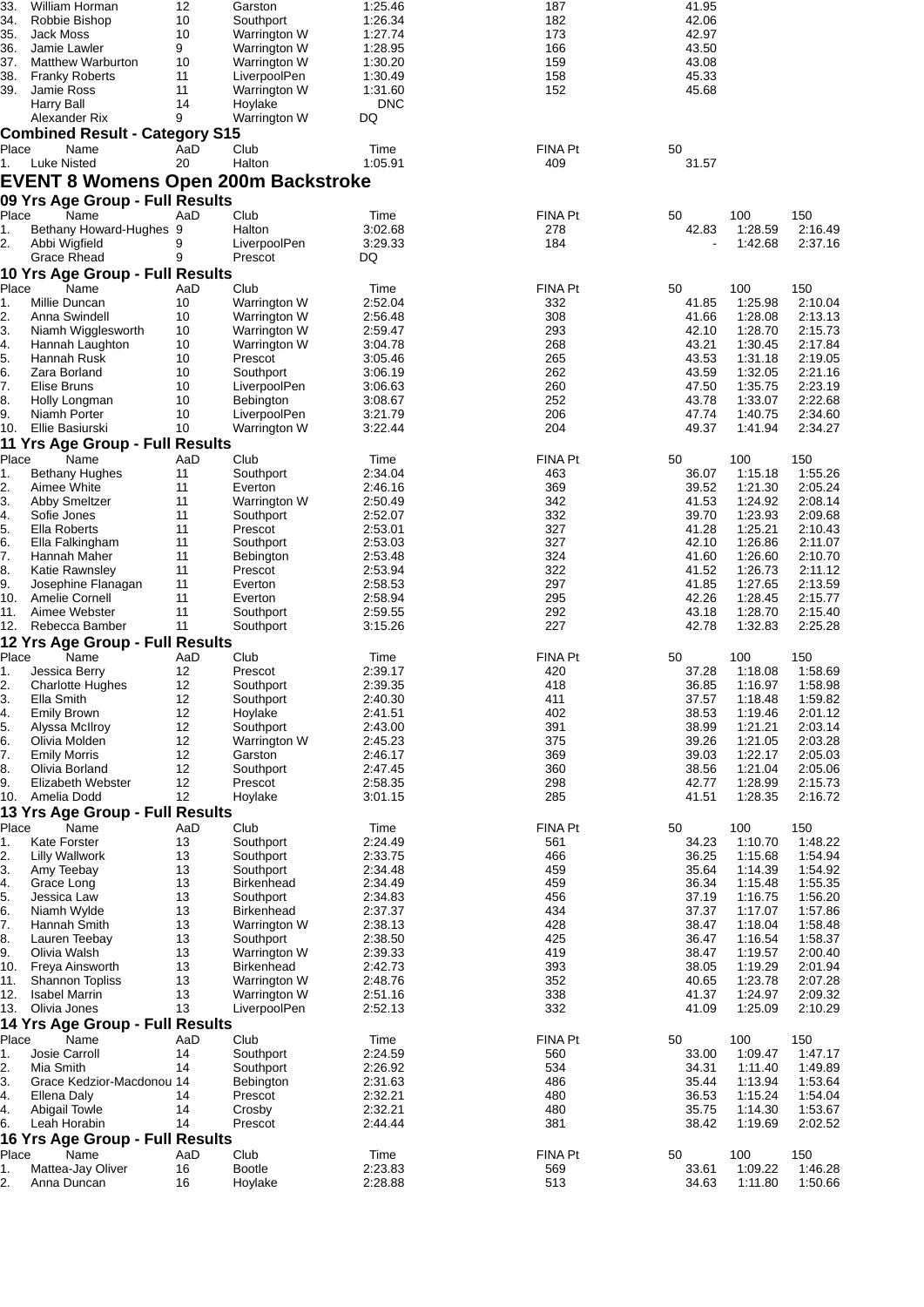| Place | Name | AaD | Club | Time | FINA Pt | 50 | | |
|---|---|---|---|---|---|---|---|---|
| 33. | William Horman | 12 | Garston | 1:25.46 | 187 | 41.95 | | |
| 34. | Robbie Bishop | 10 | Southport | 1:26.34 | 182 | 42.06 | | |
| 35. | Jack Moss | 10 | Warrington W | 1:27.74 | 173 | 42.97 | | |
| 36. | Jamie Lawler | 9 | Warrington W | 1:28.95 | 166 | 43.50 | | |
| 37. | Matthew Warburton | 10 | Warrington W | 1:30.20 | 159 | 43.08 | | |
| 38. | Franky Roberts | 11 | LiverpoolPen | 1:30.49 | 158 | 45.33 | | |
| 39. | Jamie Ross | 11 | Warrington W | 1:31.60 | 152 | 45.68 | | |
| | Harry Ball | 14 | Hoylake | DNC | | | | |
| | Alexander Rix | 9 | Warrington W | DQ | | | | |

### Combined Result - Category S15

| Place | Name | AaD | Club | Time | FINA Pt | 50 |
|---|---|---|---|---|---|---|
| 1. | Luke Nisted | 20 | Halton | 1:05.91 | 409 | 31.57 |

## EVENT 8 Womens Open 200m Backstroke

### 09 Yrs Age Group - Full Results

| Place | Name | AaD | Club | Time | FINA Pt | 50 | 100 | 150 |
|---|---|---|---|---|---|---|---|---|
| 1. | Bethany Howard-Hughes | 9 | Halton | 3:02.68 | 278 | 42.83 | 1:28.59 | 2:16.49 |
| 2. | Abbi Wigfield | 9 | LiverpoolPen | 3:29.33 | 184 | - | 1:42.68 | 2:37.16 |
| | Grace Rhead | 9 | Prescot | DQ | | | | |

### 10 Yrs Age Group - Full Results

| Place | Name | AaD | Club | Time | FINA Pt | 50 | 100 | 150 |
|---|---|---|---|---|---|---|---|---|
| 1. | Millie Duncan | 10 | Warrington W | 2:52.04 | 332 | 41.85 | 1:25.98 | 2:10.04 |
| 2. | Anna Swindell | 10 | Warrington W | 2:56.48 | 308 | 41.66 | 1:28.08 | 2:13.13 |
| 3. | Niamh Wigglesworth | 10 | Warrington W | 2:59.47 | 293 | 42.10 | 1:28.70 | 2:15.73 |
| 4. | Hannah Laughton | 10 | Warrington W | 3:04.78 | 268 | 43.21 | 1:30.45 | 2:17.84 |
| 5. | Hannah Rusk | 10 | Prescot | 3:05.46 | 265 | 43.53 | 1:31.18 | 2:19.05 |
| 6. | Zara Borland | 10 | Southport | 3:06.19 | 262 | 43.59 | 1:32.05 | 2:21.16 |
| 7. | Elise Bruns | 10 | LiverpoolPen | 3:06.63 | 260 | 47.50 | 1:35.75 | 2:23.19 |
| 8. | Holly Longman | 10 | Bebington | 3:08.67 | 252 | 43.78 | 1:33.07 | 2:22.68 |
| 9. | Niamh Porter | 10 | LiverpoolPen | 3:21.79 | 206 | 47.74 | 1:40.75 | 2:34.60 |
| 10. | Ellie Basiurski | 10 | Warrington W | 3:22.44 | 204 | 49.37 | 1:41.94 | 2:34.27 |

### 11 Yrs Age Group - Full Results

| Place | Name | AaD | Club | Time | FINA Pt | 50 | 100 | 150 |
|---|---|---|---|---|---|---|---|---|
| 1. | Bethany Hughes | 11 | Southport | 2:34.04 | 463 | 36.07 | 1:15.18 | 1:55.26 |
| 2. | Aimee White | 11 | Everton | 2:46.16 | 369 | 39.52 | 1:21.30 | 2:05.24 |
| 3. | Abby Smeltzer | 11 | Warrington W | 2:50.49 | 342 | 41.53 | 1:24.92 | 2:08.14 |
| 4. | Sofie Jones | 11 | Southport | 2:52.07 | 332 | 39.70 | 1:23.93 | 2:09.68 |
| 5. | Ella Roberts | 11 | Prescot | 2:53.01 | 327 | 41.28 | 1:25.21 | 2:10.43 |
| 6. | Ella Falkingham | 11 | Southport | 2:53.03 | 327 | 42.10 | 1:26.86 | 2:11.07 |
| 7. | Hannah Maher | 11 | Bebington | 2:53.48 | 324 | 41.60 | 1:26.60 | 2:10.70 |
| 8. | Katie Rawnsley | 11 | Prescot | 2:53.94 | 322 | 41.52 | 1:26.73 | 2:11.12 |
| 9. | Josephine Flanagan | 11 | Everton | 2:58.53 | 297 | 41.85 | 1:27.65 | 2:13.59 |
| 10. | Amelie Cornell | 11 | Everton | 2:58.94 | 295 | 42.26 | 1:28.45 | 2:15.77 |
| 11. | Aimee Webster | 11 | Southport | 2:59.55 | 292 | 43.18 | 1:28.70 | 2:15.40 |
| 12. | Rebecca Bamber | 11 | Southport | 3:15.26 | 227 | 42.78 | 1:32.83 | 2:25.28 |

### 12 Yrs Age Group - Full Results

| Place | Name | AaD | Club | Time | FINA Pt | 50 | 100 | 150 |
|---|---|---|---|---|---|---|---|---|
| 1. | Jessica Berry | 12 | Prescot | 2:39.17 | 420 | 37.28 | 1:18.08 | 1:58.69 |
| 2. | Charlotte Hughes | 12 | Southport | 2:39.35 | 418 | 36.85 | 1:16.97 | 1:58.98 |
| 3. | Ella Smith | 12 | Southport | 2:40.30 | 411 | 37.57 | 1:18.48 | 1:59.82 |
| 4. | Emily Brown | 12 | Hoylake | 2:41.51 | 402 | 38.53 | 1:19.46 | 2:01.12 |
| 5. | Alyssa McIlroy | 12 | Southport | 2:43.00 | 391 | 38.99 | 1:21.21 | 2:03.14 |
| 6. | Olivia Molden | 12 | Warrington W | 2:45.23 | 375 | 39.26 | 1:21.05 | 2:03.28 |
| 7. | Emily Morris | 12 | Garston | 2:46.17 | 369 | 39.03 | 1:22.17 | 2:05.03 |
| 8. | Olivia Borland | 12 | Southport | 2:47.45 | 360 | 38.56 | 1:21.04 | 2:05.06 |
| 9. | Elizabeth Webster | 12 | Prescot | 2:58.35 | 298 | 42.77 | 1:28.99 | 2:15.73 |
| 10. | Amelia Dodd | 12 | Hoylake | 3:01.15 | 285 | 41.51 | 1:28.35 | 2:16.72 |

### 13 Yrs Age Group - Full Results

| Place | Name | AaD | Club | Time | FINA Pt | 50 | 100 | 150 |
|---|---|---|---|---|---|---|---|---|
| 1. | Kate Forster | 13 | Southport | 2:24.49 | 561 | 34.23 | 1:10.70 | 1:48.22 |
| 2. | Lilly Wallwork | 13 | Southport | 2:33.75 | 466 | 36.25 | 1:15.68 | 1:54.94 |
| 3. | Amy Teebay | 13 | Southport | 2:34.48 | 459 | 35.64 | 1:14.39 | 1:54.92 |
| 4. | Grace Long | 13 | Birkenhead | 2:34.49 | 459 | 36.34 | 1:15.48 | 1:55.35 |
| 5. | Jessica Law | 13 | Southport | 2:34.83 | 456 | 37.19 | 1:16.75 | 1:56.20 |
| 6. | Niamh Wylde | 13 | Birkenhead | 2:37.37 | 434 | 37.37 | 1:17.07 | 1:57.86 |
| 7. | Hannah Smith | 13 | Warrington W | 2:38.13 | 428 | 38.47 | 1:18.04 | 1:58.48 |
| 8. | Lauren Teebay | 13 | Southport | 2:38.50 | 425 | 36.47 | 1:16.54 | 1:58.37 |
| 9. | Olivia Walsh | 13 | Warrington W | 2:39.33 | 419 | 38.47 | 1:19.57 | 2:00.40 |
| 10. | Freya Ainsworth | 13 | Birkenhead | 2:42.73 | 393 | 38.05 | 1:19.29 | 2:01.94 |
| 11. | Shannon Topliss | 13 | Warrington W | 2:48.76 | 352 | 40.65 | 1:23.78 | 2:07.28 |
| 12. | Isabel Marrin | 13 | Warrington W | 2:51.16 | 338 | 41.37 | 1:24.97 | 2:09.32 |
| 13. | Olivia Jones | 13 | LiverpoolPen | 2:52.13 | 332 | 41.09 | 1:25.09 | 2:10.29 |

### 14 Yrs Age Group - Full Results

| Place | Name | AaD | Club | Time | FINA Pt | 50 | 100 | 150 |
|---|---|---|---|---|---|---|---|---|
| 1. | Josie Carroll | 14 | Southport | 2:24.59 | 560 | 33.00 | 1:09.47 | 1:47.17 |
| 2. | Mia Smith | 14 | Southport | 2:26.92 | 534 | 34.31 | 1:11.40 | 1:49.89 |
| 3. | Grace Kedzior-Macdonou | 14 | Bebington | 2:31.63 | 486 | 35.44 | 1:13.94 | 1:53.64 |
| 4. | Ellena Daly | 14 | Prescot | 2:32.21 | 480 | 36.53 | 1:15.24 | 1:54.04 |
| 4. | Abigail Towle | 14 | Crosby | 2:32.21 | 480 | 35.75 | 1:14.30 | 1:53.67 |
| 6. | Leah Horabin | 14 | Prescot | 2:44.44 | 381 | 38.42 | 1:19.69 | 2:02.52 |

### 16 Yrs Age Group - Full Results

| Place | Name | AaD | Club | Time | FINA Pt | 50 | 100 | 150 |
|---|---|---|---|---|---|---|---|---|
| 1. | Mattea-Jay Oliver | 16 | Bootle | 2:23.83 | 569 | 33.61 | 1:09.22 | 1:46.28 |
| 2. | Anna Duncan | 16 | Hoylake | 2:28.88 | 513 | 34.63 | 1:11.80 | 1:50.66 |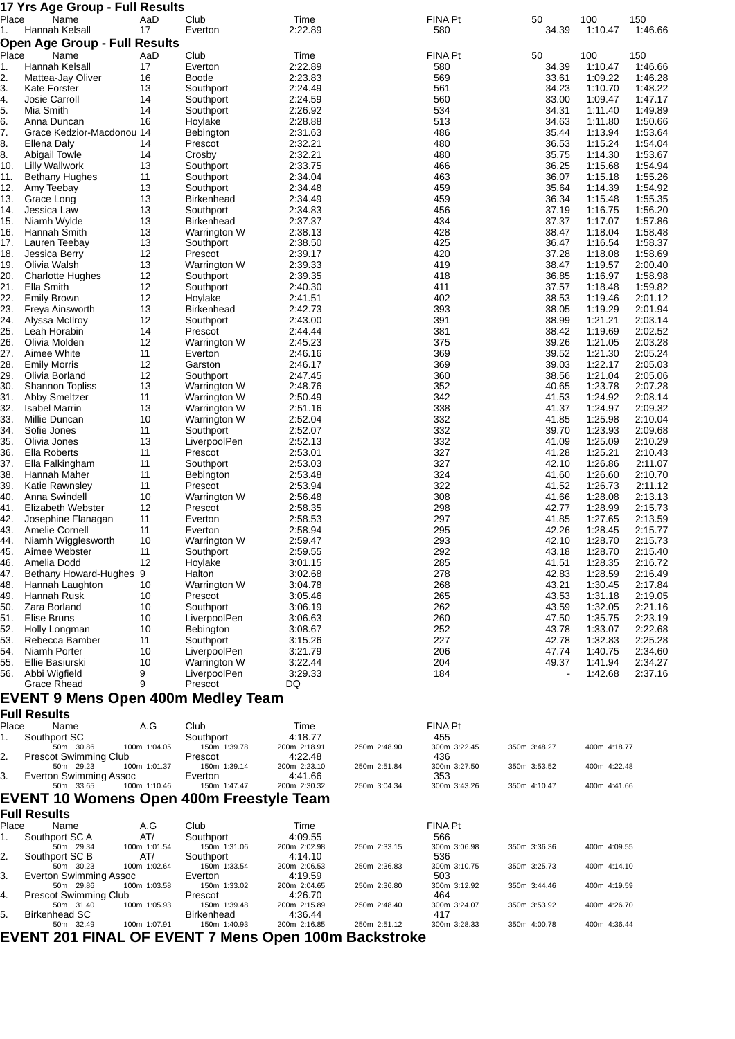## 17 Yrs Age Group - Full Results

| Place | Name | AaD | Club | Time | FINA Pt | 50 | 100 | 150 |
|---|---|---|---|---|---|---|---|---|
| 1. | Hannah Kelsall | 17 | Everton | 2:22.89 | 580 | 34.39 | 1:10.47 | 1:46.66 |

## Open Age Group - Full Results

| Place | Name | AaD | Club | Time | FINA Pt | 50 | 100 | 150 |
|---|---|---|---|---|---|---|---|---|
| 1. | Hannah Kelsall | 17 | Everton | 2:22.89 | 580 | 34.39 | 1:10.47 | 1:46.66 |
| 2. | Mattea-Jay Oliver | 16 | Bootle | 2:23.83 | 569 | 33.61 | 1:09.22 | 1:46.28 |
| 3. | Kate Forster | 13 | Southport | 2:24.49 | 561 | 34.23 | 1:10.70 | 1:48.22 |
| 4. | Josie Carroll | 14 | Southport | 2:24.59 | 560 | 33.00 | 1:09.47 | 1:47.17 |
| 5. | Mia Smith | 14 | Southport | 2:26.92 | 534 | 34.31 | 1:11.40 | 1:49.89 |
| 6. | Anna Duncan | 16 | Hoylake | 2:28.88 | 513 | 34.63 | 1:11.80 | 1:50.66 |
| 7. | Grace Kedzior-Macdonou | 14 | Bebington | 2:31.63 | 486 | 35.44 | 1:13.94 | 1:53.64 |
| 8. | Ellena Daly | 14 | Prescot | 2:32.21 | 480 | 36.53 | 1:15.24 | 1:54.04 |
| 8. | Abigail Towle | 14 | Crosby | 2:32.21 | 480 | 35.75 | 1:14.30 | 1:53.67 |
| 10. | Lilly Wallwork | 13 | Southport | 2:33.75 | 466 | 36.25 | 1:15.68 | 1:54.94 |
| 11. | Bethany Hughes | 11 | Southport | 2:34.04 | 463 | 36.07 | 1:15.18 | 1:55.26 |
| 12. | Amy Teebay | 13 | Southport | 2:34.48 | 459 | 35.64 | 1:14.39 | 1:54.92 |
| 13. | Grace Long | 13 | Birkenhead | 2:34.49 | 459 | 36.34 | 1:15.48 | 1:55.35 |
| 14. | Jessica Law | 13 | Southport | 2:34.83 | 456 | 37.19 | 1:16.75 | 1:56.20 |
| 15. | Niamh Wylde | 13 | Birkenhead | 2:37.37 | 434 | 37.37 | 1:17.07 | 1:57.86 |
| 16. | Hannah Smith | 13 | Warrington W | 2:38.13 | 428 | 38.47 | 1:18.04 | 1:58.48 |
| 17. | Lauren Teebay | 13 | Southport | 2:38.50 | 425 | 36.47 | 1:16.54 | 1:58.37 |
| 18. | Jessica Berry | 12 | Prescot | 2:39.17 | 420 | 37.28 | 1:18.08 | 1:58.69 |
| 19. | Olivia Walsh | 13 | Warrington W | 2:39.33 | 419 | 38.47 | 1:19.57 | 2:00.40 |
| 20. | Charlotte Hughes | 12 | Southport | 2:39.35 | 418 | 36.85 | 1:16.97 | 1:58.98 |
| 21. | Ella Smith | 12 | Southport | 2:40.30 | 411 | 37.57 | 1:18.48 | 1:59.82 |
| 22. | Emily Brown | 12 | Hoylake | 2:41.51 | 402 | 38.53 | 1:19.46 | 2:01.12 |
| 23. | Freya Ainsworth | 13 | Birkenhead | 2:42.73 | 393 | 38.05 | 1:19.29 | 2:01.94 |
| 24. | Alyssa McIlroy | 12 | Southport | 2:43.00 | 391 | 38.99 | 1:21.21 | 2:03.14 |
| 25. | Leah Horabin | 14 | Prescot | 2:44.44 | 381 | 38.42 | 1:19.69 | 2:02.52 |
| 26. | Olivia Molden | 12 | Warrington W | 2:45.23 | 375 | 39.26 | 1:21.05 | 2:03.28 |
| 27. | Aimee White | 11 | Everton | 2:46.16 | 369 | 39.52 | 1:21.30 | 2:05.24 |
| 28. | Emily Morris | 12 | Garston | 2:46.17 | 369 | 39.03 | 1:22.17 | 2:05.03 |
| 29. | Olivia Borland | 12 | Southport | 2:47.45 | 360 | 38.56 | 1:21.04 | 2:05.06 |
| 30. | Shannon Topliss | 13 | Warrington W | 2:48.76 | 352 | 40.65 | 1:23.78 | 2:07.28 |
| 31. | Abby Smeltzer | 11 | Warrington W | 2:50.49 | 342 | 41.53 | 1:24.92 | 2:08.14 |
| 32. | Isabel Marrin | 13 | Warrington W | 2:51.16 | 338 | 41.37 | 1:24.97 | 2:09.32 |
| 33. | Millie Duncan | 10 | Warrington W | 2:52.04 | 332 | 41.85 | 1:25.98 | 2:10.04 |
| 34. | Sofie Jones | 11 | Southport | 2:52.07 | 332 | 39.70 | 1:23.93 | 2:09.68 |
| 35. | Olivia Jones | 13 | LiverpoolPen | 2:52.13 | 332 | 41.09 | 1:25.09 | 2:10.29 |
| 36. | Ella Roberts | 11 | Prescot | 2:53.01 | 327 | 41.28 | 1:25.21 | 2:10.43 |
| 37. | Ella Falkingham | 11 | Southport | 2:53.03 | 327 | 42.10 | 1:26.86 | 2:11.07 |
| 38. | Hannah Maher | 11 | Bebington | 2:53.48 | 324 | 41.60 | 1:26.60 | 2:10.70 |
| 39. | Katie Rawnsley | 11 | Prescot | 2:53.94 | 322 | 41.52 | 1:26.73 | 2:11.12 |
| 40. | Anna Swindell | 10 | Warrington W | 2:56.48 | 308 | 41.66 | 1:28.08 | 2:13.13 |
| 41. | Elizabeth Webster | 12 | Prescot | 2:58.35 | 298 | 42.77 | 1:28.99 | 2:15.73 |
| 42. | Josephine Flanagan | 11 | Everton | 2:58.53 | 297 | 41.85 | 1:27.65 | 2:13.59 |
| 43. | Amelie Cornell | 11 | Everton | 2:58.94 | 295 | 42.26 | 1:28.45 | 2:15.77 |
| 44. | Niamh Wigglesworth | 10 | Warrington W | 2:59.47 | 293 | 42.10 | 1:28.70 | 2:15.73 |
| 45. | Aimee Webster | 11 | Southport | 2:59.55 | 292 | 43.18 | 1:28.70 | 2:15.40 |
| 46. | Amelia Dodd | 12 | Hoylake | 3:01.15 | 285 | 41.51 | 1:28.35 | 2:16.72 |
| 47. | Bethany Howard-Hughes | 9 | Halton | 3:02.68 | 278 | 42.83 | 1:28.59 | 2:16.49 |
| 48. | Hannah Laughton | 10 | Warrington W | 3:04.78 | 268 | 43.21 | 1:30.45 | 2:17.84 |
| 49. | Hannah Rusk | 10 | Prescot | 3:05.46 | 265 | 43.53 | 1:31.18 | 2:19.05 |
| 50. | Zara Borland | 10 | Southport | 3:06.19 | 262 | 43.59 | 1:32.05 | 2:21.16 |
| 51. | Elise Bruns | 10 | LiverpoolPen | 3:06.63 | 260 | 47.50 | 1:35.75 | 2:23.19 |
| 52. | Holly Longman | 10 | Bebington | 3:08.67 | 252 | 43.78 | 1:33.07 | 2:22.68 |
| 53. | Rebecca Bamber | 11 | Southport | 3:15.26 | 227 | 42.78 | 1:32.83 | 2:25.28 |
| 54. | Niamh Porter | 10 | LiverpoolPen | 3:21.79 | 206 | 47.74 | 1:40.75 | 2:34.60 |
| 55. | Ellie Basiurski | 10 | Warrington W | 3:22.44 | 204 | 49.37 | 1:41.94 | 2:34.27 |
| 56. | Abbi Wigfield | 9 | LiverpoolPen | 3:29.33 | 184 | - | 1:42.68 | 2:37.16 |
| | Grace Rhead | 9 | Prescot | DQ | | | | |

# EVENT 9 Mens Open 400m Medley Team

## Full Results

| Place | Name | A.G | Club | Time | | FINA Pt | | |
|---|---|---|---|---|---|---|---|---|
| 1. | Southport SC | | Southport | 4:18.77 | | 455 | | |
| | 50m 30.86 | 100m 1:04.05 | 150m 1:39.78 | 200m 2:18.91 | 250m 2:48.90 | 300m 3:22.45 | 350m 3:48.27 | 400m 4:18.77 |
| 2. | Prescot Swimming Club | | Prescot | 4:22.48 | | 436 | | |
| | 50m 29.23 | 100m 1:01.37 | 150m 1:39.14 | 200m 2:23.10 | 250m 2:51.84 | 300m 3:27.50 | 350m 3:53.52 | 400m 4:22.48 |
| 3. | Everton Swimming Assoc | | Everton | 4:41.66 | | 353 | | |
| | 50m 33.65 | 100m 1:10.46 | 150m 1:47.47 | 200m 2:30.32 | 250m 3:04.34 | 300m 3:43.26 | 350m 4:10.47 | 400m 4:41.66 |

# EVENT 10 Womens Open 400m Freestyle Team

## Full Results

| Place | Name | A.G | Club | Time | | FINA Pt | | |
|---|---|---|---|---|---|---|---|---|
| 1. | Southport SC A | AT/ | Southport | 4:09.55 | | 566 | | |
| | 50m 29.34 | 100m 1:01.54 | 150m 1:31.06 | 200m 2:02.98 | 250m 2:33.15 | 300m 3:06.98 | 350m 3:36.36 | 400m 4:09.55 |
| 2. | Southport SC B | AT/ | Southport | 4:14.10 | | 536 | | |
| | 50m 30.23 | 100m 1:02.64 | 150m 1:33.54 | 200m 2:06.53 | 250m 2:36.83 | 300m 3:10.75 | 350m 3:25.73 | 400m 4:14.10 |
| 3. | Everton Swimming Assoc | | Everton | 4:19.59 | | 503 | | |
| | 50m 29.86 | 100m 1:03.58 | 150m 1:33.02 | 200m 2:04.65 | 250m 2:36.80 | 300m 3:12.92 | 350m 3:44.46 | 400m 4:19.59 |
| 4. | Prescot Swimming Club | | Prescot | 4:26.70 | | 464 | | |
| | 50m 31.40 | 100m 1:05.93 | 150m 1:39.48 | 200m 2:15.89 | 250m 2:48.40 | 300m 3:24.07 | 350m 3:53.92 | 400m 4:26.70 |
| 5. | Birkenhead SC | | Birkenhead | 4:36.44 | | 417 | | |
| | 50m 32.49 | 100m 1:07.91 | 150m 1:40.93 | 200m 2:16.85 | 250m 2:51.12 | 300m 3:28.33 | 350m 4:00.78 | 400m 4:36.44 |

# EVENT 201 FINAL OF EVENT 7 Mens Open 100m Backstroke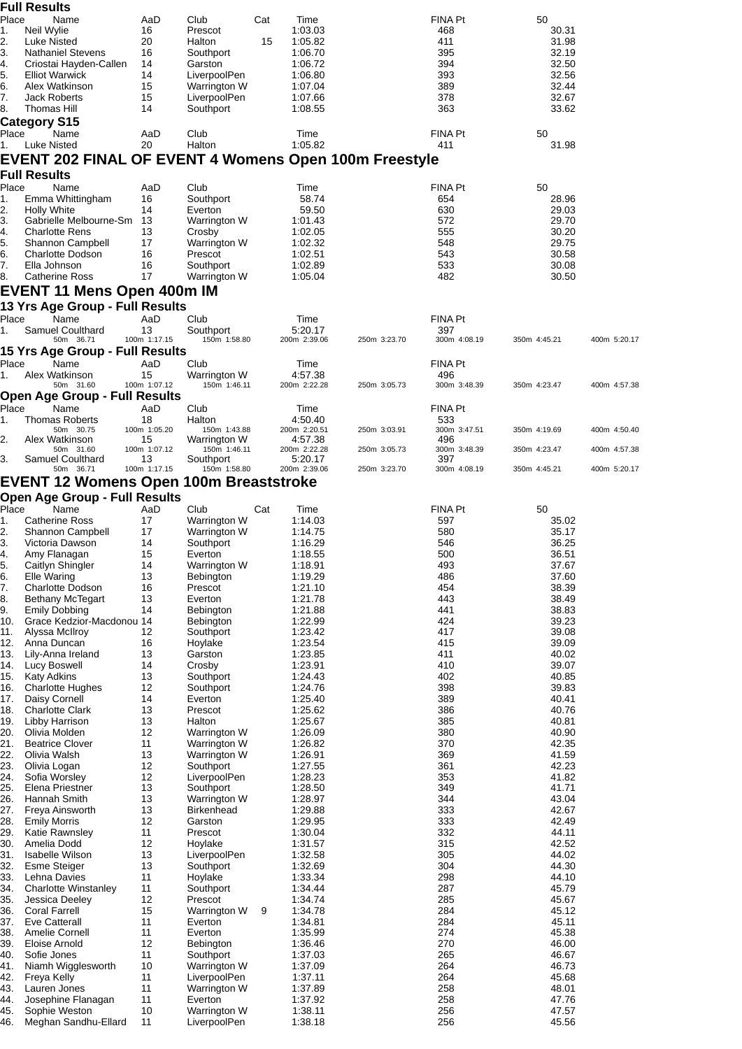### Full Results

| Place | Name | AaD | Club | Cat | Time | FINA Pt | 50 |
|---|---|---|---|---|---|---|---|
| 1. | Neil Wylie | 16 | Prescot | | 1:03.03 | 468 | 30.31 |
| 2. | Luke Nisted | 20 | Halton | 15 | 1:05.82 | 411 | 31.98 |
| 3. | Nathaniel Stevens | 16 | Southport | | 1:06.70 | 395 | 32.19 |
| 4. | Criostai Hayden-Callen | 14 | Garston | | 1:06.72 | 394 | 32.50 |
| 5. | Elliot Warwick | 14 | LiverpoolPen | | 1:06.80 | 393 | 32.56 |
| 6. | Alex Watkinson | 15 | Warrington W | | 1:07.04 | 389 | 32.44 |
| 7. | Jack Roberts | 15 | LiverpoolPen | | 1:07.66 | 378 | 32.67 |
| 8. | Thomas Hill | 14 | Southport | | 1:08.55 | 363 | 33.62 |

### Category S15

| Place | Name | AaD | Club | Time | FINA Pt | 50 |
|---|---|---|---|---|---|---|
| 1. | Luke Nisted | 20 | Halton | 1:05.82 | 411 | 31.98 |

## EVENT 202 FINAL OF EVENT 4 Womens Open 100m Freestyle

### Full Results

| Place | Name | AaD | Club | Time | FINA Pt | 50 |
|---|---|---|---|---|---|---|
| 1. | Emma Whittingham | 16 | Southport | 58.74 | 654 | 28.96 |
| 2. | Holly White | 14 | Everton | 59.50 | 630 | 29.03 |
| 3. | Gabrielle Melbourne-Sm | 13 | Warrington W | 1:01.43 | 572 | 29.70 |
| 4. | Charlotte Rens | 13 | Crosby | 1:02.05 | 555 | 30.20 |
| 5. | Shannon Campbell | 17 | Warrington W | 1:02.32 | 548 | 29.75 |
| 6. | Charlotte Dodson | 16 | Prescot | 1:02.51 | 543 | 30.58 |
| 7. | Ella Johnson | 16 | Southport | 1:02.89 | 533 | 30.08 |
| 8. | Catherine Ross | 17 | Warrington W | 1:05.04 | 482 | 30.50 |

## EVENT 11 Mens Open 400m IM

### 13 Yrs Age Group - Full Results

| Place | Name | AaD | Club | Time | | FINA Pt | | |
|---|---|---|---|---|---|---|---|---|
| 1. | Samuel Coulthard | 13 | Southport | 5:20.17 | | 397 | | |
| | 50m 36.71 | 100m 1:17.15 | 150m 1:58.80 | 200m 2:39.06 | 250m 3:23.70 | 300m 4:08.19 | 350m 4:45.21 | 400m 5:20.17 |

### 15 Yrs Age Group - Full Results

| Place | Name | AaD | Club | Time | | FINA Pt | | |
|---|---|---|---|---|---|---|---|---|
| 1. | Alex Watkinson | 15 | Warrington W | 4:57.38 | | 496 | | |
| | 50m 31.60 | 100m 1:07.12 | 150m 1:46.11 | 200m 2:22.28 | 250m 3:05.73 | 300m 3:48.39 | 350m 4:23.47 | 400m 4:57.38 |

### Open Age Group - Full Results

| Place | Name | AaD | Club | Time | | FINA Pt | | |
|---|---|---|---|---|---|---|---|---|
| 1. | Thomas Roberts | 18 | Halton | 4:50.40 | | 533 | | |
| | 50m 30.75 | 100m 1:05.20 | 150m 1:43.88 | 200m 2:20.51 | 250m 3:03.91 | 300m 3:47.51 | 350m 4:19.69 | 400m 4:50.40 |
| 2. | Alex Watkinson | 15 | Warrington W | 4:57.38 | | 496 | | |
| | 50m 31.60 | 100m 1:07.12 | 150m 1:46.11 | 200m 2:22.28 | 250m 3:05.73 | 300m 3:48.39 | 350m 4:23.47 | 400m 4:57.38 |
| 3. | Samuel Coulthard | 13 | Southport | 5:20.17 | | 397 | | |
| | 50m 36.71 | 100m 1:17.15 | 150m 1:58.80 | 200m 2:39.06 | 250m 3:23.70 | 300m 4:08.19 | 350m 4:45.21 | 400m 5:20.17 |

## EVENT 12 Womens Open 100m Breaststroke

### Open Age Group - Full Results

| Place | Name | AaD | Club | Cat | Time | FINA Pt | 50 |
|---|---|---|---|---|---|---|---|
| 1. | Catherine Ross | 17 | Warrington W | | 1:14.03 | 597 | 35.02 |
| 2. | Shannon Campbell | 17 | Warrington W | | 1:14.75 | 580 | 35.17 |
| 3. | Victoria Dawson | 14 | Southport | | 1:16.29 | 546 | 36.25 |
| 4. | Amy Flanagan | 15 | Everton | | 1:18.55 | 500 | 36.51 |
| 5. | Caitlyn Shingler | 14 | Warrington W | | 1:18.91 | 493 | 37.67 |
| 6. | Elle Waring | 13 | Bebington | | 1:19.29 | 486 | 37.60 |
| 7. | Charlotte Dodson | 16 | Prescot | | 1:21.10 | 454 | 38.39 |
| 8. | Bethany McTegart | 13 | Everton | | 1:21.78 | 443 | 38.49 |
| 9. | Emily Dobbing | 14 | Bebington | | 1:21.88 | 441 | 38.83 |
| 10. | Grace Kedzior-Macdonou | 14 | Bebington | | 1:22.99 | 424 | 39.23 |
| 11. | Alyssa McIlroy | 12 | Southport | | 1:23.42 | 417 | 39.08 |
| 12. | Anna Duncan | 16 | Hoylake | | 1:23.54 | 415 | 39.09 |
| 13. | Lily-Anna Ireland | 13 | Garston | | 1:23.85 | 411 | 40.02 |
| 14. | Lucy Boswell | 14 | Crosby | | 1:23.91 | 410 | 39.07 |
| 15. | Katy Adkins | 13 | Southport | | 1:24.43 | 402 | 40.85 |
| 16. | Charlotte Hughes | 12 | Southport | | 1:24.76 | 398 | 39.83 |
| 17. | Daisy Cornell | 14 | Everton | | 1:25.40 | 389 | 40.41 |
| 18. | Charlotte Clark | 13 | Prescot | | 1:25.62 | 386 | 40.76 |
| 19. | Libby Harrison | 13 | Halton | | 1:25.67 | 385 | 40.81 |
| 20. | Olivia Molden | 12 | Warrington W | | 1:26.09 | 380 | 40.90 |
| 21. | Beatrice Clover | 11 | Warrington W | | 1:26.82 | 370 | 42.35 |
| 22. | Olivia Walsh | 13 | Warrington W | | 1:26.91 | 369 | 41.59 |
| 23. | Olivia Logan | 12 | Southport | | 1:27.55 | 361 | 42.23 |
| 24. | Sofia Worsley | 12 | LiverpoolPen | | 1:28.23 | 353 | 41.82 |
| 25. | Elena Priestner | 13 | Southport | | 1:28.50 | 349 | 41.71 |
| 26. | Hannah Smith | 13 | Warrington W | | 1:28.97 | 344 | 43.04 |
| 27. | Freya Ainsworth | 13 | Birkenhead | | 1:29.88 | 333 | 42.67 |
| 28. | Emily Morris | 12 | Garston | | 1:29.95 | 333 | 42.49 |
| 29. | Katie Rawnsley | 11 | Prescot | | 1:30.04 | 332 | 44.11 |
| 30. | Amelia Dodd | 12 | Hoylake | | 1:31.57 | 315 | 42.52 |
| 31. | Isabelle Wilson | 13 | LiverpoolPen | | 1:32.58 | 305 | 44.02 |
| 32. | Esme Steiger | 13 | Southport | | 1:32.69 | 304 | 44.30 |
| 33. | Lehna Davies | 11 | Hoylake | | 1:33.34 | 298 | 44.10 |
| 34. | Charlotte Winstanley | 11 | Southport | | 1:34.44 | 287 | 45.79 |
| 35. | Jessica Deeley | 12 | Prescot | | 1:34.74 | 285 | 45.67 |
| 36. | Coral Farrell | 15 | Warrington W | 9 | 1:34.78 | 284 | 45.12 |
| 37. | Eve Catterall | 11 | Everton | | 1:34.81 | 284 | 45.11 |
| 38. | Amelie Cornell | 11 | Everton | | 1:35.99 | 274 | 45.38 |
| 39. | Eloise Arnold | 12 | Bebington | | 1:36.46 | 270 | 46.00 |
| 40. | Sofie Jones | 11 | Southport | | 1:37.03 | 265 | 46.67 |
| 41. | Niamh Wigglesworth | 10 | Warrington W | | 1:37.09 | 264 | 46.73 |
| 42. | Freya Kelly | 11 | LiverpoolPen | | 1:37.11 | 264 | 45.68 |
| 43. | Lauren Jones | 11 | Warrington W | | 1:37.89 | 258 | 48.01 |
| 44. | Josephine Flanagan | 11 | Everton | | 1:37.92 | 258 | 47.76 |
| 45. | Sophie Weston | 10 | Warrington W | | 1:38.11 | 256 | 47.57 |
| 46. | Meghan Sandhu-Ellard | 11 | LiverpoolPen | | 1:38.18 | 256 | 45.56 |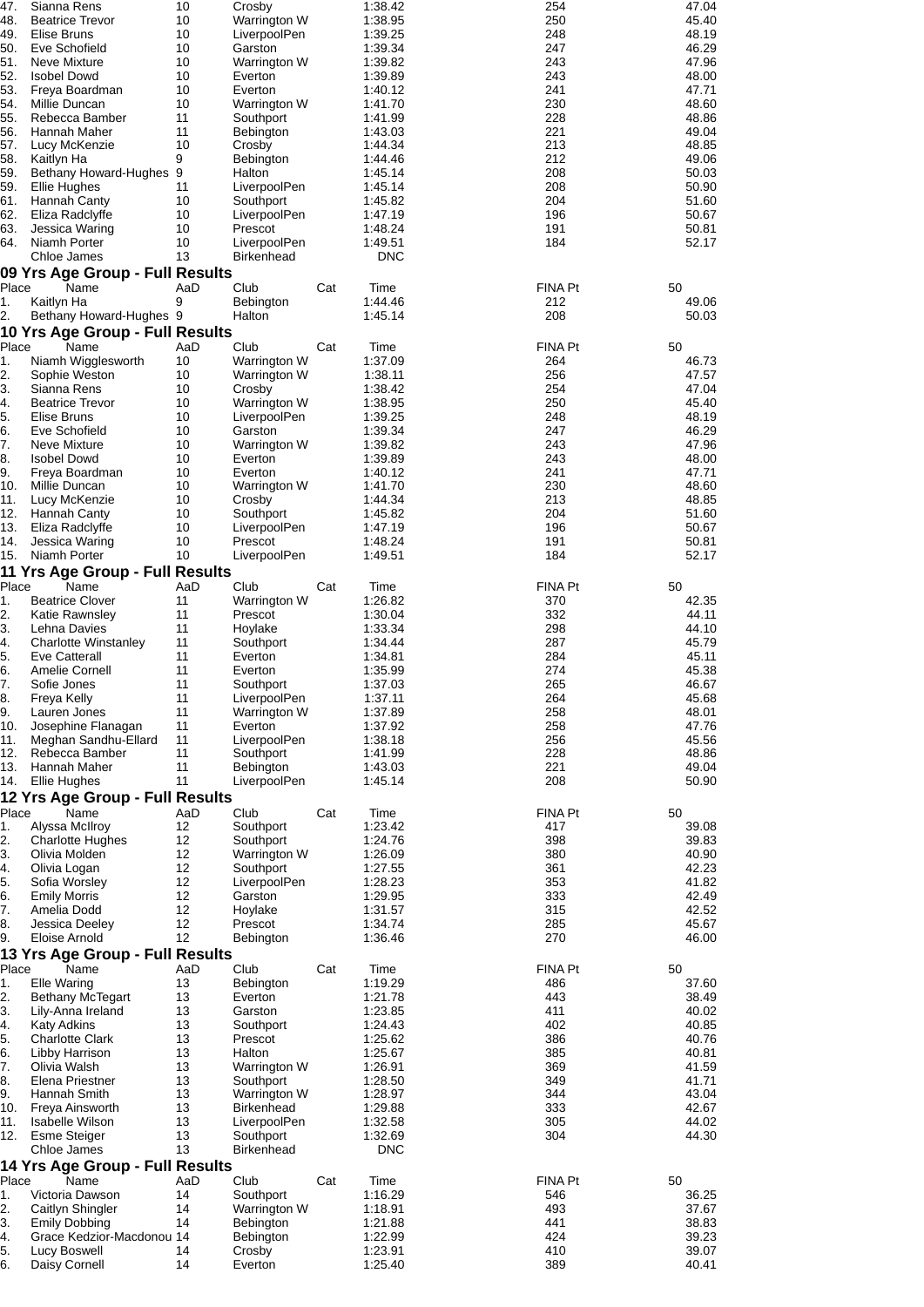| Place | Name | AaD | Club | Cat | Time | FINA Pt | 50 |
|---|---|---|---|---|---|---|---|
| 47. | Sianna Rens | 10 | Crosby | | 1:38.42 | 254 | 47.04 |
| 48. | Beatrice Trevor | 10 | Warrington W | | 1:38.95 | 250 | 45.40 |
| 49. | Elise Bruns | 10 | LiverpoolPen | | 1:39.25 | 248 | 48.19 |
| 50. | Eve Schofield | 10 | Garston | | 1:39.34 | 247 | 46.29 |
| 51. | Neve Mixture | 10 | Warrington W | | 1:39.82 | 243 | 47.96 |
| 52. | Isobel Dowd | 10 | Everton | | 1:39.89 | 243 | 48.00 |
| 53. | Freya Boardman | 10 | Everton | | 1:40.12 | 241 | 47.71 |
| 54. | Millie Duncan | 10 | Warrington W | | 1:41.70 | 230 | 48.60 |
| 55. | Rebecca Bamber | 11 | Southport | | 1:41.99 | 228 | 48.86 |
| 56. | Hannah Maher | 11 | Bebington | | 1:43.03 | 221 | 49.04 |
| 57. | Lucy McKenzie | 10 | Crosby | | 1:44.34 | 213 | 48.85 |
| 58. | Kaitlyn Ha | 9 | Bebington | | 1:44.46 | 212 | 49.06 |
| 59. | Bethany Howard-Hughes | 9 | Halton | | 1:45.14 | 208 | 50.03 |
| 59. | Ellie Hughes | 11 | LiverpoolPen | | 1:45.14 | 208 | 50.90 |
| 61. | Hannah Canty | 10 | Southport | | 1:45.82 | 204 | 51.60 |
| 62. | Eliza Radclyffe | 10 | LiverpoolPen | | 1:47.19 | 196 | 50.67 |
| 63. | Jessica Waring | 10 | Prescot | | 1:48.24 | 191 | 50.81 |
| 64. | Niamh Porter | 10 | LiverpoolPen | | 1:49.51 | 184 | 52.17 |
| | Chloe James | 13 | Birkenhead | | DNC | | |

## 09 Yrs Age Group - Full Results

| Place | Name | AaD | Club | Cat | Time | FINA Pt | 50 |
|---|---|---|---|---|---|---|---|
| 1. | Kaitlyn Ha | 9 | Bebington | | 1:44.46 | 212 | 49.06 |
| 2. | Bethany Howard-Hughes | 9 | Halton | | 1:45.14 | 208 | 50.03 |

## 10 Yrs Age Group - Full Results

| Place | Name | AaD | Club | Cat | Time | FINA Pt | 50 |
|---|---|---|---|---|---|---|---|
| 1. | Niamh Wigglesworth | 10 | Warrington W | | 1:37.09 | 264 | 46.73 |
| 2. | Sophie Weston | 10 | Warrington W | | 1:38.11 | 256 | 47.57 |
| 3. | Sianna Rens | 10 | Crosby | | 1:38.42 | 254 | 47.04 |
| 4. | Beatrice Trevor | 10 | Warrington W | | 1:38.95 | 250 | 45.40 |
| 5. | Elise Bruns | 10 | LiverpoolPen | | 1:39.25 | 248 | 48.19 |
| 6. | Eve Schofield | 10 | Garston | | 1:39.34 | 247 | 46.29 |
| 7. | Neve Mixture | 10 | Warrington W | | 1:39.82 | 243 | 47.96 |
| 8. | Isobel Dowd | 10 | Everton | | 1:39.89 | 243 | 48.00 |
| 9. | Freya Boardman | 10 | Everton | | 1:40.12 | 241 | 47.71 |
| 10. | Millie Duncan | 10 | Warrington W | | 1:41.70 | 230 | 48.60 |
| 11. | Lucy McKenzie | 10 | Crosby | | 1:44.34 | 213 | 48.85 |
| 12. | Hannah Canty | 10 | Southport | | 1:45.82 | 204 | 51.60 |
| 13. | Eliza Radclyffe | 10 | LiverpoolPen | | 1:47.19 | 196 | 50.67 |
| 14. | Jessica Waring | 10 | Prescot | | 1:48.24 | 191 | 50.81 |
| 15. | Niamh Porter | 10 | LiverpoolPen | | 1:49.51 | 184 | 52.17 |

## 11 Yrs Age Group - Full Results

| Place | Name | AaD | Club | Cat | Time | FINA Pt | 50 |
|---|---|---|---|---|---|---|---|
| 1. | Beatrice Clover | 11 | Warrington W | | 1:26.82 | 370 | 42.35 |
| 2. | Katie Rawnsley | 11 | Prescot | | 1:30.04 | 332 | 44.11 |
| 3. | Lehna Davies | 11 | Hoylake | | 1:33.34 | 298 | 44.10 |
| 4. | Charlotte Winstanley | 11 | Southport | | 1:34.44 | 287 | 45.79 |
| 5. | Eve Catterall | 11 | Everton | | 1:34.81 | 284 | 45.11 |
| 6. | Amelie Cornell | 11 | Everton | | 1:35.99 | 274 | 45.38 |
| 7. | Sofie Jones | 11 | Southport | | 1:37.03 | 265 | 46.67 |
| 8. | Freya Kelly | 11 | LiverpoolPen | | 1:37.11 | 264 | 45.68 |
| 9. | Lauren Jones | 11 | Warrington W | | 1:37.89 | 258 | 48.01 |
| 10. | Josephine Flanagan | 11 | Everton | | 1:37.92 | 258 | 47.76 |
| 11. | Meghan Sandhu-Ellard | 11 | LiverpoolPen | | 1:38.18 | 256 | 45.56 |
| 12. | Rebecca Bamber | 11 | Southport | | 1:41.99 | 228 | 48.86 |
| 13. | Hannah Maher | 11 | Bebington | | 1:43.03 | 221 | 49.04 |
| 14. | Ellie Hughes | 11 | LiverpoolPen | | 1:45.14 | 208 | 50.90 |

## 12 Yrs Age Group - Full Results

| Place | Name | AaD | Club | Cat | Time | FINA Pt | 50 |
|---|---|---|---|---|---|---|---|
| 1. | Alyssa McIlroy | 12 | Southport | | 1:23.42 | 417 | 39.08 |
| 2. | Charlotte Hughes | 12 | Southport | | 1:24.76 | 398 | 39.83 |
| 3. | Olivia Molden | 12 | Warrington W | | 1:26.09 | 380 | 40.90 |
| 4. | Olivia Logan | 12 | Southport | | 1:27.55 | 361 | 42.23 |
| 5. | Sofia Worsley | 12 | LiverpoolPen | | 1:28.23 | 353 | 41.82 |
| 6. | Emily Morris | 12 | Garston | | 1:29.95 | 333 | 42.49 |
| 7. | Amelia Dodd | 12 | Hoylake | | 1:31.57 | 315 | 42.52 |
| 8. | Jessica Deeley | 12 | Prescot | | 1:34.74 | 285 | 45.67 |
| 9. | Eloise Arnold | 12 | Bebington | | 1:36.46 | 270 | 46.00 |

## 13 Yrs Age Group - Full Results

| Place | Name | AaD | Club | Cat | Time | FINA Pt | 50 |
|---|---|---|---|---|---|---|---|
| 1. | Elle Waring | 13 | Bebington | | 1:19.29 | 486 | 37.60 |
| 2. | Bethany McTegart | 13 | Everton | | 1:21.78 | 443 | 38.49 |
| 3. | Lily-Anna Ireland | 13 | Garston | | 1:23.85 | 411 | 40.02 |
| 4. | Katy Adkins | 13 | Southport | | 1:24.43 | 402 | 40.85 |
| 5. | Charlotte Clark | 13 | Prescot | | 1:25.62 | 386 | 40.76 |
| 6. | Libby Harrison | 13 | Halton | | 1:25.67 | 385 | 40.81 |
| 7. | Olivia Walsh | 13 | Warrington W | | 1:26.91 | 369 | 41.59 |
| 8. | Elena Priestner | 13 | Southport | | 1:28.50 | 349 | 41.71 |
| 9. | Hannah Smith | 13 | Warrington W | | 1:28.97 | 344 | 43.04 |
| 10. | Freya Ainsworth | 13 | Birkenhead | | 1:29.88 | 333 | 42.67 |
| 11. | Isabelle Wilson | 13 | LiverpoolPen | | 1:32.58 | 305 | 44.02 |
| 12. | Esme Steiger | 13 | Southport | | 1:32.69 | 304 | 44.30 |
| | Chloe James | 13 | Birkenhead | | DNC | | |

## 14 Yrs Age Group - Full Results

| Place | Name | AaD | Club | Cat | Time | FINA Pt | 50 |
|---|---|---|---|---|---|---|---|
| 1. | Victoria Dawson | 14 | Southport | | 1:16.29 | 546 | 36.25 |
| 2. | Caitlyn Shingler | 14 | Warrington W | | 1:18.91 | 493 | 37.67 |
| 3. | Emily Dobbing | 14 | Bebington | | 1:21.88 | 441 | 38.83 |
| 4. | Grace Kedzior-Macdonou | 14 | Bebington | | 1:22.99 | 424 | 39.23 |
| 5. | Lucy Boswell | 14 | Crosby | | 1:23.91 | 410 | 39.07 |
| 6. | Daisy Cornell | 14 | Everton | | 1:25.40 | 389 | 40.41 |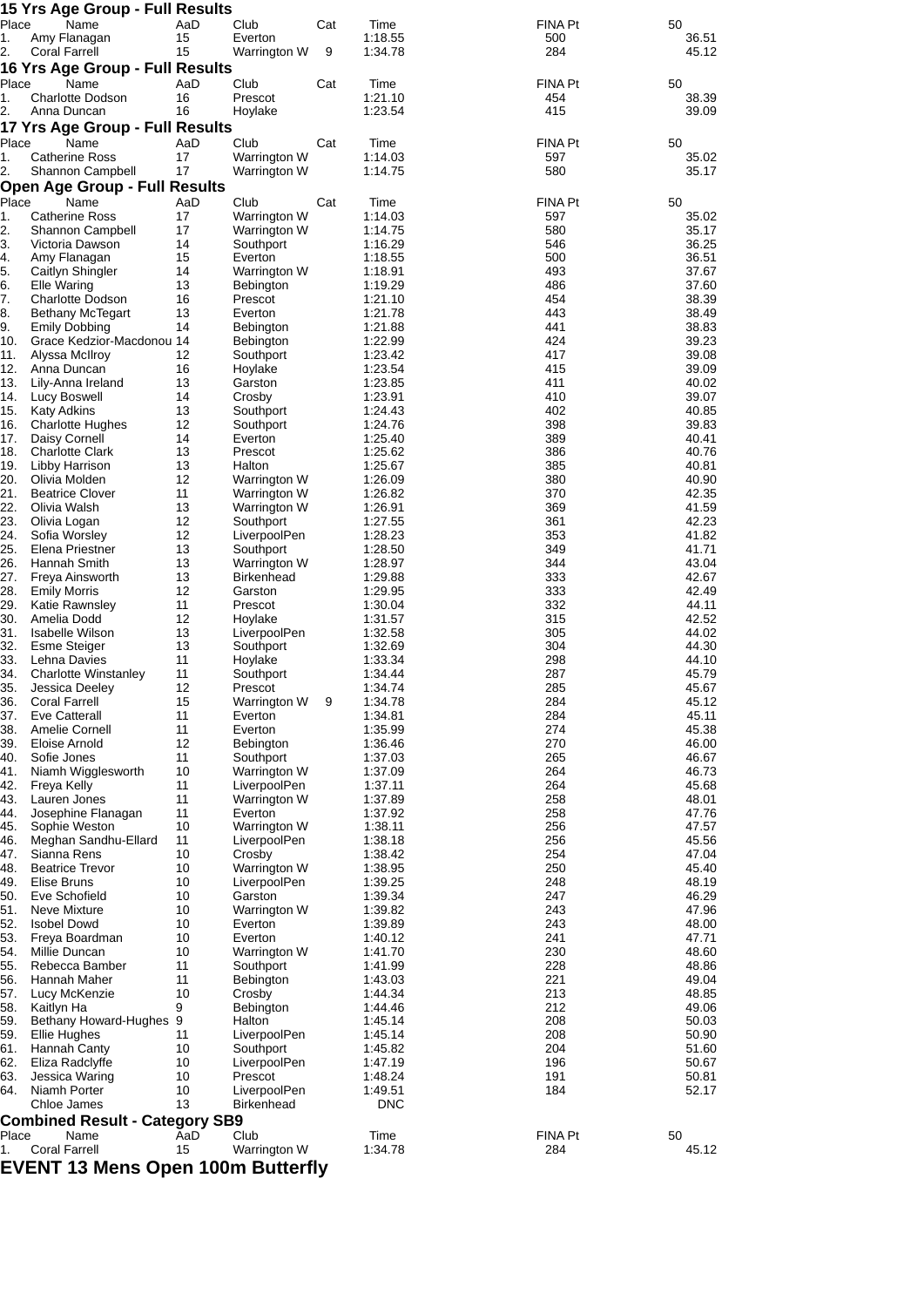## 15 Yrs Age Group - Full Results

| Place | Name | AaD | Club | Cat | Time | FINA Pt | 50 |
|---|---|---|---|---|---|---|---|
| 1. | Amy Flanagan | 15 | Everton | | 1:18.55 | 500 | 36.51 |
| 2. | Coral Farrell | 15 | Warrington W | 9 | 1:34.78 | 284 | 45.12 |

## 16 Yrs Age Group - Full Results

| Place | Name | AaD | Club | Cat | Time | FINA Pt | 50 |
|---|---|---|---|---|---|---|---|
| 1. | Charlotte Dodson | 16 | Prescot | | 1:21.10 | 454 | 38.39 |
| 2. | Anna Duncan | 16 | Hoylake | | 1:23.54 | 415 | 39.09 |

## 17 Yrs Age Group - Full Results

| Place | Name | AaD | Club | Cat | Time | FINA Pt | 50 |
|---|---|---|---|---|---|---|---|
| 1. | Catherine Ross | 17 | Warrington W | | 1:14.03 | 597 | 35.02 |
| 2. | Shannon Campbell | 17 | Warrington W | | 1:14.75 | 580 | 35.17 |

## Open Age Group - Full Results

| Place | Name | AaD | Club | Cat | Time | FINA Pt | 50 |
|---|---|---|---|---|---|---|---|
| 1. | Catherine Ross | 17 | Warrington W | | 1:14.03 | 597 | 35.02 |
| 2. | Shannon Campbell | 17 | Warrington W | | 1:14.75 | 580 | 35.17 |
| 3. | Victoria Dawson | 14 | Southport | | 1:16.29 | 546 | 36.25 |
| 4. | Amy Flanagan | 15 | Everton | | 1:18.55 | 500 | 36.51 |
| 5. | Caitlyn Shingler | 14 | Warrington W | | 1:18.91 | 493 | 37.67 |
| 6. | Elle Waring | 13 | Bebington | | 1:19.29 | 486 | 37.60 |
| 7. | Charlotte Dodson | 16 | Prescot | | 1:21.10 | 454 | 38.39 |
| 8. | Bethany McTegart | 13 | Everton | | 1:21.78 | 443 | 38.49 |
| 9. | Emily Dobbing | 14 | Bebington | | 1:21.88 | 441 | 38.83 |
| 10. | Grace Kedzior-Macdonou | 14 | Bebington | | 1:22.99 | 424 | 39.23 |
| 11. | Alyssa McIlroy | 12 | Southport | | 1:23.42 | 417 | 39.08 |
| 12. | Anna Duncan | 16 | Hoylake | | 1:23.54 | 415 | 39.09 |
| 13. | Lily-Anna Ireland | 13 | Garston | | 1:23.85 | 411 | 40.02 |
| 14. | Lucy Boswell | 14 | Crosby | | 1:23.91 | 410 | 39.07 |
| 15. | Katy Adkins | 13 | Southport | | 1:24.43 | 402 | 40.85 |
| 16. | Charlotte Hughes | 12 | Southport | | 1:24.76 | 398 | 39.83 |
| 17. | Daisy Cornell | 14 | Everton | | 1:25.40 | 389 | 40.41 |
| 18. | Charlotte Clark | 13 | Prescot | | 1:25.62 | 386 | 40.76 |
| 19. | Libby Harrison | 13 | Halton | | 1:25.67 | 385 | 40.81 |
| 20. | Olivia Molden | 12 | Warrington W | | 1:26.09 | 380 | 40.90 |
| 21. | Beatrice Clover | 11 | Warrington W | | 1:26.82 | 370 | 42.35 |
| 22. | Olivia Walsh | 13 | Warrington W | | 1:26.91 | 369 | 41.59 |
| 23. | Olivia Logan | 12 | Southport | | 1:27.55 | 361 | 42.23 |
| 24. | Sofia Worsley | 12 | LiverpoolPen | | 1:28.23 | 353 | 41.82 |
| 25. | Elena Priestner | 13 | Southport | | 1:28.50 | 349 | 41.71 |
| 26. | Hannah Smith | 13 | Warrington W | | 1:28.97 | 344 | 43.04 |
| 27. | Freya Ainsworth | 13 | Birkenhead | | 1:29.88 | 333 | 42.67 |
| 28. | Emily Morris | 12 | Garston | | 1:29.95 | 333 | 42.49 |
| 29. | Katie Rawnsley | 11 | Prescot | | 1:30.04 | 332 | 44.11 |
| 30. | Amelia Dodd | 12 | Hoylake | | 1:31.57 | 315 | 42.52 |
| 31. | Isabelle Wilson | 13 | LiverpoolPen | | 1:32.58 | 305 | 44.02 |
| 32. | Esme Steiger | 13 | Southport | | 1:32.69 | 304 | 44.30 |
| 33. | Lehna Davies | 11 | Hoylake | | 1:33.34 | 298 | 44.10 |
| 34. | Charlotte Winstanley | 11 | Southport | | 1:34.44 | 287 | 45.79 |
| 35. | Jessica Deeley | 12 | Prescot | | 1:34.74 | 285 | 45.67 |
| 36. | Coral Farrell | 15 | Warrington W | 9 | 1:34.78 | 284 | 45.12 |
| 37. | Eve Catterall | 11 | Everton | | 1:34.81 | 284 | 45.11 |
| 38. | Amelie Cornell | 11 | Everton | | 1:35.99 | 274 | 45.38 |
| 39. | Eloise Arnold | 12 | Bebington | | 1:36.46 | 270 | 46.00 |
| 40. | Sofie Jones | 11 | Southport | | 1:37.03 | 265 | 46.67 |
| 41. | Niamh Wigglesworth | 10 | Warrington W | | 1:37.09 | 264 | 46.73 |
| 42. | Freya Kelly | 11 | LiverpoolPen | | 1:37.11 | 264 | 45.68 |
| 43. | Lauren Jones | 11 | Warrington W | | 1:37.89 | 258 | 48.01 |
| 44. | Josephine Flanagan | 11 | Everton | | 1:37.92 | 258 | 47.76 |
| 45. | Sophie Weston | 10 | Warrington W | | 1:38.11 | 256 | 47.57 |
| 46. | Meghan Sandhu-Ellard | 11 | LiverpoolPen | | 1:38.18 | 256 | 45.56 |
| 47. | Sianna Rens | 10 | Crosby | | 1:38.42 | 254 | 47.04 |
| 48. | Beatrice Trevor | 10 | Warrington W | | 1:38.95 | 250 | 45.40 |
| 49. | Elise Bruns | 10 | LiverpoolPen | | 1:39.25 | 248 | 48.19 |
| 50. | Eve Schofield | 10 | Garston | | 1:39.34 | 247 | 46.29 |
| 51. | Neve Mixture | 10 | Warrington W | | 1:39.82 | 243 | 47.96 |
| 52. | Isobel Dowd | 10 | Everton | | 1:39.89 | 243 | 48.00 |
| 53. | Freya Boardman | 10 | Everton | | 1:40.12 | 241 | 47.71 |
| 54. | Millie Duncan | 10 | Warrington W | | 1:41.70 | 230 | 48.60 |
| 55. | Rebecca Bamber | 11 | Southport | | 1:41.99 | 228 | 48.86 |
| 56. | Hannah Maher | 11 | Bebington | | 1:43.03 | 221 | 49.04 |
| 57. | Lucy McKenzie | 10 | Crosby | | 1:44.34 | 213 | 48.85 |
| 58. | Kaitlyn Ha | 9 | Bebington | | 1:44.46 | 212 | 49.06 |
| 59. | Bethany Howard-Hughes | 9 | Halton | | 1:45.14 | 208 | 50.03 |
| 59. | Ellie Hughes | 11 | LiverpoolPen | | 1:45.14 | 208 | 50.90 |
| 61. | Hannah Canty | 10 | Southport | | 1:45.82 | 204 | 51.60 |
| 62. | Eliza Radclyffe | 10 | LiverpoolPen | | 1:47.19 | 196 | 50.67 |
| 63. | Jessica Waring | 10 | Prescot | | 1:48.24 | 191 | 50.81 |
| 64. | Niamh Porter | 10 | LiverpoolPen | | 1:49.51 | 184 | 52.17 |
| | Chloe James | 13 | Birkenhead | | DNC | | |

## Combined Result - Category SB9

| Place | Name | AaD | Club | Time | FINA Pt | 50 |
|---|---|---|---|---|---|---|
| 1. | Coral Farrell | 15 | Warrington W | 1:34.78 | 284 | 45.12 |

# EVENT 13 Mens Open 100m Butterfly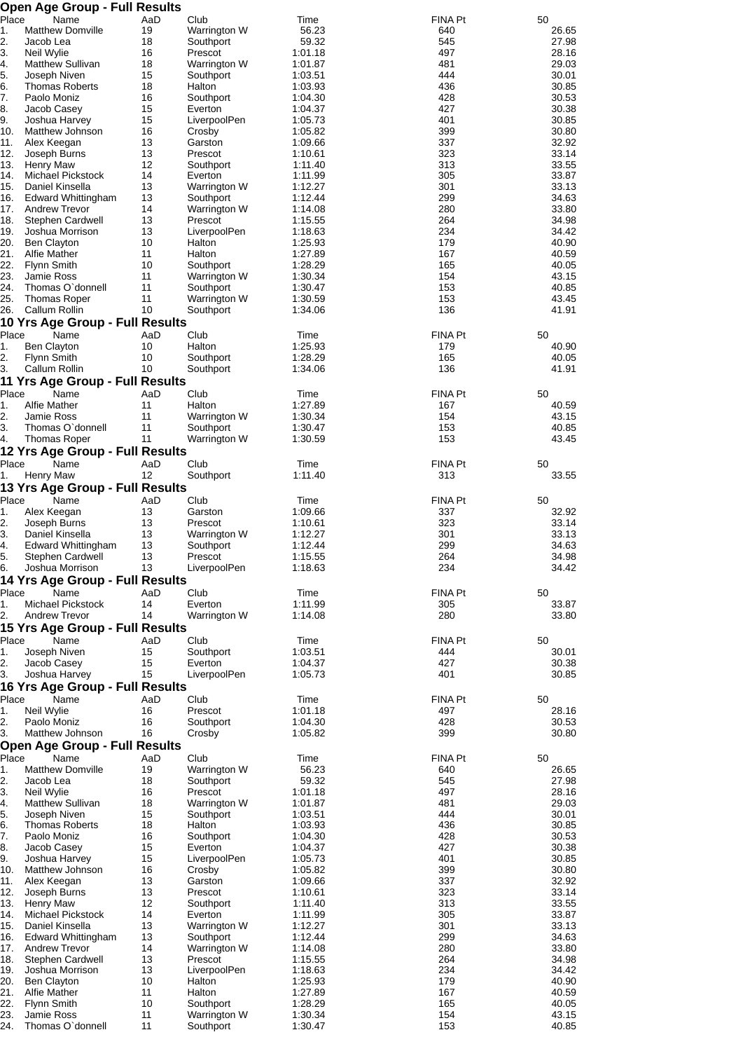## Open Age Group - Full Results

| Place | Name | AaD | Club | Time | FINA Pt | 50 |
|---|---|---|---|---|---|---|
| 1. | Matthew Domville | 19 | Warrington W | 56.23 | 640 | 26.65 |
| 2. | Jacob Lea | 18 | Southport | 59.32 | 545 | 27.98 |
| 3. | Neil Wylie | 16 | Prescot | 1:01.18 | 497 | 28.16 |
| 4. | Matthew Sullivan | 18 | Warrington W | 1:01.87 | 481 | 29.03 |
| 5. | Joseph Niven | 15 | Southport | 1:03.51 | 444 | 30.01 |
| 6. | Thomas Roberts | 18 | Halton | 1:03.93 | 436 | 30.85 |
| 7. | Paolo Moniz | 16 | Southport | 1:04.30 | 428 | 30.53 |
| 8. | Jacob Casey | 15 | Everton | 1:04.37 | 427 | 30.38 |
| 9. | Joshua Harvey | 15 | LiverpoolPen | 1:05.73 | 401 | 30.85 |
| 10. | Matthew Johnson | 16 | Crosby | 1:05.82 | 399 | 30.80 |
| 11. | Alex Keegan | 13 | Garston | 1:09.66 | 337 | 32.92 |
| 12. | Joseph Burns | 13 | Prescot | 1:10.61 | 323 | 33.14 |
| 13. | Henry Maw | 12 | Southport | 1:11.40 | 313 | 33.55 |
| 14. | Michael Pickstock | 14 | Everton | 1:11.99 | 305 | 33.87 |
| 15. | Daniel Kinsella | 13 | Warrington W | 1:12.27 | 301 | 33.13 |
| 16. | Edward Whittingham | 13 | Southport | 1:12.44 | 299 | 34.63 |
| 17. | Andrew Trevor | 14 | Warrington W | 1:14.08 | 280 | 33.80 |
| 18. | Stephen Cardwell | 13 | Prescot | 1:15.55 | 264 | 34.98 |
| 19. | Joshua Morrison | 13 | LiverpoolPen | 1:18.63 | 234 | 34.42 |
| 20. | Ben Clayton | 10 | Halton | 1:25.93 | 179 | 40.90 |
| 21. | Alfie Mather | 11 | Halton | 1:27.89 | 167 | 40.59 |
| 22. | Flynn Smith | 10 | Southport | 1:28.29 | 165 | 40.05 |
| 23. | Jamie Ross | 11 | Warrington W | 1:30.34 | 154 | 43.15 |
| 24. | Thomas O`donnell | 11 | Southport | 1:30.47 | 153 | 40.85 |
| 25. | Thomas Roper | 11 | Warrington W | 1:30.59 | 153 | 43.45 |
| 26. | Callum Rollin | 10 | Southport | 1:34.06 | 136 | 41.91 |

## 10 Yrs Age Group - Full Results

| Place | Name | AaD | Club | Time | FINA Pt | 50 |
|---|---|---|---|---|---|---|
| 1. | Ben Clayton | 10 | Halton | 1:25.93 | 179 | 40.90 |
| 2. | Flynn Smith | 10 | Southport | 1:28.29 | 165 | 40.05 |
| 3. | Callum Rollin | 10 | Southport | 1:34.06 | 136 | 41.91 |

## 11 Yrs Age Group - Full Results

| Place | Name | AaD | Club | Time | FINA Pt | 50 |
|---|---|---|---|---|---|---|
| 1. | Alfie Mather | 11 | Halton | 1:27.89 | 167 | 40.59 |
| 2. | Jamie Ross | 11 | Warrington W | 1:30.34 | 154 | 43.15 |
| 3. | Thomas O`donnell | 11 | Southport | 1:30.47 | 153 | 40.85 |
| 4. | Thomas Roper | 11 | Warrington W | 1:30.59 | 153 | 43.45 |

## 12 Yrs Age Group - Full Results

| Place | Name | AaD | Club | Time | FINA Pt | 50 |
|---|---|---|---|---|---|---|
| 1. | Henry Maw | 12 | Southport | 1:11.40 | 313 | 33.55 |

## 13 Yrs Age Group - Full Results

| Place | Name | AaD | Club | Time | FINA Pt | 50 |
|---|---|---|---|---|---|---|
| 1. | Alex Keegan | 13 | Garston | 1:09.66 | 337 | 32.92 |
| 2. | Joseph Burns | 13 | Prescot | 1:10.61 | 323 | 33.14 |
| 3. | Daniel Kinsella | 13 | Warrington W | 1:12.27 | 301 | 33.13 |
| 4. | Edward Whittingham | 13 | Southport | 1:12.44 | 299 | 34.63 |
| 5. | Stephen Cardwell | 13 | Prescot | 1:15.55 | 264 | 34.98 |
| 6. | Joshua Morrison | 13 | LiverpoolPen | 1:18.63 | 234 | 34.42 |

## 14 Yrs Age Group - Full Results

| Place | Name | AaD | Club | Time | FINA Pt | 50 |
|---|---|---|---|---|---|---|
| 1. | Michael Pickstock | 14 | Everton | 1:11.99 | 305 | 33.87 |
| 2. | Andrew Trevor | 14 | Warrington W | 1:14.08 | 280 | 33.80 |

## 15 Yrs Age Group - Full Results

| Place | Name | AaD | Club | Time | FINA Pt | 50 |
|---|---|---|---|---|---|---|
| 1. | Joseph Niven | 15 | Southport | 1:03.51 | 444 | 30.01 |
| 2. | Jacob Casey | 15 | Everton | 1:04.37 | 427 | 30.38 |
| 3. | Joshua Harvey | 15 | LiverpoolPen | 1:05.73 | 401 | 30.85 |

## 16 Yrs Age Group - Full Results

| Place | Name | AaD | Club | Time | FINA Pt | 50 |
|---|---|---|---|---|---|---|
| 1. | Neil Wylie | 16 | Prescot | 1:01.18 | 497 | 28.16 |
| 2. | Paolo Moniz | 16 | Southport | 1:04.30 | 428 | 30.53 |
| 3. | Matthew Johnson | 16 | Crosby | 1:05.82 | 399 | 30.80 |

## Open Age Group - Full Results

| Place | Name | AaD | Club | Time | FINA Pt | 50 |
|---|---|---|---|---|---|---|
| 1. | Matthew Domville | 19 | Warrington W | 56.23 | 640 | 26.65 |
| 2. | Jacob Lea | 18 | Southport | 59.32 | 545 | 27.98 |
| 3. | Neil Wylie | 16 | Prescot | 1:01.18 | 497 | 28.16 |
| 4. | Matthew Sullivan | 18 | Warrington W | 1:01.87 | 481 | 29.03 |
| 5. | Joseph Niven | 15 | Southport | 1:03.51 | 444 | 30.01 |
| 6. | Thomas Roberts | 18 | Halton | 1:03.93 | 436 | 30.85 |
| 7. | Paolo Moniz | 16 | Southport | 1:04.30 | 428 | 30.53 |
| 8. | Jacob Casey | 15 | Everton | 1:04.37 | 427 | 30.38 |
| 9. | Joshua Harvey | 15 | LiverpoolPen | 1:05.73 | 401 | 30.85 |
| 10. | Matthew Johnson | 16 | Crosby | 1:05.82 | 399 | 30.80 |
| 11. | Alex Keegan | 13 | Garston | 1:09.66 | 337 | 32.92 |
| 12. | Joseph Burns | 13 | Prescot | 1:10.61 | 323 | 33.14 |
| 13. | Henry Maw | 12 | Southport | 1:11.40 | 313 | 33.55 |
| 14. | Michael Pickstock | 14 | Everton | 1:11.99 | 305 | 33.87 |
| 15. | Daniel Kinsella | 13 | Warrington W | 1:12.27 | 301 | 33.13 |
| 16. | Edward Whittingham | 13 | Southport | 1:12.44 | 299 | 34.63 |
| 17. | Andrew Trevor | 14 | Warrington W | 1:14.08 | 280 | 33.80 |
| 18. | Stephen Cardwell | 13 | Prescot | 1:15.55 | 264 | 34.98 |
| 19. | Joshua Morrison | 13 | LiverpoolPen | 1:18.63 | 234 | 34.42 |
| 20. | Ben Clayton | 10 | Halton | 1:25.93 | 179 | 40.90 |
| 21. | Alfie Mather | 11 | Halton | 1:27.89 | 167 | 40.59 |
| 22. | Flynn Smith | 10 | Southport | 1:28.29 | 165 | 40.05 |
| 23. | Jamie Ross | 11 | Warrington W | 1:30.34 | 154 | 43.15 |
| 24. | Thomas O`donnell | 11 | Southport | 1:30.47 | 153 | 40.85 |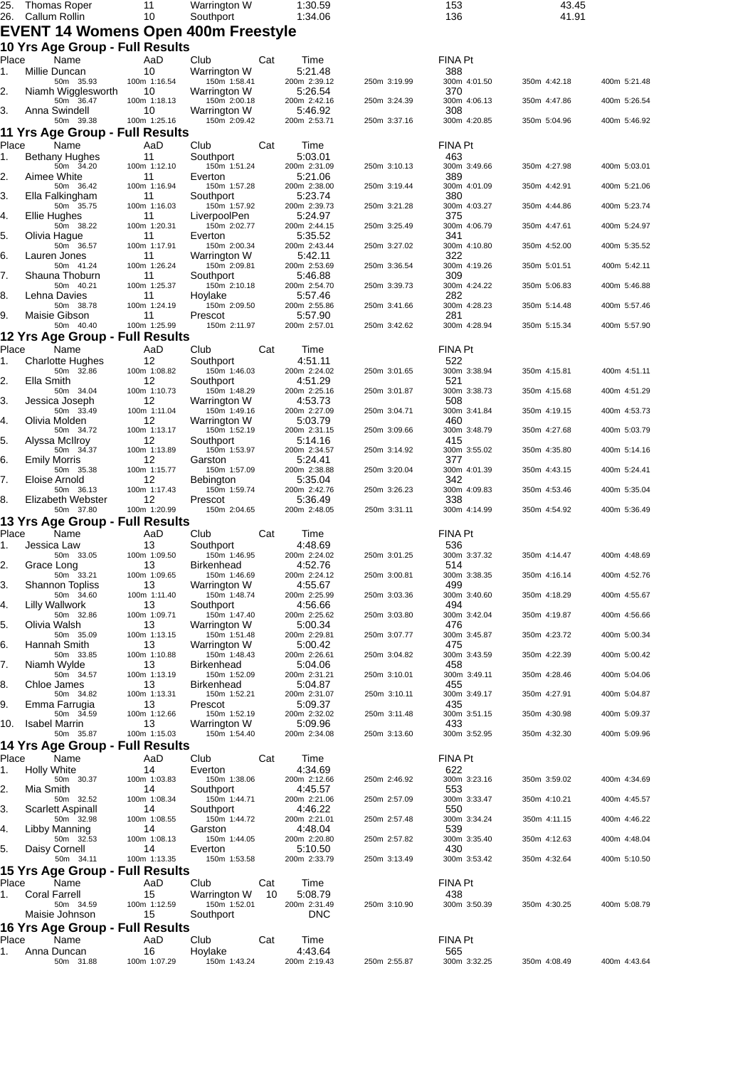| Place | Name | AaD | Club | Cat | Time | | FINA Pt | | |
|---|---|---|---|---|---|---|---|---|---|
| 25. | Thomas Roper | 11 | Warrington W | | 1:30.59 | | 153 | 43.45 | |
| 26. | Callum Rollin | 10 | Southport | | 1:34.06 | | 136 | 41.91 | |

# EVENT 14 Womens Open 400m Freestyle

## 10 Yrs Age Group - Full Results

| Place | Name | AaD | Club | Cat | Time | | FINA Pt | | |
|---|---|---|---|---|---|---|---|---|---|
| 1. | Millie Duncan | 10 | Warrington W | | 5:21.48 | | 388 | | |
| | 50m 35.93 | 100m 1:16.54 | 150m 1:58.41 | | 200m 2:39.12 | 250m 3:19.99 | 300m 4:01.50 | 350m 4:42.18 | 400m 5:21.48 |
| 2. | Niamh Wigglesworth | 10 | Warrington W | | 5:26.54 | | 370 | | |
| | 50m 36.47 | 100m 1:18.13 | 150m 2:00.18 | | 200m 2:42.16 | 250m 3:24.39 | 300m 4:06.13 | 350m 4:47.86 | 400m 5:26.54 |
| 3. | Anna Swindell | 10 | Warrington W | | 5:46.92 | | 308 | | |
| | 50m 39.38 | 100m 1:25.16 | 150m 2:09.42 | | 200m 2:53.71 | 250m 3:37.16 | 300m 4:20.85 | 350m 5:04.96 | 400m 5:46.92 |

## 11 Yrs Age Group - Full Results

| Place | Name | AaD | Club | Cat | Time | | FINA Pt | | |
|---|---|---|---|---|---|---|---|---|---|
| 1. | Bethany Hughes | 11 | Southport | | 5:03.01 | | 463 | | |
| | 50m 34.20 | 100m 1:12.10 | 150m 1:51.24 | | 200m 2:31.09 | 250m 3:10.13 | 300m 3:49.66 | 350m 4:27.98 | 400m 5:03.01 |
| 2. | Aimee White | 11 | Everton | | 5:21.06 | | 389 | | |
| | 50m 36.42 | 100m 1:16.94 | 150m 1:57.28 | | 200m 2:38.00 | 250m 3:19.44 | 300m 4:01.09 | 350m 4:42.91 | 400m 5:21.06 |
| 3. | Ella Falkingham | 11 | Southport | | 5:23.74 | | 380 | | |
| | 50m 35.75 | 100m 1:16.03 | 150m 1:57.92 | | 200m 2:39.73 | 250m 3:21.28 | 300m 4:03.27 | 350m 4:44.86 | 400m 5:23.74 |
| 4. | Ellie Hughes | 11 | LiverpoolPen | | 5:24.97 | | 375 | | |
| | 50m 38.22 | 100m 1:20.31 | 150m 2:02.77 | | 200m 2:44.15 | 250m 3:25.49 | 300m 4:06.79 | 350m 4:47.61 | 400m 5:24.97 |
| 5. | Olivia Hague | 11 | Everton | | 5:35.52 | | 341 | | |
| | 50m 36.57 | 100m 1:17.91 | 150m 2:00.34 | | 200m 2:43.44 | 250m 3:27.02 | 300m 4:10.80 | 350m 4:52.00 | 400m 5:35.52 |
| 6. | Lauren Jones | 11 | Warrington W | | 5:42.11 | | 322 | | |
| | 50m 41.24 | 100m 1:26.24 | 150m 2:09.81 | | 200m 2:53.69 | 250m 3:36.54 | 300m 4:19.26 | 350m 5:01.51 | 400m 5:42.11 |
| 7. | Shauna Thoburn | 11 | Southport | | 5:46.88 | | 309 | | |
| | 50m 40.21 | 100m 1:25.37 | 150m 2:10.18 | | 200m 2:54.70 | 250m 3:39.73 | 300m 4:24.22 | 350m 5:06.83 | 400m 5:46.88 |
| 8. | Lehna Davies | 11 | Hoylake | | 5:57.46 | | 282 | | |
| | 50m 38.78 | 100m 1:24.19 | 150m 2:09.50 | | 200m 2:55.86 | 250m 3:41.66 | 300m 4:28.23 | 350m 5:14.48 | 400m 5:57.46 |
| 9. | Maisie Gibson | 11 | Prescot | | 5:57.90 | | 281 | | |
| | 50m 40.40 | 100m 1:25.99 | 150m 2:11.97 | | 200m 2:57.01 | 250m 3:42.62 | 300m 4:28.94 | 350m 5:15.34 | 400m 5:57.90 |

## 12 Yrs Age Group - Full Results

| Place | Name | AaD | Club | Cat | Time | | FINA Pt | | |
|---|---|---|---|---|---|---|---|---|---|
| 1. | Charlotte Hughes | 12 | Southport | | 4:51.11 | | 522 | | |
| | 50m 32.86 | 100m 1:08.82 | 150m 1:46.03 | | 200m 2:24.02 | 250m 3:01.65 | 300m 3:38.94 | 350m 4:15.81 | 400m 4:51.11 |
| 2. | Ella Smith | 12 | Southport | | 4:51.29 | | 521 | | |
| | 50m 34.04 | 100m 1:10.73 | 150m 1:48.29 | | 200m 2:25.16 | 250m 3:01.87 | 300m 3:38.73 | 350m 4:15.68 | 400m 4:51.29 |
| 3. | Jessica Joseph | 12 | Warrington W | | 4:53.73 | | 508 | | |
| | 50m 33.49 | 100m 1:11.04 | 150m 1:49.16 | | 200m 2:27.09 | 250m 3:04.71 | 300m 3:41.84 | 350m 4:19.15 | 400m 4:53.73 |
| 4. | Olivia Molden | 12 | Warrington W | | 5:03.79 | | 460 | | |
| | 50m 34.72 | 100m 1:13.17 | 150m 1:52.19 | | 200m 2:31.15 | 250m 3:09.66 | 300m 3:48.79 | 350m 4:27.68 | 400m 5:03.79 |
| 5. | Alyssa McIlroy | 12 | Southport | | 5:14.16 | | 415 | | |
| | 50m 34.37 | 100m 1:13.89 | 150m 1:53.97 | | 200m 2:34.57 | 250m 3:14.92 | 300m 3:55.02 | 350m 4:35.80 | 400m 5:14.16 |
| 6. | Emily Morris | 12 | Garston | | 5:24.41 | | 377 | | |
| | 50m 35.38 | 100m 1:15.77 | 150m 1:57.09 | | 200m 2:38.88 | 250m 3:20.04 | 300m 4:01.39 | 350m 4:43.15 | 400m 5:24.41 |
| 7. | Eloise Arnold | 12 | Bebington | | 5:35.04 | | 342 | | |
| | 50m 36.13 | 100m 1:17.43 | 150m 1:59.74 | | 200m 2:42.76 | 250m 3:26.23 | 300m 4:09.83 | 350m 4:53.46 | 400m 5:35.04 |
| 8. | Elizabeth Webster | 12 | Prescot | | 5:36.49 | | 338 | | |
| | 50m 37.80 | 100m 1:20.99 | 150m 2:04.65 | | 200m 2:48.05 | 250m 3:31.11 | 300m 4:14.99 | 350m 4:54.92 | 400m 5:36.49 |

## 13 Yrs Age Group - Full Results

| Place | Name | AaD | Club | Cat | Time | | FINA Pt | | |
|---|---|---|---|---|---|---|---|---|---|
| 1. | Jessica Law | 13 | Southport | | 4:48.69 | | 536 | | |
| | 50m 33.05 | 100m 1:09.50 | 150m 1:46.95 | | 200m 2:24.02 | 250m 3:01.25 | 300m 3:37.32 | 350m 4:14.47 | 400m 4:48.69 |
| 2. | Grace Long | 13 | Birkenhead | | 4:52.76 | | 514 | | |
| | 50m 33.21 | 100m 1:09.65 | 150m 1:46.69 | | 200m 2:24.12 | 250m 3:00.81 | 300m 3:38.35 | 350m 4:16.14 | 400m 4:52.76 |
| 3. | Shannon Topliss | 13 | Warrington W | | 4:55.67 | | 499 | | |
| | 50m 34.60 | 100m 1:11.40 | 150m 1:48.74 | | 200m 2:25.99 | 250m 3:03.36 | 300m 3:40.60 | 350m 4:18.29 | 400m 4:55.67 |
| 4. | Lilly Wallwork | 13 | Southport | | 4:56.66 | | 494 | | |
| | 50m 32.86 | 100m 1:09.71 | 150m 1:47.40 | | 200m 2:25.62 | 250m 3:03.80 | 300m 3:42.04 | 350m 4:19.87 | 400m 4:56.66 |
| 5. | Olivia Walsh | 13 | Warrington W | | 5:00.34 | | 476 | | |
| | 50m 35.09 | 100m 1:13.15 | 150m 1:51.48 | | 200m 2:29.81 | 250m 3:07.77 | 300m 3:45.87 | 350m 4:23.72 | 400m 5:00.34 |
| 6. | Hannah Smith | 13 | Warrington W | | 5:00.42 | | 475 | | |
| | 50m 33.85 | 100m 1:10.88 | 150m 1:48.43 | | 200m 2:26.61 | 250m 3:04.82 | 300m 3:43.59 | 350m 4:22.39 | 400m 5:00.42 |
| 7. | Niamh Wylde | 13 | Birkenhead | | 5:04.06 | | 458 | | |
| | 50m 34.57 | 100m 1:13.19 | 150m 1:52.09 | | 200m 2:31.21 | 250m 3:10.01 | 300m 3:49.11 | 350m 4:28.46 | 400m 5:04.06 |
| 8. | Chloe James | 13 | Birkenhead | | 5:04.87 | | 455 | | |
| | 50m 34.82 | 100m 1:13.31 | 150m 1:52.21 | | 200m 2:31.07 | 250m 3:10.11 | 300m 3:49.17 | 350m 4:27.91 | 400m 5:04.87 |
| 9. | Emma Farrugia | 13 | Prescot | | 5:09.37 | | 435 | | |
| | 50m 34.59 | 100m 1:12.66 | 150m 1:52.19 | | 200m 2:32.02 | 250m 3:11.48 | 300m 3:51.15 | 350m 4:30.98 | 400m 5:09.37 |
| 10. | Isabel Marrin | 13 | Warrington W | | 5:09.96 | | 433 | | |
| | 50m 35.87 | 100m 1:15.03 | 150m 1:54.40 | | 200m 2:34.08 | 250m 3:13.60 | 300m 3:52.95 | 350m 4:32.30 | 400m 5:09.96 |

## 14 Yrs Age Group - Full Results

| Place | Name | AaD | Club | Cat | Time | | FINA Pt | | |
|---|---|---|---|---|---|---|---|---|---|
| 1. | Holly White | 14 | Everton | | 4:34.69 | | 622 | | |
| | 50m 30.37 | 100m 1:03.83 | 150m 1:38.06 | | 200m 2:12.66 | 250m 2:46.92 | 300m 3:23.16 | 350m 3:59.02 | 400m 4:34.69 |
| 2. | Mia Smith | 14 | Southport | | 4:45.57 | | 553 | | |
| | 50m 32.52 | 100m 1:08.34 | 150m 1:44.71 | | 200m 2:21.06 | 250m 2:57.09 | 300m 3:33.47 | 350m 4:10.21 | 400m 4:45.57 |
| 3. | Scarlett Aspinall | 14 | Southport | | 4:46.22 | | 550 | | |
| | 50m 32.98 | 100m 1:08.55 | 150m 1:44.72 | | 200m 2:21.01 | 250m 2:57.48 | 300m 3:34.24 | 350m 4:11.15 | 400m 4:46.22 |
| 4. | Libby Manning | 14 | Garston | | 4:48.04 | | 539 | | |
| | 50m 32.53 | 100m 1:08.13 | 150m 1:44.05 | | 200m 2:20.80 | 250m 2:57.82 | 300m 3:35.40 | 350m 4:12.63 | 400m 4:48.04 |
| 5. | Daisy Cornell | 14 | Everton | | 5:10.50 | | 430 | | |
| | 50m 34.11 | 100m 1:13.35 | 150m 1:53.58 | | 200m 2:33.79 | 250m 3:13.49 | 300m 3:53.42 | 350m 4:32.64 | 400m 5:10.50 |

## 15 Yrs Age Group - Full Results

| Place | Name | AaD | Club | Cat | Time | | FINA Pt | | |
|---|---|---|---|---|---|---|---|---|---|
| 1. | Coral Farrell | 15 | Warrington W | 10 | 5:08.79 | | 438 | | |
| | 50m 34.59 | 100m 1:12.59 | 150m 1:52.01 | | 200m 2:31.49 | 250m 3:10.90 | 300m 3:50.39 | 350m 4:30.25 | 400m 5:08.79 |
| | Maisie Johnson | 15 | Southport | | DNC | | | | |

## 16 Yrs Age Group - Full Results

| Place | Name | AaD | Club | Cat | Time | | FINA Pt | | |
|---|---|---|---|---|---|---|---|---|---|
| 1. | Anna Duncan | 16 | Hoylake | | 4:43.64 | | 565 | | |
| | 50m 31.88 | 100m 1:07.29 | 150m 1:43.24 | | 200m 2:19.43 | 250m 2:55.87 | 300m 3:32.25 | 350m 4:08.49 | 400m 4:43.64 |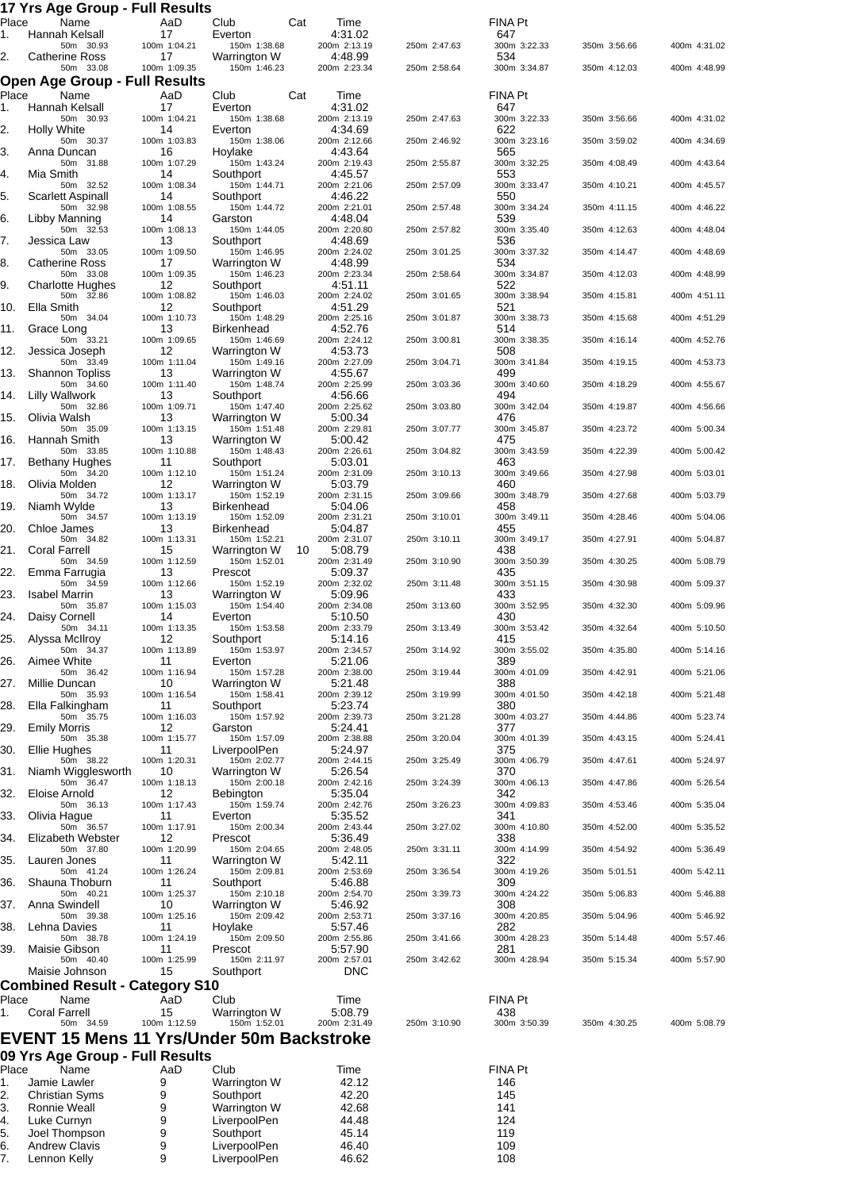## 17 Yrs Age Group - Full Results

| Place | Name | AaD | Club | Cat | Time | | FINA Pt | | |
|---|---|---|---|---|---|---|---|---|---|
| 1. | Hannah Kelsall | 17 | Everton | | 4:31.02 | | 647 | | |
| | 50m 30.93 | 100m 1:04.21 | 150m 1:38.68 | | 200m 2:13.19 | 250m 2:47.63 | 300m 3:22.33 | 350m 3:56.66 | 400m 4:31.02 |
| 2. | Catherine Ross | 17 | Warrington W | | 4:48.99 | | 534 | | |
| | 50m 33.08 | 100m 1:09.35 | 150m 1:46.23 | | 200m 2:23.34 | 250m 2:58.64 | 300m 3:34.87 | 350m 4:12.03 | 400m 4:48.99 |

## Open Age Group - Full Results

| Place | Name | AaD | Club | Cat | Time | | FINA Pt | | |
|---|---|---|---|---|---|---|---|---|---|
| 1. | Hannah Kelsall | 17 | Everton | | 4:31.02 | | 647 | | |
| | 50m 30.93 | 100m 1:04.21 | 150m 1:38.68 | | 200m 2:13.19 | 250m 2:47.63 | 300m 3:22.33 | 350m 3:56.66 | 400m 4:31.02 |
| 2. | Holly White | 14 | Everton | | 4:34.69 | | 622 | | |
| | 50m 30.37 | 100m 1:03.83 | 150m 1:38.06 | | 200m 2:12.66 | 250m 2:46.92 | 300m 3:23.16 | 350m 3:59.02 | 400m 4:34.69 |
| 3. | Anna Duncan | 16 | Hoylake | | 4:43.64 | | 565 | | |
| | 50m 31.88 | 100m 1:07.29 | 150m 1:43.24 | | 200m 2:19.43 | 250m 2:55.87 | 300m 3:32.25 | 350m 4:08.49 | 400m 4:43.64 |
| 4. | Mia Smith | 14 | Southport | | 4:45.57 | | 553 | | |
| | 50m 32.52 | 100m 1:08.34 | 150m 1:44.71 | | 200m 2:21.06 | 250m 2:57.09 | 300m 3:33.47 | 350m 4:10.21 | 400m 4:45.57 |
| 5. | Scarlett Aspinall | 14 | Southport | | 4:46.22 | | 550 | | |
| | 50m 32.98 | 100m 1:08.55 | 150m 1:44.72 | | 200m 2:21.01 | 250m 2:57.48 | 300m 3:34.24 | 350m 4:11.15 | 400m 4:46.22 |
| 6. | Libby Manning | 14 | Garston | | 4:48.04 | | 539 | | |
| | 50m 32.53 | 100m 1:08.13 | 150m 1:44.05 | | 200m 2:20.80 | 250m 2:57.82 | 300m 3:35.40 | 350m 4:12.63 | 400m 4:48.04 |
| 7. | Jessica Law | 13 | Southport | | 4:48.69 | | 536 | | |
| | 50m 33.05 | 100m 1:09.50 | 150m 1:46.95 | | 200m 2:24.02 | 250m 3:01.25 | 300m 3:37.32 | 350m 4:14.47 | 400m 4:48.69 |
| 8. | Catherine Ross | 17 | Warrington W | | 4:48.99 | | 534 | | |
| | 50m 33.08 | 100m 1:09.35 | 150m 1:46.23 | | 200m 2:23.34 | 250m 2:58.64 | 300m 3:34.87 | 350m 4:12.03 | 400m 4:48.99 |
| 9. | Charlotte Hughes | 12 | Southport | | 4:51.11 | | 522 | | |
| | 50m 32.86 | 100m 1:08.82 | 150m 1:46.03 | | 200m 2:24.02 | 250m 3:01.65 | 300m 3:38.94 | 350m 4:15.81 | 400m 4:51.11 |
| 10. | Ella Smith | 12 | Southport | | 4:51.29 | | 521 | | |
| | 50m 34.04 | 100m 1:10.73 | 150m 1:48.29 | | 200m 2:25.16 | 250m 3:01.87 | 300m 3:38.73 | 350m 4:15.68 | 400m 4:51.29 |
| 11. | Grace Long | 13 | Birkenhead | | 4:52.76 | | 514 | | |
| | 50m 33.21 | 100m 1:09.65 | 150m 1:46.69 | | 200m 2:24.12 | 250m 3:00.81 | 300m 3:38.35 | 350m 4:16.14 | 400m 4:52.76 |
| 12. | Jessica Joseph | 12 | Warrington W | | 4:53.73 | | 508 | | |
| | 50m 33.49 | 100m 1:11.04 | 150m 1:49.16 | | 200m 2:27.09 | 250m 3:04.71 | 300m 3:41.84 | 350m 4:19.15 | 400m 4:53.73 |
| 13. | Shannon Topliss | 13 | Warrington W | | 4:55.67 | | 499 | | |
| | 50m 34.60 | 100m 1:11.40 | 150m 1:48.74 | | 200m 2:25.99 | 250m 3:03.36 | 300m 3:40.60 | 350m 4:18.29 | 400m 4:55.67 |
| 14. | Lilly Wallwork | 13 | Southport | | 4:56.66 | | 494 | | |
| | 50m 32.86 | 100m 1:09.71 | 150m 1:47.40 | | 200m 2:25.62 | 250m 3:03.80 | 300m 3:42.04 | 350m 4:19.87 | 400m 4:56.66 |
| 15. | Olivia Walsh | 13 | Warrington W | | 5:00.34 | | 476 | | |
| | 50m 35.09 | 100m 1:13.15 | 150m 1:51.48 | | 200m 2:29.81 | 250m 3:07.77 | 300m 3:45.87 | 350m 4:23.72 | 400m 5:00.34 |
| 16. | Hannah Smith | 13 | Warrington W | | 5:00.42 | | 475 | | |
| | 50m 33.85 | 100m 1:10.88 | 150m 1:48.43 | | 200m 2:26.61 | 250m 3:04.82 | 300m 3:43.59 | 350m 4:22.39 | 400m 5:00.42 |
| 17. | Bethany Hughes | 11 | Southport | | 5:03.01 | | 463 | | |
| | 50m 34.20 | 100m 1:12.10 | 150m 1:51.24 | | 200m 2:31.09 | 250m 3:10.13 | 300m 3:49.66 | 350m 4:27.98 | 400m 5:03.01 |
| 18. | Olivia Molden | 12 | Warrington W | | 5:03.79 | | 460 | | |
| | 50m 34.72 | 100m 1:13.17 | 150m 1:52.19 | | 200m 2:31.15 | 250m 3:09.66 | 300m 3:48.79 | 350m 4:27.68 | 400m 5:03.79 |
| 19. | Niamh Wylde | 13 | Birkenhead | | 5:04.06 | | 458 | | |
| | 50m 34.57 | 100m 1:13.19 | 150m 1:52.09 | | 200m 2:31.21 | 250m 3:10.01 | 300m 3:49.11 | 350m 4:28.46 | 400m 5:04.06 |
| 20. | Chloe James | 13 | Birkenhead | | 5:04.87 | | 455 | | |
| | 50m 34.82 | 100m 1:13.31 | 150m 1:52.21 | | 200m 2:31.07 | 250m 3:10.11 | 300m 3:49.17 | 350m 4:27.91 | 400m 5:04.87 |
| 21. | Coral Farrell | 15 | Warrington W | 10 | 5:08.79 | | 438 | | |
| | 50m 34.59 | 100m 1:12.59 | 150m 1:52.01 | | 200m 2:31.49 | 250m 3:10.90 | 300m 3:50.39 | 350m 4:30.25 | 400m 5:08.79 |
| 22. | Emma Farrugia | 13 | Prescot | | 5:09.37 | | 435 | | |
| | 50m 34.59 | 100m 1:12.66 | 150m 1:52.19 | | 200m 2:32.02 | 250m 3:11.48 | 300m 3:51.15 | 350m 4:30.98 | 400m 5:09.37 |
| 23. | Isabel Marrin | 13 | Warrington W | | 5:09.96 | | 433 | | |
| | 50m 35.87 | 100m 1:15.03 | 150m 1:54.40 | | 200m 2:34.08 | 250m 3:13.60 | 300m 3:52.95 | 350m 4:32.30 | 400m 5:09.96 |
| 24. | Daisy Cornell | 14 | Everton | | 5:10.50 | | 430 | | |
| | 50m 34.11 | 100m 1:13.35 | 150m 1:53.58 | | 200m 2:33.79 | 250m 3:13.49 | 300m 3:53.42 | 350m 4:32.64 | 400m 5:10.50 |
| 25. | Alyssa McIlroy | 12 | Southport | | 5:14.16 | | 415 | | |
| | 50m 34.37 | 100m 1:13.89 | 150m 1:53.97 | | 200m 2:34.57 | 250m 3:14.92 | 300m 3:55.02 | 350m 4:35.80 | 400m 5:14.16 |
| 26. | Aimee White | 11 | Everton | | 5:21.06 | | 389 | | |
| | 50m 36.42 | 100m 1:16.94 | 150m 1:57.28 | | 200m 2:38.00 | 250m 3:19.44 | 300m 4:01.09 | 350m 4:42.91 | 400m 5:21.06 |
| 27. | Millie Duncan | 10 | Warrington W | | 5:21.48 | | 388 | | |
| | 50m 35.93 | 100m 1:16.54 | 150m 1:58.41 | | 200m 2:39.12 | 250m 3:19.99 | 300m 4:01.50 | 350m 4:42.18 | 400m 5:21.48 |
| 28. | Ella Falkingham | 11 | Southport | | 5:23.74 | | 380 | | |
| | 50m 35.75 | 100m 1:16.03 | 150m 1:57.92 | | 200m 2:39.73 | 250m 3:21.28 | 300m 4:03.27 | 350m 4:44.86 | 400m 5:23.74 |
| 29. | Emily Morris | 12 | Garston | | 5:24.41 | | 377 | | |
| | 50m 35.38 | 100m 1:15.77 | 150m 1:57.09 | | 200m 2:38.88 | 250m 3:20.04 | 300m 4:01.39 | 350m 4:43.15 | 400m 5:24.41 |
| 30. | Ellie Hughes | 11 | LiverpoolPen | | 5:24.97 | | 375 | | |
| | 50m 38.22 | 100m 1:20.31 | 150m 2:02.77 | | 200m 2:44.15 | 250m 3:25.49 | 300m 4:06.79 | 350m 4:47.61 | 400m 5:24.97 |
| 31. | Niamh Wigglesworth | 10 | Warrington W | | 5:26.54 | | 370 | | |
| | 50m 36.47 | 100m 1:18.13 | 150m 2:00.18 | | 200m 2:42.16 | 250m 3:24.39 | 300m 4:06.13 | 350m 4:47.86 | 400m 5:26.54 |
| 32. | Eloise Arnold | 12 | Bebington | | 5:35.04 | | 342 | | |
| | 50m 36.13 | 100m 1:17.43 | 150m 1:59.74 | | 200m 2:42.76 | 250m 3:26.23 | 300m 4:09.83 | 350m 4:53.46 | 400m 5:35.04 |
| 33. | Olivia Hague | 11 | Everton | | 5:35.52 | | 341 | | |
| | 50m 36.57 | 100m 1:17.91 | 150m 2:00.34 | | 200m 2:43.44 | 250m 3:27.02 | 300m 4:10.80 | 350m 4:52.00 | 400m 5:35.52 |
| 34. | Elizabeth Webster | 12 | Prescot | | 5:36.49 | | 338 | | |
| | 50m 37.80 | 100m 1:20.99 | 150m 2:04.65 | | 200m 2:48.05 | 250m 3:31.11 | 300m 4:14.99 | 350m 4:54.92 | 400m 5:36.49 |
| 35. | Lauren Jones | 11 | Warrington W | | 5:42.11 | | 322 | | |
| | 50m 41.24 | 100m 1:26.24 | 150m 2:09.81 | | 200m 2:53.69 | 250m 3:36.54 | 300m 4:19.26 | 350m 5:01.51 | 400m 5:42.11 |
| 36. | Shauna Thoburn | 11 | Southport | | 5:46.88 | | 309 | | |
| | 50m 40.21 | 100m 1:25.37 | 150m 2:10.18 | | 200m 2:54.70 | 250m 3:39.73 | 300m 4:24.22 | 350m 5:06.83 | 400m 5:46.88 |
| 37. | Anna Swindell | 10 | Warrington W | | 5:46.92 | | 308 | | |
| | 50m 39.38 | 100m 1:25.16 | 150m 2:09.42 | | 200m 2:53.71 | 250m 3:37.16 | 300m 4:20.85 | 350m 5:04.96 | 400m 5:46.92 |
| 38. | Lehna Davies | 11 | Hoylake | | 5:57.46 | | 282 | | |
| | 50m 38.78 | 100m 1:24.19 | 150m 2:09.50 | | 200m 2:55.86 | 250m 3:41.66 | 300m 4:28.23 | 350m 5:14.48 | 400m 5:57.46 |
| 39. | Maisie Gibson | 11 | Prescot | | 5:57.90 | | 281 | | |
| | 50m 40.40 | 100m 1:25.99 | 150m 2:11.97 | | 200m 2:57.01 | 250m 3:42.62 | 300m 4:28.94 | 350m 5:15.34 | 400m 5:57.90 |
| | Maisie Johnson | 15 | Southport | | DNC | | | | |

## Combined Result - Category S10

| Place | Name | AaD | Club | Time | | FINA Pt | | |
|---|---|---|---|---|---|---|---|---|
| 1. | Coral Farrell | 15 | Warrington W | 5:08.79 | | 438 | | |
| | 50m 34.59 | 100m 1:12.59 | 150m 1:52.01 | 200m 2:31.49 | 250m 3:10.90 | 300m 3:50.39 | 350m 4:30.25 | 400m 5:08.79 |

# EVENT 15 Mens 11 Yrs/Under 50m Backstroke

## 09 Yrs Age Group - Full Results

| Place | Name | AaD | Club | Time | FINA Pt |
|---|---|---|---|---|---|
| 1. | Jamie Lawler | 9 | Warrington W | 42.12 | 146 |
| 2. | Christian Syms | 9 | Southport | 42.20 | 145 |
| 3. | Ronnie Weall | 9 | Warrington W | 42.68 | 141 |
| 4. | Luke Curnyn | 9 | LiverpoolPen | 44.48 | 124 |
| 5. | Joel Thompson | 9 | Southport | 45.14 | 119 |
| 6. | Andrew Clavis | 9 | LiverpoolPen | 46.40 | 109 |
| 7. | Lennon Kelly | 9 | LiverpoolPen | 46.62 | 108 |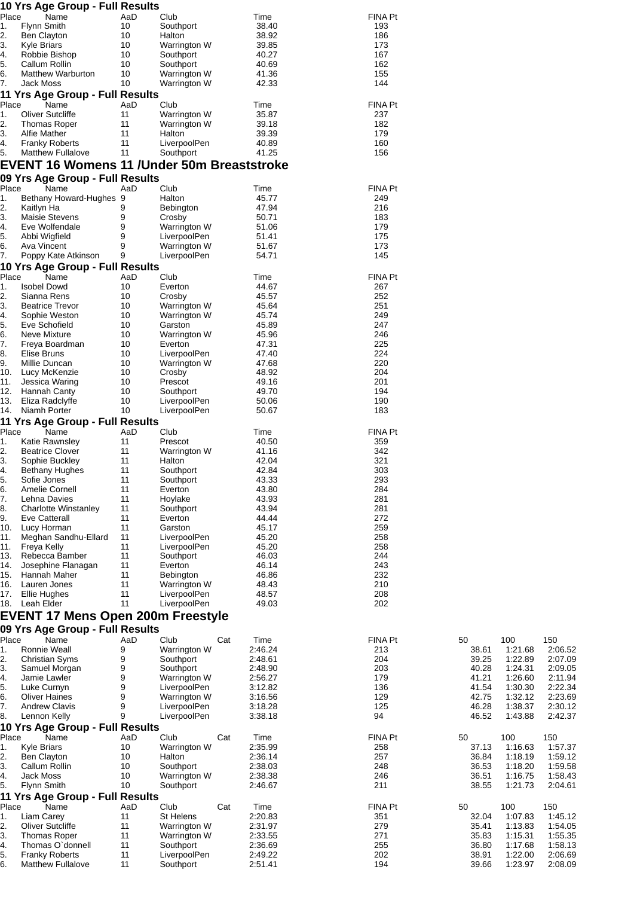### 10 Yrs Age Group - Full Results

| Place | Name | AaD | Club | Time | FINA Pt |
|---|---|---|---|---|---|
| 1. | Flynn Smith | 10 | Southport | 38.40 | 193 |
| 2. | Ben Clayton | 10 | Halton | 38.92 | 186 |
| 3. | Kyle Briars | 10 | Warrington W | 39.85 | 173 |
| 4. | Robbie Bishop | 10 | Southport | 40.27 | 167 |
| 5. | Callum Rollin | 10 | Southport | 40.69 | 162 |
| 6. | Matthew Warburton | 10 | Warrington W | 41.36 | 155 |
| 7. | Jack Moss | 10 | Warrington W | 42.33 | 144 |

### 11 Yrs Age Group - Full Results

| Place | Name | AaD | Club | Time | FINA Pt |
|---|---|---|---|---|---|
| 1. | Oliver Sutcliffe | 11 | Warrington W | 35.87 | 237 |
| 2. | Thomas Roper | 11 | Warrington W | 39.18 | 182 |
| 3. | Alfie Mather | 11 | Halton | 39.39 | 179 |
| 4. | Franky Roberts | 11 | LiverpoolPen | 40.89 | 160 |
| 5. | Matthew Fullalove | 11 | Southport | 41.25 | 156 |

## EVENT 16 Womens 11 /Under 50m Breaststroke

### 09 Yrs Age Group - Full Results

| Place | Name | AaD | Club | Time | FINA Pt |
|---|---|---|---|---|---|
| 1. | Bethany Howard-Hughes | 9 | Halton | 45.77 | 249 |
| 2. | Kaitlyn Ha | 9 | Bebington | 47.94 | 216 |
| 3. | Maisie Stevens | 9 | Crosby | 50.71 | 183 |
| 4. | Eve Wolfendale | 9 | Warrington W | 51.06 | 179 |
| 5. | Abbi Wigfield | 9 | LiverpoolPen | 51.41 | 175 |
| 6. | Ava Vincent | 9 | Warrington W | 51.67 | 173 |
| 7. | Poppy Kate Atkinson | 9 | LiverpoolPen | 54.71 | 145 |

### 10 Yrs Age Group - Full Results

| Place | Name | AaD | Club | Time | FINA Pt |
|---|---|---|---|---|---|
| 1. | Isobel Dowd | 10 | Everton | 44.67 | 267 |
| 2. | Sianna Rens | 10 | Crosby | 45.57 | 252 |
| 3. | Beatrice Trevor | 10 | Warrington W | 45.64 | 251 |
| 4. | Sophie Weston | 10 | Warrington W | 45.74 | 249 |
| 5. | Eve Schofield | 10 | Garston | 45.89 | 247 |
| 6. | Neve Mixture | 10 | Warrington W | 45.96 | 246 |
| 7. | Freya Boardman | 10 | Everton | 47.31 | 225 |
| 8. | Elise Bruns | 10 | LiverpoolPen | 47.40 | 224 |
| 9. | Millie Duncan | 10 | Warrington W | 47.68 | 220 |
| 10. | Lucy McKenzie | 10 | Crosby | 48.92 | 204 |
| 11. | Jessica Waring | 10 | Prescot | 49.16 | 201 |
| 12. | Hannah Canty | 10 | Southport | 49.70 | 194 |
| 13. | Eliza Radclyffe | 10 | LiverpoolPen | 50.06 | 190 |
| 14. | Niamh Porter | 10 | LiverpoolPen | 50.67 | 183 |

### 11 Yrs Age Group - Full Results

| Place | Name | AaD | Club | Time | FINA Pt |
|---|---|---|---|---|---|
| 1. | Katie Rawnsley | 11 | Prescot | 40.50 | 359 |
| 2. | Beatrice Clover | 11 | Warrington W | 41.16 | 342 |
| 3. | Sophie Buckley | 11 | Halton | 42.04 | 321 |
| 4. | Bethany Hughes | 11 | Southport | 42.84 | 303 |
| 5. | Sofie Jones | 11 | Southport | 43.33 | 293 |
| 6. | Amelie Cornell | 11 | Everton | 43.80 | 284 |
| 7. | Lehna Davies | 11 | Hoylake | 43.93 | 281 |
| 8. | Charlotte Winstanley | 11 | Southport | 43.94 | 281 |
| 9. | Eve Catterall | 11 | Everton | 44.44 | 272 |
| 10. | Lucy Horman | 11 | Garston | 45.17 | 259 |
| 11. | Meghan Sandhu-Ellard | 11 | LiverpoolPen | 45.20 | 258 |
| 11. | Freya Kelly | 11 | LiverpoolPen | 45.20 | 258 |
| 13. | Rebecca Bamber | 11 | Southport | 46.03 | 244 |
| 14. | Josephine Flanagan | 11 | Everton | 46.14 | 243 |
| 15. | Hannah Maher | 11 | Bebington | 46.86 | 232 |
| 16. | Lauren Jones | 11 | Warrington W | 48.43 | 210 |
| 17. | Ellie Hughes | 11 | LiverpoolPen | 48.57 | 208 |
| 18. | Leah Elder | 11 | LiverpoolPen | 49.03 | 202 |

## EVENT 17 Mens Open 200m Freestyle

### 09 Yrs Age Group - Full Results

| Place | Name | AaD | Club | Cat | Time | FINA Pt | 50 | 100 | 150 |
|---|---|---|---|---|---|---|---|---|---|
| 1. | Ronnie Weall | 9 | Warrington W | | 2:46.24 | 213 | 38.61 | 1:21.68 | 2:06.52 |
| 2. | Christian Syms | 9 | Southport | | 2:48.61 | 204 | 39.25 | 1:22.89 | 2:07.09 |
| 3. | Samuel Morgan | 9 | Southport | | 2:48.90 | 203 | 40.28 | 1:24.31 | 2:09.05 |
| 4. | Jamie Lawler | 9 | Warrington W | | 2:56.27 | 179 | 41.21 | 1:26.60 | 2:11.94 |
| 5. | Luke Curnyn | 9 | LiverpoolPen | | 3:12.82 | 136 | 41.54 | 1:30.30 | 2:22.34 |
| 6. | Oliver Haines | 9 | Warrington W | | 3:16.56 | 129 | 42.75 | 1:32.12 | 2:23.69 |
| 7. | Andrew Clavis | 9 | LiverpoolPen | | 3:18.28 | 125 | 46.28 | 1:38.37 | 2:30.12 |
| 8. | Lennon Kelly | 9 | LiverpoolPen | | 3:38.18 | 94 | 46.52 | 1:43.88 | 2:42.37 |

### 10 Yrs Age Group - Full Results

| Place | Name | AaD | Club | Cat | Time | FINA Pt | 50 | 100 | 150 |
|---|---|---|---|---|---|---|---|---|---|
| 1. | Kyle Briars | 10 | Warrington W | | 2:35.99 | 258 | 37.13 | 1:16.63 | 1:57.37 |
| 2. | Ben Clayton | 10 | Halton | | 2:36.14 | 257 | 36.84 | 1:18.19 | 1:59.12 |
| 3. | Callum Rollin | 10 | Southport | | 2:38.03 | 248 | 36.53 | 1:18.20 | 1:59.58 |
| 4. | Jack Moss | 10 | Warrington W | | 2:38.38 | 246 | 36.51 | 1:16.75 | 1:58.43 |
| 5. | Flynn Smith | 10 | Southport | | 2:46.67 | 211 | 38.55 | 1:21.73 | 2:04.61 |

### 11 Yrs Age Group - Full Results

| Place | Name | AaD | Club | Cat | Time | FINA Pt | 50 | 100 | 150 |
|---|---|---|---|---|---|---|---|---|---|
| 1. | Liam Carey | 11 | St Helens | | 2:20.83 | 351 | 32.04 | 1:07.83 | 1:45.12 |
| 2. | Oliver Sutcliffe | 11 | Warrington W | | 2:31.97 | 279 | 35.41 | 1:13.83 | 1:54.05 |
| 3. | Thomas Roper | 11 | Warrington W | | 2:33.55 | 271 | 35.83 | 1:15.31 | 1:55.35 |
| 4. | Thomas O`donnell | 11 | Southport | | 2:36.69 | 255 | 36.80 | 1:17.68 | 1:58.13 |
| 5. | Franky Roberts | 11 | LiverpoolPen | | 2:49.22 | 202 | 38.91 | 1:22.00 | 2:06.69 |
| 6. | Matthew Fullalove | 11 | Southport | | 2:51.41 | 194 | 39.66 | 1:23.97 | 2:08.09 |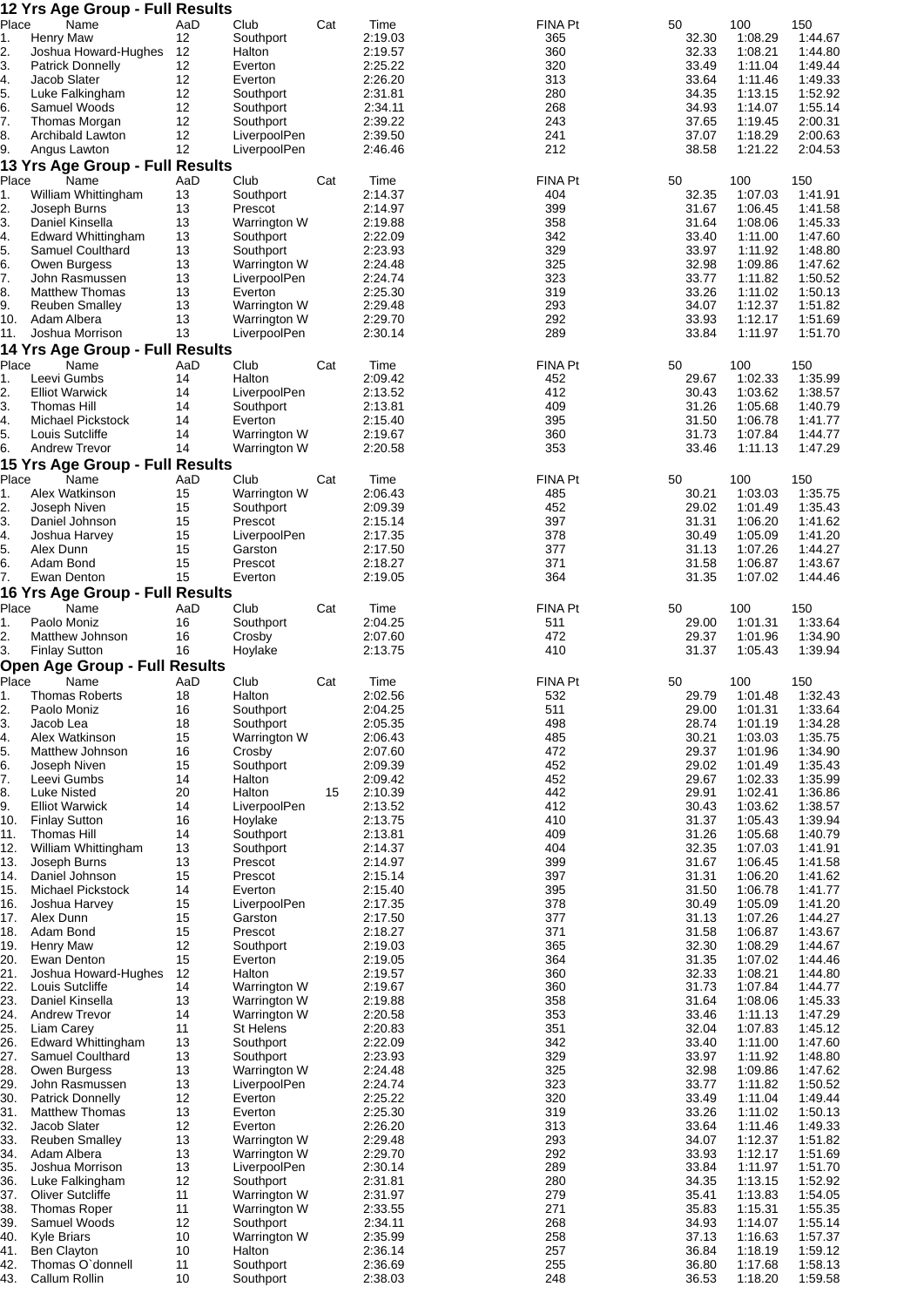## 12 Yrs Age Group - Full Results

| Place | Name | AaD | Club | Cat | Time | FINA Pt | 50 | 100 | 150 |
|---|---|---|---|---|---|---|---|---|---|
| 1. | Henry Maw | 12 | Southport | | 2:19.03 | 365 | 32.30 | 1:08.29 | 1:44.67 |
| 2. | Joshua Howard-Hughes | 12 | Halton | | 2:19.57 | 360 | 32.33 | 1:08.21 | 1:44.80 |
| 3. | Patrick Donnelly | 12 | Everton | | 2:25.22 | 320 | 33.49 | 1:11.04 | 1:49.44 |
| 4. | Jacob Slater | 12 | Everton | | 2:26.20 | 313 | 33.64 | 1:11.46 | 1:49.33 |
| 5. | Luke Falkingham | 12 | Southport | | 2:31.81 | 280 | 34.35 | 1:13.15 | 1:52.92 |
| 6. | Samuel Woods | 12 | Southport | | 2:34.11 | 268 | 34.93 | 1:14.07 | 1:55.14 |
| 7. | Thomas Morgan | 12 | Southport | | 2:39.22 | 243 | 37.65 | 1:19.45 | 2:00.31 |
| 8. | Archibald Lawton | 12 | LiverpoolPen | | 2:39.50 | 241 | 37.07 | 1:18.29 | 2:00.63 |
| 9. | Angus Lawton | 12 | LiverpoolPen | | 2:46.46 | 212 | 38.58 | 1:21.22 | 2:04.53 |

## 13 Yrs Age Group - Full Results

| Place | Name | AaD | Club | Cat | Time | FINA Pt | 50 | 100 | 150 |
|---|---|---|---|---|---|---|---|---|---|
| 1. | William Whittingham | 13 | Southport | | 2:14.37 | 404 | 32.35 | 1:07.03 | 1:41.91 |
| 2. | Joseph Burns | 13 | Prescot | | 2:14.97 | 399 | 31.67 | 1:06.45 | 1:41.58 |
| 3. | Daniel Kinsella | 13 | Warrington W | | 2:19.88 | 358 | 31.64 | 1:08.06 | 1:45.33 |
| 4. | Edward Whittingham | 13 | Southport | | 2:22.09 | 342 | 33.40 | 1:11.00 | 1:47.60 |
| 5. | Samuel Coulthard | 13 | Southport | | 2:23.93 | 329 | 33.97 | 1:11.92 | 1:48.80 |
| 6. | Owen Burgess | 13 | Warrington W | | 2:24.48 | 325 | 32.98 | 1:09.86 | 1:47.62 |
| 7. | John Rasmussen | 13 | LiverpoolPen | | 2:24.74 | 323 | 33.77 | 1:11.82 | 1:50.52 |
| 8. | Matthew Thomas | 13 | Everton | | 2:25.30 | 319 | 33.26 | 1:11.02 | 1:50.13 |
| 9. | Reuben Smalley | 13 | Warrington W | | 2:29.48 | 293 | 34.07 | 1:12.37 | 1:51.82 |
| 10. | Adam Albera | 13 | Warrington W | | 2:29.70 | 292 | 33.93 | 1:12.17 | 1:51.69 |
| 11. | Joshua Morrison | 13 | LiverpoolPen | | 2:30.14 | 289 | 33.84 | 1:11.97 | 1:51.70 |

## 14 Yrs Age Group - Full Results

| Place | Name | AaD | Club | Cat | Time | FINA Pt | 50 | 100 | 150 |
|---|---|---|---|---|---|---|---|---|---|
| 1. | Leevi Gumbs | 14 | Halton | | 2:09.42 | 452 | 29.67 | 1:02.33 | 1:35.99 |
| 2. | Elliot Warwick | 14 | LiverpoolPen | | 2:13.52 | 412 | 30.43 | 1:03.62 | 1:38.57 |
| 3. | Thomas Hill | 14 | Southport | | 2:13.81 | 409 | 31.26 | 1:05.68 | 1:40.79 |
| 4. | Michael Pickstock | 14 | Everton | | 2:15.40 | 395 | 31.50 | 1:06.78 | 1:41.77 |
| 5. | Louis Sutcliffe | 14 | Warrington W | | 2:19.67 | 360 | 31.73 | 1:07.84 | 1:44.77 |
| 6. | Andrew Trevor | 14 | Warrington W | | 2:20.58 | 353 | 33.46 | 1:11.13 | 1:47.29 |

## 15 Yrs Age Group - Full Results

| Place | Name | AaD | Club | Cat | Time | FINA Pt | 50 | 100 | 150 |
|---|---|---|---|---|---|---|---|---|---|
| 1. | Alex Watkinson | 15 | Warrington W | | 2:06.43 | 485 | 30.21 | 1:03.03 | 1:35.75 |
| 2. | Joseph Niven | 15 | Southport | | 2:09.39 | 452 | 29.02 | 1:01.49 | 1:35.43 |
| 3. | Daniel Johnson | 15 | Prescot | | 2:15.14 | 397 | 31.31 | 1:06.20 | 1:41.62 |
| 4. | Joshua Harvey | 15 | LiverpoolPen | | 2:17.35 | 378 | 30.49 | 1:05.09 | 1:41.20 |
| 5. | Alex Dunn | 15 | Garston | | 2:17.50 | 377 | 31.13 | 1:07.26 | 1:44.27 |
| 6. | Adam Bond | 15 | Prescot | | 2:18.27 | 371 | 31.58 | 1:06.87 | 1:43.67 |
| 7. | Ewan Denton | 15 | Everton | | 2:19.05 | 364 | 31.35 | 1:07.02 | 1:44.46 |

## 16 Yrs Age Group - Full Results

| Place | Name | AaD | Club | Cat | Time | FINA Pt | 50 | 100 | 150 |
|---|---|---|---|---|---|---|---|---|---|
| 1. | Paolo Moniz | 16 | Southport | | 2:04.25 | 511 | 29.00 | 1:01.31 | 1:33.64 |
| 2. | Matthew Johnson | 16 | Crosby | | 2:07.60 | 472 | 29.37 | 1:01.96 | 1:34.90 |
| 3. | Finlay Sutton | 16 | Hoylake | | 2:13.75 | 410 | 31.37 | 1:05.43 | 1:39.94 |

## Open Age Group - Full Results

| Place | Name | AaD | Club | Cat | Time | FINA Pt | 50 | 100 | 150 |
|---|---|---|---|---|---|---|---|---|---|
| 1. | Thomas Roberts | 18 | Halton | | 2:02.56 | 532 | 29.79 | 1:01.48 | 1:32.43 |
| 2. | Paolo Moniz | 16 | Southport | | 2:04.25 | 511 | 29.00 | 1:01.31 | 1:33.64 |
| 3. | Jacob Lea | 18 | Southport | | 2:05.35 | 498 | 28.74 | 1:01.19 | 1:34.28 |
| 4. | Alex Watkinson | 15 | Warrington W | | 2:06.43 | 485 | 30.21 | 1:03.03 | 1:35.75 |
| 5. | Matthew Johnson | 16 | Crosby | | 2:07.60 | 472 | 29.37 | 1:01.96 | 1:34.90 |
| 6. | Joseph Niven | 15 | Southport | | 2:09.39 | 452 | 29.02 | 1:01.49 | 1:35.43 |
| 7. | Leevi Gumbs | 14 | Halton | | 2:09.42 | 452 | 29.67 | 1:02.33 | 1:35.99 |
| 8. | Luke Nisted | 20 | Halton | 15 | 2:10.39 | 442 | 29.91 | 1:02.41 | 1:36.86 |
| 9. | Elliot Warwick | 14 | LiverpoolPen | | 2:13.52 | 412 | 30.43 | 1:03.62 | 1:38.57 |
| 10. | Finlay Sutton | 16 | Hoylake | | 2:13.75 | 410 | 31.37 | 1:05.43 | 1:39.94 |
| 11. | Thomas Hill | 14 | Southport | | 2:13.81 | 409 | 31.26 | 1:05.68 | 1:40.79 |
| 12. | William Whittingham | 13 | Southport | | 2:14.37 | 404 | 32.35 | 1:07.03 | 1:41.91 |
| 13. | Joseph Burns | 13 | Prescot | | 2:14.97 | 399 | 31.67 | 1:06.45 | 1:41.58 |
| 14. | Daniel Johnson | 15 | Prescot | | 2:15.14 | 397 | 31.31 | 1:06.20 | 1:41.62 |
| 15. | Michael Pickstock | 14 | Everton | | 2:15.40 | 395 | 31.50 | 1:06.78 | 1:41.77 |
| 16. | Joshua Harvey | 15 | LiverpoolPen | | 2:17.35 | 378 | 30.49 | 1:05.09 | 1:41.20 |
| 17. | Alex Dunn | 15 | Garston | | 2:17.50 | 377 | 31.13 | 1:07.26 | 1:44.27 |
| 18. | Adam Bond | 15 | Prescot | | 2:18.27 | 371 | 31.58 | 1:06.87 | 1:43.67 |
| 19. | Henry Maw | 12 | Southport | | 2:19.03 | 365 | 32.30 | 1:08.29 | 1:44.67 |
| 20. | Ewan Denton | 15 | Everton | | 2:19.05 | 364 | 31.35 | 1:07.02 | 1:44.46 |
| 21. | Joshua Howard-Hughes | 12 | Halton | | 2:19.57 | 360 | 32.33 | 1:08.21 | 1:44.80 |
| 22. | Louis Sutcliffe | 14 | Warrington W | | 2:19.67 | 360 | 31.73 | 1:07.84 | 1:44.77 |
| 23. | Daniel Kinsella | 13 | Warrington W | | 2:19.88 | 358 | 31.64 | 1:08.06 | 1:45.33 |
| 24. | Andrew Trevor | 14 | Warrington W | | 2:20.58 | 353 | 33.46 | 1:11.13 | 1:47.29 |
| 25. | Liam Carey | 11 | St Helens | | 2:20.83 | 351 | 32.04 | 1:07.83 | 1:45.12 |
| 26. | Edward Whittingham | 13 | Southport | | 2:22.09 | 342 | 33.40 | 1:11.00 | 1:47.60 |
| 27. | Samuel Coulthard | 13 | Southport | | 2:23.93 | 329 | 33.97 | 1:11.92 | 1:48.80 |
| 28. | Owen Burgess | 13 | Warrington W | | 2:24.48 | 325 | 32.98 | 1:09.86 | 1:47.62 |
| 29. | John Rasmussen | 13 | LiverpoolPen | | 2:24.74 | 323 | 33.77 | 1:11.82 | 1:50.52 |
| 30. | Patrick Donnelly | 12 | Everton | | 2:25.22 | 320 | 33.49 | 1:11.04 | 1:49.44 |
| 31. | Matthew Thomas | 13 | Everton | | 2:25.30 | 319 | 33.26 | 1:11.02 | 1:50.13 |
| 32. | Jacob Slater | 12 | Everton | | 2:26.20 | 313 | 33.64 | 1:11.46 | 1:49.33 |
| 33. | Reuben Smalley | 13 | Warrington W | | 2:29.48 | 293 | 34.07 | 1:12.37 | 1:51.82 |
| 34. | Adam Albera | 13 | Warrington W | | 2:29.70 | 292 | 33.93 | 1:12.17 | 1:51.69 |
| 35. | Joshua Morrison | 13 | LiverpoolPen | | 2:30.14 | 289 | 33.84 | 1:11.97 | 1:51.70 |
| 36. | Luke Falkingham | 12 | Southport | | 2:31.81 | 280 | 34.35 | 1:13.15 | 1:52.92 |
| 37. | Oliver Sutcliffe | 11 | Warrington W | | 2:31.97 | 279 | 35.41 | 1:13.83 | 1:54.05 |
| 38. | Thomas Roper | 11 | Warrington W | | 2:33.55 | 271 | 35.83 | 1:15.31 | 1:55.35 |
| 39. | Samuel Woods | 12 | Southport | | 2:34.11 | 268 | 34.93 | 1:14.07 | 1:55.14 |
| 40. | Kyle Briars | 10 | Warrington W | | 2:35.99 | 258 | 37.13 | 1:16.63 | 1:57.37 |
| 41. | Ben Clayton | 10 | Halton | | 2:36.14 | 257 | 36.84 | 1:18.19 | 1:59.12 |
| 42. | Thomas O`donnell | 11 | Southport | | 2:36.69 | 255 | 36.80 | 1:17.68 | 1:58.13 |
| 43. | Callum Rollin | 10 | Southport | | 2:38.03 | 248 | 36.53 | 1:18.20 | 1:59.58 |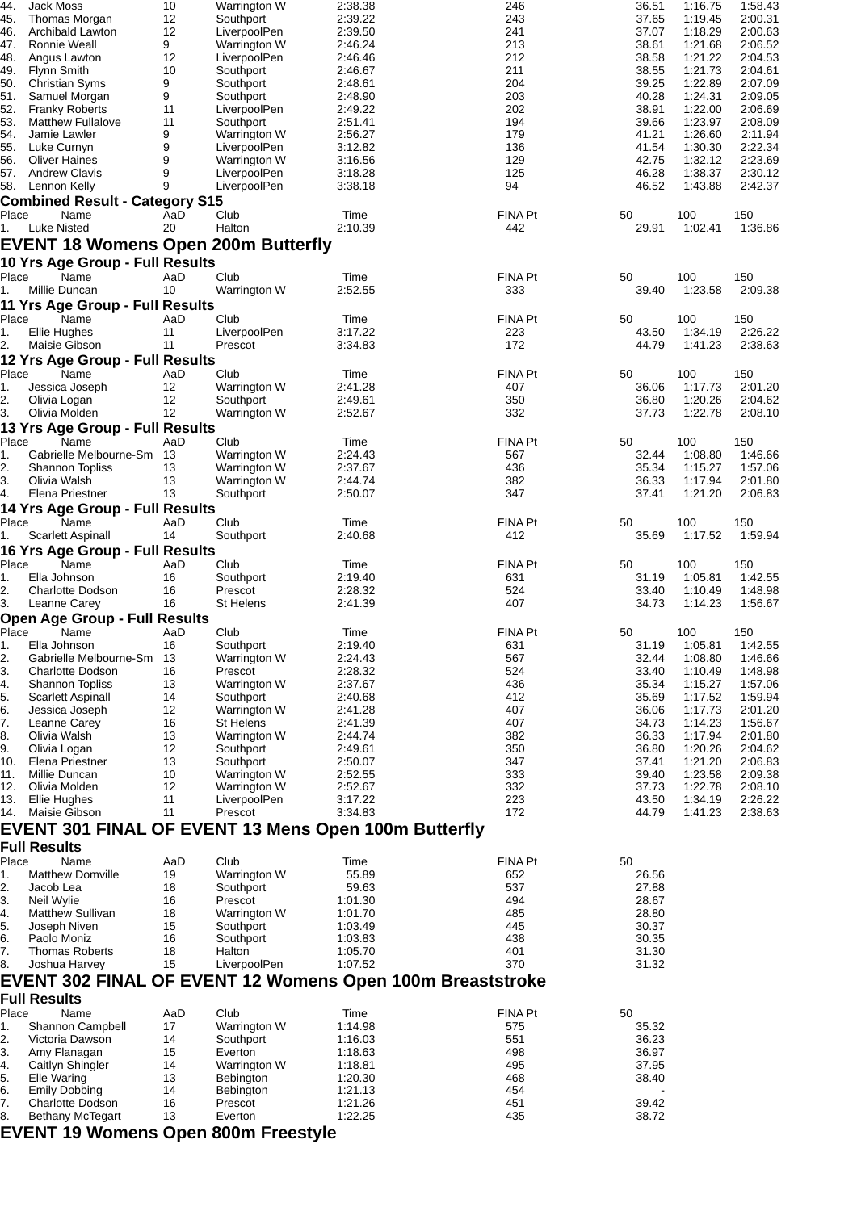| Place | Name | AaD | Club | Time | FINA Pt | 50 | 100 | 150 |
|---|---|---|---|---|---|---|---|---|
| 44. | Jack Moss | 10 | Warrington W | 2:38.38 | 246 | 36.51 | 1:16.75 | 1:58.43 |
| 45. | Thomas Morgan | 12 | Southport | 2:39.22 | 243 | 37.65 | 1:19.45 | 2:00.31 |
| 46. | Archibald Lawton | 12 | LiverpoolPen | 2:39.50 | 241 | 37.07 | 1:18.29 | 2:00.63 |
| 47. | Ronnie Weall | 9 | Warrington W | 2:46.24 | 213 | 38.61 | 1:21.68 | 2:06.52 |
| 48. | Angus Lawton | 12 | LiverpoolPen | 2:46.46 | 212 | 38.58 | 1:21.22 | 2:04.53 |
| 49. | Flynn Smith | 10 | Southport | 2:46.67 | 211 | 38.55 | 1:21.73 | 2:04.61 |
| 50. | Christian Syms | 9 | Southport | 2:48.61 | 204 | 39.25 | 1:22.89 | 2:07.09 |
| 51. | Samuel Morgan | 9 | Southport | 2:48.90 | 203 | 40.28 | 1:24.31 | 2:09.05 |
| 52. | Franky Roberts | 11 | LiverpoolPen | 2:49.22 | 202 | 38.91 | 1:22.00 | 2:06.69 |
| 53. | Matthew Fullalove | 11 | Southport | 2:51.41 | 194 | 39.66 | 1:23.97 | 2:08.09 |
| 54. | Jamie Lawler | 9 | Warrington W | 2:56.27 | 179 | 41.21 | 1:26.60 | 2:11.94 |
| 55. | Luke Curnyn | 9 | LiverpoolPen | 3:12.82 | 136 | 41.54 | 1:30.30 | 2:22.34 |
| 56. | Oliver Haines | 9 | Warrington W | 3:16.56 | 129 | 42.75 | 1:32.12 | 2:23.69 |
| 57. | Andrew Clavis | 9 | LiverpoolPen | 3:18.28 | 125 | 46.28 | 1:38.37 | 2:30.12 |
| 58. | Lennon Kelly | 9 | LiverpoolPen | 3:38.18 | 94 | 46.52 | 1:43.88 | 2:42.37 |

### Combined Result - Category S15

| Place | Name | AaD | Club | Time | FINA Pt | 50 | 100 | 150 |
|---|---|---|---|---|---|---|---|---|
| 1. | Luke Nisted | 20 | Halton | 2:10.39 | 442 | 29.91 | 1:02.41 | 1:36.86 |

## EVENT 18 Womens Open 200m Butterfly

### 10 Yrs Age Group - Full Results

| Place | Name | AaD | Club | Time | FINA Pt | 50 | 100 | 150 |
|---|---|---|---|---|---|---|---|---|
| 1. | Millie Duncan | 10 | Warrington W | 2:52.55 | 333 | 39.40 | 1:23.58 | 2:09.38 |

### 11 Yrs Age Group - Full Results

| Place | Name | AaD | Club | Time | FINA Pt | 50 | 100 | 150 |
|---|---|---|---|---|---|---|---|---|
| 1. | Ellie Hughes | 11 | LiverpoolPen | 3:17.22 | 223 | 43.50 | 1:34.19 | 2:26.22 |
| 2. | Maisie Gibson | 11 | Prescot | 3:34.83 | 172 | 44.79 | 1:41.23 | 2:38.63 |

### 12 Yrs Age Group - Full Results

| Place | Name | AaD | Club | Time | FINA Pt | 50 | 100 | 150 |
|---|---|---|---|---|---|---|---|---|
| 1. | Jessica Joseph | 12 | Warrington W | 2:41.28 | 407 | 36.06 | 1:17.73 | 2:01.20 |
| 2. | Olivia Logan | 12 | Southport | 2:49.61 | 350 | 36.80 | 1:20.26 | 2:04.62 |
| 3. | Olivia Molden | 12 | Warrington W | 2:52.67 | 332 | 37.73 | 1:22.78 | 2:08.10 |

### 13 Yrs Age Group - Full Results

| Place | Name | AaD | Club | Time | FINA Pt | 50 | 100 | 150 |
|---|---|---|---|---|---|---|---|---|
| 1. | Gabrielle Melbourne-Sm | 13 | Warrington W | 2:24.43 | 567 | 32.44 | 1:08.80 | 1:46.66 |
| 2. | Shannon Topliss | 13 | Warrington W | 2:37.67 | 436 | 35.34 | 1:15.27 | 1:57.06 |
| 3. | Olivia Walsh | 13 | Warrington W | 2:44.74 | 382 | 36.33 | 1:17.94 | 2:01.80 |
| 4. | Elena Priestner | 13 | Southport | 2:50.07 | 347 | 37.41 | 1:21.20 | 2:06.83 |

### 14 Yrs Age Group - Full Results

| Place | Name | AaD | Club | Time | FINA Pt | 50 | 100 | 150 |
|---|---|---|---|---|---|---|---|---|
| 1. | Scarlett Aspinall | 14 | Southport | 2:40.68 | 412 | 35.69 | 1:17.52 | 1:59.94 |

### 16 Yrs Age Group - Full Results

| Place | Name | AaD | Club | Time | FINA Pt | 50 | 100 | 150 |
|---|---|---|---|---|---|---|---|---|
| 1. | Ella Johnson | 16 | Southport | 2:19.40 | 631 | 31.19 | 1:05.81 | 1:42.55 |
| 2. | Charlotte Dodson | 16 | Prescot | 2:28.32 | 524 | 33.40 | 1:10.49 | 1:48.98 |
| 3. | Leanne Carey | 16 | St Helens | 2:41.39 | 407 | 34.73 | 1:14.23 | 1:56.67 |

### Open Age Group - Full Results

| Place | Name | AaD | Club | Time | FINA Pt | 50 | 100 | 150 |
|---|---|---|---|---|---|---|---|---|
| 1. | Ella Johnson | 16 | Southport | 2:19.40 | 631 | 31.19 | 1:05.81 | 1:42.55 |
| 2. | Gabrielle Melbourne-Sm | 13 | Warrington W | 2:24.43 | 567 | 32.44 | 1:08.80 | 1:46.66 |
| 3. | Charlotte Dodson | 16 | Prescot | 2:28.32 | 524 | 33.40 | 1:10.49 | 1:48.98 |
| 4. | Shannon Topliss | 13 | Warrington W | 2:37.67 | 436 | 35.34 | 1:15.27 | 1:57.06 |
| 5. | Scarlett Aspinall | 14 | Southport | 2:40.68 | 412 | 35.69 | 1:17.52 | 1:59.94 |
| 6. | Jessica Joseph | 12 | Warrington W | 2:41.28 | 407 | 36.06 | 1:17.73 | 2:01.20 |
| 7. | Leanne Carey | 16 | St Helens | 2:41.39 | 407 | 34.73 | 1:14.23 | 1:56.67 |
| 8. | Olivia Walsh | 13 | Warrington W | 2:44.74 | 382 | 36.33 | 1:17.94 | 2:01.80 |
| 9. | Olivia Logan | 12 | Southport | 2:49.61 | 350 | 36.80 | 1:20.26 | 2:04.62 |
| 10. | Elena Priestner | 13 | Southport | 2:50.07 | 347 | 37.41 | 1:21.20 | 2:06.83 |
| 11. | Millie Duncan | 10 | Warrington W | 2:52.55 | 333 | 39.40 | 1:23.58 | 2:09.38 |
| 12. | Olivia Molden | 12 | Warrington W | 2:52.67 | 332 | 37.73 | 1:22.78 | 2:08.10 |
| 13. | Ellie Hughes | 11 | LiverpoolPen | 3:17.22 | 223 | 43.50 | 1:34.19 | 2:26.22 |
| 14. | Maisie Gibson | 11 | Prescot | 3:34.83 | 172 | 44.79 | 1:41.23 | 2:38.63 |

## EVENT 301 FINAL OF EVENT 13 Mens Open 100m Butterfly

### Full Results

| Place | Name | AaD | Club | Time | FINA Pt | 50 |
|---|---|---|---|---|---|---|
| 1. | Matthew Domville | 19 | Warrington W | 55.89 | 652 | 26.56 |
| 2. | Jacob Lea | 18 | Southport | 59.63 | 537 | 27.88 |
| 3. | Neil Wylie | 16 | Prescot | 1:01.30 | 494 | 28.67 |
| 4. | Matthew Sullivan | 18 | Warrington W | 1:01.70 | 485 | 28.80 |
| 5. | Joseph Niven | 15 | Southport | 1:03.49 | 445 | 30.37 |
| 6. | Paolo Moniz | 16 | Southport | 1:03.83 | 438 | 30.35 |
| 7. | Thomas Roberts | 18 | Halton | 1:05.70 | 401 | 31.30 |
| 8. | Joshua Harvey | 15 | LiverpoolPen | 1:07.52 | 370 | 31.32 |

## EVENT 302 FINAL OF EVENT 12 Womens Open 100m Breaststroke

### Full Results

| Place | Name | AaD | Club | Time | FINA Pt | 50 |
|---|---|---|---|---|---|---|
| 1. | Shannon Campbell | 17 | Warrington W | 1:14.98 | 575 | 35.32 |
| 2. | Victoria Dawson | 14 | Southport | 1:16.03 | 551 | 36.23 |
| 3. | Amy Flanagan | 15 | Everton | 1:18.63 | 498 | 36.97 |
| 4. | Caitlyn Shingler | 14 | Warrington W | 1:18.81 | 495 | 37.95 |
| 5. | Elle Waring | 13 | Bebington | 1:20.30 | 468 | 38.40 |
| 6. | Emily Dobbing | 14 | Bebington | 1:21.13 | 454 | - |
| 7. | Charlotte Dodson | 16 | Prescot | 1:21.26 | 451 | 39.42 |
| 8. | Bethany McTegart | 13 | Everton | 1:22.25 | 435 | 38.72 |

## EVENT 19 Womens Open 800m Freestyle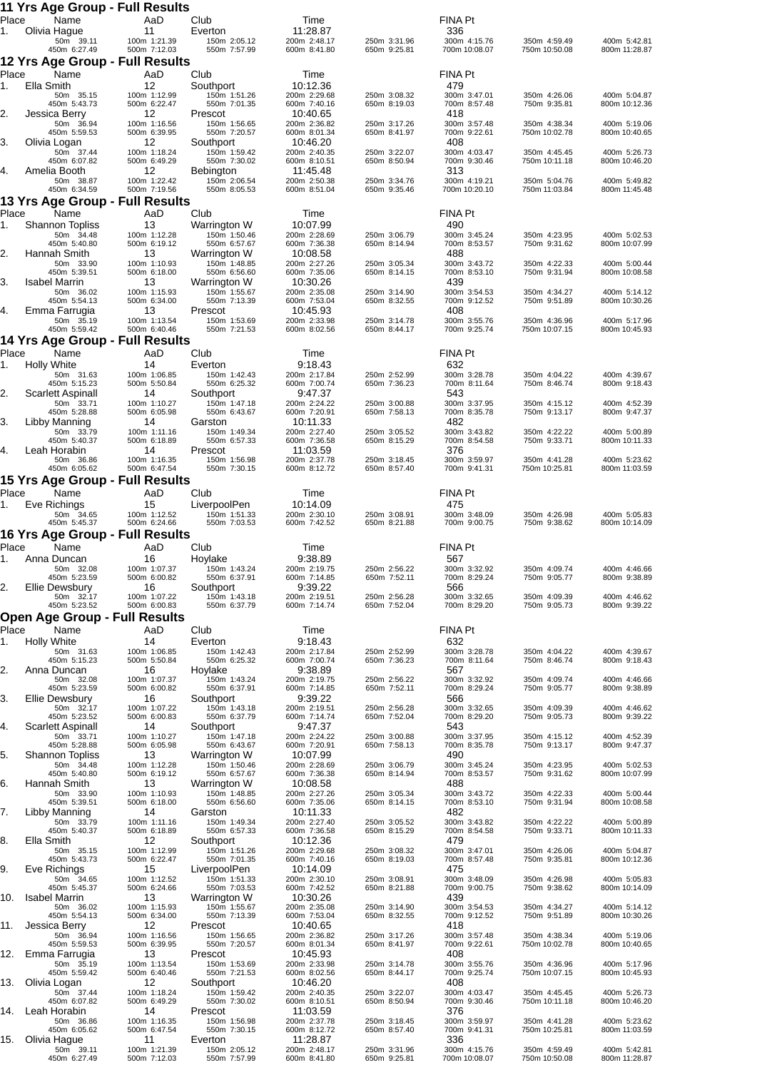## 11 Yrs Age Group - Full Results

| Place | Name | AaD | Club | Time | | FINA Pt | | |
|---|---|---|---|---|---|---|---|---|
| 1. | Olivia Hague | 11 | Everton | 11:28.87 | | 336 | | |
| | 50m 39.11 | 100m 1:21.39 | 150m 2:05.12 | 200m 2:48.17 | 250m 3:31.96 | 300m 4:15.76 | 350m 4:59.49 | 400m 5:42.81 |
| | 450m 6:27.49 | 500m 7:12.03 | 550m 7:57.99 | 600m 8:41.80 | 650m 9:25.81 | 700m 10:08.07 | 750m 10:50.08 | 800m 11:28.87 |

## 12 Yrs Age Group - Full Results

| Place | Name | AaD | Club | Time | | FINA Pt | | |
|---|---|---|---|---|---|---|---|---|
| 1. | Ella Smith | 12 | Southport | 10:12.36 | | 479 | | |
| | 50m 35.15 | 100m 1:12.99 | 150m 1:51.26 | 200m 2:29.68 | 250m 3:08.32 | 300m 3:47.01 | 350m 4:26.06 | 400m 5:04.87 |
| | 450m 5:43.73 | 500m 6:22.47 | 550m 7:01.35 | 600m 7:40.16 | 650m 8:19.03 | 700m 8:57.48 | 750m 9:35.81 | 800m 10:12.36 |
| 2. | Jessica Berry | 12 | Prescot | 10:40.65 | | 418 | | |
| | 50m 36.94 | 100m 1:16.56 | 150m 1:56.65 | 200m 2:36.82 | 250m 3:17.26 | 300m 3:57.48 | 350m 4:38.34 | 400m 5:19.06 |
| | 450m 5:59.53 | 500m 6:39.95 | 550m 7:20.57 | 600m 8:01.34 | 650m 8:41.97 | 700m 9:22.61 | 750m 10:02.78 | 800m 10:40.65 |
| 3. | Olivia Logan | 12 | Southport | 10:46.20 | | 408 | | |
| | 50m 37.44 | 100m 1:18.24 | 150m 1:59.42 | 200m 2:40.35 | 250m 3:22.07 | 300m 4:03.47 | 350m 4:45.45 | 400m 5:26.73 |
| | 450m 6:07.82 | 500m 6:49.29 | 550m 7:30.02 | 600m 8:10.51 | 650m 8:50.94 | 700m 9:30.46 | 750m 10:11.18 | 800m 10:46.20 |
| 4. | Amelia Booth | 12 | Bebington | 11:45.48 | | 313 | | |
| | 50m 38.87 | 100m 1:22.42 | 150m 2:06.54 | 200m 2:50.38 | 250m 3:34.76 | 300m 4:19.21 | 350m 5:04.76 | 400m 5:49.82 |
| | 450m 6:34.59 | 500m 7:19.56 | 550m 8:05.53 | 600m 8:51.04 | 650m 9:35.46 | 700m 10:20.10 | 750m 11:03.84 | 800m 11:45.48 |

## 13 Yrs Age Group - Full Results

| Place | Name | AaD | Club | Time | | FINA Pt | | |
|---|---|---|---|---|---|---|---|---|
| 1. | Shannon Topliss | 13 | Warrington W | 10:07.99 | | 490 | | |
| | 50m 34.48 | 100m 1:12.28 | 150m 1:50.46 | 200m 2:28.69 | 250m 3:06.79 | 300m 3:45.24 | 350m 4:23.95 | 400m 5:02.53 |
| | 450m 5:40.80 | 500m 6:19.12 | 550m 6:57.67 | 600m 7:36.38 | 650m 8:14.94 | 700m 8:53.57 | 750m 9:31.62 | 800m 10:07.99 |
| 2. | Hannah Smith | 13 | Warrington W | 10:08.58 | | 488 | | |
| | 50m 33.90 | 100m 1:10.93 | 150m 1:48.85 | 200m 2:27.26 | 250m 3:05.34 | 300m 3:43.72 | 350m 4:22.33 | 400m 5:00.44 |
| | 450m 5:39.51 | 500m 6:18.00 | 550m 6:56.60 | 600m 7:35.06 | 650m 8:14.15 | 700m 8:53.10 | 750m 9:31.94 | 800m 10:08.58 |
| 3. | Isabel Marrin | 13 | Warrington W | 10:30.26 | | 439 | | |
| | 50m 36.02 | 100m 1:15.93 | 150m 1:55.67 | 200m 2:35.08 | 250m 3:14.90 | 300m 3:54.53 | 350m 4:34.27 | 400m 5:14.12 |
| | 450m 5:54.13 | 500m 6:34.00 | 550m 7:13.39 | 600m 7:53.04 | 650m 8:32.55 | 700m 9:12.52 | 750m 9:51.89 | 800m 10:30.26 |
| 4. | Emma Farrugia | 13 | Prescot | 10:45.93 | | 408 | | |
| | 50m 35.19 | 100m 1:13.54 | 150m 1:53.69 | 200m 2:33.98 | 250m 3:14.78 | 300m 3:55.76 | 350m 4:36.96 | 400m 5:17.96 |
| | 450m 5:59.42 | 500m 6:40.46 | 550m 7:21.53 | 600m 8:02.56 | 650m 8:44.17 | 700m 9:25.74 | 750m 10:07.15 | 800m 10:45.93 |

## 14 Yrs Age Group - Full Results

| Place | Name | AaD | Club | Time | | FINA Pt | | |
|---|---|---|---|---|---|---|---|---|
| 1. | Holly White | 14 | Everton | 9:18.43 | | 632 | | |
| | 50m 31.63 | 100m 1:06.85 | 150m 1:42.43 | 200m 2:17.84 | 250m 2:52.99 | 300m 3:28.78 | 350m 4:04.22 | 400m 4:39.67 |
| | 450m 5:15.23 | 500m 5:50.84 | 550m 6:25.32 | 600m 7:00.74 | 650m 7:36.23 | 700m 8:11.64 | 750m 8:46.74 | 800m 9:18.43 |
| 2. | Scarlett Aspinall | 14 | Southport | 9:47.37 | | 543 | | |
| | 50m 33.71 | 100m 1:10.27 | 150m 1:47.18 | 200m 2:24.22 | 250m 3:00.88 | 300m 3:37.95 | 350m 4:15.12 | 400m 4:52.39 |
| | 450m 5:28.88 | 500m 6:05.98 | 550m 6:43.67 | 600m 7:20.91 | 650m 7:58.13 | 700m 8:35.78 | 750m 9:13.17 | 800m 9:47.37 |
| 3. | Libby Manning | 14 | Garston | 10:11.33 | | 482 | | |
| | 50m 33.79 | 100m 1:11.16 | 150m 1:49.34 | 200m 2:27.40 | 250m 3:05.52 | 300m 3:43.82 | 350m 4:22.22 | 400m 5:00.89 |
| | 450m 5:40.37 | 500m 6:18.89 | 550m 6:57.33 | 600m 7:36.58 | 650m 8:15.29 | 700m 8:54.58 | 750m 9:33.71 | 800m 10:11.33 |
| 4. | Leah Horabin | 14 | Prescot | 11:03.59 | | 376 | | |
| | 50m 36.86 | 100m 1:16.35 | 150m 1:56.98 | 200m 2:37.78 | 250m 3:18.45 | 300m 3:59.97 | 350m 4:41.28 | 400m 5:23.62 |
| | 450m 6:05.62 | 500m 6:47.54 | 550m 7:30.15 | 600m 8:12.72 | 650m 8:57.40 | 700m 9:41.31 | 750m 10:25.81 | 800m 11:03.59 |

## 15 Yrs Age Group - Full Results

| Place | Name | AaD | Club | Time | | FINA Pt | | |
|---|---|---|---|---|---|---|---|---|
| 1. | Eve Richings | 15 | LiverpoolPen | 10:14.09 | | 475 | | |
| | 50m 34.65 | 100m 1:12.52 | 150m 1:51.33 | 200m 2:30.10 | 250m 3:08.91 | 300m 3:48.09 | 350m 4:26.98 | 400m 5:05.83 |
| | 450m 5:45.37 | 500m 6:24.66 | 550m 7:03.53 | 600m 7:42.52 | 650m 8:21.88 | 700m 9:00.75 | 750m 9:38.62 | 800m 10:14.09 |

## 16 Yrs Age Group - Full Results

| Place | Name | AaD | Club | Time | | FINA Pt | | |
|---|---|---|---|---|---|---|---|---|
| 1. | Anna Duncan | 16 | Hoylake | 9:38.89 | | 567 | | |
| | 50m 32.08 | 100m 1:07.37 | 150m 1:43.24 | 200m 2:19.75 | 250m 2:56.22 | 300m 3:32.92 | 350m 4:09.74 | 400m 4:46.66 |
| | 450m 5:23.59 | 500m 6:00.82 | 550m 6:37.91 | 600m 7:14.85 | 650m 7:52.11 | 700m 8:29.24 | 750m 9:05.77 | 800m 9:38.89 |
| 2. | Ellie Dewsbury | 16 | Southport | 9:39.22 | | 566 | | |
| | 50m 32.17 | 100m 1:07.22 | 150m 1:43.18 | 200m 2:19.51 | 250m 2:56.28 | 300m 3:32.65 | 350m 4:09.39 | 400m 4:46.62 |
| | 450m 5:23.52 | 500m 6:00.83 | 550m 6:37.79 | 600m 7:14.74 | 650m 7:52.04 | 700m 8:29.20 | 750m 9:05.73 | 800m 9:39.22 |

## Open Age Group - Full Results

| Place | Name | AaD | Club | Time | | FINA Pt | | |
|---|---|---|---|---|---|---|---|---|
| 1. | Holly White | 14 | Everton | 9:18.43 | | 632 | | |
| | 50m 31.63 | 100m 1:06.85 | 150m 1:42.43 | 200m 2:17.84 | 250m 2:52.99 | 300m 3:28.78 | 350m 4:04.22 | 400m 4:39.67 |
| | 450m 5:15.23 | 500m 5:50.84 | 550m 6:25.32 | 600m 7:00.74 | 650m 7:36.23 | 700m 8:11.64 | 750m 8:46.74 | 800m 9:18.43 |
| 2. | Anna Duncan | 16 | Hoylake | 9:38.89 | | 567 | | |
| | 50m 32.08 | 100m 1:07.37 | 150m 1:43.24 | 200m 2:19.75 | 250m 2:56.22 | 300m 3:32.92 | 350m 4:09.74 | 400m 4:46.66 |
| | 450m 5:23.59 | 500m 6:00.82 | 550m 6:37.91 | 600m 7:14.85 | 650m 7:52.11 | 700m 8:29.24 | 750m 9:05.77 | 800m 9:38.89 |
| 3. | Ellie Dewsbury | 16 | Southport | 9:39.22 | | 566 | | |
| | 50m 32.17 | 100m 1:07.22 | 150m 1:43.18 | 200m 2:19.51 | 250m 2:56.28 | 300m 3:32.65 | 350m 4:09.39 | 400m 4:46.62 |
| | 450m 5:23.52 | 500m 6:00.83 | 550m 6:37.79 | 600m 7:14.74 | 650m 7:52.04 | 700m 8:29.20 | 750m 9:05.73 | 800m 9:39.22 |
| 4. | Scarlett Aspinall | 14 | Southport | 9:47.37 | | 543 | | |
| | 50m 33.71 | 100m 1:10.27 | 150m 1:47.18 | 200m 2:24.22 | 250m 3:00.88 | 300m 3:37.95 | 350m 4:15.12 | 400m 4:52.39 |
| | 450m 5:28.88 | 500m 6:05.98 | 550m 6:43.67 | 600m 7:20.91 | 650m 7:58.13 | 700m 8:35.78 | 750m 9:13.17 | 800m 9:47.37 |
| 5. | Shannon Topliss | 13 | Warrington W | 10:07.99 | | 490 | | |
| | 50m 34.48 | 100m 1:12.28 | 150m 1:50.46 | 200m 2:28.69 | 250m 3:06.79 | 300m 3:45.24 | 350m 4:23.95 | 400m 5:02.53 |
| | 450m 5:40.80 | 500m 6:19.12 | 550m 6:57.67 | 600m 7:36.38 | 650m 8:14.94 | 700m 8:53.57 | 750m 9:31.62 | 800m 10:07.99 |
| 6. | Hannah Smith | 13 | Warrington W | 10:08.58 | | 488 | | |
| | 50m 33.90 | 100m 1:10.93 | 150m 1:48.85 | 200m 2:27.26 | 250m 3:05.34 | 300m 3:43.72 | 350m 4:22.33 | 400m 5:00.44 |
| | 450m 5:39.51 | 500m 6:18.00 | 550m 6:56.60 | 600m 7:35.06 | 650m 8:14.15 | 700m 8:53.10 | 750m 9:31.94 | 800m 10:08.58 |
| 7. | Libby Manning | 14 | Garston | 10:11.33 | | 482 | | |
| | 50m 33.79 | 100m 1:11.16 | 150m 1:49.34 | 200m 2:27.40 | 250m 3:05.52 | 300m 3:43.82 | 350m 4:22.22 | 400m 5:00.89 |
| | 450m 5:40.37 | 500m 6:18.89 | 550m 6:57.33 | 600m 7:36.58 | 650m 8:15.29 | 700m 8:54.58 | 750m 9:33.71 | 800m 10:11.33 |
| 8. | Ella Smith | 12 | Southport | 10:12.36 | | 479 | | |
| | 50m 35.15 | 100m 1:12.99 | 150m 1:51.26 | 200m 2:29.68 | 250m 3:08.32 | 300m 3:47.01 | 350m 4:26.06 | 400m 5:04.87 |
| | 450m 5:43.73 | 500m 6:22.47 | 550m 7:01.35 | 600m 7:40.16 | 650m 8:19.03 | 700m 8:57.48 | 750m 9:35.81 | 800m 10:12.36 |
| 9. | Eve Richings | 15 | LiverpoolPen | 10:14.09 | | 475 | | |
| | 50m 34.65 | 100m 1:12.52 | 150m 1:51.33 | 200m 2:30.10 | 250m 3:08.91 | 300m 3:48.09 | 350m 4:26.98 | 400m 5:05.83 |
| | 450m 5:45.37 | 500m 6:24.66 | 550m 7:03.53 | 600m 7:42.52 | 650m 8:21.88 | 700m 9:00.75 | 750m 9:38.62 | 800m 10:14.09 |
| 10. | Isabel Marrin | 13 | Warrington W | 10:30.26 | | 439 | | |
| | 50m 36.02 | 100m 1:15.93 | 150m 1:55.67 | 200m 2:35.08 | 250m 3:14.90 | 300m 3:54.53 | 350m 4:34.27 | 400m 5:14.12 |
| | 450m 5:54.13 | 500m 6:34.00 | 550m 7:13.39 | 600m 7:53.04 | 650m 8:32.55 | 700m 9:12.52 | 750m 9:51.89 | 800m 10:30.26 |
| 11. | Jessica Berry | 12 | Prescot | 10:40.65 | | 418 | | |
| | 50m 36.94 | 100m 1:16.56 | 150m 1:56.65 | 200m 2:36.82 | 250m 3:17.26 | 300m 3:57.48 | 350m 4:38.34 | 400m 5:19.06 |
| | 450m 5:59.53 | 500m 6:39.95 | 550m 7:20.57 | 600m 8:01.34 | 650m 8:41.97 | 700m 9:22.61 | 750m 10:02.78 | 800m 10:40.65 |
| 12. | Emma Farrugia | 13 | Prescot | 10:45.93 | | 408 | | |
| | 50m 35.19 | 100m 1:13.54 | 150m 1:53.69 | 200m 2:33.98 | 250m 3:14.78 | 300m 3:55.76 | 350m 4:36.96 | 400m 5:17.96 |
| | 450m 5:59.42 | 500m 6:40.46 | 550m 7:21.53 | 600m 8:02.56 | 650m 8:44.17 | 700m 9:25.74 | 750m 10:07.15 | 800m 10:45.93 |
| 13. | Olivia Logan | 12 | Southport | 10:46.20 | | 408 | | |
| | 50m 37.44 | 100m 1:18.24 | 150m 1:59.42 | 200m 2:40.35 | 250m 3:22.07 | 300m 4:03.47 | 350m 4:45.45 | 400m 5:26.73 |
| | 450m 6:07.82 | 500m 6:49.29 | 550m 7:30.02 | 600m 8:10.51 | 650m 8:50.94 | 700m 9:30.46 | 750m 10:11.18 | 800m 10:46.20 |
| 14. | Leah Horabin | 14 | Prescot | 11:03.59 | | 376 | | |
| | 50m 36.86 | 100m 1:16.35 | 150m 1:56.98 | 200m 2:37.78 | 250m 3:18.45 | 300m 3:59.97 | 350m 4:41.28 | 400m 5:23.62 |
| | 450m 6:05.62 | 500m 6:47.54 | 550m 7:30.15 | 600m 8:12.72 | 650m 8:57.40 | 700m 9:41.31 | 750m 10:25.81 | 800m 11:03.59 |
| 15. | Olivia Hague | 11 | Everton | 11:28.87 | | 336 | | |
| | 50m 39.11 | 100m 1:21.39 | 150m 2:05.12 | 200m 2:48.17 | 250m 3:31.96 | 300m 4:15.76 | 350m 4:59.49 | 400m 5:42.81 |
| | 450m 6:27.49 | 500m 7:12.03 | 550m 7:57.99 | 600m 8:41.80 | 650m 9:25.81 | 700m 10:08.07 | 750m 10:50.08 | 800m 11:28.87 |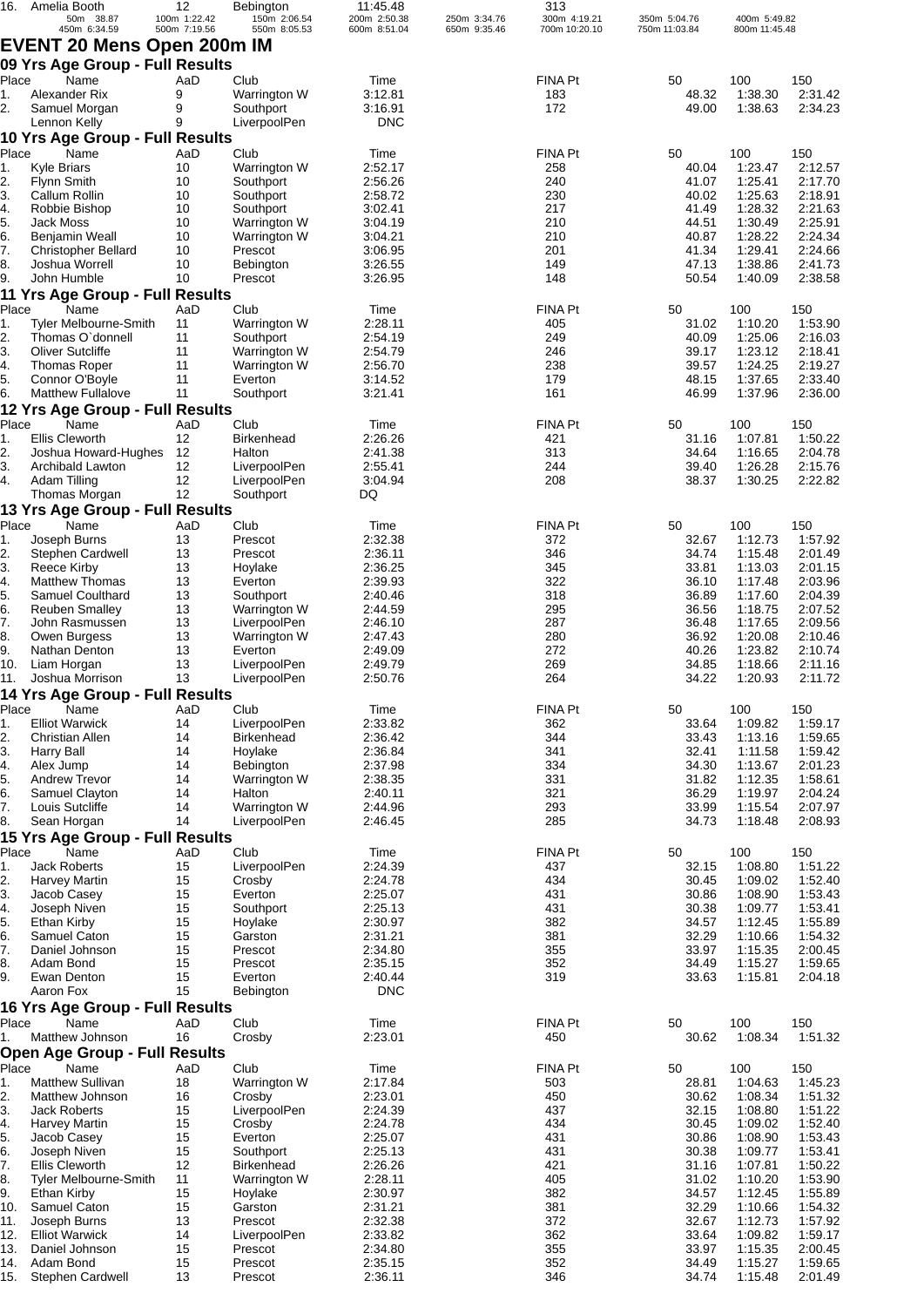| 16. | Amelia Booth | 12 | Bebington | 11:45.48 | | 313 | | |
|---|---|---|---|---|---|---|---|---|
| | 50m 38.87 | 100m 1:22.42 | 150m 2:06.54 | 200m 2:50.38 | 250m 3:34.76 | 300m 4:19.21 | 350m 5:04.76 | 400m 5:49.82 |
| | 450m 6:34.59 | 500m 7:19.56 | 550m 8:05.53 | 600m 8:51.04 | 650m 9:35.46 | 700m 10:20.10 | 750m 11:03.84 | 800m 11:45.48 |

# EVENT 20 Mens Open 200m IM

## 09 Yrs Age Group - Full Results

| Place | Name | AaD | Club | Time | FINA Pt | 50 | 100 | 150 |
|---|---|---|---|---|---|---|---|---|
| 1. | Alexander Rix | 9 | Warrington W | 3:12.81 | 183 | 48.32 | 1:38.30 | 2:31.42 |
| 2. | Samuel Morgan | 9 | Southport | 3:16.91 | 172 | 49.00 | 1:38.63 | 2:34.23 |
| | Lennon Kelly | 9 | LiverpoolPen | DNC | | | | |

## 10 Yrs Age Group - Full Results

| Place | Name | AaD | Club | Time | FINA Pt | 50 | 100 | 150 |
|---|---|---|---|---|---|---|---|---|
| 1. | Kyle Briars | 10 | Warrington W | 2:52.17 | 258 | 40.04 | 1:23.47 | 2:12.57 |
| 2. | Flynn Smith | 10 | Southport | 2:56.26 | 240 | 41.07 | 1:25.41 | 2:17.70 |
| 3. | Callum Rollin | 10 | Southport | 2:58.72 | 230 | 40.02 | 1:25.63 | 2:18.91 |
| 4. | Robbie Bishop | 10 | Southport | 3:02.41 | 217 | 41.49 | 1:28.32 | 2:21.63 |
| 5. | Jack Moss | 10 | Warrington W | 3:04.19 | 210 | 44.51 | 1:30.49 | 2:25.91 |
| 6. | Benjamin Weall | 10 | Warrington W | 3:04.21 | 210 | 40.87 | 1:28.22 | 2:24.34 |
| 7. | Christopher Bellard | 10 | Prescot | 3:06.95 | 201 | 41.34 | 1:29.41 | 2:24.66 |
| 8. | Joshua Worrell | 10 | Bebington | 3:26.55 | 149 | 47.13 | 1:38.86 | 2:41.73 |
| 9. | John Humble | 10 | Prescot | 3:26.95 | 148 | 50.54 | 1:40.09 | 2:38.58 |

## 11 Yrs Age Group - Full Results

| Place | Name | AaD | Club | Time | FINA Pt | 50 | 100 | 150 |
|---|---|---|---|---|---|---|---|---|
| 1. | Tyler Melbourne-Smith | 11 | Warrington W | 2:28.11 | 405 | 31.02 | 1:10.20 | 1:53.90 |
| 2. | Thomas O`donnell | 11 | Southport | 2:54.19 | 249 | 40.09 | 1:25.06 | 2:16.03 |
| 3. | Oliver Sutcliffe | 11 | Warrington W | 2:54.79 | 246 | 39.17 | 1:23.12 | 2:18.41 |
| 4. | Thomas Roper | 11 | Warrington W | 2:56.70 | 238 | 39.57 | 1:24.25 | 2:19.27 |
| 5. | Connor O'Boyle | 11 | Everton | 3:14.52 | 179 | 48.15 | 1:37.65 | 2:33.40 |
| 6. | Matthew Fullalove | 11 | Southport | 3:21.41 | 161 | 46.99 | 1:37.96 | 2:36.00 |

## 12 Yrs Age Group - Full Results

| Place | Name | AaD | Club | Time | FINA Pt | 50 | 100 | 150 |
|---|---|---|---|---|---|---|---|---|
| 1. | Ellis Cleworth | 12 | Birkenhead | 2:26.26 | 421 | 31.16 | 1:07.81 | 1:50.22 |
| 2. | Joshua Howard-Hughes | 12 | Halton | 2:41.38 | 313 | 34.64 | 1:16.65 | 2:04.78 |
| 3. | Archibald Lawton | 12 | LiverpoolPen | 2:55.41 | 244 | 39.40 | 1:26.28 | 2:15.76 |
| 4. | Adam Tilling | 12 | LiverpoolPen | 3:04.94 | 208 | 38.37 | 1:30.25 | 2:22.82 |
| | Thomas Morgan | 12 | Southport | DQ | | | | |

## 13 Yrs Age Group - Full Results

| Place | Name | AaD | Club | Time | FINA Pt | 50 | 100 | 150 |
|---|---|---|---|---|---|---|---|---|
| 1. | Joseph Burns | 13 | Prescot | 2:32.38 | 372 | 32.67 | 1:12.73 | 1:57.92 |
| 2. | Stephen Cardwell | 13 | Prescot | 2:36.11 | 346 | 34.74 | 1:15.48 | 2:01.49 |
| 3. | Reece Kirby | 13 | Hoylake | 2:36.25 | 345 | 33.81 | 1:13.03 | 2:01.15 |
| 4. | Matthew Thomas | 13 | Everton | 2:39.93 | 322 | 36.10 | 1:17.48 | 2:03.96 |
| 5. | Samuel Coulthard | 13 | Southport | 2:40.46 | 318 | 36.89 | 1:17.60 | 2:04.39 |
| 6. | Reuben Smalley | 13 | Warrington W | 2:44.59 | 295 | 36.56 | 1:18.75 | 2:07.52 |
| 7. | John Rasmussen | 13 | LiverpoolPen | 2:46.10 | 287 | 36.48 | 1:17.65 | 2:09.56 |
| 8. | Owen Burgess | 13 | Warrington W | 2:47.43 | 280 | 36.92 | 1:20.08 | 2:10.46 |
| 9. | Nathan Denton | 13 | Everton | 2:49.09 | 272 | 40.26 | 1:23.82 | 2:10.74 |
| 10. | Liam Horgan | 13 | LiverpoolPen | 2:49.79 | 269 | 34.85 | 1:18.66 | 2:11.16 |
| 11. | Joshua Morrison | 13 | LiverpoolPen | 2:50.76 | 264 | 34.22 | 1:20.93 | 2:11.72 |

## 14 Yrs Age Group - Full Results

| Place | Name | AaD | Club | Time | FINA Pt | 50 | 100 | 150 |
|---|---|---|---|---|---|---|---|---|
| 1. | Elliot Warwick | 14 | LiverpoolPen | 2:33.82 | 362 | 33.64 | 1:09.82 | 1:59.17 |
| 2. | Christian Allen | 14 | Birkenhead | 2:36.42 | 344 | 33.43 | 1:13.16 | 1:59.65 |
| 3. | Harry Ball | 14 | Hoylake | 2:36.84 | 341 | 32.41 | 1:11.58 | 1:59.42 |
| 4. | Alex Jump | 14 | Bebington | 2:37.98 | 334 | 34.30 | 1:13.67 | 2:01.23 |
| 5. | Andrew Trevor | 14 | Warrington W | 2:38.35 | 331 | 31.82 | 1:12.35 | 1:58.61 |
| 6. | Samuel Clayton | 14 | Halton | 2:40.11 | 321 | 36.29 | 1:19.97 | 2:04.24 |
| 7. | Louis Sutcliffe | 14 | Warrington W | 2:44.96 | 293 | 33.99 | 1:15.54 | 2:07.97 |
| 8. | Sean Horgan | 14 | LiverpoolPen | 2:46.45 | 285 | 34.73 | 1:18.48 | 2:08.93 |

## 15 Yrs Age Group - Full Results

| Place | Name | AaD | Club | Time | FINA Pt | 50 | 100 | 150 |
|---|---|---|---|---|---|---|---|---|
| 1. | Jack Roberts | 15 | LiverpoolPen | 2:24.39 | 437 | 32.15 | 1:08.80 | 1:51.22 |
| 2. | Harvey Martin | 15 | Crosby | 2:24.78 | 434 | 30.45 | 1:09.02 | 1:52.40 |
| 3. | Jacob Casey | 15 | Everton | 2:25.07 | 431 | 30.86 | 1:08.90 | 1:53.43 |
| 4. | Joseph Niven | 15 | Southport | 2:25.13 | 431 | 30.38 | 1:09.77 | 1:53.41 |
| 5. | Ethan Kirby | 15 | Hoylake | 2:30.97 | 382 | 34.57 | 1:12.45 | 1:55.89 |
| 6. | Samuel Caton | 15 | Garston | 2:31.21 | 381 | 32.29 | 1:10.66 | 1:54.32 |
| 7. | Daniel Johnson | 15 | Prescot | 2:34.80 | 355 | 33.97 | 1:15.35 | 2:00.45 |
| 8. | Adam Bond | 15 | Prescot | 2:35.15 | 352 | 34.49 | 1:15.27 | 1:59.65 |
| 9. | Ewan Denton | 15 | Everton | 2:40.44 | 319 | 33.63 | 1:15.81 | 2:04.18 |
| | Aaron Fox | 15 | Bebington | DNC | | | | |

## 16 Yrs Age Group - Full Results

| Place | Name | AaD | Club | Time | FINA Pt | 50 | 100 | 150 |
|---|---|---|---|---|---|---|---|---|
| 1. | Matthew Johnson | 16 | Crosby | 2:23.01 | 450 | 30.62 | 1:08.34 | 1:51.32 |

## Open Age Group - Full Results

| Place | Name | AaD | Club | Time | FINA Pt | 50 | 100 | 150 |
|---|---|---|---|---|---|---|---|---|
| 1. | Matthew Sullivan | 18 | Warrington W | 2:17.84 | 503 | 28.81 | 1:04.63 | 1:45.23 |
| 2. | Matthew Johnson | 16 | Crosby | 2:23.01 | 450 | 30.62 | 1:08.34 | 1:51.32 |
| 3. | Jack Roberts | 15 | LiverpoolPen | 2:24.39 | 437 | 32.15 | 1:08.80 | 1:51.22 |
| 4. | Harvey Martin | 15 | Crosby | 2:24.78 | 434 | 30.45 | 1:09.02 | 1:52.40 |
| 5. | Jacob Casey | 15 | Everton | 2:25.07 | 431 | 30.86 | 1:08.90 | 1:53.43 |
| 6. | Joseph Niven | 15 | Southport | 2:25.13 | 431 | 30.38 | 1:09.77 | 1:53.41 |
| 7. | Ellis Cleworth | 12 | Birkenhead | 2:26.26 | 421 | 31.16 | 1:07.81 | 1:50.22 |
| 8. | Tyler Melbourne-Smith | 11 | Warrington W | 2:28.11 | 405 | 31.02 | 1:10.20 | 1:53.90 |
| 9. | Ethan Kirby | 15 | Hoylake | 2:30.97 | 382 | 34.57 | 1:12.45 | 1:55.89 |
| 10. | Samuel Caton | 15 | Garston | 2:31.21 | 381 | 32.29 | 1:10.66 | 1:54.32 |
| 11. | Joseph Burns | 13 | Prescot | 2:32.38 | 372 | 32.67 | 1:12.73 | 1:57.92 |
| 12. | Elliot Warwick | 14 | LiverpoolPen | 2:33.82 | 362 | 33.64 | 1:09.82 | 1:59.17 |
| 13. | Daniel Johnson | 15 | Prescot | 2:34.80 | 355 | 33.97 | 1:15.35 | 2:00.45 |
| 14. | Adam Bond | 15 | Prescot | 2:35.15 | 352 | 34.49 | 1:15.27 | 1:59.65 |
| 15. | Stephen Cardwell | 13 | Prescot | 2:36.11 | 346 | 34.74 | 1:15.48 | 2:01.49 |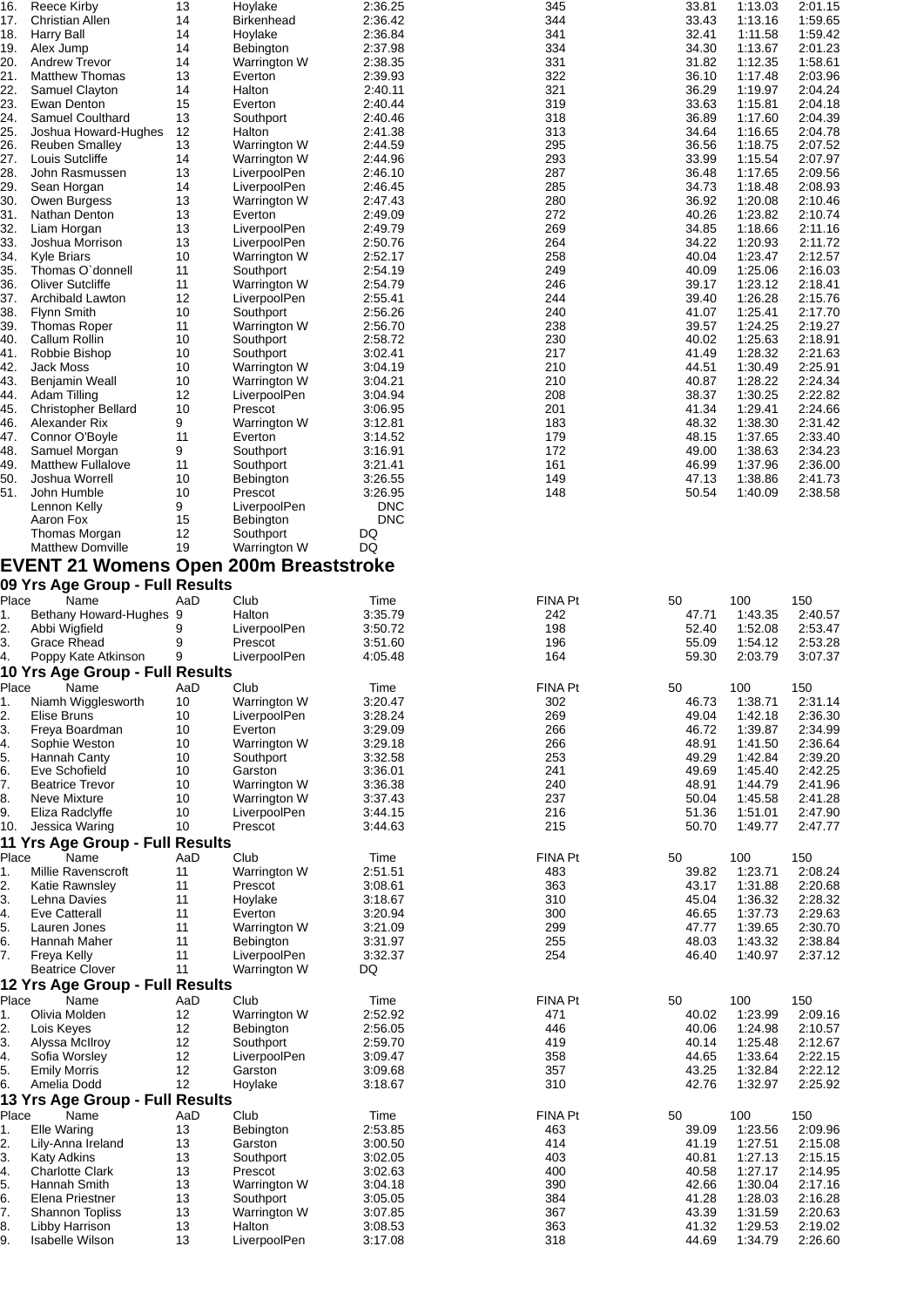| Place | Name | AaD | Club | Time | FINA Pt | 50 | 100 | 150 |
|---|---|---|---|---|---|---|---|---|
| 16. | Reece Kirby | 13 | Hoylake | 2:36.25 | 345 | 33.81 | 1:13.03 | 2:01.15 |
| 17. | Christian Allen | 14 | Birkenhead | 2:36.42 | 344 | 33.43 | 1:13.16 | 1:59.65 |
| 18. | Harry Ball | 14 | Hoylake | 2:36.84 | 341 | 32.41 | 1:11.58 | 1:59.42 |
| 19. | Alex Jump | 14 | Bebington | 2:37.98 | 334 | 34.30 | 1:13.67 | 2:01.23 |
| 20. | Andrew Trevor | 14 | Warrington W | 2:38.35 | 331 | 31.82 | 1:12.35 | 1:58.61 |
| 21. | Matthew Thomas | 13 | Everton | 2:39.93 | 322 | 36.10 | 1:17.48 | 2:03.96 |
| 22. | Samuel Clayton | 14 | Halton | 2:40.11 | 321 | 36.29 | 1:19.97 | 2:04.24 |
| 23. | Ewan Denton | 15 | Everton | 2:40.44 | 319 | 33.63 | 1:15.81 | 2:04.18 |
| 24. | Samuel Coulthard | 13 | Southport | 2:40.46 | 318 | 36.89 | 1:17.60 | 2:04.39 |
| 25. | Joshua Howard-Hughes | 12 | Halton | 2:41.38 | 313 | 34.64 | 1:16.65 | 2:04.78 |
| 26. | Reuben Smalley | 13 | Warrington W | 2:44.59 | 295 | 36.56 | 1:18.75 | 2:07.52 |
| 27. | Louis Sutcliffe | 14 | Warrington W | 2:44.96 | 293 | 33.99 | 1:15.54 | 2:07.97 |
| 28. | John Rasmussen | 13 | LiverpoolPen | 2:46.10 | 287 | 36.48 | 1:17.65 | 2:09.56 |
| 29. | Sean Horgan | 14 | LiverpoolPen | 2:46.45 | 285 | 34.73 | 1:18.48 | 2:08.93 |
| 30. | Owen Burgess | 13 | Warrington W | 2:47.43 | 280 | 36.92 | 1:20.08 | 2:10.46 |
| 31. | Nathan Denton | 13 | Everton | 2:49.09 | 272 | 40.26 | 1:23.82 | 2:10.74 |
| 32. | Liam Horgan | 13 | LiverpoolPen | 2:49.79 | 269 | 34.85 | 1:18.66 | 2:11.16 |
| 33. | Joshua Morrison | 13 | LiverpoolPen | 2:50.76 | 264 | 34.22 | 1:20.93 | 2:11.72 |
| 34. | Kyle Briars | 10 | Warrington W | 2:52.17 | 258 | 40.04 | 1:23.47 | 2:12.57 |
| 35. | Thomas O`donnell | 11 | Southport | 2:54.19 | 249 | 40.09 | 1:25.06 | 2:16.03 |
| 36. | Oliver Sutcliffe | 11 | Warrington W | 2:54.79 | 246 | 39.17 | 1:23.12 | 2:18.41 |
| 37. | Archibald Lawton | 12 | LiverpoolPen | 2:55.41 | 244 | 39.40 | 1:26.28 | 2:15.76 |
| 38. | Flynn Smith | 10 | Southport | 2:56.26 | 240 | 41.07 | 1:25.41 | 2:17.70 |
| 39. | Thomas Roper | 11 | Warrington W | 2:56.70 | 238 | 39.57 | 1:24.25 | 2:19.27 |
| 40. | Callum Rollin | 10 | Southport | 2:58.72 | 230 | 40.02 | 1:25.63 | 2:18.91 |
| 41. | Robbie Bishop | 10 | Southport | 3:02.41 | 217 | 41.49 | 1:28.32 | 2:21.63 |
| 42. | Jack Moss | 10 | Warrington W | 3:04.19 | 210 | 44.51 | 1:30.49 | 2:25.91 |
| 43. | Benjamin Weall | 10 | Warrington W | 3:04.21 | 210 | 40.87 | 1:28.22 | 2:24.34 |
| 44. | Adam Tilling | 12 | LiverpoolPen | 3:04.94 | 208 | 38.37 | 1:30.25 | 2:22.82 |
| 45. | Christopher Bellard | 10 | Prescot | 3:06.95 | 201 | 41.34 | 1:29.41 | 2:24.66 |
| 46. | Alexander Rix | 9 | Warrington W | 3:12.81 | 183 | 48.32 | 1:38.30 | 2:31.42 |
| 47. | Connor O'Boyle | 11 | Everton | 3:14.52 | 179 | 48.15 | 1:37.65 | 2:33.40 |
| 48. | Samuel Morgan | 9 | Southport | 3:16.91 | 172 | 49.00 | 1:38.63 | 2:34.23 |
| 49. | Matthew Fullalove | 11 | Southport | 3:21.41 | 161 | 46.99 | 1:37.96 | 2:36.00 |
| 50. | Joshua Worrell | 10 | Bebington | 3:26.55 | 149 | 47.13 | 1:38.86 | 2:41.73 |
| 51. | John Humble | 10 | Prescot | 3:26.95 | 148 | 50.54 | 1:40.09 | 2:38.58 |
| | Lennon Kelly | 9 | LiverpoolPen | DNC | | | | |
| | Aaron Fox | 15 | Bebington | DNC | | | | |
| | Thomas Morgan | 12 | Southport | DQ | | | | |
| | Matthew Domville | 19 | Warrington W | DQ | | | | |

## EVENT 21 Womens Open 200m Breaststroke

### 09 Yrs Age Group - Full Results

| Place | Name | AaD | Club | Time | FINA Pt | 50 | 100 | 150 |
|---|---|---|---|---|---|---|---|---|
| 1. | Bethany Howard-Hughes | 9 | Halton | 3:35.79 | 242 | 47.71 | 1:43.35 | 2:40.57 |
| 2. | Abbi Wigfield | 9 | LiverpoolPen | 3:50.72 | 198 | 52.40 | 1:52.08 | 2:53.47 |
| 3. | Grace Rhead | 9 | Prescot | 3:51.60 | 196 | 55.09 | 1:54.12 | 2:53.28 |
| 4. | Poppy Kate Atkinson | 9 | LiverpoolPen | 4:05.48 | 164 | 59.30 | 2:03.79 | 3:07.37 |

### 10 Yrs Age Group - Full Results

| Place | Name | AaD | Club | Time | FINA Pt | 50 | 100 | 150 |
|---|---|---|---|---|---|---|---|---|
| 1. | Niamh Wigglesworth | 10 | Warrington W | 3:20.47 | 302 | 46.73 | 1:38.71 | 2:31.14 |
| 2. | Elise Bruns | 10 | LiverpoolPen | 3:28.24 | 269 | 49.04 | 1:42.18 | 2:36.30 |
| 3. | Freya Boardman | 10 | Everton | 3:29.09 | 266 | 46.72 | 1:39.87 | 2:34.99 |
| 4. | Sophie Weston | 10 | Warrington W | 3:29.18 | 266 | 48.91 | 1:41.50 | 2:36.64 |
| 5. | Hannah Canty | 10 | Southport | 3:32.58 | 253 | 49.29 | 1:42.84 | 2:39.20 |
| 6. | Eve Schofield | 10 | Garston | 3:36.01 | 241 | 49.69 | 1:45.40 | 2:42.25 |
| 7. | Beatrice Trevor | 10 | Warrington W | 3:36.38 | 240 | 48.91 | 1:44.79 | 2:41.96 |
| 8. | Neve Mixture | 10 | Warrington W | 3:37.43 | 237 | 50.04 | 1:45.58 | 2:41.28 |
| 9. | Eliza Radclyffe | 10 | LiverpoolPen | 3:44.15 | 216 | 51.36 | 1:51.01 | 2:47.90 |
| 10. | Jessica Waring | 10 | Prescot | 3:44.63 | 215 | 50.70 | 1:49.77 | 2:47.77 |

### 11 Yrs Age Group - Full Results

| Place | Name | AaD | Club | Time | FINA Pt | 50 | 100 | 150 |
|---|---|---|---|---|---|---|---|---|
| 1. | Millie Ravenscroft | 11 | Warrington W | 2:51.51 | 483 | 39.82 | 1:23.71 | 2:08.24 |
| 2. | Katie Rawnsley | 11 | Prescot | 3:08.61 | 363 | 43.17 | 1:31.88 | 2:20.68 |
| 3. | Lehna Davies | 11 | Hoylake | 3:18.67 | 310 | 45.04 | 1:36.32 | 2:28.32 |
| 4. | Eve Catterall | 11 | Everton | 3:20.94 | 300 | 46.65 | 1:37.73 | 2:29.63 |
| 5. | Lauren Jones | 11 | Warrington W | 3:21.09 | 299 | 47.77 | 1:39.65 | 2:30.70 |
| 6. | Hannah Maher | 11 | Bebington | 3:31.97 | 255 | 48.03 | 1:43.32 | 2:38.84 |
| 7. | Freya Kelly | 11 | LiverpoolPen | 3:32.37 | 254 | 46.40 | 1:40.97 | 2:37.12 |
| | Beatrice Clover | 11 | Warrington W | DQ | | | | |

### 12 Yrs Age Group - Full Results

| Place | Name | AaD | Club | Time | FINA Pt | 50 | 100 | 150 |
|---|---|---|---|---|---|---|---|---|
| 1. | Olivia Molden | 12 | Warrington W | 2:52.92 | 471 | 40.02 | 1:23.99 | 2:09.16 |
| 2. | Lois Keyes | 12 | Bebington | 2:56.05 | 446 | 40.06 | 1:24.98 | 2:10.57 |
| 3. | Alyssa McIlroy | 12 | Southport | 2:59.70 | 419 | 40.14 | 1:25.48 | 2:12.67 |
| 4. | Sofia Worsley | 12 | LiverpoolPen | 3:09.47 | 358 | 44.65 | 1:33.64 | 2:22.15 |
| 5. | Emily Morris | 12 | Garston | 3:09.68 | 357 | 43.25 | 1:32.84 | 2:22.12 |
| 6. | Amelia Dodd | 12 | Hoylake | 3:18.67 | 310 | 42.76 | 1:32.97 | 2:25.92 |

### 13 Yrs Age Group - Full Results

| Place | Name | AaD | Club | Time | FINA Pt | 50 | 100 | 150 |
|---|---|---|---|---|---|---|---|---|
| 1. | Elle Waring | 13 | Bebington | 2:53.85 | 463 | 39.09 | 1:23.56 | 2:09.96 |
| 2. | Lily-Anna Ireland | 13 | Garston | 3:00.50 | 414 | 41.19 | 1:27.51 | 2:15.08 |
| 3. | Katy Adkins | 13 | Southport | 3:02.05 | 403 | 40.81 | 1:27.13 | 2:15.15 |
| 4. | Charlotte Clark | 13 | Prescot | 3:02.63 | 400 | 40.58 | 1:27.17 | 2:14.95 |
| 5. | Hannah Smith | 13 | Warrington W | 3:04.18 | 390 | 42.66 | 1:30.04 | 2:17.16 |
| 6. | Elena Priestner | 13 | Southport | 3:05.05 | 384 | 41.28 | 1:28.03 | 2:16.28 |
| 7. | Shannon Topliss | 13 | Warrington W | 3:07.85 | 367 | 43.39 | 1:31.59 | 2:20.63 |
| 8. | Libby Harrison | 13 | Halton | 3:08.53 | 363 | 41.32 | 1:29.53 | 2:19.02 |
| 9. | Isabelle Wilson | 13 | LiverpoolPen | 3:17.08 | 318 | 44.69 | 1:34.79 | 2:26.60 |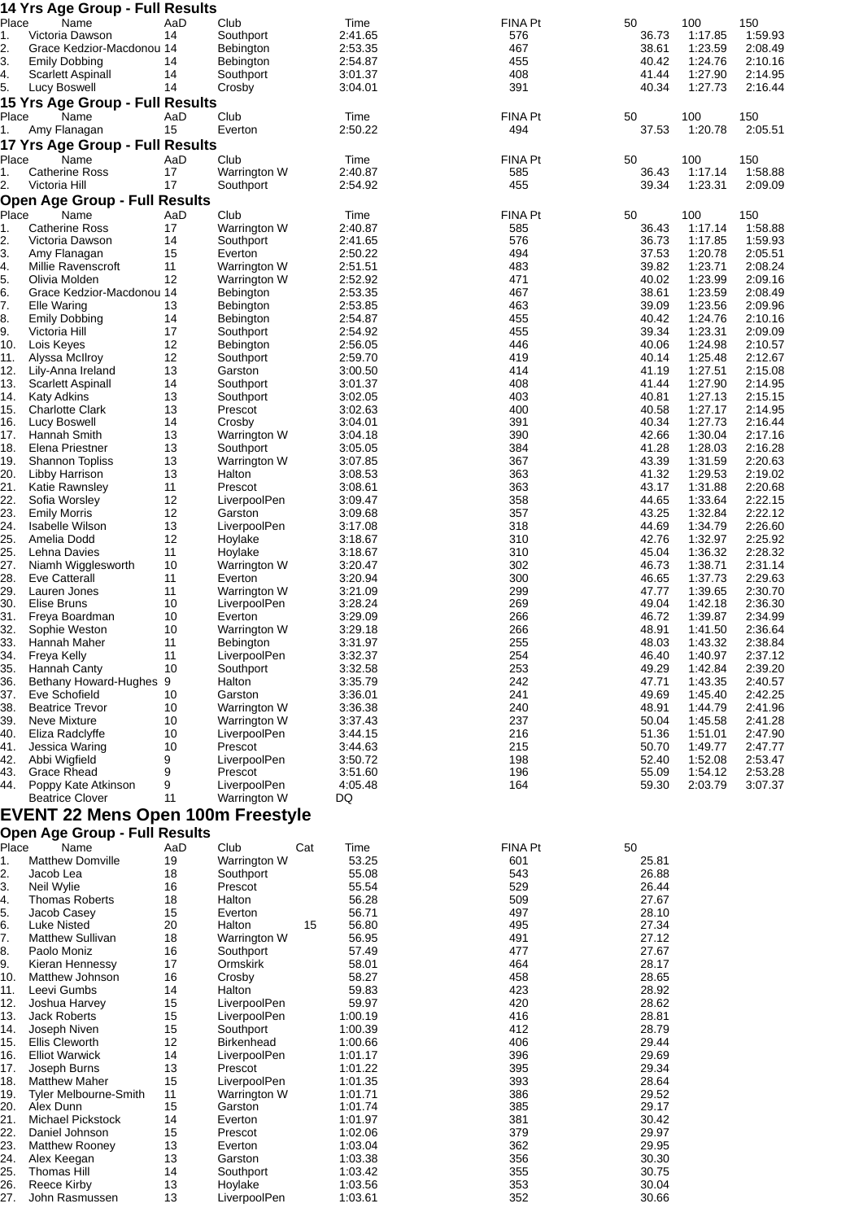### 14 Yrs Age Group - Full Results

| Place | Name | AaD | Club | Time | FINA Pt | 50 | 100 | 150 |
|---|---|---|---|---|---|---|---|---|
| 1. | Victoria Dawson | 14 | Southport | 2:41.65 | 576 | 36.73 | 1:17.85 | 1:59.93 |
| 2. | Grace Kedzior-Macdonou | 14 | Bebington | 2:53.35 | 467 | 38.61 | 1:23.59 | 2:08.49 |
| 3. | Emily Dobbing | 14 | Bebington | 2:54.87 | 455 | 40.42 | 1:24.76 | 2:10.16 |
| 4. | Scarlett Aspinall | 14 | Southport | 3:01.37 | 408 | 41.44 | 1:27.90 | 2:14.95 |
| 5. | Lucy Boswell | 14 | Crosby | 3:04.01 | 391 | 40.34 | 1:27.73 | 2:16.44 |

### 15 Yrs Age Group - Full Results

| Place | Name | AaD | Club | Time | FINA Pt | 50 | 100 | 150 |
|---|---|---|---|---|---|---|---|---|
| 1. | Amy Flanagan | 15 | Everton | 2:50.22 | 494 | 37.53 | 1:20.78 | 2:05.51 |

### 17 Yrs Age Group - Full Results

| Place | Name | AaD | Club | Time | FINA Pt | 50 | 100 | 150 |
|---|---|---|---|---|---|---|---|---|
| 1. | Catherine Ross | 17 | Warrington W | 2:40.87 | 585 | 36.43 | 1:17.14 | 1:58.88 |
| 2. | Victoria Hill | 17 | Southport | 2:54.92 | 455 | 39.34 | 1:23.31 | 2:09.09 |

### Open Age Group - Full Results

| Place | Name | AaD | Club | Time | FINA Pt | 50 | 100 | 150 |
|---|---|---|---|---|---|---|---|---|
| 1. | Catherine Ross | 17 | Warrington W | 2:40.87 | 585 | 36.43 | 1:17.14 | 1:58.88 |
| 2. | Victoria Dawson | 14 | Southport | 2:41.65 | 576 | 36.73 | 1:17.85 | 1:59.93 |
| 3. | Amy Flanagan | 15 | Everton | 2:50.22 | 494 | 37.53 | 1:20.78 | 2:05.51 |
| 4. | Millie Ravenscroft | 11 | Warrington W | 2:51.51 | 483 | 39.82 | 1:23.71 | 2:08.24 |
| 5. | Olivia Molden | 12 | Warrington W | 2:52.92 | 471 | 40.02 | 1:23.99 | 2:09.16 |
| 6. | Grace Kedzior-Macdonou | 14 | Bebington | 2:53.35 | 467 | 38.61 | 1:23.59 | 2:08.49 |
| 7. | Elle Waring | 13 | Bebington | 2:53.85 | 463 | 39.09 | 1:23.56 | 2:09.96 |
| 8. | Emily Dobbing | 14 | Bebington | 2:54.87 | 455 | 40.42 | 1:24.76 | 2:10.16 |
| 9. | Victoria Hill | 17 | Southport | 2:54.92 | 455 | 39.34 | 1:23.31 | 2:09.09 |
| 10. | Lois Keyes | 12 | Bebington | 2:56.05 | 446 | 40.06 | 1:24.98 | 2:10.57 |
| 11. | Alyssa McIlroy | 12 | Southport | 2:59.70 | 419 | 40.14 | 1:25.48 | 2:12.67 |
| 12. | Lily-Anna Ireland | 13 | Garston | 3:00.50 | 414 | 41.19 | 1:27.51 | 2:15.08 |
| 13. | Scarlett Aspinall | 14 | Southport | 3:01.37 | 408 | 41.44 | 1:27.90 | 2:14.95 |
| 14. | Katy Adkins | 13 | Southport | 3:02.05 | 403 | 40.81 | 1:27.13 | 2:15.15 |
| 15. | Charlotte Clark | 13 | Prescot | 3:02.63 | 400 | 40.58 | 1:27.17 | 2:14.95 |
| 16. | Lucy Boswell | 14 | Crosby | 3:04.01 | 391 | 40.34 | 1:27.73 | 2:16.44 |
| 17. | Hannah Smith | 13 | Warrington W | 3:04.18 | 390 | 42.66 | 1:30.04 | 2:17.16 |
| 18. | Elena Priestner | 13 | Southport | 3:05.05 | 384 | 41.28 | 1:28.03 | 2:16.28 |
| 19. | Shannon Topliss | 13 | Warrington W | 3:07.85 | 367 | 43.39 | 1:31.59 | 2:20.63 |
| 20. | Libby Harrison | 13 | Halton | 3:08.53 | 363 | 41.32 | 1:29.53 | 2:19.02 |
| 21. | Katie Rawnsley | 11 | Prescot | 3:08.61 | 363 | 43.17 | 1:31.88 | 2:20.68 |
| 22. | Sofia Worsley | 12 | LiverpoolPen | 3:09.47 | 358 | 44.65 | 1:33.64 | 2:22.15 |
| 23. | Emily Morris | 12 | Garston | 3:09.68 | 357 | 43.25 | 1:32.84 | 2:22.12 |
| 24. | Isabelle Wilson | 13 | LiverpoolPen | 3:17.08 | 318 | 44.69 | 1:34.79 | 2:26.60 |
| 25. | Amelia Dodd | 12 | Hoylake | 3:18.67 | 310 | 42.76 | 1:32.97 | 2:25.92 |
| 25. | Lehna Davies | 11 | Hoylake | 3:18.67 | 310 | 45.04 | 1:36.32 | 2:28.32 |
| 27. | Niamh Wigglesworth | 10 | Warrington W | 3:20.47 | 302 | 46.73 | 1:38.71 | 2:31.14 |
| 28. | Eve Catterall | 11 | Everton | 3:20.94 | 300 | 46.65 | 1:37.73 | 2:29.63 |
| 29. | Lauren Jones | 11 | Warrington W | 3:21.09 | 299 | 47.77 | 1:39.65 | 2:30.70 |
| 30. | Elise Bruns | 10 | LiverpoolPen | 3:28.24 | 269 | 49.04 | 1:42.18 | 2:36.30 |
| 31. | Freya Boardman | 10 | Everton | 3:29.09 | 266 | 46.72 | 1:39.87 | 2:34.99 |
| 32. | Sophie Weston | 10 | Warrington W | 3:29.18 | 266 | 48.91 | 1:41.50 | 2:36.64 |
| 33. | Hannah Maher | 11 | Bebington | 3:31.97 | 255 | 48.03 | 1:43.32 | 2:38.84 |
| 34. | Freya Kelly | 11 | LiverpoolPen | 3:32.37 | 254 | 46.40 | 1:40.97 | 2:37.12 |
| 35. | Hannah Canty | 10 | Southport | 3:32.58 | 253 | 49.29 | 1:42.84 | 2:39.20 |
| 36. | Bethany Howard-Hughes | 9 | Halton | 3:35.79 | 242 | 47.71 | 1:43.35 | 2:40.57 |
| 37. | Eve Schofield | 10 | Garston | 3:36.01 | 241 | 49.69 | 1:45.40 | 2:42.25 |
| 38. | Beatrice Trevor | 10 | Warrington W | 3:36.38 | 240 | 48.91 | 1:44.79 | 2:41.96 |
| 39. | Neve Mixture | 10 | Warrington W | 3:37.43 | 237 | 50.04 | 1:45.58 | 2:41.28 |
| 40. | Eliza Radclyffe | 10 | LiverpoolPen | 3:44.15 | 216 | 51.36 | 1:51.01 | 2:47.90 |
| 41. | Jessica Waring | 10 | Prescot | 3:44.63 | 215 | 50.70 | 1:49.77 | 2:47.77 |
| 42. | Abbi Wigfield | 9 | LiverpoolPen | 3:50.72 | 198 | 52.40 | 1:52.08 | 2:53.47 |
| 43. | Grace Rhead | 9 | Prescot | 3:51.60 | 196 | 55.09 | 1:54.12 | 2:53.28 |
| 44. | Poppy Kate Atkinson | 9 | LiverpoolPen | 4:05.48 | 164 | 59.30 | 2:03.79 | 3:07.37 |
| | Beatrice Clover | 11 | Warrington W | DQ | | | | |

## EVENT 22 Mens Open 100m Freestyle

### Open Age Group - Full Results

| Place | Name | AaD | Club | Cat | Time | FINA Pt | 50 |
|---|---|---|---|---|---|---|---|
| 1. | Matthew Domville | 19 | Warrington W | | 53.25 | 601 | 25.81 |
| 2. | Jacob Lea | 18 | Southport | | 55.08 | 543 | 26.88 |
| 3. | Neil Wylie | 16 | Prescot | | 55.54 | 529 | 26.44 |
| 4. | Thomas Roberts | 18 | Halton | | 56.28 | 509 | 27.67 |
| 5. | Jacob Casey | 15 | Everton | | 56.71 | 497 | 28.10 |
| 6. | Luke Nisted | 20 | Halton | 15 | 56.80 | 495 | 27.34 |
| 7. | Matthew Sullivan | 18 | Warrington W | | 56.95 | 491 | 27.12 |
| 8. | Paolo Moniz | 16 | Southport | | 57.49 | 477 | 27.67 |
| 9. | Kieran Hennessy | 17 | Ormskirk | | 58.01 | 464 | 28.17 |
| 10. | Matthew Johnson | 16 | Crosby | | 58.27 | 458 | 28.65 |
| 11. | Leevi Gumbs | 14 | Halton | | 59.83 | 423 | 28.92 |
| 12. | Joshua Harvey | 15 | LiverpoolPen | | 59.97 | 420 | 28.62 |
| 13. | Jack Roberts | 15 | LiverpoolPen | | 1:00.19 | 416 | 28.81 |
| 14. | Joseph Niven | 15 | Southport | | 1:00.39 | 412 | 28.79 |
| 15. | Ellis Cleworth | 12 | Birkenhead | | 1:00.66 | 406 | 29.44 |
| 16. | Elliot Warwick | 14 | LiverpoolPen | | 1:01.17 | 396 | 29.69 |
| 17. | Joseph Burns | 13 | Prescot | | 1:01.22 | 395 | 29.34 |
| 18. | Matthew Maher | 15 | LiverpoolPen | | 1:01.35 | 393 | 28.64 |
| 19. | Tyler Melbourne-Smith | 11 | Warrington W | | 1:01.71 | 386 | 29.52 |
| 20. | Alex Dunn | 15 | Garston | | 1:01.74 | 385 | 29.17 |
| 21. | Michael Pickstock | 14 | Everton | | 1:01.97 | 381 | 30.42 |
| 22. | Daniel Johnson | 15 | Prescot | | 1:02.06 | 379 | 29.97 |
| 23. | Matthew Rooney | 13 | Everton | | 1:03.04 | 362 | 29.95 |
| 24. | Alex Keegan | 13 | Garston | | 1:03.38 | 356 | 30.30 |
| 25. | Thomas Hill | 14 | Southport | | 1:03.42 | 355 | 30.75 |
| 26. | Reece Kirby | 13 | Hoylake | | 1:03.56 | 353 | 30.04 |
| 27. | John Rasmussen | 13 | LiverpoolPen | | 1:03.61 | 352 | 30.66 |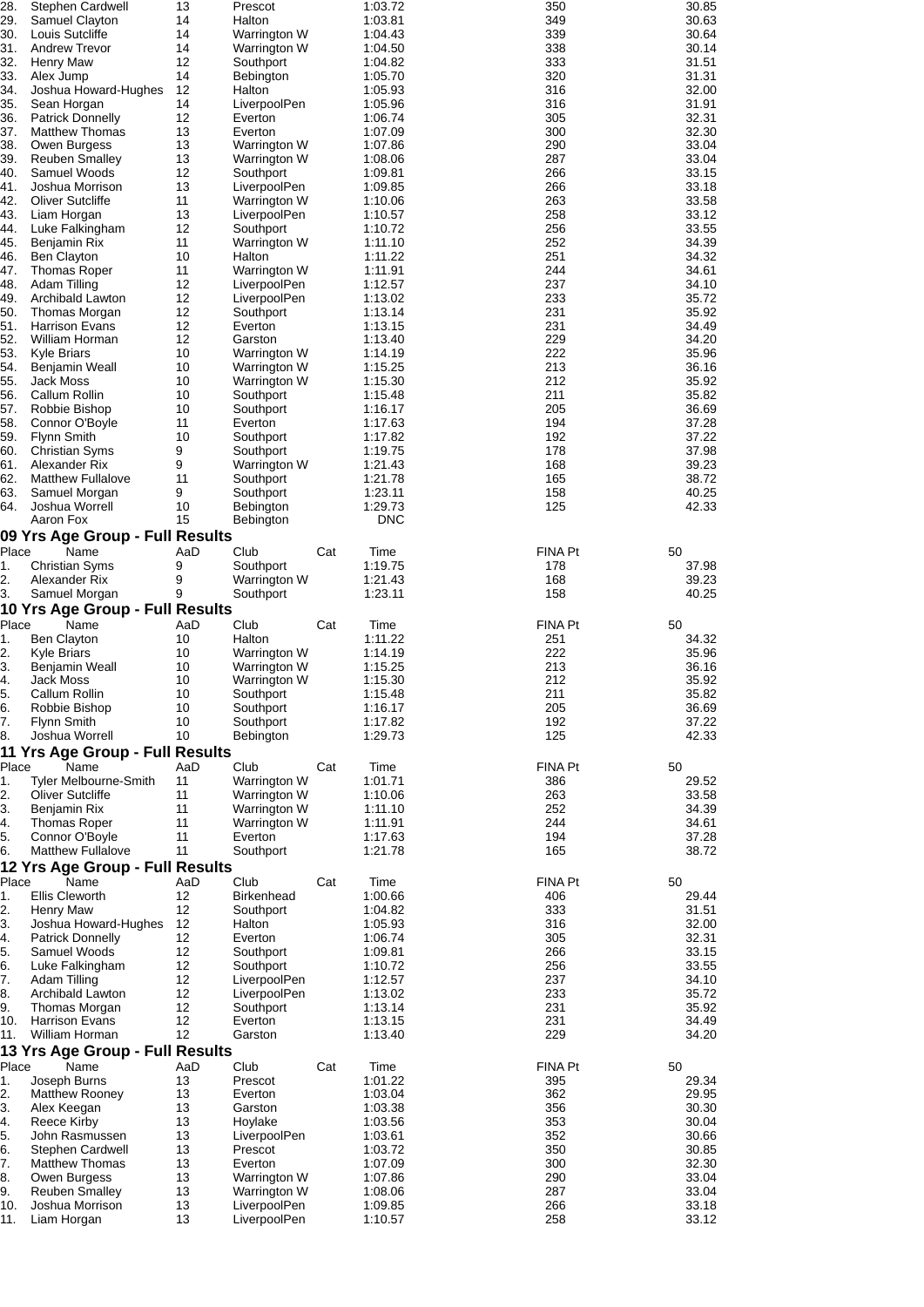| Place | Name | AaD | Club | Cat | Time | FINA Pt | 50 |
|---|---|---|---|---|---|---|---|
| 28. | Stephen Cardwell | 13 | Prescot | | 1:03.72 | 350 | 30.85 |
| 29. | Samuel Clayton | 14 | Halton | | 1:03.81 | 349 | 30.63 |
| 30. | Louis Sutcliffe | 14 | Warrington W | | 1:04.43 | 339 | 30.64 |
| 31. | Andrew Trevor | 14 | Warrington W | | 1:04.50 | 338 | 30.14 |
| 32. | Henry Maw | 12 | Southport | | 1:04.82 | 333 | 31.51 |
| 33. | Alex Jump | 14 | Bebington | | 1:05.70 | 320 | 31.31 |
| 34. | Joshua Howard-Hughes | 12 | Halton | | 1:05.93 | 316 | 32.00 |
| 35. | Sean Horgan | 14 | LiverpoolPen | | 1:05.96 | 316 | 31.91 |
| 36. | Patrick Donnelly | 12 | Everton | | 1:06.74 | 305 | 32.31 |
| 37. | Matthew Thomas | 13 | Everton | | 1:07.09 | 300 | 32.30 |
| 38. | Owen Burgess | 13 | Warrington W | | 1:07.86 | 290 | 33.04 |
| 39. | Reuben Smalley | 13 | Warrington W | | 1:08.06 | 287 | 33.04 |
| 40. | Samuel Woods | 12 | Southport | | 1:09.81 | 266 | 33.15 |
| 41. | Joshua Morrison | 13 | LiverpoolPen | | 1:09.85 | 266 | 33.18 |
| 42. | Oliver Sutcliffe | 11 | Warrington W | | 1:10.06 | 263 | 33.58 |
| 43. | Liam Horgan | 13 | LiverpoolPen | | 1:10.57 | 258 | 33.12 |
| 44. | Luke Falkingham | 12 | Southport | | 1:10.72 | 256 | 33.55 |
| 45. | Benjamin Rix | 11 | Warrington W | | 1:11.10 | 252 | 34.39 |
| 46. | Ben Clayton | 10 | Halton | | 1:11.22 | 251 | 34.32 |
| 47. | Thomas Roper | 11 | Warrington W | | 1:11.91 | 244 | 34.61 |
| 48. | Adam Tilling | 12 | LiverpoolPen | | 1:12.57 | 237 | 34.10 |
| 49. | Archibald Lawton | 12 | LiverpoolPen | | 1:13.02 | 233 | 35.72 |
| 50. | Thomas Morgan | 12 | Southport | | 1:13.14 | 231 | 35.92 |
| 51. | Harrison Evans | 12 | Everton | | 1:13.15 | 231 | 34.49 |
| 52. | William Horman | 12 | Garston | | 1:13.40 | 229 | 34.20 |
| 53. | Kyle Briars | 10 | Warrington W | | 1:14.19 | 222 | 35.96 |
| 54. | Benjamin Weall | 10 | Warrington W | | 1:15.25 | 213 | 36.16 |
| 55. | Jack Moss | 10 | Warrington W | | 1:15.30 | 212 | 35.92 |
| 56. | Callum Rollin | 10 | Southport | | 1:15.48 | 211 | 35.82 |
| 57. | Robbie Bishop | 10 | Southport | | 1:16.17 | 205 | 36.69 |
| 58. | Connor O'Boyle | 11 | Everton | | 1:17.63 | 194 | 37.28 |
| 59. | Flynn Smith | 10 | Southport | | 1:17.82 | 192 | 37.22 |
| 60. | Christian Syms | 9 | Southport | | 1:19.75 | 178 | 37.98 |
| 61. | Alexander Rix | 9 | Warrington W | | 1:21.43 | 168 | 39.23 |
| 62. | Matthew Fullalove | 11 | Southport | | 1:21.78 | 165 | 38.72 |
| 63. | Samuel Morgan | 9 | Southport | | 1:23.11 | 158 | 40.25 |
| 64. | Joshua Worrell | 10 | Bebington | | 1:29.73 | 125 | 42.33 |
| | Aaron Fox | 15 | Bebington | | DNC | | |

## 09 Yrs Age Group - Full Results

| Place | Name | AaD | Club | Cat | Time | FINA Pt | 50 |
|---|---|---|---|---|---|---|---|
| 1. | Christian Syms | 9 | Southport | | 1:19.75 | 178 | 37.98 |
| 2. | Alexander Rix | 9 | Warrington W | | 1:21.43 | 168 | 39.23 |
| 3. | Samuel Morgan | 9 | Southport | | 1:23.11 | 158 | 40.25 |

## 10 Yrs Age Group - Full Results

| Place | Name | AaD | Club | Cat | Time | FINA Pt | 50 |
|---|---|---|---|---|---|---|---|
| 1. | Ben Clayton | 10 | Halton | | 1:11.22 | 251 | 34.32 |
| 2. | Kyle Briars | 10 | Warrington W | | 1:14.19 | 222 | 35.96 |
| 3. | Benjamin Weall | 10 | Warrington W | | 1:15.25 | 213 | 36.16 |
| 4. | Jack Moss | 10 | Warrington W | | 1:15.30 | 212 | 35.92 |
| 5. | Callum Rollin | 10 | Southport | | 1:15.48 | 211 | 35.82 |
| 6. | Robbie Bishop | 10 | Southport | | 1:16.17 | 205 | 36.69 |
| 7. | Flynn Smith | 10 | Southport | | 1:17.82 | 192 | 37.22 |
| 8. | Joshua Worrell | 10 | Bebington | | 1:29.73 | 125 | 42.33 |

## 11 Yrs Age Group - Full Results

| Place | Name | AaD | Club | Cat | Time | FINA Pt | 50 |
|---|---|---|---|---|---|---|---|
| 1. | Tyler Melbourne-Smith | 11 | Warrington W | | 1:01.71 | 386 | 29.52 |
| 2. | Oliver Sutcliffe | 11 | Warrington W | | 1:10.06 | 263 | 33.58 |
| 3. | Benjamin Rix | 11 | Warrington W | | 1:11.10 | 252 | 34.39 |
| 4. | Thomas Roper | 11 | Warrington W | | 1:11.91 | 244 | 34.61 |
| 5. | Connor O'Boyle | 11 | Everton | | 1:17.63 | 194 | 37.28 |
| 6. | Matthew Fullalove | 11 | Southport | | 1:21.78 | 165 | 38.72 |

## 12 Yrs Age Group - Full Results

| Place | Name | AaD | Club | Cat | Time | FINA Pt | 50 |
|---|---|---|---|---|---|---|---|
| 1. | Ellis Cleworth | 12 | Birkenhead | | 1:00.66 | 406 | 29.44 |
| 2. | Henry Maw | 12 | Southport | | 1:04.82 | 333 | 31.51 |
| 3. | Joshua Howard-Hughes | 12 | Halton | | 1:05.93 | 316 | 32.00 |
| 4. | Patrick Donnelly | 12 | Everton | | 1:06.74 | 305 | 32.31 |
| 5. | Samuel Woods | 12 | Southport | | 1:09.81 | 266 | 33.15 |
| 6. | Luke Falkingham | 12 | Southport | | 1:10.72 | 256 | 33.55 |
| 7. | Adam Tilling | 12 | LiverpoolPen | | 1:12.57 | 237 | 34.10 |
| 8. | Archibald Lawton | 12 | LiverpoolPen | | 1:13.02 | 233 | 35.72 |
| 9. | Thomas Morgan | 12 | Southport | | 1:13.14 | 231 | 35.92 |
| 10. | Harrison Evans | 12 | Everton | | 1:13.15 | 231 | 34.49 |
| 11. | William Horman | 12 | Garston | | 1:13.40 | 229 | 34.20 |

## 13 Yrs Age Group - Full Results

| Place | Name | AaD | Club | Cat | Time | FINA Pt | 50 |
|---|---|---|---|---|---|---|---|
| 1. | Joseph Burns | 13 | Prescot | | 1:01.22 | 395 | 29.34 |
| 2. | Matthew Rooney | 13 | Everton | | 1:03.04 | 362 | 29.95 |
| 3. | Alex Keegan | 13 | Garston | | 1:03.38 | 356 | 30.30 |
| 4. | Reece Kirby | 13 | Hoylake | | 1:03.56 | 353 | 30.04 |
| 5. | John Rasmussen | 13 | LiverpoolPen | | 1:03.61 | 352 | 30.66 |
| 6. | Stephen Cardwell | 13 | Prescot | | 1:03.72 | 350 | 30.85 |
| 7. | Matthew Thomas | 13 | Everton | | 1:07.09 | 300 | 32.30 |
| 8. | Owen Burgess | 13 | Warrington W | | 1:07.86 | 290 | 33.04 |
| 9. | Reuben Smalley | 13 | Warrington W | | 1:08.06 | 287 | 33.04 |
| 10. | Joshua Morrison | 13 | LiverpoolPen | | 1:09.85 | 266 | 33.18 |
| 11. | Liam Horgan | 13 | LiverpoolPen | | 1:10.57 | 258 | 33.12 |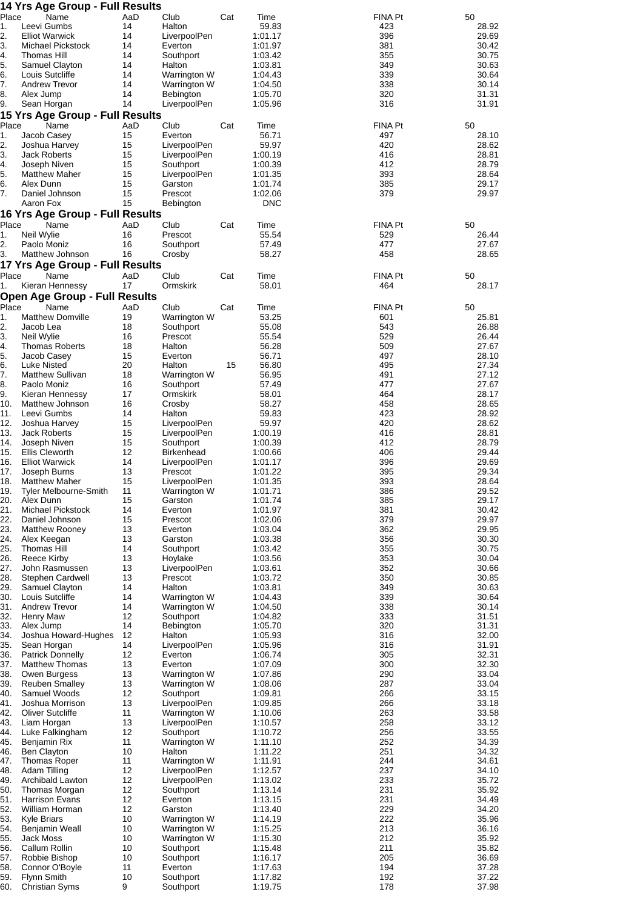## 14 Yrs Age Group - Full Results

| Place | Name | AaD | Club | Cat | Time | FINA Pt | 50 |
|---|---|---|---|---|---|---|---|
| 1. | Leevi Gumbs | 14 | Halton | | 59.83 | 423 | 28.92 |
| 2. | Elliot Warwick | 14 | LiverpoolPen | | 1:01.17 | 396 | 29.69 |
| 3. | Michael Pickstock | 14 | Everton | | 1:01.97 | 381 | 30.42 |
| 4. | Thomas Hill | 14 | Southport | | 1:03.42 | 355 | 30.75 |
| 5. | Samuel Clayton | 14 | Halton | | 1:03.81 | 349 | 30.63 |
| 6. | Louis Sutcliffe | 14 | Warrington W | | 1:04.43 | 339 | 30.64 |
| 7. | Andrew Trevor | 14 | Warrington W | | 1:04.50 | 338 | 30.14 |
| 8. | Alex Jump | 14 | Bebington | | 1:05.70 | 320 | 31.31 |
| 9. | Sean Horgan | 14 | LiverpoolPen | | 1:05.96 | 316 | 31.91 |

## 15 Yrs Age Group - Full Results

| Place | Name | AaD | Club | Cat | Time | FINA Pt | 50 |
|---|---|---|---|---|---|---|---|
| 1. | Jacob Casey | 15 | Everton | | 56.71 | 497 | 28.10 |
| 2. | Joshua Harvey | 15 | LiverpoolPen | | 59.97 | 420 | 28.62 |
| 3. | Jack Roberts | 15 | LiverpoolPen | | 1:00.19 | 416 | 28.81 |
| 4. | Joseph Niven | 15 | Southport | | 1:00.39 | 412 | 28.79 |
| 5. | Matthew Maher | 15 | LiverpoolPen | | 1:01.35 | 393 | 28.64 |
| 6. | Alex Dunn | 15 | Garston | | 1:01.74 | 385 | 29.17 |
| 7. | Daniel Johnson | 15 | Prescot | | 1:02.06 | 379 | 29.97 |
| | Aaron Fox | 15 | Bebington | | DNC | | |

## 16 Yrs Age Group - Full Results

| Place | Name | AaD | Club | Cat | Time | FINA Pt | 50 |
|---|---|---|---|---|---|---|---|
| 1. | Neil Wylie | 16 | Prescot | | 55.54 | 529 | 26.44 |
| 2. | Paolo Moniz | 16 | Southport | | 57.49 | 477 | 27.67 |
| 3. | Matthew Johnson | 16 | Crosby | | 58.27 | 458 | 28.65 |

## 17 Yrs Age Group - Full Results

| Place | Name | AaD | Club | Cat | Time | FINA Pt | 50 |
|---|---|---|---|---|---|---|---|
| 1. | Kieran Hennessy | 17 | Ormskirk | | 58.01 | 464 | 28.17 |

## Open Age Group - Full Results

| Place | Name | AaD | Club | Cat | Time | FINA Pt | 50 |
|---|---|---|---|---|---|---|---|
| 1. | Matthew Domville | 19 | Warrington W | | 53.25 | 601 | 25.81 |
| 2. | Jacob Lea | 18 | Southport | | 55.08 | 543 | 26.88 |
| 3. | Neil Wylie | 16 | Prescot | | 55.54 | 529 | 26.44 |
| 4. | Thomas Roberts | 18 | Halton | | 56.28 | 509 | 27.67 |
| 5. | Jacob Casey | 15 | Everton | | 56.71 | 497 | 28.10 |
| 6. | Luke Nisted | 20 | Halton | 15 | 56.80 | 495 | 27.34 |
| 7. | Matthew Sullivan | 18 | Warrington W | | 56.95 | 491 | 27.12 |
| 8. | Paolo Moniz | 16 | Southport | | 57.49 | 477 | 27.67 |
| 9. | Kieran Hennessy | 17 | Ormskirk | | 58.01 | 464 | 28.17 |
| 10. | Matthew Johnson | 16 | Crosby | | 58.27 | 458 | 28.65 |
| 11. | Leevi Gumbs | 14 | Halton | | 59.83 | 423 | 28.92 |
| 12. | Joshua Harvey | 15 | LiverpoolPen | | 59.97 | 420 | 28.62 |
| 13. | Jack Roberts | 15 | LiverpoolPen | | 1:00.19 | 416 | 28.81 |
| 14. | Joseph Niven | 15 | Southport | | 1:00.39 | 412 | 28.79 |
| 15. | Ellis Cleworth | 12 | Birkenhead | | 1:00.66 | 406 | 29.44 |
| 16. | Elliot Warwick | 14 | LiverpoolPen | | 1:01.17 | 396 | 29.69 |
| 17. | Joseph Burns | 13 | Prescot | | 1:01.22 | 395 | 29.34 |
| 18. | Matthew Maher | 15 | LiverpoolPen | | 1:01.35 | 393 | 28.64 |
| 19. | Tyler Melbourne-Smith | 11 | Warrington W | | 1:01.71 | 386 | 29.52 |
| 20. | Alex Dunn | 15 | Garston | | 1:01.74 | 385 | 29.17 |
| 21. | Michael Pickstock | 14 | Everton | | 1:01.97 | 381 | 30.42 |
| 22. | Daniel Johnson | 15 | Prescot | | 1:02.06 | 379 | 29.97 |
| 23. | Matthew Rooney | 13 | Everton | | 1:03.04 | 362 | 29.95 |
| 24. | Alex Keegan | 13 | Garston | | 1:03.38 | 356 | 30.30 |
| 25. | Thomas Hill | 14 | Southport | | 1:03.42 | 355 | 30.75 |
| 26. | Reece Kirby | 13 | Hoylake | | 1:03.56 | 353 | 30.04 |
| 27. | John Rasmussen | 13 | LiverpoolPen | | 1:03.61 | 352 | 30.66 |
| 28. | Stephen Cardwell | 13 | Prescot | | 1:03.72 | 350 | 30.85 |
| 29. | Samuel Clayton | 14 | Halton | | 1:03.81 | 349 | 30.63 |
| 30. | Louis Sutcliffe | 14 | Warrington W | | 1:04.43 | 339 | 30.64 |
| 31. | Andrew Trevor | 14 | Warrington W | | 1:04.50 | 338 | 30.14 |
| 32. | Henry Maw | 12 | Southport | | 1:04.82 | 333 | 31.51 |
| 33. | Alex Jump | 14 | Bebington | | 1:05.70 | 320 | 31.31 |
| 34. | Joshua Howard-Hughes | 12 | Halton | | 1:05.93 | 316 | 32.00 |
| 35. | Sean Horgan | 14 | LiverpoolPen | | 1:05.96 | 316 | 31.91 |
| 36. | Patrick Donnelly | 12 | Everton | | 1:06.74 | 305 | 32.31 |
| 37. | Matthew Thomas | 13 | Everton | | 1:07.09 | 300 | 32.30 |
| 38. | Owen Burgess | 13 | Warrington W | | 1:07.86 | 290 | 33.04 |
| 39. | Reuben Smalley | 13 | Warrington W | | 1:08.06 | 287 | 33.04 |
| 40. | Samuel Woods | 12 | Southport | | 1:09.81 | 266 | 33.15 |
| 41. | Joshua Morrison | 13 | LiverpoolPen | | 1:09.85 | 266 | 33.18 |
| 42. | Oliver Sutcliffe | 11 | Warrington W | | 1:10.06 | 263 | 33.58 |
| 43. | Liam Horgan | 13 | LiverpoolPen | | 1:10.57 | 258 | 33.12 |
| 44. | Luke Falkingham | 12 | Southport | | 1:10.72 | 256 | 33.55 |
| 45. | Benjamin Rix | 11 | Warrington W | | 1:11.10 | 252 | 34.39 |
| 46. | Ben Clayton | 10 | Halton | | 1:11.22 | 251 | 34.32 |
| 47. | Thomas Roper | 11 | Warrington W | | 1:11.91 | 244 | 34.61 |
| 48. | Adam Tilling | 12 | LiverpoolPen | | 1:12.57 | 237 | 34.10 |
| 49. | Archibald Lawton | 12 | LiverpoolPen | | 1:13.02 | 233 | 35.72 |
| 50. | Thomas Morgan | 12 | Southport | | 1:13.14 | 231 | 35.92 |
| 51. | Harrison Evans | 12 | Everton | | 1:13.15 | 231 | 34.49 |
| 52. | William Horman | 12 | Garston | | 1:13.40 | 229 | 34.20 |
| 53. | Kyle Briars | 10 | Warrington W | | 1:14.19 | 222 | 35.96 |
| 54. | Benjamin Weall | 10 | Warrington W | | 1:15.25 | 213 | 36.16 |
| 55. | Jack Moss | 10 | Warrington W | | 1:15.30 | 212 | 35.92 |
| 56. | Callum Rollin | 10 | Southport | | 1:15.48 | 211 | 35.82 |
| 57. | Robbie Bishop | 10 | Southport | | 1:16.17 | 205 | 36.69 |
| 58. | Connor O'Boyle | 11 | Everton | | 1:17.63 | 194 | 37.28 |
| 59. | Flynn Smith | 10 | Southport | | 1:17.82 | 192 | 37.22 |
| 60. | Christian Syms | 9 | Southport | | 1:19.75 | 178 | 37.98 |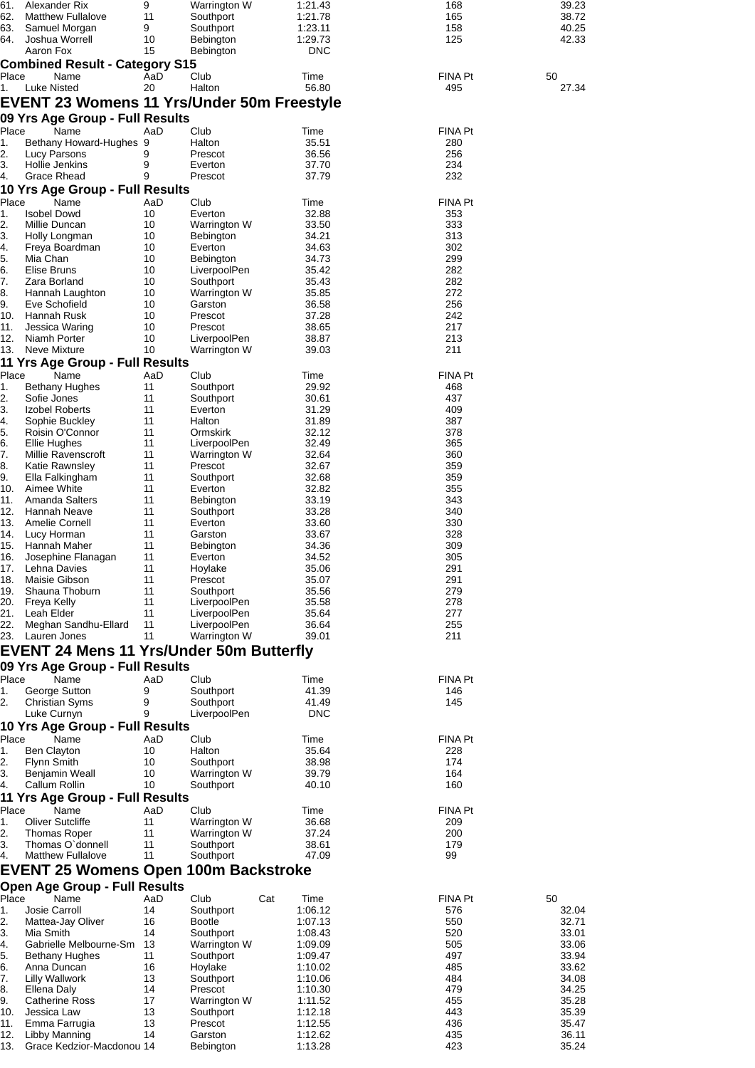| Place | Name | AaD | Club | Time | FINA Pt | 50 |
|---|---|---|---|---|---|---|
| 61. | Alexander Rix | 9 | Warrington W | 1:21.43 | 168 | 39.23 |
| 62. | Matthew Fullalove | 11 | Southport | 1:21.78 | 165 | 38.72 |
| 63. | Samuel Morgan | 9 | Southport | 1:23.11 | 158 | 40.25 |
| 64. | Joshua Worrell | 10 | Bebington | 1:29.73 | 125 | 42.33 |
| | Aaron Fox | 15 | Bebington | DNC | | |

### Combined Result - Category S15

| Place | Name | AaD | Club | Time | FINA Pt | 50 |
|---|---|---|---|---|---|---|
| 1. | Luke Nisted | 20 | Halton | 56.80 | 495 | 27.34 |

## EVENT 23 Womens 11 Yrs/Under 50m Freestyle

### 09 Yrs Age Group - Full Results

| Place | Name | AaD | Club | Time | FINA Pt |
|---|---|---|---|---|---|
| 1. | Bethany Howard-Hughes | 9 | Halton | 35.51 | 280 |
| 2. | Lucy Parsons | 9 | Prescot | 36.56 | 256 |
| 3. | Hollie Jenkins | 9 | Everton | 37.70 | 234 |
| 4. | Grace Rhead | 9 | Prescot | 37.79 | 232 |

### 10 Yrs Age Group - Full Results

| Place | Name | AaD | Club | Time | FINA Pt |
|---|---|---|---|---|---|
| 1. | Isobel Dowd | 10 | Everton | 32.88 | 353 |
| 2. | Millie Duncan | 10 | Warrington W | 33.50 | 333 |
| 3. | Holly Longman | 10 | Bebington | 34.21 | 313 |
| 4. | Freya Boardman | 10 | Everton | 34.63 | 302 |
| 5. | Mia Chan | 10 | Bebington | 34.73 | 299 |
| 6. | Elise Bruns | 10 | LiverpoolPen | 35.42 | 282 |
| 7. | Zara Borland | 10 | Southport | 35.43 | 282 |
| 8. | Hannah Laughton | 10 | Warrington W | 35.85 | 272 |
| 9. | Eve Schofield | 10 | Garston | 36.58 | 256 |
| 10. | Hannah Rusk | 10 | Prescot | 37.28 | 242 |
| 11. | Jessica Waring | 10 | Prescot | 38.65 | 217 |
| 12. | Niamh Porter | 10 | LiverpoolPen | 38.87 | 213 |
| 13. | Neve Mixture | 10 | Warrington W | 39.03 | 211 |

### 11 Yrs Age Group - Full Results

| Place | Name | AaD | Club | Time | FINA Pt |
|---|---|---|---|---|---|
| 1. | Bethany Hughes | 11 | Southport | 29.92 | 468 |
| 2. | Sofie Jones | 11 | Southport | 30.61 | 437 |
| 3. | Izobel Roberts | 11 | Everton | 31.29 | 409 |
| 4. | Sophie Buckley | 11 | Halton | 31.89 | 387 |
| 5. | Roisin O'Connor | 11 | Ormskirk | 32.12 | 378 |
| 6. | Ellie Hughes | 11 | LiverpoolPen | 32.49 | 365 |
| 7. | Millie Ravenscroft | 11 | Warrington W | 32.64 | 360 |
| 8. | Katie Rawnsley | 11 | Prescot | 32.67 | 359 |
| 9. | Ella Falkingham | 11 | Southport | 32.68 | 359 |
| 10. | Aimee White | 11 | Everton | 32.82 | 355 |
| 11. | Amanda Salters | 11 | Bebington | 33.19 | 343 |
| 12. | Hannah Neave | 11 | Southport | 33.28 | 340 |
| 13. | Amelie Cornell | 11 | Everton | 33.60 | 330 |
| 14. | Lucy Horman | 11 | Garston | 33.67 | 328 |
| 15. | Hannah Maher | 11 | Bebington | 34.36 | 309 |
| 16. | Josephine Flanagan | 11 | Everton | 34.52 | 305 |
| 17. | Lehna Davies | 11 | Hoylake | 35.06 | 291 |
| 18. | Maisie Gibson | 11 | Prescot | 35.07 | 291 |
| 19. | Shauna Thoburn | 11 | Southport | 35.56 | 279 |
| 20. | Freya Kelly | 11 | LiverpoolPen | 35.58 | 278 |
| 21. | Leah Elder | 11 | LiverpoolPen | 35.64 | 277 |
| 22. | Meghan Sandhu-Ellard | 11 | LiverpoolPen | 36.64 | 255 |
| 23. | Lauren Jones | 11 | Warrington W | 39.01 | 211 |

## EVENT 24 Mens 11 Yrs/Under 50m Butterfly

### 09 Yrs Age Group - Full Results

| Place | Name | AaD | Club | Time | FINA Pt |
|---|---|---|---|---|---|
| 1. | George Sutton | 9 | Southport | 41.39 | 146 |
| 2. | Christian Syms | 9 | Southport | 41.49 | 145 |
| | Luke Curnyn | 9 | LiverpoolPen | DNC | |

### 10 Yrs Age Group - Full Results

| Place | Name | AaD | Club | Time | FINA Pt |
|---|---|---|---|---|---|
| 1. | Ben Clayton | 10 | Halton | 35.64 | 228 |
| 2. | Flynn Smith | 10 | Southport | 38.98 | 174 |
| 3. | Benjamin Weall | 10 | Warrington W | 39.79 | 164 |
| 4. | Callum Rollin | 10 | Southport | 40.10 | 160 |

### 11 Yrs Age Group - Full Results

| Place | Name | AaD | Club | Time | FINA Pt |
|---|---|---|---|---|---|
| 1. | Oliver Sutcliffe | 11 | Warrington W | 36.68 | 209 |
| 2. | Thomas Roper | 11 | Warrington W | 37.24 | 200 |
| 3. | Thomas O`donnell | 11 | Southport | 38.61 | 179 |
| 4. | Matthew Fullalove | 11 | Southport | 47.09 | 99 |

## EVENT 25 Womens Open 100m Backstroke

### Open Age Group - Full Results

| Place | Name | AaD | Club | Cat | Time | FINA Pt | 50 |
|---|---|---|---|---|---|---|---|
| 1. | Josie Carroll | 14 | Southport | | 1:06.12 | 576 | 32.04 |
| 2. | Mattea-Jay Oliver | 16 | Bootle | | 1:07.13 | 550 | 32.71 |
| 3. | Mia Smith | 14 | Southport | | 1:08.43 | 520 | 33.01 |
| 4. | Gabrielle Melbourne-Sm | 13 | Warrington W | | 1:09.09 | 505 | 33.06 |
| 5. | Bethany Hughes | 11 | Southport | | 1:09.47 | 497 | 33.94 |
| 6. | Anna Duncan | 16 | Hoylake | | 1:10.02 | 485 | 33.62 |
| 7. | Lilly Wallwork | 13 | Southport | | 1:10.06 | 484 | 34.08 |
| 8. | Ellena Daly | 14 | Prescot | | 1:10.30 | 479 | 34.25 |
| 9. | Catherine Ross | 17 | Warrington W | | 1:11.52 | 455 | 35.28 |
| 10. | Jessica Law | 13 | Southport | | 1:12.18 | 443 | 35.39 |
| 11. | Emma Farrugia | 13 | Prescot | | 1:12.55 | 436 | 35.47 |
| 12. | Libby Manning | 14 | Garston | | 1:12.62 | 435 | 36.11 |
| 13. | Grace Kedzior-Macdonou | 14 | Bebington | | 1:13.28 | 423 | 35.24 |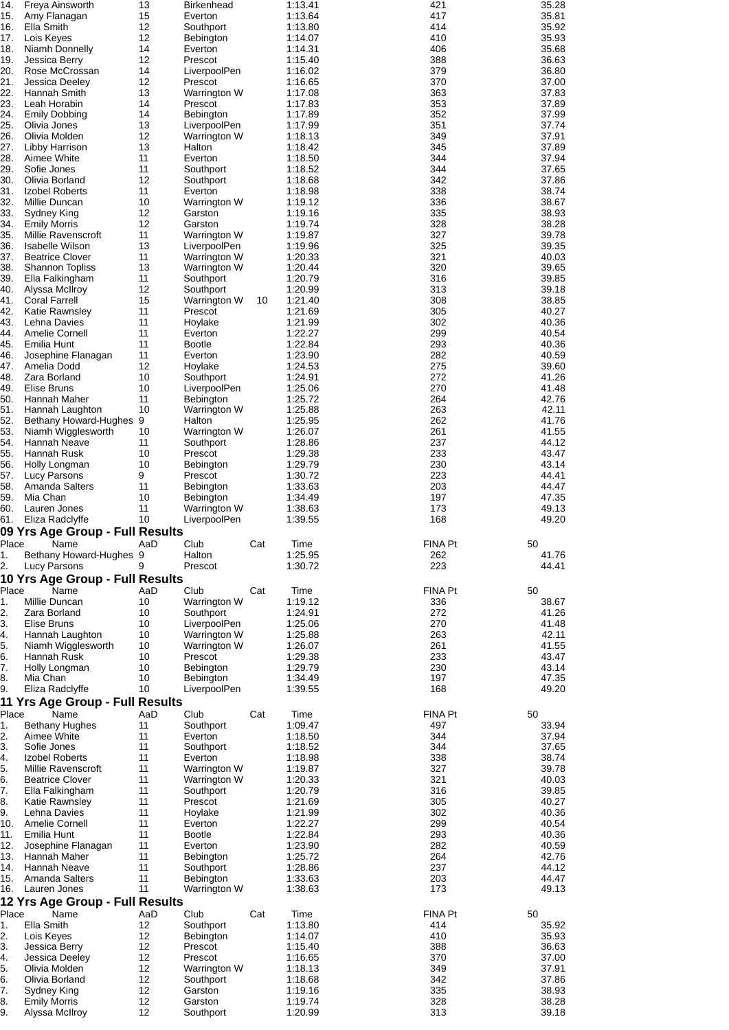| Place | Name | AaD | Club | Cat | Time | FINA Pt | 50 |
|---|---|---|---|---|---|---|---|
| 14. | Freya Ainsworth | 13 | Birkenhead | | 1:13.41 | 421 | 35.28 |
| 15. | Amy Flanagan | 15 | Everton | | 1:13.64 | 417 | 35.81 |
| 16. | Ella Smith | 12 | Southport | | 1:13.80 | 414 | 35.92 |
| 17. | Lois Keyes | 12 | Bebington | | 1:14.07 | 410 | 35.93 |
| 18. | Niamh Donnelly | 14 | Everton | | 1:14.31 | 406 | 35.68 |
| 19. | Jessica Berry | 12 | Prescot | | 1:15.40 | 388 | 36.63 |
| 20. | Rose McCrossan | 14 | LiverpoolPen | | 1:16.02 | 379 | 36.80 |
| 21. | Jessica Deeley | 12 | Prescot | | 1:16.65 | 370 | 37.00 |
| 22. | Hannah Smith | 13 | Warrington W | | 1:17.08 | 363 | 37.83 |
| 23. | Leah Horabin | 14 | Prescot | | 1:17.83 | 353 | 37.89 |
| 24. | Emily Dobbing | 14 | Bebington | | 1:17.89 | 352 | 37.99 |
| 25. | Olivia Jones | 13 | LiverpoolPen | | 1:17.99 | 351 | 37.74 |
| 26. | Olivia Molden | 12 | Warrington W | | 1:18.13 | 349 | 37.91 |
| 27. | Libby Harrison | 13 | Halton | | 1:18.42 | 345 | 37.89 |
| 28. | Aimee White | 11 | Everton | | 1:18.50 | 344 | 37.94 |
| 29. | Sofie Jones | 11 | Southport | | 1:18.52 | 344 | 37.65 |
| 30. | Olivia Borland | 12 | Southport | | 1:18.68 | 342 | 37.86 |
| 31. | Izobel Roberts | 11 | Everton | | 1:18.98 | 338 | 38.74 |
| 32. | Millie Duncan | 10 | Warrington W | | 1:19.12 | 336 | 38.67 |
| 33. | Sydney King | 12 | Garston | | 1:19.16 | 335 | 38.93 |
| 34. | Emily Morris | 12 | Garston | | 1:19.74 | 328 | 38.28 |
| 35. | Millie Ravenscroft | 11 | Warrington W | | 1:19.87 | 327 | 39.78 |
| 36. | Isabelle Wilson | 13 | LiverpoolPen | | 1:19.96 | 325 | 39.35 |
| 37. | Beatrice Clover | 11 | Warrington W | | 1:20.33 | 321 | 40.03 |
| 38. | Shannon Topliss | 13 | Warrington W | | 1:20.44 | 320 | 39.65 |
| 39. | Ella Falkingham | 11 | Southport | | 1:20.79 | 316 | 39.85 |
| 40. | Alyssa McIlroy | 12 | Southport | | 1:20.99 | 313 | 39.18 |
| 41. | Coral Farrell | 15 | Warrington W | 10 | 1:21.40 | 308 | 38.85 |
| 42. | Katie Rawnsley | 11 | Prescot | | 1:21.69 | 305 | 40.27 |
| 43. | Lehna Davies | 11 | Hoylake | | 1:21.99 | 302 | 40.36 |
| 44. | Amelie Cornell | 11 | Everton | | 1:22.27 | 299 | 40.54 |
| 45. | Emilia Hunt | 11 | Bootle | | 1:22.84 | 293 | 40.36 |
| 46. | Josephine Flanagan | 11 | Everton | | 1:23.90 | 282 | 40.59 |
| 47. | Amelia Dodd | 12 | Hoylake | | 1:24.53 | 275 | 39.60 |
| 48. | Zara Borland | 10 | Southport | | 1:24.91 | 272 | 41.26 |
| 49. | Elise Bruns | 10 | LiverpoolPen | | 1:25.06 | 270 | 41.48 |
| 50. | Hannah Maher | 11 | Bebington | | 1:25.72 | 264 | 42.76 |
| 51. | Hannah Laughton | 10 | Warrington W | | 1:25.88 | 263 | 42.11 |
| 52. | Bethany Howard-Hughes | 9 | Halton | | 1:25.95 | 262 | 41.76 |
| 53. | Niamh Wigglesworth | 10 | Warrington W | | 1:26.07 | 261 | 41.55 |
| 54. | Hannah Neave | 11 | Southport | | 1:28.86 | 237 | 44.12 |
| 55. | Hannah Rusk | 10 | Prescot | | 1:29.38 | 233 | 43.47 |
| 56. | Holly Longman | 10 | Bebington | | 1:29.79 | 230 | 43.14 |
| 57. | Lucy Parsons | 9 | Prescot | | 1:30.72 | 223 | 44.41 |
| 58. | Amanda Salters | 11 | Bebington | | 1:33.63 | 203 | 44.47 |
| 59. | Mia Chan | 10 | Bebington | | 1:34.49 | 197 | 47.35 |
| 60. | Lauren Jones | 11 | Warrington W | | 1:38.63 | 173 | 49.13 |
| 61. | Eliza Radclyffe | 10 | LiverpoolPen | | 1:39.55 | 168 | 49.20 |

## 09 Yrs Age Group - Full Results

| Place | Name | AaD | Club | Cat | Time | FINA Pt | 50 |
|---|---|---|---|---|---|---|---|
| 1. | Bethany Howard-Hughes | 9 | Halton | | 1:25.95 | 262 | 41.76 |
| 2. | Lucy Parsons | 9 | Prescot | | 1:30.72 | 223 | 44.41 |

## 10 Yrs Age Group - Full Results

| Place | Name | AaD | Club | Cat | Time | FINA Pt | 50 |
|---|---|---|---|---|---|---|---|
| 1. | Millie Duncan | 10 | Warrington W | | 1:19.12 | 336 | 38.67 |
| 2. | Zara Borland | 10 | Southport | | 1:24.91 | 272 | 41.26 |
| 3. | Elise Bruns | 10 | LiverpoolPen | | 1:25.06 | 270 | 41.48 |
| 4. | Hannah Laughton | 10 | Warrington W | | 1:25.88 | 263 | 42.11 |
| 5. | Niamh Wigglesworth | 10 | Warrington W | | 1:26.07 | 261 | 41.55 |
| 6. | Hannah Rusk | 10 | Prescot | | 1:29.38 | 233 | 43.47 |
| 7. | Holly Longman | 10 | Bebington | | 1:29.79 | 230 | 43.14 |
| 8. | Mia Chan | 10 | Bebington | | 1:34.49 | 197 | 47.35 |
| 9. | Eliza Radclyffe | 10 | LiverpoolPen | | 1:39.55 | 168 | 49.20 |

## 11 Yrs Age Group - Full Results

| Place | Name | AaD | Club | Cat | Time | FINA Pt | 50 |
|---|---|---|---|---|---|---|---|
| 1. | Bethany Hughes | 11 | Southport | | 1:09.47 | 497 | 33.94 |
| 2. | Aimee White | 11 | Everton | | 1:18.50 | 344 | 37.94 |
| 3. | Sofie Jones | 11 | Southport | | 1:18.52 | 344 | 37.65 |
| 4. | Izobel Roberts | 11 | Everton | | 1:18.98 | 338 | 38.74 |
| 5. | Millie Ravenscroft | 11 | Warrington W | | 1:19.87 | 327 | 39.78 |
| 6. | Beatrice Clover | 11 | Warrington W | | 1:20.33 | 321 | 40.03 |
| 7. | Ella Falkingham | 11 | Southport | | 1:20.79 | 316 | 39.85 |
| 8. | Katie Rawnsley | 11 | Prescot | | 1:21.69 | 305 | 40.27 |
| 9. | Lehna Davies | 11 | Hoylake | | 1:21.99 | 302 | 40.36 |
| 10. | Amelie Cornell | 11 | Everton | | 1:22.27 | 299 | 40.54 |
| 11. | Emilia Hunt | 11 | Bootle | | 1:22.84 | 293 | 40.36 |
| 12. | Josephine Flanagan | 11 | Everton | | 1:23.90 | 282 | 40.59 |
| 13. | Hannah Maher | 11 | Bebington | | 1:25.72 | 264 | 42.76 |
| 14. | Hannah Neave | 11 | Southport | | 1:28.86 | 237 | 44.12 |
| 15. | Amanda Salters | 11 | Bebington | | 1:33.63 | 203 | 44.47 |
| 16. | Lauren Jones | 11 | Warrington W | | 1:38.63 | 173 | 49.13 |

## 12 Yrs Age Group - Full Results

| Place | Name | AaD | Club | Cat | Time | FINA Pt | 50 |
|---|---|---|---|---|---|---|---|
| 1. | Ella Smith | 12 | Southport | | 1:13.80 | 414 | 35.92 |
| 2. | Lois Keyes | 12 | Bebington | | 1:14.07 | 410 | 35.93 |
| 3. | Jessica Berry | 12 | Prescot | | 1:15.40 | 388 | 36.63 |
| 4. | Jessica Deeley | 12 | Prescot | | 1:16.65 | 370 | 37.00 |
| 5. | Olivia Molden | 12 | Warrington W | | 1:18.13 | 349 | 37.91 |
| 6. | Olivia Borland | 12 | Southport | | 1:18.68 | 342 | 37.86 |
| 7. | Sydney King | 12 | Garston | | 1:19.16 | 335 | 38.93 |
| 8. | Emily Morris | 12 | Garston | | 1:19.74 | 328 | 38.28 |
| 9. | Alyssa McIlroy | 12 | Southport | | 1:20.99 | 313 | 39.18 |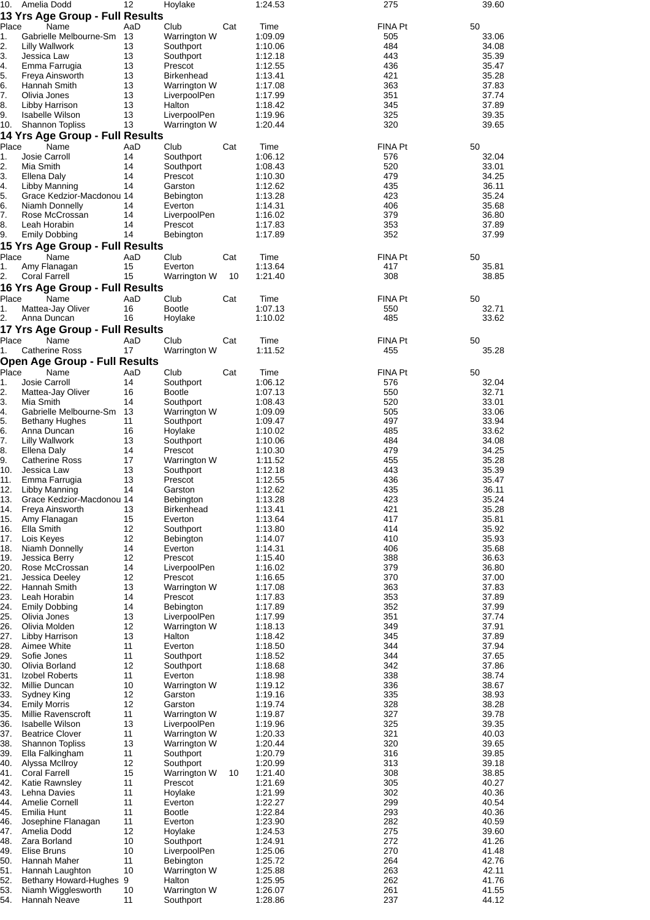| 10. | Amelia Dodd | 12 | Hoylake | | 1:24.53 | 275 | 39.60 |
|---|---|---|---|---|---|---|---|

## 13 Yrs Age Group - Full Results

| Place | Name | AaD | Club | Cat | Time | FINA Pt | 50 |
|---|---|---|---|---|---|---|---|
| 1. | Gabrielle Melbourne-Sm | 13 | Warrington W | | 1:09.09 | 505 | 33.06 |
| 2. | Lilly Wallwork | 13 | Southport | | 1:10.06 | 484 | 34.08 |
| 3. | Jessica Law | 13 | Southport | | 1:12.18 | 443 | 35.39 |
| 4. | Emma Farrugia | 13 | Prescot | | 1:12.55 | 436 | 35.47 |
| 5. | Freya Ainsworth | 13 | Birkenhead | | 1:13.41 | 421 | 35.28 |
| 6. | Hannah Smith | 13 | Warrington W | | 1:17.08 | 363 | 37.83 |
| 7. | Olivia Jones | 13 | LiverpoolPen | | 1:17.99 | 351 | 37.74 |
| 8. | Libby Harrison | 13 | Halton | | 1:18.42 | 345 | 37.89 |
| 9. | Isabelle Wilson | 13 | LiverpoolPen | | 1:19.96 | 325 | 39.35 |
| 10. | Shannon Topliss | 13 | Warrington W | | 1:20.44 | 320 | 39.65 |

## 14 Yrs Age Group - Full Results

| Place | Name | AaD | Club | Cat | Time | FINA Pt | 50 |
|---|---|---|---|---|---|---|---|
| 1. | Josie Carroll | 14 | Southport | | 1:06.12 | 576 | 32.04 |
| 2. | Mia Smith | 14 | Southport | | 1:08.43 | 520 | 33.01 |
| 3. | Ellena Daly | 14 | Prescot | | 1:10.30 | 479 | 34.25 |
| 4. | Libby Manning | 14 | Garston | | 1:12.62 | 435 | 36.11 |
| 5. | Grace Kedzior-Macdonou | 14 | Bebington | | 1:13.28 | 423 | 35.24 |
| 6. | Niamh Donnelly | 14 | Everton | | 1:14.31 | 406 | 35.68 |
| 7. | Rose McCrossan | 14 | LiverpoolPen | | 1:16.02 | 379 | 36.80 |
| 8. | Leah Horabin | 14 | Prescot | | 1:17.83 | 353 | 37.89 |
| 9. | Emily Dobbing | 14 | Bebington | | 1:17.89 | 352 | 37.99 |

## 15 Yrs Age Group - Full Results

| Place | Name | AaD | Club | Cat | Time | FINA Pt | 50 |
|---|---|---|---|---|---|---|---|
| 1. | Amy Flanagan | 15 | Everton | | 1:13.64 | 417 | 35.81 |
| 2. | Coral Farrell | 15 | Warrington W | 10 | 1:21.40 | 308 | 38.85 |

## 16 Yrs Age Group - Full Results

| Place | Name | AaD | Club | Cat | Time | FINA Pt | 50 |
|---|---|---|---|---|---|---|---|
| 1. | Mattea-Jay Oliver | 16 | Bootle | | 1:07.13 | 550 | 32.71 |
| 2. | Anna Duncan | 16 | Hoylake | | 1:10.02 | 485 | 33.62 |

## 17 Yrs Age Group - Full Results

| Place | Name | AaD | Club | Cat | Time | FINA Pt | 50 |
|---|---|---|---|---|---|---|---|
| 1. | Catherine Ross | 17 | Warrington W | | 1:11.52 | 455 | 35.28 |

## Open Age Group - Full Results

| Place | Name | AaD | Club | Cat | Time | FINA Pt | 50 |
|---|---|---|---|---|---|---|---|
| 1. | Josie Carroll | 14 | Southport | | 1:06.12 | 576 | 32.04 |
| 2. | Mattea-Jay Oliver | 16 | Bootle | | 1:07.13 | 550 | 32.71 |
| 3. | Mia Smith | 14 | Southport | | 1:08.43 | 520 | 33.01 |
| 4. | Gabrielle Melbourne-Sm | 13 | Warrington W | | 1:09.09 | 505 | 33.06 |
| 5. | Bethany Hughes | 11 | Southport | | 1:09.47 | 497 | 33.94 |
| 6. | Anna Duncan | 16 | Hoylake | | 1:10.02 | 485 | 33.62 |
| 7. | Lilly Wallwork | 13 | Southport | | 1:10.06 | 484 | 34.08 |
| 8. | Ellena Daly | 14 | Prescot | | 1:10.30 | 479 | 34.25 |
| 9. | Catherine Ross | 17 | Warrington W | | 1:11.52 | 455 | 35.28 |
| 10. | Jessica Law | 13 | Southport | | 1:12.18 | 443 | 35.39 |
| 11. | Emma Farrugia | 13 | Prescot | | 1:12.55 | 436 | 35.47 |
| 12. | Libby Manning | 14 | Garston | | 1:12.62 | 435 | 36.11 |
| 13. | Grace Kedzior-Macdonou | 14 | Bebington | | 1:13.28 | 423 | 35.24 |
| 14. | Freya Ainsworth | 13 | Birkenhead | | 1:13.41 | 421 | 35.28 |
| 15. | Amy Flanagan | 15 | Everton | | 1:13.64 | 417 | 35.81 |
| 16. | Ella Smith | 12 | Southport | | 1:13.80 | 414 | 35.92 |
| 17. | Lois Keyes | 12 | Bebington | | 1:14.07 | 410 | 35.93 |
| 18. | Niamh Donnelly | 14 | Everton | | 1:14.31 | 406 | 35.68 |
| 19. | Jessica Berry | 12 | Prescot | | 1:15.40 | 388 | 36.63 |
| 20. | Rose McCrossan | 14 | LiverpoolPen | | 1:16.02 | 379 | 36.80 |
| 21. | Jessica Deeley | 12 | Prescot | | 1:16.65 | 370 | 37.00 |
| 22. | Hannah Smith | 13 | Warrington W | | 1:17.08 | 363 | 37.83 |
| 23. | Leah Horabin | 14 | Prescot | | 1:17.83 | 353 | 37.89 |
| 24. | Emily Dobbing | 14 | Bebington | | 1:17.89 | 352 | 37.99 |
| 25. | Olivia Jones | 13 | LiverpoolPen | | 1:17.99 | 351 | 37.74 |
| 26. | Olivia Molden | 12 | Warrington W | | 1:18.13 | 349 | 37.91 |
| 27. | Libby Harrison | 13 | Halton | | 1:18.42 | 345 | 37.89 |
| 28. | Aimee White | 11 | Everton | | 1:18.50 | 344 | 37.94 |
| 29. | Sofie Jones | 11 | Southport | | 1:18.52 | 344 | 37.65 |
| 30. | Olivia Borland | 12 | Southport | | 1:18.68 | 342 | 37.86 |
| 31. | Izobel Roberts | 11 | Everton | | 1:18.98 | 338 | 38.74 |
| 32. | Millie Duncan | 10 | Warrington W | | 1:19.12 | 336 | 38.67 |
| 33. | Sydney King | 12 | Garston | | 1:19.16 | 335 | 38.93 |
| 34. | Emily Morris | 12 | Garston | | 1:19.74 | 328 | 38.28 |
| 35. | Millie Ravenscroft | 11 | Warrington W | | 1:19.87 | 327 | 39.78 |
| 36. | Isabelle Wilson | 13 | LiverpoolPen | | 1:19.96 | 325 | 39.35 |
| 37. | Beatrice Clover | 11 | Warrington W | | 1:20.33 | 321 | 40.03 |
| 38. | Shannon Topliss | 13 | Warrington W | | 1:20.44 | 320 | 39.65 |
| 39. | Ella Falkingham | 11 | Southport | | 1:20.79 | 316 | 39.85 |
| 40. | Alyssa McIlroy | 12 | Southport | | 1:20.99 | 313 | 39.18 |
| 41. | Coral Farrell | 15 | Warrington W | 10 | 1:21.40 | 308 | 38.85 |
| 42. | Katie Rawnsley | 11 | Prescot | | 1:21.69 | 305 | 40.27 |
| 43. | Lehna Davies | 11 | Hoylake | | 1:21.99 | 302 | 40.36 |
| 44. | Amelie Cornell | 11 | Everton | | 1:22.27 | 299 | 40.54 |
| 45. | Emilia Hunt | 11 | Bootle | | 1:22.84 | 293 | 40.36 |
| 46. | Josephine Flanagan | 11 | Everton | | 1:23.90 | 282 | 40.59 |
| 47. | Amelia Dodd | 12 | Hoylake | | 1:24.53 | 275 | 39.60 |
| 48. | Zara Borland | 10 | Southport | | 1:24.91 | 272 | 41.26 |
| 49. | Elise Bruns | 10 | LiverpoolPen | | 1:25.06 | 270 | 41.48 |
| 50. | Hannah Maher | 11 | Bebington | | 1:25.72 | 264 | 42.76 |
| 51. | Hannah Laughton | 10 | Warrington W | | 1:25.88 | 263 | 42.11 |
| 52. | Bethany Howard-Hughes | 9 | Halton | | 1:25.95 | 262 | 41.76 |
| 53. | Niamh Wigglesworth | 10 | Warrington W | | 1:26.07 | 261 | 41.55 |
| 54. | Hannah Neave | 11 | Southport | | 1:28.86 | 237 | 44.12 |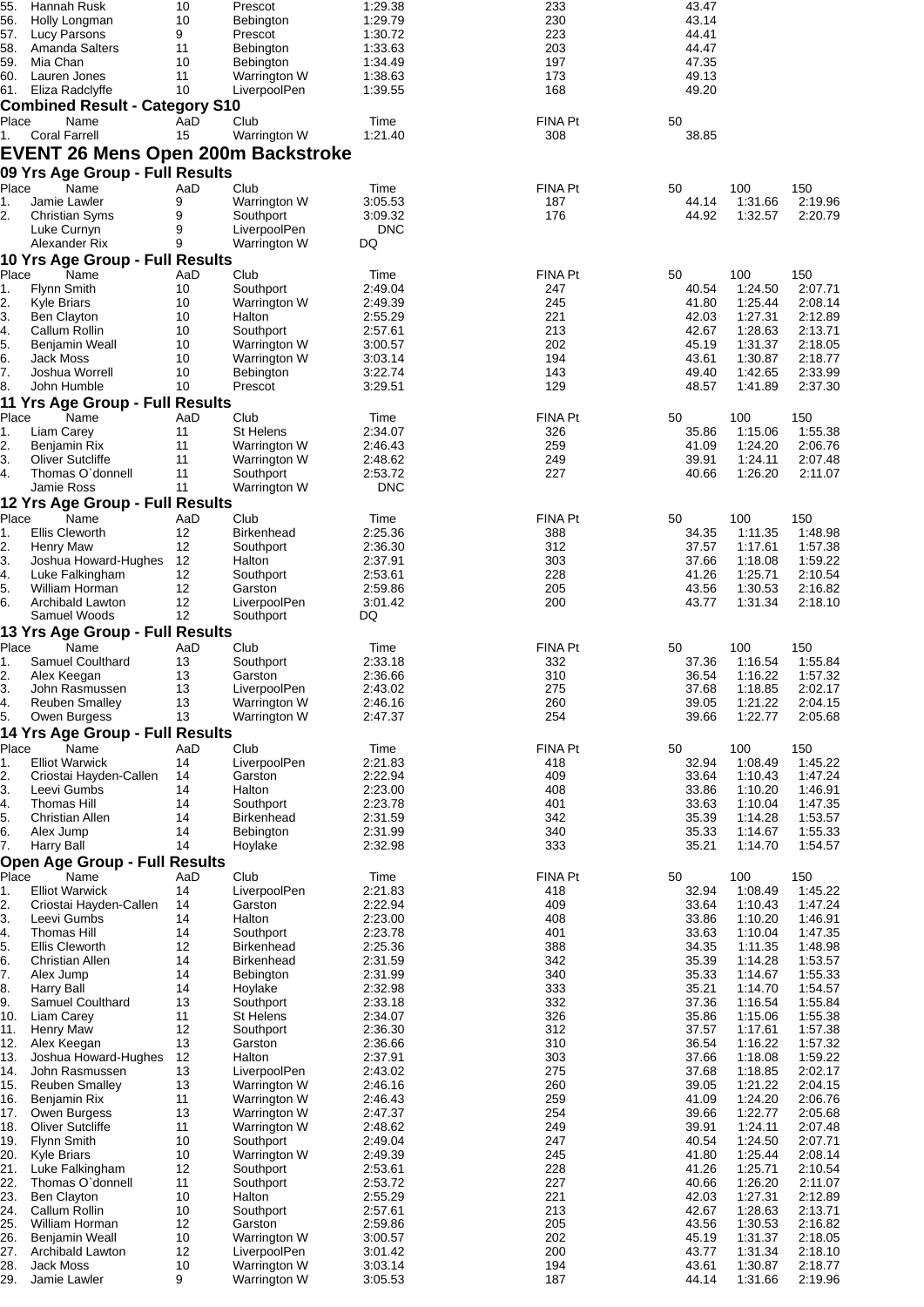| Place | Name | AaD | Club | Time | FINA Pt | 50 | | |
|---|---|---|---|---|---|---|---|---|
| 55. | Hannah Rusk | 10 | Prescot | 1:29.38 | 233 | 43.47 | | |
| 56. | Holly Longman | 10 | Bebington | 1:29.79 | 230 | 43.14 | | |
| 57. | Lucy Parsons | 9 | Prescot | 1:30.72 | 223 | 44.41 | | |
| 58. | Amanda Salters | 11 | Bebington | 1:33.63 | 203 | 44.47 | | |
| 59. | Mia Chan | 10 | Bebington | 1:34.49 | 197 | 47.35 | | |
| 60. | Lauren Jones | 11 | Warrington W | 1:38.63 | 173 | 49.13 | | |
| 61. | Eliza Radclyffe | 10 | LiverpoolPen | 1:39.55 | 168 | 49.20 | | |

### Combined Result - Category S10

| Place | Name | AaD | Club | Time | FINA Pt | 50 |
|---|---|---|---|---|---|---|
| 1. | Coral Farrell | 15 | Warrington W | 1:21.40 | 308 | 38.85 |

## EVENT 26 Mens Open 200m Backstroke

### 09 Yrs Age Group - Full Results

| Place | Name | AaD | Club | Time | FINA Pt | 50 | 100 | 150 |
|---|---|---|---|---|---|---|---|---|
| 1. | Jamie Lawler | 9 | Warrington W | 3:05.53 | 187 | 44.14 | 1:31.66 | 2:19.96 |
| 2. | Christian Syms | 9 | Southport | 3:09.32 | 176 | 44.92 | 1:32.57 | 2:20.79 |
| | Luke Curnyn | 9 | LiverpoolPen | DNC | | | | |
| | Alexander Rix | 9 | Warrington W | DQ | | | | |

### 10 Yrs Age Group - Full Results

| Place | Name | AaD | Club | Time | FINA Pt | 50 | 100 | 150 |
|---|---|---|---|---|---|---|---|---|
| 1. | Flynn Smith | 10 | Southport | 2:49.04 | 247 | 40.54 | 1:24.50 | 2:07.71 |
| 2. | Kyle Briars | 10 | Warrington W | 2:49.39 | 245 | 41.80 | 1:25.44 | 2:08.14 |
| 3. | Ben Clayton | 10 | Halton | 2:55.29 | 221 | 42.03 | 1:27.31 | 2:12.89 |
| 4. | Callum Rollin | 10 | Southport | 2:57.61 | 213 | 42.67 | 1:28.63 | 2:13.71 |
| 5. | Benjamin Weall | 10 | Warrington W | 3:00.57 | 202 | 45.19 | 1:31.37 | 2:18.05 |
| 6. | Jack Moss | 10 | Warrington W | 3:03.14 | 194 | 43.61 | 1:30.87 | 2:18.77 |
| 7. | Joshua Worrell | 10 | Bebington | 3:22.74 | 143 | 49.40 | 1:42.65 | 2:33.99 |
| 8. | John Humble | 10 | Prescot | 3:29.51 | 129 | 48.57 | 1:41.89 | 2:37.30 |

### 11 Yrs Age Group - Full Results

| Place | Name | AaD | Club | Time | FINA Pt | 50 | 100 | 150 |
|---|---|---|---|---|---|---|---|---|
| 1. | Liam Carey | 11 | St Helens | 2:34.07 | 326 | 35.86 | 1:15.06 | 1:55.38 |
| 2. | Benjamin Rix | 11 | Warrington W | 2:46.43 | 259 | 41.09 | 1:24.20 | 2:06.76 |
| 3. | Oliver Sutcliffe | 11 | Warrington W | 2:48.62 | 249 | 39.91 | 1:24.11 | 2:07.48 |
| 4. | Thomas O`donnell | 11 | Southport | 2:53.72 | 227 | 40.66 | 1:26.20 | 2:11.07 |
| | Jamie Ross | 11 | Warrington W | DNC | | | | |

### 12 Yrs Age Group - Full Results

| Place | Name | AaD | Club | Time | FINA Pt | 50 | 100 | 150 |
|---|---|---|---|---|---|---|---|---|
| 1. | Ellis Cleworth | 12 | Birkenhead | 2:25.36 | 388 | 34.35 | 1:11.35 | 1:48.98 |
| 2. | Henry Maw | 12 | Southport | 2:36.30 | 312 | 37.57 | 1:17.61 | 1:57.38 |
| 3. | Joshua Howard-Hughes | 12 | Halton | 2:37.91 | 303 | 37.66 | 1:18.08 | 1:59.22 |
| 4. | Luke Falkingham | 12 | Southport | 2:53.61 | 228 | 41.26 | 1:25.71 | 2:10.54 |
| 5. | William Horman | 12 | Garston | 2:59.86 | 205 | 43.56 | 1:30.53 | 2:16.82 |
| 6. | Archibald Lawton | 12 | LiverpoolPen | 3:01.42 | 200 | 43.77 | 1:31.34 | 2:18.10 |
| | Samuel Woods | 12 | Southport | DQ | | | | |

### 13 Yrs Age Group - Full Results

| Place | Name | AaD | Club | Time | FINA Pt | 50 | 100 | 150 |
|---|---|---|---|---|---|---|---|---|
| 1. | Samuel Coulthard | 13 | Southport | 2:33.18 | 332 | 37.36 | 1:16.54 | 1:55.84 |
| 2. | Alex Keegan | 13 | Garston | 2:36.66 | 310 | 36.54 | 1:16.22 | 1:57.32 |
| 3. | John Rasmussen | 13 | LiverpoolPen | 2:43.02 | 275 | 37.68 | 1:18.85 | 2:02.17 |
| 4. | Reuben Smalley | 13 | Warrington W | 2:46.16 | 260 | 39.05 | 1:21.22 | 2:04.15 |
| 5. | Owen Burgess | 13 | Warrington W | 2:47.37 | 254 | 39.66 | 1:22.77 | 2:05.68 |

### 14 Yrs Age Group - Full Results

| Place | Name | AaD | Club | Time | FINA Pt | 50 | 100 | 150 |
|---|---|---|---|---|---|---|---|---|
| 1. | Elliot Warwick | 14 | LiverpoolPen | 2:21.83 | 418 | 32.94 | 1:08.49 | 1:45.22 |
| 2. | Criostai Hayden-Callen | 14 | Garston | 2:22.94 | 409 | 33.64 | 1:10.43 | 1:47.24 |
| 3. | Leevi Gumbs | 14 | Halton | 2:23.00 | 408 | 33.86 | 1:10.20 | 1:46.91 |
| 4. | Thomas Hill | 14 | Southport | 2:23.78 | 401 | 33.63 | 1:10.04 | 1:47.35 |
| 5. | Christian Allen | 14 | Birkenhead | 2:31.59 | 342 | 35.39 | 1:14.28 | 1:53.57 |
| 6. | Alex Jump | 14 | Bebington | 2:31.99 | 340 | 35.33 | 1:14.67 | 1:55.33 |
| 7. | Harry Ball | 14 | Hoylake | 2:32.98 | 333 | 35.21 | 1:14.70 | 1:54.57 |

### Open Age Group - Full Results

| Place | Name | AaD | Club | Time | FINA Pt | 50 | 100 | 150 |
|---|---|---|---|---|---|---|---|---|
| 1. | Elliot Warwick | 14 | LiverpoolPen | 2:21.83 | 418 | 32.94 | 1:08.49 | 1:45.22 |
| 2. | Criostai Hayden-Callen | 14 | Garston | 2:22.94 | 409 | 33.64 | 1:10.43 | 1:47.24 |
| 3. | Leevi Gumbs | 14 | Halton | 2:23.00 | 408 | 33.86 | 1:10.20 | 1:46.91 |
| 4. | Thomas Hill | 14 | Southport | 2:23.78 | 401 | 33.63 | 1:10.04 | 1:47.35 |
| 5. | Ellis Cleworth | 12 | Birkenhead | 2:25.36 | 388 | 34.35 | 1:11.35 | 1:48.98 |
| 6. | Christian Allen | 14 | Birkenhead | 2:31.59 | 342 | 35.39 | 1:14.28 | 1:53.57 |
| 7. | Alex Jump | 14 | Bebington | 2:31.99 | 340 | 35.33 | 1:14.67 | 1:55.33 |
| 8. | Harry Ball | 14 | Hoylake | 2:32.98 | 333 | 35.21 | 1:14.70 | 1:54.57 |
| 9. | Samuel Coulthard | 13 | Southport | 2:33.18 | 332 | 37.36 | 1:16.54 | 1:55.84 |
| 10. | Liam Carey | 11 | St Helens | 2:34.07 | 326 | 35.86 | 1:15.06 | 1:55.38 |
| 11. | Henry Maw | 12 | Southport | 2:36.30 | 312 | 37.57 | 1:17.61 | 1:57.38 |
| 12. | Alex Keegan | 13 | Garston | 2:36.66 | 310 | 36.54 | 1:16.22 | 1:57.32 |
| 13. | Joshua Howard-Hughes | 12 | Halton | 2:37.91 | 303 | 37.66 | 1:18.08 | 1:59.22 |
| 14. | John Rasmussen | 13 | LiverpoolPen | 2:43.02 | 275 | 37.68 | 1:18.85 | 2:02.17 |
| 15. | Reuben Smalley | 13 | Warrington W | 2:46.16 | 260 | 39.05 | 1:21.22 | 2:04.15 |
| 16. | Benjamin Rix | 11 | Warrington W | 2:46.43 | 259 | 41.09 | 1:24.20 | 2:06.76 |
| 17. | Owen Burgess | 13 | Warrington W | 2:47.37 | 254 | 39.66 | 1:22.77 | 2:05.68 |
| 18. | Oliver Sutcliffe | 11 | Warrington W | 2:48.62 | 249 | 39.91 | 1:24.11 | 2:07.48 |
| 19. | Flynn Smith | 10 | Southport | 2:49.04 | 247 | 40.54 | 1:24.50 | 2:07.71 |
| 20. | Kyle Briars | 10 | Warrington W | 2:49.39 | 245 | 41.80 | 1:25.44 | 2:08.14 |
| 21. | Luke Falkingham | 12 | Southport | 2:53.61 | 228 | 41.26 | 1:25.71 | 2:10.54 |
| 22. | Thomas O`donnell | 11 | Southport | 2:53.72 | 227 | 40.66 | 1:26.20 | 2:11.07 |
| 23. | Ben Clayton | 10 | Halton | 2:55.29 | 221 | 42.03 | 1:27.31 | 2:12.89 |
| 24. | Callum Rollin | 10 | Southport | 2:57.61 | 213 | 42.67 | 1:28.63 | 2:13.71 |
| 25. | William Horman | 12 | Garston | 2:59.86 | 205 | 43.56 | 1:30.53 | 2:16.82 |
| 26. | Benjamin Weall | 10 | Warrington W | 3:00.57 | 202 | 45.19 | 1:31.37 | 2:18.05 |
| 27. | Archibald Lawton | 12 | LiverpoolPen | 3:01.42 | 200 | 43.77 | 1:31.34 | 2:18.10 |
| 28. | Jack Moss | 10 | Warrington W | 3:03.14 | 194 | 43.61 | 1:30.87 | 2:18.77 |
| 29. | Jamie Lawler | 9 | Warrington W | 3:05.53 | 187 | 44.14 | 1:31.66 | 2:19.96 |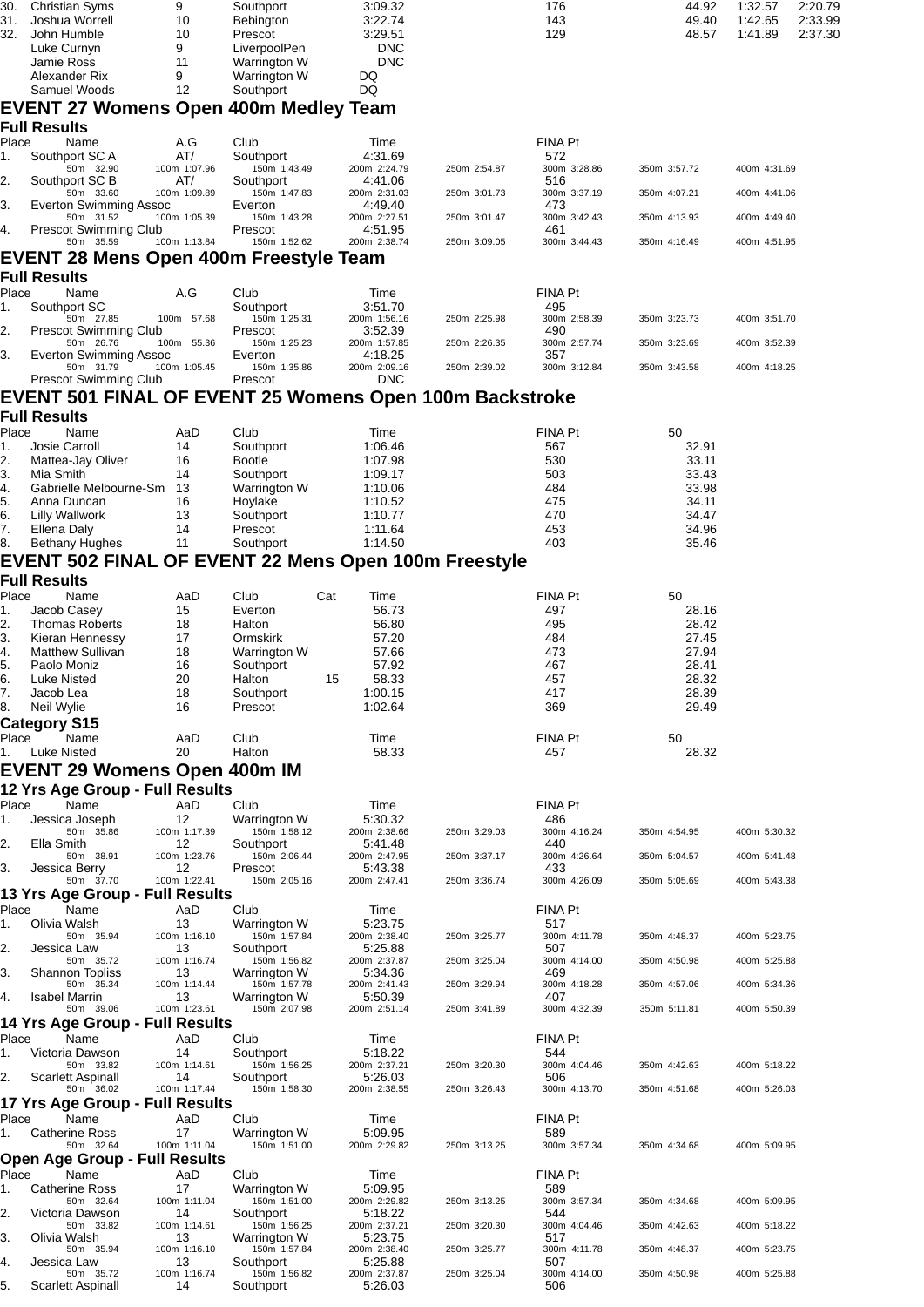| Place | Name | AaD | Club | Time | FINA Pt | 50 | 100 | 150 |
|---|---|---|---|---|---|---|---|---|
| 30. | Christian Syms | 9 | Southport | 3:09.32 | 176 | 44.92 | 1:32.57 | 2:20.79 |
| 31. | Joshua Worrell | 10 | Bebington | 3:22.74 | 143 | 49.40 | 1:42.65 | 2:33.99 |
| 32. | John Humble | 10 | Prescot | 3:29.51 | 129 | 48.57 | 1:41.89 | 2:37.30 |
| | Luke Curnyn | 9 | LiverpoolPen | DNC | | | | |
| | Jamie Ross | 11 | Warrington W | DNC | | | | |
| | Alexander Rix | 9 | Warrington W | DQ | | | | |
| | Samuel Woods | 12 | Southport | DQ | | | | |

## EVENT 27 Womens Open 400m Medley Team

### Full Results

| Place | Name | A.G | Club | Time | | FINA Pt | | |
|---|---|---|---|---|---|---|---|---|
| 1. | Southport SC A | AT/ | Southport | 4:31.69 | | 572 | | |
| | 50m 32.90 | 100m 1:07.96 | 150m 1:43.49 | 200m 2:24.79 | 250m 2:54.87 | 300m 3:28.86 | 350m 3:57.72 | 400m 4:31.69 |
| 2. | Southport SC B | AT/ | Southport | 4:41.06 | | 516 | | |
| | 50m 33.60 | 100m 1:09.89 | 150m 1:47.83 | 200m 2:31.03 | 250m 3:01.73 | 300m 3:37.19 | 350m 4:07.21 | 400m 4:41.06 |
| 3. | Everton Swimming Assoc | | Everton | 4:49.40 | | 473 | | |
| | 50m 31.52 | 100m 1:05.39 | 150m 1:43.28 | 200m 2:27.51 | 250m 3:01.47 | 300m 3:42.43 | 350m 4:13.93 | 400m 4:49.40 |
| 4. | Prescot Swimming Club | | Prescot | 4:51.95 | | 461 | | |
| | 50m 35.59 | 100m 1:13.84 | 150m 1:52.62 | 200m 2:38.74 | 250m 3:09.05 | 300m 3:44.43 | 350m 4:16.49 | 400m 4:51.95 |

## EVENT 28 Mens Open 400m Freestyle Team

### Full Results

| Place | Name | A.G | Club | Time | | FINA Pt | | |
|---|---|---|---|---|---|---|---|---|
| 1. | Southport SC | | Southport | 3:51.70 | | 495 | | |
| | 50m 27.85 | 100m 57.68 | 150m 1:25.31 | 200m 1:56.16 | 250m 2:25.98 | 300m 2:58.39 | 350m 3:23.73 | 400m 3:51.70 |
| 2. | Prescot Swimming Club | | Prescot | 3:52.39 | | 490 | | |
| | 50m 26.76 | 100m 55.36 | 150m 1:25.23 | 200m 1:57.85 | 250m 2:26.35 | 300m 2:57.74 | 350m 3:23.69 | 400m 3:52.39 |
| 3. | Everton Swimming Assoc | | Everton | 4:18.25 | | 357 | | |
| | 50m 31.79 | 100m 1:05.45 | 150m 1:35.86 | 200m 2:09.16 | 250m 2:39.02 | 300m 3:12.84 | 350m 3:43.58 | 400m 4:18.25 |
| | Prescot Swimming Club | | Prescot | DNC | | | | |

## EVENT 501 FINAL OF EVENT 25 Womens Open 100m Backstroke

### Full Results

| Place | Name | AaD | Club | Time | FINA Pt | 50 |
|---|---|---|---|---|---|---|
| 1. | Josie Carroll | 14 | Southport | 1:06.46 | 567 | 32.91 |
| 2. | Mattea-Jay Oliver | 16 | Bootle | 1:07.98 | 530 | 33.11 |
| 3. | Mia Smith | 14 | Southport | 1:09.17 | 503 | 33.43 |
| 4. | Gabrielle Melbourne-Sm | 13 | Warrington W | 1:10.06 | 484 | 33.98 |
| 5. | Anna Duncan | 16 | Hoylake | 1:10.52 | 475 | 34.11 |
| 6. | Lilly Wallwork | 13 | Southport | 1:10.77 | 470 | 34.47 |
| 7. | Ellena Daly | 14 | Prescot | 1:11.64 | 453 | 34.96 |
| 8. | Bethany Hughes | 11 | Southport | 1:14.50 | 403 | 35.46 |

## EVENT 502 FINAL OF EVENT 22 Mens Open 100m Freestyle

### Full Results

| Place | Name | AaD | Club | Cat | Time | FINA Pt | 50 |
|---|---|---|---|---|---|---|---|
| 1. | Jacob Casey | 15 | Everton | | 56.73 | 497 | 28.16 |
| 2. | Thomas Roberts | 18 | Halton | | 56.80 | 495 | 28.42 |
| 3. | Kieran Hennessy | 17 | Ormskirk | | 57.20 | 484 | 27.45 |
| 4. | Matthew Sullivan | 18 | Warrington W | | 57.66 | 473 | 27.94 |
| 5. | Paolo Moniz | 16 | Southport | | 57.92 | 467 | 28.41 |
| 6. | Luke Nisted | 20 | Halton | 15 | 58.33 | 457 | 28.32 |
| 7. | Jacob Lea | 18 | Southport | | 1:00.15 | 417 | 28.39 |
| 8. | Neil Wylie | 16 | Prescot | | 1:02.64 | 369 | 29.49 |

### Category S15

| Place | Name | AaD | Club | Time | FINA Pt | 50 |
|---|---|---|---|---|---|---|
| 1. | Luke Nisted | 20 | Halton | 58.33 | 457 | 28.32 |

## EVENT 29 Womens Open 400m IM

### 12 Yrs Age Group - Full Results

| Place | Name | AaD | Club | Time | | FINA Pt | | |
|---|---|---|---|---|---|---|---|---|
| 1. | Jessica Joseph | 12 | Warrington W | 5:30.32 | | 486 | | |
| | 50m 35.86 | 100m 1:17.39 | 150m 1:58.12 | 200m 2:38.66 | 250m 3:29.03 | 300m 4:16.24 | 350m 4:54.95 | 400m 5:30.32 |
| 2. | Ella Smith | 12 | Southport | 5:41.48 | | 440 | | |
| | 50m 38.91 | 100m 1:23.76 | 150m 2:06.44 | 200m 2:47.95 | 250m 3:37.17 | 300m 4:26.64 | 350m 5:04.57 | 400m 5:41.48 |
| 3. | Jessica Berry | 12 | Prescot | 5:43.38 | | 433 | | |
| | 50m 37.70 | 100m 1:22.41 | 150m 2:05.16 | 200m 2:47.41 | 250m 3:36.74 | 300m 4:26.09 | 350m 5:05.69 | 400m 5:43.38 |

### 13 Yrs Age Group - Full Results

| Place | Name | AaD | Club | Time | | FINA Pt | | |
|---|---|---|---|---|---|---|---|---|
| 1. | Olivia Walsh | 13 | Warrington W | 5:23.75 | | 517 | | |
| | 50m 35.94 | 100m 1:16.10 | 150m 1:57.84 | 200m 2:38.40 | 250m 3:25.77 | 300m 4:11.78 | 350m 4:48.37 | 400m 5:23.75 |
| 2. | Jessica Law | 13 | Southport | 5:25.88 | | 507 | | |
| | 50m 35.72 | 100m 1:16.74 | 150m 1:56.82 | 200m 2:37.87 | 250m 3:25.04 | 300m 4:14.00 | 350m 4:50.98 | 400m 5:25.88 |
| 3. | Shannon Topliss | 13 | Warrington W | 5:34.36 | | 469 | | |
| | 50m 35.34 | 100m 1:14.44 | 150m 1:57.78 | 200m 2:41.43 | 250m 3:29.94 | 300m 4:18.28 | 350m 4:57.06 | 400m 5:34.36 |
| 4. | Isabel Marrin | 13 | Warrington W | 5:50.39 | | 407 | | |
| | 50m 39.06 | 100m 1:23.61 | 150m 2:07.98 | 200m 2:51.14 | 250m 3:41.89 | 300m 4:32.39 | 350m 5:11.81 | 400m 5:50.39 |

### 14 Yrs Age Group - Full Results

| Place | Name | AaD | Club | Time | | FINA Pt | | |
|---|---|---|---|---|---|---|---|---|
| 1. | Victoria Dawson | 14 | Southport | 5:18.22 | | 544 | | |
| | 50m 33.82 | 100m 1:14.61 | 150m 1:56.25 | 200m 2:37.21 | 250m 3:20.30 | 300m 4:04.46 | 350m 4:42.63 | 400m 5:18.22 |
| 2. | Scarlett Aspinall | 14 | Southport | 5:26.03 | | 506 | | |
| | 50m 36.02 | 100m 1:17.44 | 150m 1:58.30 | 200m 2:38.55 | 250m 3:26.43 | 300m 4:13.70 | 350m 4:51.68 | 400m 5:26.03 |

### 17 Yrs Age Group - Full Results

| Place | Name | AaD | Club | Time | | FINA Pt | | |
|---|---|---|---|---|---|---|---|---|
| 1. | Catherine Ross | 17 | Warrington W | 5:09.95 | | 589 | | |
| | 50m 32.64 | 100m 1:11.04 | 150m 1:51.00 | 200m 2:29.82 | 250m 3:13.25 | 300m 3:57.34 | 350m 4:34.68 | 400m 5:09.95 |

### Open Age Group - Full Results

| Place | Name | AaD | Club | Time | | FINA Pt | | |
|---|---|---|---|---|---|---|---|---|
| 1. | Catherine Ross | 17 | Warrington W | 5:09.95 | | 589 | | |
| | 50m 32.64 | 100m 1:11.04 | 150m 1:51.00 | 200m 2:29.82 | 250m 3:13.25 | 300m 3:57.34 | 350m 4:34.68 | 400m 5:09.95 |
| 2. | Victoria Dawson | 14 | Southport | 5:18.22 | | 544 | | |
| | 50m 33.82 | 100m 1:14.61 | 150m 1:56.25 | 200m 2:37.21 | 250m 3:20.30 | 300m 4:04.46 | 350m 4:42.63 | 400m 5:18.22 |
| 3. | Olivia Walsh | 13 | Warrington W | 5:23.75 | | 517 | | |
| | 50m 35.94 | 100m 1:16.10 | 150m 1:57.84 | 200m 2:38.40 | 250m 3:25.77 | 300m 4:11.78 | 350m 4:48.37 | 400m 5:23.75 |
| 4. | Jessica Law | 13 | Southport | 5:25.88 | | 507 | | |
| | 50m 35.72 | 100m 1:16.74 | 150m 1:56.82 | 200m 2:37.87 | 250m 3:25.04 | 300m 4:14.00 | 350m 4:50.98 | 400m 5:25.88 |
| 5. | Scarlett Aspinall | 14 | Southport | 5:26.03 | | 506 | | |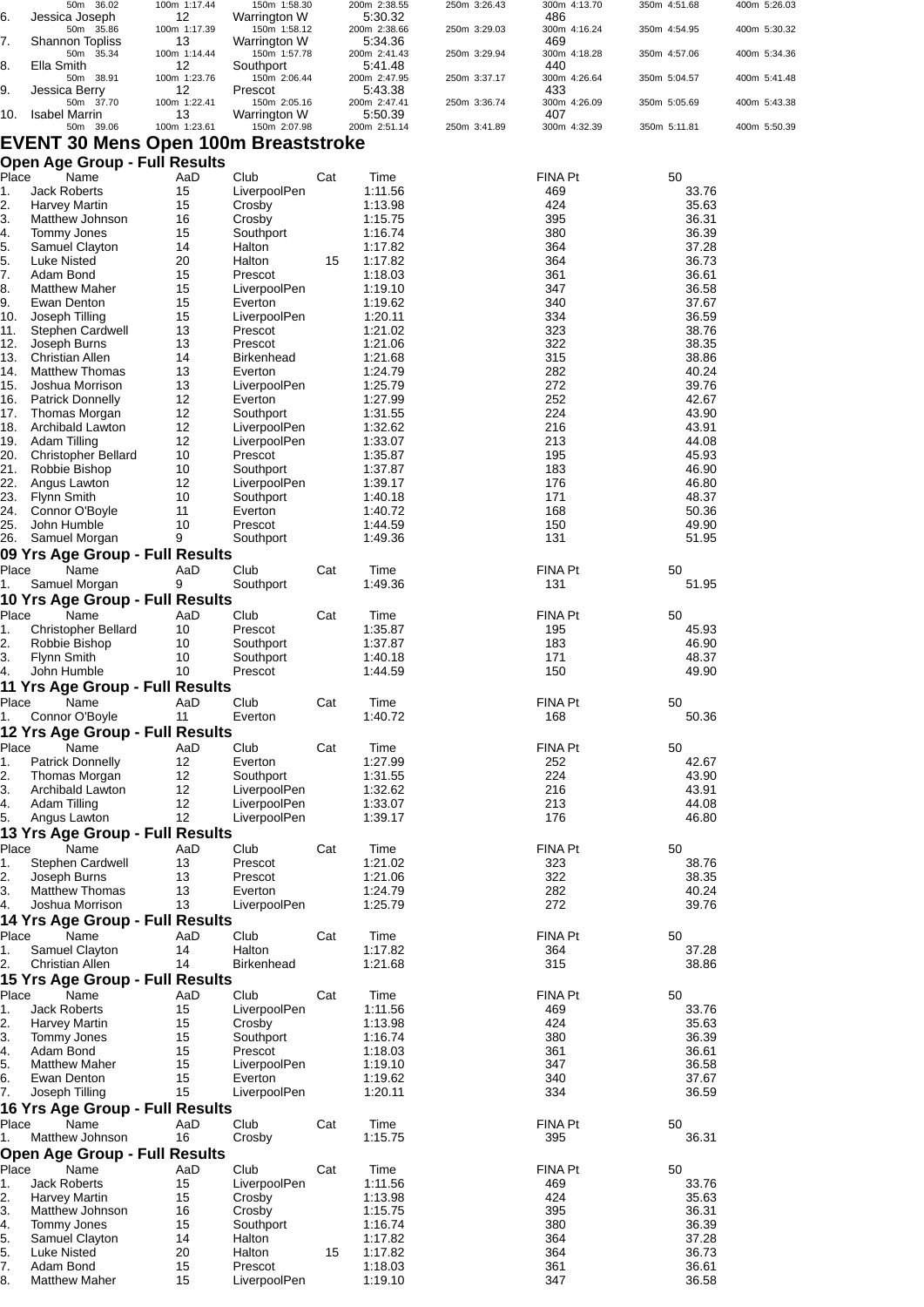| Place | Name | AaD | Club | Time | | | | | | | |
|---|---|---|---|---|---|---|---|---|---|---|---|
| | 50m 36.02 | 100m 1:17.44 | 150m 1:58.30 | 200m 2:38.55 | 250m 3:26.43 | 300m 4:13.70 | 350m 4:51.68 | 400m 5:26.03 | | | |
| 6. | Jessica Joseph | 12 | Warrington W | 5:30.32 | | 486 | | | | | |
| | 50m 35.86 | 100m 1:17.39 | 150m 1:58.12 | 200m 2:38.66 | 250m 3:29.03 | 300m 4:16.24 | 350m 4:54.95 | 400m 5:30.32 | | | |
| 7. | Shannon Topliss | 13 | Warrington W | 5:34.36 | | 469 | | | | | |
| | 50m 35.34 | 100m 1:14.44 | 150m 1:57.78 | 200m 2:41.43 | 250m 3:29.94 | 300m 4:18.28 | 350m 4:57.06 | 400m 5:34.36 | | | |
| 8. | Ella Smith | 12 | Southport | 5:41.48 | | 440 | | | | | |
| | 50m 38.91 | 100m 1:23.76 | 150m 2:06.44 | 200m 2:47.95 | 250m 3:37.17 | 300m 4:26.64 | 350m 5:04.57 | 400m 5:41.48 | | | |
| 9. | Jessica Berry | 12 | Prescot | 5:43.38 | | 433 | | | | | |
| | 50m 37.70 | 100m 1:22.41 | 150m 2:05.16 | 200m 2:47.41 | 250m 3:36.74 | 300m 4:26.09 | 350m 5:05.69 | 400m 5:43.38 | | | |
| 10. | Isabel Marrin | 13 | Warrington W | 5:50.39 | | 407 | | | | | |
| | 50m 39.06 | 100m 1:23.61 | 150m 2:07.98 | 200m 2:51.14 | 250m 3:41.89 | 300m 4:32.39 | 350m 5:11.81 | 400m 5:50.39 | | | |

# EVENT 30 Mens Open 100m Breaststroke

## Open Age Group - Full Results

| Place | Name | AaD | Club | Cat | Time | FINA Pt | 50 |
|---|---|---|---|---|---|---|---|
| 1. | Jack Roberts | 15 | LiverpoolPen | | 1:11.56 | 469 | 33.76 |
| 2. | Harvey Martin | 15 | Crosby | | 1:13.98 | 424 | 35.63 |
| 3. | Matthew Johnson | 16 | Crosby | | 1:15.75 | 395 | 36.31 |
| 4. | Tommy Jones | 15 | Southport | | 1:16.74 | 380 | 36.39 |
| 5. | Samuel Clayton | 14 | Halton | | 1:17.82 | 364 | 37.28 |
| 5. | Luke Nisted | 20 | Halton | 15 | 1:17.82 | 364 | 36.73 |
| 7. | Adam Bond | 15 | Prescot | | 1:18.03 | 361 | 36.61 |
| 8. | Matthew Maher | 15 | LiverpoolPen | | 1:19.10 | 347 | 36.58 |
| 9. | Ewan Denton | 15 | Everton | | 1:19.62 | 340 | 37.67 |
| 10. | Joseph Tilling | 15 | LiverpoolPen | | 1:20.11 | 334 | 36.59 |
| 11. | Stephen Cardwell | 13 | Prescot | | 1:21.02 | 323 | 38.76 |
| 12. | Joseph Burns | 13 | Prescot | | 1:21.06 | 322 | 38.35 |
| 13. | Christian Allen | 14 | Birkenhead | | 1:21.68 | 315 | 38.86 |
| 14. | Matthew Thomas | 13 | Everton | | 1:24.79 | 282 | 40.24 |
| 15. | Joshua Morrison | 13 | LiverpoolPen | | 1:25.79 | 272 | 39.76 |
| 16. | Patrick Donnelly | 12 | Everton | | 1:27.99 | 252 | 42.67 |
| 17. | Thomas Morgan | 12 | Southport | | 1:31.55 | 224 | 43.90 |
| 18. | Archibald Lawton | 12 | LiverpoolPen | | 1:32.62 | 216 | 43.91 |
| 19. | Adam Tilling | 12 | LiverpoolPen | | 1:33.07 | 213 | 44.08 |
| 20. | Christopher Bellard | 10 | Prescot | | 1:35.87 | 195 | 45.93 |
| 21. | Robbie Bishop | 10 | Southport | | 1:37.87 | 183 | 46.90 |
| 22. | Angus Lawton | 12 | LiverpoolPen | | 1:39.17 | 176 | 46.80 |
| 23. | Flynn Smith | 10 | Southport | | 1:40.18 | 171 | 48.37 |
| 24. | Connor O'Boyle | 11 | Everton | | 1:40.72 | 168 | 50.36 |
| 25. | John Humble | 10 | Prescot | | 1:44.59 | 150 | 49.90 |
| 26. | Samuel Morgan | 9 | Southport | | 1:49.36 | 131 | 51.95 |

## 09 Yrs Age Group - Full Results

| Place | Name | AaD | Club | Cat | Time | FINA Pt | 50 |
|---|---|---|---|---|---|---|---|
| 1. | Samuel Morgan | 9 | Southport | | 1:49.36 | 131 | 51.95 |

## 10 Yrs Age Group - Full Results

| Place | Name | AaD | Club | Cat | Time | FINA Pt | 50 |
|---|---|---|---|---|---|---|---|
| 1. | Christopher Bellard | 10 | Prescot | | 1:35.87 | 195 | 45.93 |
| 2. | Robbie Bishop | 10 | Southport | | 1:37.87 | 183 | 46.90 |
| 3. | Flynn Smith | 10 | Southport | | 1:40.18 | 171 | 48.37 |
| 4. | John Humble | 10 | Prescot | | 1:44.59 | 150 | 49.90 |

## 11 Yrs Age Group - Full Results

| Place | Name | AaD | Club | Cat | Time | FINA Pt | 50 |
|---|---|---|---|---|---|---|---|
| 1. | Connor O'Boyle | 11 | Everton | | 1:40.72 | 168 | 50.36 |

## 12 Yrs Age Group - Full Results

| Place | Name | AaD | Club | Cat | Time | FINA Pt | 50 |
|---|---|---|---|---|---|---|---|
| 1. | Patrick Donnelly | 12 | Everton | | 1:27.99 | 252 | 42.67 |
| 2. | Thomas Morgan | 12 | Southport | | 1:31.55 | 224 | 43.90 |
| 3. | Archibald Lawton | 12 | LiverpoolPen | | 1:32.62 | 216 | 43.91 |
| 4. | Adam Tilling | 12 | LiverpoolPen | | 1:33.07 | 213 | 44.08 |
| 5. | Angus Lawton | 12 | LiverpoolPen | | 1:39.17 | 176 | 46.80 |

## 13 Yrs Age Group - Full Results

| Place | Name | AaD | Club | Cat | Time | FINA Pt | 50 |
|---|---|---|---|---|---|---|---|
| 1. | Stephen Cardwell | 13 | Prescot | | 1:21.02 | 323 | 38.76 |
| 2. | Joseph Burns | 13 | Prescot | | 1:21.06 | 322 | 38.35 |
| 3. | Matthew Thomas | 13 | Everton | | 1:24.79 | 282 | 40.24 |
| 4. | Joshua Morrison | 13 | LiverpoolPen | | 1:25.79 | 272 | 39.76 |

## 14 Yrs Age Group - Full Results

| Place | Name | AaD | Club | Cat | Time | FINA Pt | 50 |
|---|---|---|---|---|---|---|---|
| 1. | Samuel Clayton | 14 | Halton | | 1:17.82 | 364 | 37.28 |
| 2. | Christian Allen | 14 | Birkenhead | | 1:21.68 | 315 | 38.86 |

## 15 Yrs Age Group - Full Results

| Place | Name | AaD | Club | Cat | Time | FINA Pt | 50 |
|---|---|---|---|---|---|---|---|
| 1. | Jack Roberts | 15 | LiverpoolPen | | 1:11.56 | 469 | 33.76 |
| 2. | Harvey Martin | 15 | Crosby | | 1:13.98 | 424 | 35.63 |
| 3. | Tommy Jones | 15 | Southport | | 1:16.74 | 380 | 36.39 |
| 4. | Adam Bond | 15 | Prescot | | 1:18.03 | 361 | 36.61 |
| 5. | Matthew Maher | 15 | LiverpoolPen | | 1:19.10 | 347 | 36.58 |
| 6. | Ewan Denton | 15 | Everton | | 1:19.62 | 340 | 37.67 |
| 7. | Joseph Tilling | 15 | LiverpoolPen | | 1:20.11 | 334 | 36.59 |

## 16 Yrs Age Group - Full Results

| Place | Name | AaD | Club | Cat | Time | FINA Pt | 50 |
|---|---|---|---|---|---|---|---|
| 1. | Matthew Johnson | 16 | Crosby | | 1:15.75 | 395 | 36.31 |

## Open Age Group - Full Results

| Place | Name | AaD | Club | Cat | Time | FINA Pt | 50 |
|---|---|---|---|---|---|---|---|
| 1. | Jack Roberts | 15 | LiverpoolPen | | 1:11.56 | 469 | 33.76 |
| 2. | Harvey Martin | 15 | Crosby | | 1:13.98 | 424 | 35.63 |
| 3. | Matthew Johnson | 16 | Crosby | | 1:15.75 | 395 | 36.31 |
| 4. | Tommy Jones | 15 | Southport | | 1:16.74 | 380 | 36.39 |
| 5. | Samuel Clayton | 14 | Halton | | 1:17.82 | 364 | 37.28 |
| 5. | Luke Nisted | 20 | Halton | 15 | 1:17.82 | 364 | 36.73 |
| 7. | Adam Bond | 15 | Prescot | | 1:18.03 | 361 | 36.61 |
| 8. | Matthew Maher | 15 | LiverpoolPen | | 1:19.10 | 347 | 36.58 |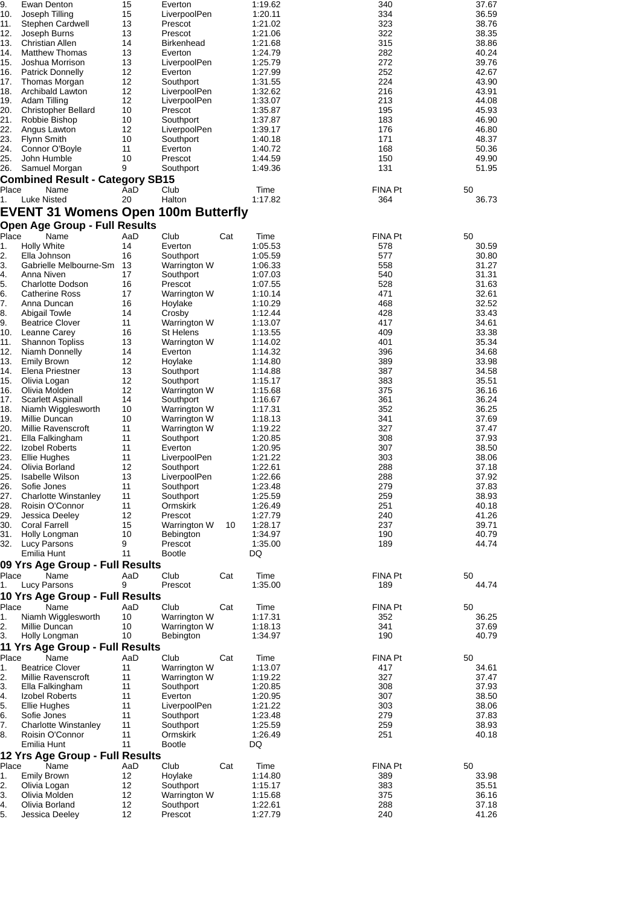| Place | Name | AaD | Club | Cat | Time | FINA Pt | 50 |
|---|---|---|---|---|---|---|---|
| 9. | Ewan Denton | 15 | Everton | | 1:19.62 | 340 | 37.67 |
| 10. | Joseph Tilling | 15 | LiverpoolPen | | 1:20.11 | 334 | 36.59 |
| 11. | Stephen Cardwell | 13 | Prescot | | 1:21.02 | 323 | 38.76 |
| 12. | Joseph Burns | 13 | Prescot | | 1:21.06 | 322 | 38.35 |
| 13. | Christian Allen | 14 | Birkenhead | | 1:21.68 | 315 | 38.86 |
| 14. | Matthew Thomas | 13 | Everton | | 1:24.79 | 282 | 40.24 |
| 15. | Joshua Morrison | 13 | LiverpoolPen | | 1:25.79 | 272 | 39.76 |
| 16. | Patrick Donnelly | 12 | Everton | | 1:27.99 | 252 | 42.67 |
| 17. | Thomas Morgan | 12 | Southport | | 1:31.55 | 224 | 43.90 |
| 18. | Archibald Lawton | 12 | LiverpoolPen | | 1:32.62 | 216 | 43.91 |
| 19. | Adam Tilling | 12 | LiverpoolPen | | 1:33.07 | 213 | 44.08 |
| 20. | Christopher Bellard | 10 | Prescot | | 1:35.87 | 195 | 45.93 |
| 21. | Robbie Bishop | 10 | Southport | | 1:37.87 | 183 | 46.90 |
| 22. | Angus Lawton | 12 | LiverpoolPen | | 1:39.17 | 176 | 46.80 |
| 23. | Flynn Smith | 10 | Southport | | 1:40.18 | 171 | 48.37 |
| 24. | Connor O'Boyle | 11 | Everton | | 1:40.72 | 168 | 50.36 |
| 25. | John Humble | 10 | Prescot | | 1:44.59 | 150 | 49.90 |
| 26. | Samuel Morgan | 9 | Southport | | 1:49.36 | 131 | 51.95 |

### Combined Result - Category SB15

| Place | Name | AaD | Club | Time | FINA Pt | 50 |
|---|---|---|---|---|---|---|
| 1. | Luke Nisted | 20 | Halton | 1:17.82 | 364 | 36.73 |

## EVENT 31 Womens Open 100m Butterfly

### Open Age Group - Full Results

| Place | Name | AaD | Club | Cat | Time | FINA Pt | 50 |
|---|---|---|---|---|---|---|---|
| 1. | Holly White | 14 | Everton | | 1:05.53 | 578 | 30.59 |
| 2. | Ella Johnson | 16 | Southport | | 1:05.59 | 577 | 30.80 |
| 3. | Gabrielle Melbourne-Sm | 13 | Warrington W | | 1:06.33 | 558 | 31.27 |
| 4. | Anna Niven | 17 | Southport | | 1:07.03 | 540 | 31.31 |
| 5. | Charlotte Dodson | 16 | Prescot | | 1:07.55 | 528 | 31.63 |
| 6. | Catherine Ross | 17 | Warrington W | | 1:10.14 | 471 | 32.61 |
| 7. | Anna Duncan | 16 | Hoylake | | 1:10.29 | 468 | 32.52 |
| 8. | Abigail Towle | 14 | Crosby | | 1:12.44 | 428 | 33.43 |
| 9. | Beatrice Clover | 11 | Warrington W | | 1:13.07 | 417 | 34.61 |
| 10. | Leanne Carey | 16 | St Helens | | 1:13.55 | 409 | 33.38 |
| 11. | Shannon Topliss | 13 | Warrington W | | 1:14.02 | 401 | 35.34 |
| 12. | Niamh Donnelly | 14 | Everton | | 1:14.32 | 396 | 34.68 |
| 13. | Emily Brown | 12 | Hoylake | | 1:14.80 | 389 | 33.98 |
| 14. | Elena Priestner | 13 | Southport | | 1:14.88 | 387 | 34.58 |
| 15. | Olivia Logan | 12 | Southport | | 1:15.17 | 383 | 35.51 |
| 16. | Olivia Molden | 12 | Warrington W | | 1:15.68 | 375 | 36.16 |
| 17. | Scarlett Aspinall | 14 | Southport | | 1:16.67 | 361 | 36.24 |
| 18. | Niamh Wigglesworth | 10 | Warrington W | | 1:17.31 | 352 | 36.25 |
| 19. | Millie Duncan | 10 | Warrington W | | 1:18.13 | 341 | 37.69 |
| 20. | Millie Ravenscroft | 11 | Warrington W | | 1:19.22 | 327 | 37.47 |
| 21. | Ella Falkingham | 11 | Southport | | 1:20.85 | 308 | 37.93 |
| 22. | Izobel Roberts | 11 | Everton | | 1:20.95 | 307 | 38.50 |
| 23. | Ellie Hughes | 11 | LiverpoolPen | | 1:21.22 | 303 | 38.06 |
| 24. | Olivia Borland | 12 | Southport | | 1:22.61 | 288 | 37.18 |
| 25. | Isabelle Wilson | 13 | LiverpoolPen | | 1:22.66 | 288 | 37.92 |
| 26. | Sofie Jones | 11 | Southport | | 1:23.48 | 279 | 37.83 |
| 27. | Charlotte Winstanley | 11 | Southport | | 1:25.59 | 259 | 38.93 |
| 28. | Roisin O'Connor | 11 | Ormskirk | | 1:26.49 | 251 | 40.18 |
| 29. | Jessica Deeley | 12 | Prescot | | 1:27.79 | 240 | 41.26 |
| 30. | Coral Farrell | 15 | Warrington W | 10 | 1:28.17 | 237 | 39.71 |
| 31. | Holly Longman | 10 | Bebington | | 1:34.97 | 190 | 40.79 |
| 32. | Lucy Parsons | 9 | Prescot | | 1:35.00 | 189 | 44.74 |
| | Emilia Hunt | 11 | Bootle | | DQ | | |

### 09 Yrs Age Group - Full Results

| Place | Name | AaD | Club | Cat | Time | FINA Pt | 50 |
|---|---|---|---|---|---|---|---|
| 1. | Lucy Parsons | 9 | Prescot | | 1:35.00 | 189 | 44.74 |

### 10 Yrs Age Group - Full Results

| Place | Name | AaD | Club | Cat | Time | FINA Pt | 50 |
|---|---|---|---|---|---|---|---|
| 1. | Niamh Wigglesworth | 10 | Warrington W | | 1:17.31 | 352 | 36.25 |
| 2. | Millie Duncan | 10 | Warrington W | | 1:18.13 | 341 | 37.69 |
| 3. | Holly Longman | 10 | Bebington | | 1:34.97 | 190 | 40.79 |

### 11 Yrs Age Group - Full Results

| Place | Name | AaD | Club | Cat | Time | FINA Pt | 50 |
|---|---|---|---|---|---|---|---|
| 1. | Beatrice Clover | 11 | Warrington W | | 1:13.07 | 417 | 34.61 |
| 2. | Millie Ravenscroft | 11 | Warrington W | | 1:19.22 | 327 | 37.47 |
| 3. | Ella Falkingham | 11 | Southport | | 1:20.85 | 308 | 37.93 |
| 4. | Izobel Roberts | 11 | Everton | | 1:20.95 | 307 | 38.50 |
| 5. | Ellie Hughes | 11 | LiverpoolPen | | 1:21.22 | 303 | 38.06 |
| 6. | Sofie Jones | 11 | Southport | | 1:23.48 | 279 | 37.83 |
| 7. | Charlotte Winstanley | 11 | Southport | | 1:25.59 | 259 | 38.93 |
| 8. | Roisin O'Connor | 11 | Ormskirk | | 1:26.49 | 251 | 40.18 |
| | Emilia Hunt | 11 | Bootle | | DQ | | |

### 12 Yrs Age Group - Full Results

| Place | Name | AaD | Club | Cat | Time | FINA Pt | 50 |
|---|---|---|---|---|---|---|---|
| 1. | Emily Brown | 12 | Hoylake | | 1:14.80 | 389 | 33.98 |
| 2. | Olivia Logan | 12 | Southport | | 1:15.17 | 383 | 35.51 |
| 3. | Olivia Molden | 12 | Warrington W | | 1:15.68 | 375 | 36.16 |
| 4. | Olivia Borland | 12 | Southport | | 1:22.61 | 288 | 37.18 |
| 5. | Jessica Deeley | 12 | Prescot | | 1:27.79 | 240 | 41.26 |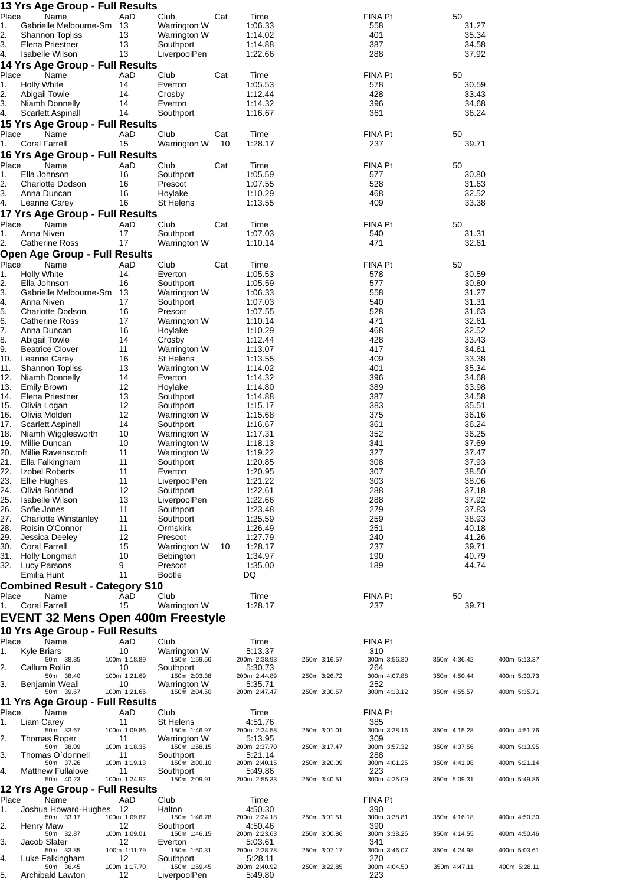## 13 Yrs Age Group - Full Results

| Place | Name | AaD | Club | Cat | Time | FINA Pt | 50 |
|---|---|---|---|---|---|---|---|
| 1. | Gabrielle Melbourne-Sm | 13 | Warrington W | | 1:06.33 | 558 | 31.27 |
| 2. | Shannon Topliss | 13 | Warrington W | | 1:14.02 | 401 | 35.34 |
| 3. | Elena Priestner | 13 | Southport | | 1:14.88 | 387 | 34.58 |
| 4. | Isabelle Wilson | 13 | LiverpoolPen | | 1:22.66 | 288 | 37.92 |

## 14 Yrs Age Group - Full Results

| Place | Name | AaD | Club | Cat | Time | FINA Pt | 50 |
|---|---|---|---|---|---|---|---|
| 1. | Holly White | 14 | Everton | | 1:05.53 | 578 | 30.59 |
| 2. | Abigail Towle | 14 | Crosby | | 1:12.44 | 428 | 33.43 |
| 3. | Niamh Donnelly | 14 | Everton | | 1:14.32 | 396 | 34.68 |
| 4. | Scarlett Aspinall | 14 | Southport | | 1:16.67 | 361 | 36.24 |

## 15 Yrs Age Group - Full Results

| Place | Name | AaD | Club | Cat | Time | FINA Pt | 50 |
|---|---|---|---|---|---|---|---|
| 1. | Coral Farrell | 15 | Warrington W | 10 | 1:28.17 | 237 | 39.71 |

## 16 Yrs Age Group - Full Results

| Place | Name | AaD | Club | Cat | Time | FINA Pt | 50 |
|---|---|---|---|---|---|---|---|
| 1. | Ella Johnson | 16 | Southport | | 1:05.59 | 577 | 30.80 |
| 2. | Charlotte Dodson | 16 | Prescot | | 1:07.55 | 528 | 31.63 |
| 3. | Anna Duncan | 16 | Hoylake | | 1:10.29 | 468 | 32.52 |
| 4. | Leanne Carey | 16 | St Helens | | 1:13.55 | 409 | 33.38 |

## 17 Yrs Age Group - Full Results

| Place | Name | AaD | Club | Cat | Time | FINA Pt | 50 |
|---|---|---|---|---|---|---|---|
| 1. | Anna Niven | 17 | Southport | | 1:07.03 | 540 | 31.31 |
| 2. | Catherine Ross | 17 | Warrington W | | 1:10.14 | 471 | 32.61 |

## Open Age Group - Full Results

| Place | Name | AaD | Club | Cat | Time | FINA Pt | 50 |
|---|---|---|---|---|---|---|---|
| 1. | Holly White | 14 | Everton | | 1:05.53 | 578 | 30.59 |
| 2. | Ella Johnson | 16 | Southport | | 1:05.59 | 577 | 30.80 |
| 3. | Gabrielle Melbourne-Sm | 13 | Warrington W | | 1:06.33 | 558 | 31.27 |
| 4. | Anna Niven | 17 | Southport | | 1:07.03 | 540 | 31.31 |
| 5. | Charlotte Dodson | 16 | Prescot | | 1:07.55 | 528 | 31.63 |
| 6. | Catherine Ross | 17 | Warrington W | | 1:10.14 | 471 | 32.61 |
| 7. | Anna Duncan | 16 | Hoylake | | 1:10.29 | 468 | 32.52 |
| 8. | Abigail Towle | 14 | Crosby | | 1:12.44 | 428 | 33.43 |
| 9. | Beatrice Clover | 11 | Warrington W | | 1:13.07 | 417 | 34.61 |
| 10. | Leanne Carey | 16 | St Helens | | 1:13.55 | 409 | 33.38 |
| 11. | Shannon Topliss | 13 | Warrington W | | 1:14.02 | 401 | 35.34 |
| 12. | Niamh Donnelly | 14 | Everton | | 1:14.32 | 396 | 34.68 |
| 13. | Emily Brown | 12 | Hoylake | | 1:14.80 | 389 | 33.98 |
| 14. | Elena Priestner | 13 | Southport | | 1:14.88 | 387 | 34.58 |
| 15. | Olivia Logan | 12 | Southport | | 1:15.17 | 383 | 35.51 |
| 16. | Olivia Molden | 12 | Warrington W | | 1:15.68 | 375 | 36.16 |
| 17. | Scarlett Aspinall | 14 | Southport | | 1:16.67 | 361 | 36.24 |
| 18. | Niamh Wigglesworth | 10 | Warrington W | | 1:17.31 | 352 | 36.25 |
| 19. | Millie Duncan | 10 | Warrington W | | 1:18.13 | 341 | 37.69 |
| 20. | Millie Ravenscroft | 11 | Warrington W | | 1:19.22 | 327 | 37.47 |
| 21. | Ella Falkingham | 11 | Southport | | 1:20.85 | 308 | 37.93 |
| 22. | Izobel Roberts | 11 | Everton | | 1:20.95 | 307 | 38.50 |
| 23. | Ellie Hughes | 11 | LiverpoolPen | | 1:21.22 | 303 | 38.06 |
| 24. | Olivia Borland | 12 | Southport | | 1:22.61 | 288 | 37.18 |
| 25. | Isabelle Wilson | 13 | LiverpoolPen | | 1:22.66 | 288 | 37.92 |
| 26. | Sofie Jones | 11 | Southport | | 1:23.48 | 279 | 37.83 |
| 27. | Charlotte Winstanley | 11 | Southport | | 1:25.59 | 259 | 38.93 |
| 28. | Roisin O'Connor | 11 | Ormskirk | | 1:26.49 | 251 | 40.18 |
| 29. | Jessica Deeley | 12 | Prescot | | 1:27.79 | 240 | 41.26 |
| 30. | Coral Farrell | 15 | Warrington W | 10 | 1:28.17 | 237 | 39.71 |
| 31. | Holly Longman | 10 | Bebington | | 1:34.97 | 190 | 40.79 |
| 32. | Lucy Parsons | 9 | Prescot | | 1:35.00 | 189 | 44.74 |
| | Emilia Hunt | 11 | Bootle | | DQ | | |

## Combined Result - Category S10

| Place | Name | AaD | Club | Time | FINA Pt | 50 |
|---|---|---|---|---|---|---|
| 1. | Coral Farrell | 15 | Warrington W | 1:28.17 | 237 | 39.71 |

# EVENT 32 Mens Open 400m Freestyle

## 10 Yrs Age Group - Full Results

| Place | Name | AaD | Club | Time | | FINA Pt | | |
|---|---|---|---|---|---|---|---|---|
| 1. | Kyle Briars | 10 | Warrington W | 5:13.37 | | 310 | | |
| | 50m 38.35 | 100m 1:18.89 | 150m 1:59.56 | 200m 2:38.93 | 250m 3:16.57 | 300m 3:56.30 | 350m 4:36.42 | 400m 5:13.37 |
| 2. | Callum Rollin | 10 | Southport | 5:30.73 | | 264 | | |
| | 50m 38.40 | 100m 1:21.69 | 150m 2:03.38 | 200m 2:44.89 | 250m 3:26.72 | 300m 4:07.88 | 350m 4:50.44 | 400m 5:30.73 |
| 3. | Benjamin Weall | 10 | Warrington W | 5:35.71 | | 252 | | |
| | 50m 39.67 | 100m 1:21.65 | 150m 2:04.50 | 200m 2:47.47 | 250m 3:30.57 | 300m 4:13.12 | 350m 4:55.57 | 400m 5:35.71 |

## 11 Yrs Age Group - Full Results

| Place | Name | AaD | Club | Time | | FINA Pt | | |
|---|---|---|---|---|---|---|---|---|
| 1. | Liam Carey | 11 | St Helens | 4:51.76 | | 385 | | |
| | 50m 33.67 | 100m 1:09.86 | 150m 1:46.97 | 200m 2:24.58 | 250m 3:01.01 | 300m 3:38.16 | 350m 4:15.28 | 400m 4:51.76 |
| 2. | Thomas Roper | 11 | Warrington W | 5:13.95 | | 309 | | |
| | 50m 38.09 | 100m 1:18.35 | 150m 1:58.15 | 200m 2:37.70 | 250m 3:17.47 | 300m 3:57.32 | 350m 4:37.56 | 400m 5:13.95 |
| 3. | Thomas O`donnell | 11 | Southport | 5:21.14 | | 288 | | |
| | 50m 37.26 | 100m 1:19.13 | 150m 2:00.10 | 200m 2:40.15 | 250m 3:20.09 | 300m 4:01.25 | 350m 4:41.98 | 400m 5:21.14 |
| 4. | Matthew Fullalove | 11 | Southport | 5:49.86 | | 223 | | |
| | 50m 40.23 | 100m 1:24.92 | 150m 2:09.91 | 200m 2:55.33 | 250m 3:40.51 | 300m 4:25.09 | 350m 5:09.31 | 400m 5:49.86 |

## 12 Yrs Age Group - Full Results

| Place | Name | AaD | Club | Time | | FINA Pt | | |
|---|---|---|---|---|---|---|---|---|
| 1. | Joshua Howard-Hughes | 12 | Halton | 4:50.30 | | 390 | | |
| | 50m 33.17 | 100m 1:09.87 | 150m 1:46.78 | 200m 2:24.18 | 250m 3:01.51 | 300m 3:38.81 | 350m 4:16.18 | 400m 4:50.30 |
| 2. | Henry Maw | 12 | Southport | 4:50.46 | | 390 | | |
| | 50m 32.87 | 100m 1:09.01 | 150m 1:46.15 | 200m 2:23.63 | 250m 3:00.86 | 300m 3:38.25 | 350m 4:14.55 | 400m 4:50.46 |
| 3. | Jacob Slater | 12 | Everton | 5:03.61 | | 341 | | |
| | 50m 33.85 | 100m 1:11.79 | 150m 1:50.31 | 200m 2:28.78 | 250m 3:07.17 | 300m 3:46.07 | 350m 4:24.98 | 400m 5:03.61 |
| 4. | Luke Falkingham | 12 | Southport | 5:28.11 | | 270 | | |
| | 50m 36.45 | 100m 1:17.70 | 150m 1:59.45 | 200m 2:40.92 | 250m 3:22.85 | 300m 4:04.50 | 350m 4:47.11 | 400m 5:28.11 |
| 5. | Archibald Lawton | 12 | LiverpoolPen | 5:49.80 | | 223 | | |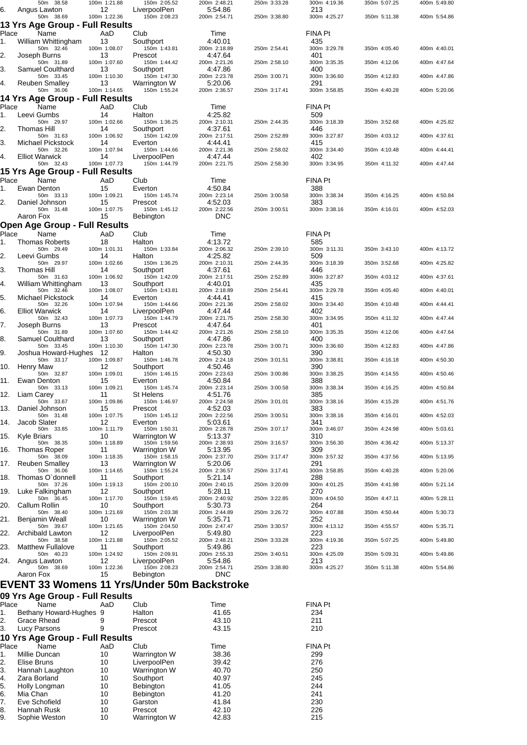| Place | Name | AaD | Club | Time | | FINA Pt | | |
|---|---|---|---|---|---|---|---|---|
| | 50m 38.58 | 100m 1:21.88 | 150m 2:05.52 | 200m 2:48.21 | 250m 3:33.28 | 300m 4:19.36 | 350m 5:07.25 | 400m 5:49.80 |
| 6. | Angus Lawton | 12 | LiverpoolPen | 5:54.86 | | 213 | | |
| | 50m 38.69 | 100m 1:22.36 | 150m 2:08.23 | 200m 2:54.71 | 250m 3:38.80 | 300m 4:25.27 | 350m 5:11.38 | 400m 5:54.86 |

## 13 Yrs Age Group - Full Results

| Place | Name | AaD | Club | Time | | FINA Pt | | |
|---|---|---|---|---|---|---|---|---|
| 1. | William Whittingham | 13 | Southport | 4:40.01 | | 435 | | |
| | 50m 32.46 | 100m 1:08.07 | 150m 1:43.81 | 200m 2:18.89 | 250m 2:54.41 | 300m 3:29.78 | 350m 4:05.40 | 400m 4:40.01 |
| 2. | Joseph Burns | 13 | Prescot | 4:47.64 | | 401 | | |
| | 50m 31.89 | 100m 1:07.60 | 150m 1:44.42 | 200m 2:21.26 | 250m 2:58.10 | 300m 3:35.35 | 350m 4:12.06 | 400m 4:47.64 |
| 3. | Samuel Coulthard | 13 | Southport | 4:47.86 | | 400 | | |
| | 50m 33.45 | 100m 1:10.30 | 150m 1:47.30 | 200m 2:23.78 | 250m 3:00.71 | 300m 3:36.60 | 350m 4:12.83 | 400m 4:47.86 |
| 4. | Reuben Smalley | 13 | Warrington W | 5:20.06 | | 291 | | |
| | 50m 36.06 | 100m 1:14.65 | 150m 1:55.24 | 200m 2:36.57 | 250m 3:17.41 | 300m 3:58.85 | 350m 4:40.28 | 400m 5:20.06 |

## 14 Yrs Age Group - Full Results

| Place | Name | AaD | Club | Time | | FINA Pt | | |
|---|---|---|---|---|---|---|---|---|
| 1. | Leevi Gumbs | 14 | Halton | 4:25.82 | | 509 | | |
| | 50m 29.97 | 100m 1:02.66 | 150m 1:36.25 | 200m 2:10.31 | 250m 2:44.35 | 300m 3:18.39 | 350m 3:52.68 | 400m 4:25.82 |
| 2. | Thomas Hill | 14 | Southport | 4:37.61 | | 446 | | |
| | 50m 31.63 | 100m 1:06.92 | 150m 1:42.09 | 200m 2:17.51 | 250m 2:52.89 | 300m 3:27.87 | 350m 4:03.12 | 400m 4:37.61 |
| 3. | Michael Pickstock | 14 | Everton | 4:44.41 | | 415 | | |
| | 50m 32.26 | 100m 1:07.94 | 150m 1:44.66 | 200m 2:21.36 | 250m 2:58.02 | 300m 3:34.40 | 350m 4:10.48 | 400m 4:44.41 |
| 4. | Elliot Warwick | 14 | LiverpoolPen | 4:47.44 | | 402 | | |
| | 50m 32.43 | 100m 1:07.73 | 150m 1:44.79 | 200m 2:21.75 | 250m 2:58.30 | 300m 3:34.95 | 350m 4:11.32 | 400m 4:47.44 |

## 15 Yrs Age Group - Full Results

| Place | Name | AaD | Club | Time | | FINA Pt | | |
|---|---|---|---|---|---|---|---|---|
| 1. | Ewan Denton | 15 | Everton | 4:50.84 | | 388 | | |
| | 50m 33.13 | 100m 1:09.21 | 150m 1:45.74 | 200m 2:23.14 | 250m 3:00.58 | 300m 3:38.34 | 350m 4:16.25 | 400m 4:50.84 |
| 2. | Daniel Johnson | 15 | Prescot | 4:52.03 | | 383 | | |
| | 50m 31.48 | 100m 1:07.75 | 150m 1:45.12 | 200m 2:22.56 | 250m 3:00.51 | 300m 3:38.16 | 350m 4:16.01 | 400m 4:52.03 |
| | Aaron Fox | 15 | Bebington | DNC | | | | |

## Open Age Group - Full Results

| Place | Name | AaD | Club | Time | | FINA Pt | | |
|---|---|---|---|---|---|---|---|---|
| 1. | Thomas Roberts | 18 | Halton | 4:13.72 | | 585 | | |
| | 50m 29.49 | 100m 1:01.31 | 150m 1:33.84 | 200m 2:06.32 | 250m 2:39.10 | 300m 3:11.31 | 350m 3:43.10 | 400m 4:13.72 |
| 2. | Leevi Gumbs | 14 | Halton | 4:25.82 | | 509 | | |
| | 50m 29.97 | 100m 1:02.66 | 150m 1:36.25 | 200m 2:10.31 | 250m 2:44.35 | 300m 3:18.39 | 350m 3:52.68 | 400m 4:25.82 |
| 3. | Thomas Hill | 14 | Southport | 4:37.61 | | 446 | | |
| | 50m 31.63 | 100m 1:06.92 | 150m 1:42.09 | 200m 2:17.51 | 250m 2:52.89 | 300m 3:27.87 | 350m 4:03.12 | 400m 4:37.61 |
| 4. | William Whittingham | 13 | Southport | 4:40.01 | | 435 | | |
| | 50m 32.46 | 100m 1:08.07 | 150m 1:43.81 | 200m 2:18.89 | 250m 2:54.41 | 300m 3:29.78 | 350m 4:05.40 | 400m 4:40.01 |
| 5. | Michael Pickstock | 14 | Everton | 4:44.41 | | 415 | | |
| | 50m 32.26 | 100m 1:07.94 | 150m 1:44.66 | 200m 2:21.36 | 250m 2:58.02 | 300m 3:34.40 | 350m 4:10.48 | 400m 4:44.41 |
| 6. | Elliot Warwick | 14 | LiverpoolPen | 4:47.44 | | 402 | | |
| | 50m 32.43 | 100m 1:07.73 | 150m 1:44.79 | 200m 2:21.75 | 250m 2:58.30 | 300m 3:34.95 | 350m 4:11.32 | 400m 4:47.44 |
| 7. | Joseph Burns | 13 | Prescot | 4:47.64 | | 401 | | |
| | 50m 31.89 | 100m 1:07.60 | 150m 1:44.42 | 200m 2:21.26 | 250m 2:58.10 | 300m 3:35.35 | 350m 4:12.06 | 400m 4:47.64 |
| 8. | Samuel Coulthard | 13 | Southport | 4:47.86 | | 400 | | |
| | 50m 33.45 | 100m 1:10.30 | 150m 1:47.30 | 200m 2:23.78 | 250m 3:00.71 | 300m 3:36.60 | 350m 4:12.83 | 400m 4:47.86 |
| 9. | Joshua Howard-Hughes | 12 | Halton | 4:50.30 | | 390 | | |
| | 50m 33.17 | 100m 1:09.87 | 150m 1:46.78 | 200m 2:24.18 | 250m 3:01.51 | 300m 3:38.81 | 350m 4:16.18 | 400m 4:50.30 |
| 10. | Henry Maw | 12 | Southport | 4:50.46 | | 390 | | |
| | 50m 32.87 | 100m 1:09.01 | 150m 1:46.15 | 200m 2:23.63 | 250m 3:00.86 | 300m 3:38.25 | 350m 4:14.55 | 400m 4:50.46 |
| 11. | Ewan Denton | 15 | Everton | 4:50.84 | | 388 | | |
| | 50m 33.13 | 100m 1:09.21 | 150m 1:45.74 | 200m 2:23.14 | 250m 3:00.58 | 300m 3:38.34 | 350m 4:16.25 | 400m 4:50.84 |
| 12. | Liam Carey | 11 | St Helens | 4:51.76 | | 385 | | |
| | 50m 33.67 | 100m 1:09.86 | 150m 1:46.97 | 200m 2:24.58 | 250m 3:01.01 | 300m 3:38.16 | 350m 4:15.28 | 400m 4:51.76 |
| 13. | Daniel Johnson | 15 | Prescot | 4:52.03 | | 383 | | |
| | 50m 31.48 | 100m 1:07.75 | 150m 1:45.12 | 200m 2:22.56 | 250m 3:00.51 | 300m 3:38.16 | 350m 4:16.01 | 400m 4:52.03 |
| 14. | Jacob Slater | 12 | Everton | 5:03.61 | | 341 | | |
| | 50m 33.85 | 100m 1:11.79 | 150m 1:50.31 | 200m 2:28.78 | 250m 3:07.17 | 300m 3:46.07 | 350m 4:24.98 | 400m 5:03.61 |
| 15. | Kyle Briars | 10 | Warrington W | 5:13.37 | | 310 | | |
| | 50m 38.35 | 100m 1:18.89 | 150m 1:59.56 | 200m 2:38.93 | 250m 3:16.57 | 300m 3:56.30 | 350m 4:36.42 | 400m 5:13.37 |
| 16. | Thomas Roper | 11 | Warrington W | 5:13.95 | | 309 | | |
| | 50m 38.09 | 100m 1:18.35 | 150m 1:58.15 | 200m 2:37.70 | 250m 3:17.47 | 300m 3:57.32 | 350m 4:37.56 | 400m 5:13.95 |
| 17. | Reuben Smalley | 13 | Warrington W | 5:20.06 | | 291 | | |
| | 50m 36.06 | 100m 1:14.65 | 150m 1:55.24 | 200m 2:36.57 | 250m 3:17.41 | 300m 3:58.85 | 350m 4:40.28 | 400m 5:20.06 |
| 18. | Thomas O`donnell | 11 | Southport | 5:21.14 | | 288 | | |
| | 50m 37.26 | 100m 1:19.13 | 150m 2:00.10 | 200m 2:40.15 | 250m 3:20.09 | 300m 4:01.25 | 350m 4:41.98 | 400m 5:21.14 |
| 19. | Luke Falkingham | 12 | Southport | 5:28.11 | | 270 | | |
| | 50m 36.45 | 100m 1:17.70 | 150m 1:59.45 | 200m 2:40.92 | 250m 3:22.85 | 300m 4:04.50 | 350m 4:47.11 | 400m 5:28.11 |
| 20. | Callum Rollin | 10 | Southport | 5:30.73 | | 264 | | |
| | 50m 38.40 | 100m 1:21.69 | 150m 2:03.38 | 200m 2:44.89 | 250m 3:26.72 | 300m 4:07.88 | 350m 4:50.44 | 400m 5:30.73 |
| 21. | Benjamin Weall | 10 | Warrington W | 5:35.71 | | 252 | | |
| | 50m 39.67 | 100m 1:21.65 | 150m 2:04.50 | 200m 2:47.47 | 250m 3:30.57 | 300m 4:13.12 | 350m 4:55.57 | 400m 5:35.71 |
| 22. | Archibald Lawton | 12 | LiverpoolPen | 5:49.80 | | 223 | | |
| | 50m 38.58 | 100m 1:21.88 | 150m 2:05.52 | 200m 2:48.21 | 250m 3:33.28 | 300m 4:19.36 | 350m 5:07.25 | 400m 5:49.80 |
| 23. | Matthew Fullalove | 11 | Southport | 5:49.86 | | 223 | | |
| | 50m 40.23 | 100m 1:24.92 | 150m 2:09.91 | 200m 2:55.33 | 250m 3:40.51 | 300m 4:25.09 | 350m 5:09.31 | 400m 5:49.86 |
| 24. | Angus Lawton | 12 | LiverpoolPen | 5:54.86 | | 213 | | |
| | 50m 38.69 | 100m 1:22.36 | 150m 2:08.23 | 200m 2:54.71 | 250m 3:38.80 | 300m 4:25.27 | 350m 5:11.38 | 400m 5:54.86 |
| | Aaron Fox | 15 | Bebington | DNC | | | | |

# EVENT 33 Womens 11 Yrs/Under 50m Backstroke

## 09 Yrs Age Group - Full Results

| Place | Name | AaD | Club | Time | FINA Pt |
|---|---|---|---|---|---|
| 1. | Bethany Howard-Hughes | 9 | Halton | 41.65 | 234 |
| 2. | Grace Rhead | 9 | Prescot | 43.10 | 211 |
| 3. | Lucy Parsons | 9 | Prescot | 43.15 | 210 |

## 10 Yrs Age Group - Full Results

| Place | Name | AaD | Club | Time | FINA Pt |
|---|---|---|---|---|---|
| 1. | Millie Duncan | 10 | Warrington W | 38.36 | 299 |
| 2. | Elise Bruns | 10 | LiverpoolPen | 39.42 | 276 |
| 3. | Hannah Laughton | 10 | Warrington W | 40.70 | 250 |
| 4. | Zara Borland | 10 | Southport | 40.97 | 245 |
| 5. | Holly Longman | 10 | Bebington | 41.05 | 244 |
| 6. | Mia Chan | 10 | Bebington | 41.20 | 241 |
| 7. | Eve Schofield | 10 | Garston | 41.84 | 230 |
| 8. | Hannah Rusk | 10 | Prescot | 42.10 | 226 |
| 9. | Sophie Weston | 10 | Warrington W | 42.83 | 215 |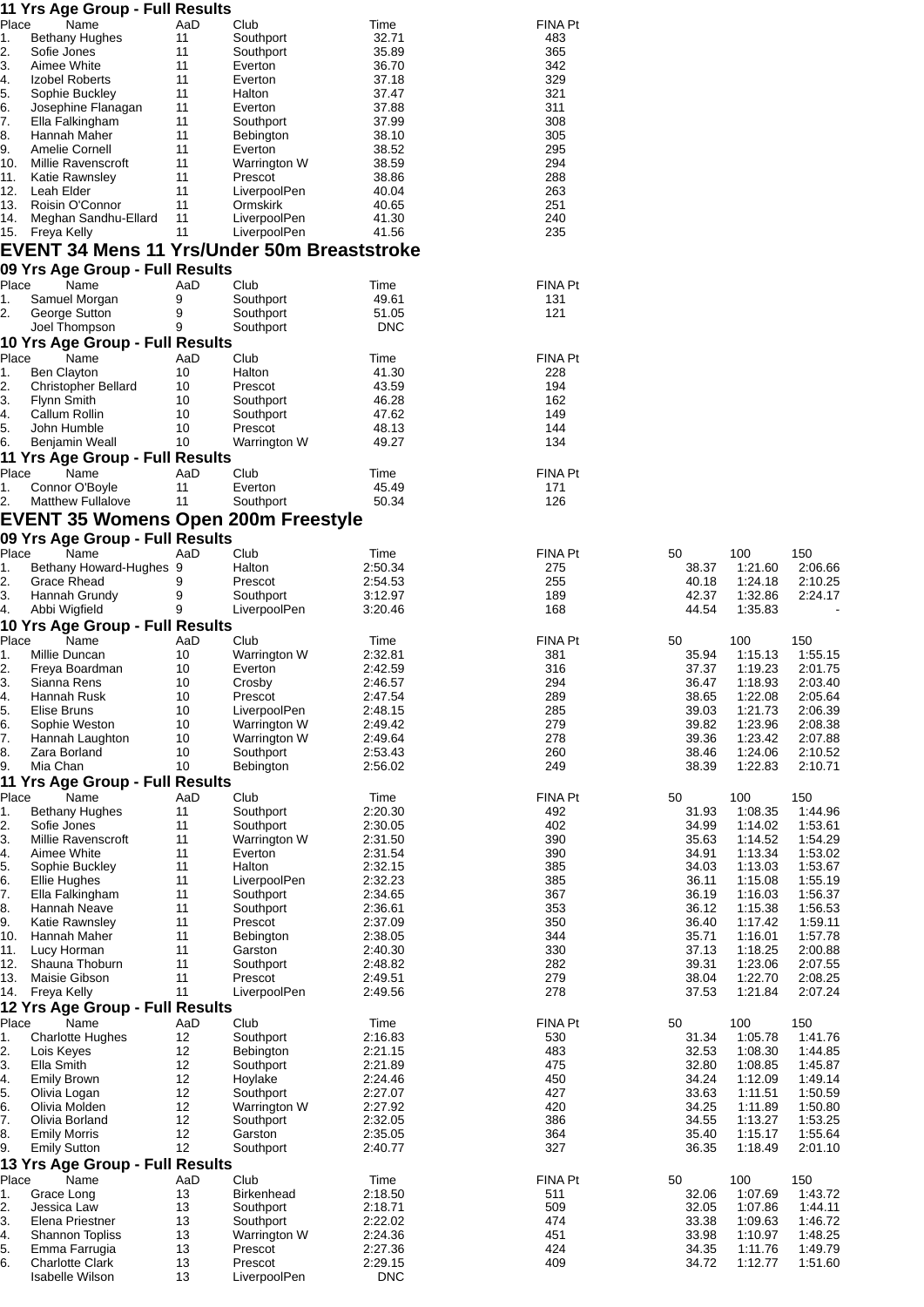### 11 Yrs Age Group - Full Results

| Place | Name | AaD | Club | Time | FINA Pt |
|---|---|---|---|---|---|
| 1. | Bethany Hughes | 11 | Southport | 32.71 | 483 |
| 2. | Sofie Jones | 11 | Southport | 35.89 | 365 |
| 3. | Aimee White | 11 | Everton | 36.70 | 342 |
| 4. | Izobel Roberts | 11 | Everton | 37.18 | 329 |
| 5. | Sophie Buckley | 11 | Halton | 37.47 | 321 |
| 6. | Josephine Flanagan | 11 | Everton | 37.88 | 311 |
| 7. | Ella Falkingham | 11 | Southport | 37.99 | 308 |
| 8. | Hannah Maher | 11 | Bebington | 38.10 | 305 |
| 9. | Amelie Cornell | 11 | Everton | 38.52 | 295 |
| 10. | Millie Ravenscroft | 11 | Warrington W | 38.59 | 294 |
| 11. | Katie Rawnsley | 11 | Prescot | 38.86 | 288 |
| 12. | Leah Elder | 11 | LiverpoolPen | 40.04 | 263 |
| 13. | Roisin O'Connor | 11 | Ormskirk | 40.65 | 251 |
| 14. | Meghan Sandhu-Ellard | 11 | LiverpoolPen | 41.30 | 240 |
| 15. | Freya Kelly | 11 | LiverpoolPen | 41.56 | 235 |

## EVENT 34 Mens 11 Yrs/Under 50m Breaststroke

### 09 Yrs Age Group - Full Results

| Place | Name | AaD | Club | Time | FINA Pt |
|---|---|---|---|---|---|
| 1. | Samuel Morgan | 9 | Southport | 49.61 | 131 |
| 2. | George Sutton | 9 | Southport | 51.05 | 121 |
| | Joel Thompson | 9 | Southport | DNC | |

### 10 Yrs Age Group - Full Results

| Place | Name | AaD | Club | Time | FINA Pt |
|---|---|---|---|---|---|
| 1. | Ben Clayton | 10 | Halton | 41.30 | 228 |
| 2. | Christopher Bellard | 10 | Prescot | 43.59 | 194 |
| 3. | Flynn Smith | 10 | Southport | 46.28 | 162 |
| 4. | Callum Rollin | 10 | Southport | 47.62 | 149 |
| 5. | John Humble | 10 | Prescot | 48.13 | 144 |
| 6. | Benjamin Weall | 10 | Warrington W | 49.27 | 134 |

### 11 Yrs Age Group - Full Results

| Place | Name | AaD | Club | Time | FINA Pt |
|---|---|---|---|---|---|
| 1. | Connor O'Boyle | 11 | Everton | 45.49 | 171 |
| 2. | Matthew Fullalove | 11 | Southport | 50.34 | 126 |

## EVENT 35 Womens Open 200m Freestyle

### 09 Yrs Age Group - Full Results

| Place | Name | AaD | Club | Time | FINA Pt | 50 | 100 | 150 |
|---|---|---|---|---|---|---|---|---|
| 1. | Bethany Howard-Hughes | 9 | Halton | 2:50.34 | 275 | 38.37 | 1:21.60 | 2:06.66 |
| 2. | Grace Rhead | 9 | Prescot | 2:54.53 | 255 | 40.18 | 1:24.18 | 2:10.25 |
| 3. | Hannah Grundy | 9 | Southport | 3:12.97 | 189 | 42.37 | 1:32.86 | 2:24.17 |
| 4. | Abbi Wigfield | 9 | LiverpoolPen | 3:20.46 | 168 | 44.54 | 1:35.83 | - |

### 10 Yrs Age Group - Full Results

| Place | Name | AaD | Club | Time | FINA Pt | 50 | 100 | 150 |
|---|---|---|---|---|---|---|---|---|
| 1. | Millie Duncan | 10 | Warrington W | 2:32.81 | 381 | 35.94 | 1:15.13 | 1:55.15 |
| 2. | Freya Boardman | 10 | Everton | 2:42.59 | 316 | 37.37 | 1:19.23 | 2:01.75 |
| 3. | Sianna Rens | 10 | Crosby | 2:46.57 | 294 | 36.47 | 1:18.93 | 2:03.40 |
| 4. | Hannah Rusk | 10 | Prescot | 2:47.54 | 289 | 38.65 | 1:22.08 | 2:05.64 |
| 5. | Elise Bruns | 10 | LiverpoolPen | 2:48.15 | 285 | 39.03 | 1:21.73 | 2:06.39 |
| 6. | Sophie Weston | 10 | Warrington W | 2:49.42 | 279 | 39.82 | 1:23.96 | 2:08.38 |
| 7. | Hannah Laughton | 10 | Warrington W | 2:49.64 | 278 | 39.36 | 1:23.42 | 2:07.88 |
| 8. | Zara Borland | 10 | Southport | 2:53.43 | 260 | 38.46 | 1:24.06 | 2:10.52 |
| 9. | Mia Chan | 10 | Bebington | 2:56.02 | 249 | 38.39 | 1:22.83 | 2:10.71 |

### 11 Yrs Age Group - Full Results

| Place | Name | AaD | Club | Time | FINA Pt | 50 | 100 | 150 |
|---|---|---|---|---|---|---|---|---|
| 1. | Bethany Hughes | 11 | Southport | 2:20.30 | 492 | 31.93 | 1:08.35 | 1:44.96 |
| 2. | Sofie Jones | 11 | Southport | 2:30.05 | 402 | 34.99 | 1:14.02 | 1:53.61 |
| 3. | Millie Ravenscroft | 11 | Warrington W | 2:31.50 | 390 | 35.63 | 1:14.52 | 1:54.29 |
| 4. | Aimee White | 11 | Everton | 2:31.54 | 390 | 34.91 | 1:13.34 | 1:53.02 |
| 5. | Sophie Buckley | 11 | Halton | 2:32.15 | 385 | 34.03 | 1:13.03 | 1:53.67 |
| 6. | Ellie Hughes | 11 | LiverpoolPen | 2:32.23 | 385 | 36.11 | 1:15.08 | 1:55.19 |
| 7. | Ella Falkingham | 11 | Southport | 2:34.65 | 367 | 36.19 | 1:16.03 | 1:56.37 |
| 8. | Hannah Neave | 11 | Southport | 2:36.61 | 353 | 36.12 | 1:15.38 | 1:56.53 |
| 9. | Katie Rawnsley | 11 | Prescot | 2:37.09 | 350 | 36.40 | 1:17.42 | 1:59.11 |
| 10. | Hannah Maher | 11 | Bebington | 2:38.05 | 344 | 35.71 | 1:16.01 | 1:57.78 |
| 11. | Lucy Horman | 11 | Garston | 2:40.30 | 330 | 37.13 | 1:18.25 | 2:00.88 |
| 12. | Shauna Thoburn | 11 | Southport | 2:48.82 | 282 | 39.31 | 1:23.06 | 2:07.55 |
| 13. | Maisie Gibson | 11 | Prescot | 2:49.51 | 279 | 38.04 | 1:22.70 | 2:08.25 |
| 14. | Freya Kelly | 11 | LiverpoolPen | 2:49.56 | 278 | 37.53 | 1:21.84 | 2:07.24 |

### 12 Yrs Age Group - Full Results

| Place | Name | AaD | Club | Time | FINA Pt | 50 | 100 | 150 |
|---|---|---|---|---|---|---|---|---|
| 1. | Charlotte Hughes | 12 | Southport | 2:16.83 | 530 | 31.34 | 1:05.78 | 1:41.76 |
| 2. | Lois Keyes | 12 | Bebington | 2:21.15 | 483 | 32.53 | 1:08.30 | 1:44.85 |
| 3. | Ella Smith | 12 | Southport | 2:21.89 | 475 | 32.80 | 1:08.85 | 1:45.87 |
| 4. | Emily Brown | 12 | Hoylake | 2:24.46 | 450 | 34.24 | 1:12.09 | 1:49.14 |
| 5. | Olivia Logan | 12 | Southport | 2:27.07 | 427 | 33.63 | 1:11.51 | 1:50.59 |
| 6. | Olivia Molden | 12 | Warrington W | 2:27.92 | 420 | 34.25 | 1:11.89 | 1:50.80 |
| 7. | Olivia Borland | 12 | Southport | 2:32.05 | 386 | 34.55 | 1:13.27 | 1:53.25 |
| 8. | Emily Morris | 12 | Garston | 2:35.05 | 364 | 35.40 | 1:15.17 | 1:55.64 |
| 9. | Emily Sutton | 12 | Southport | 2:40.77 | 327 | 36.35 | 1:18.49 | 2:01.10 |

### 13 Yrs Age Group - Full Results

| Place | Name | AaD | Club | Time | FINA Pt | 50 | 100 | 150 |
|---|---|---|---|---|---|---|---|---|
| 1. | Grace Long | 13 | Birkenhead | 2:18.50 | 511 | 32.06 | 1:07.69 | 1:43.72 |
| 2. | Jessica Law | 13 | Southport | 2:18.71 | 509 | 32.05 | 1:07.86 | 1:44.11 |
| 3. | Elena Priestner | 13 | Southport | 2:22.02 | 474 | 33.38 | 1:09.63 | 1:46.72 |
| 4. | Shannon Topliss | 13 | Warrington W | 2:24.36 | 451 | 33.98 | 1:10.97 | 1:48.25 |
| 5. | Emma Farrugia | 13 | Prescot | 2:27.36 | 424 | 34.35 | 1:11.76 | 1:49.79 |
| 6. | Charlotte Clark | 13 | Prescot | 2:29.15 | 409 | 34.72 | 1:12.77 | 1:51.60 |
| | Isabelle Wilson | 13 | LiverpoolPen | DNC | | | | |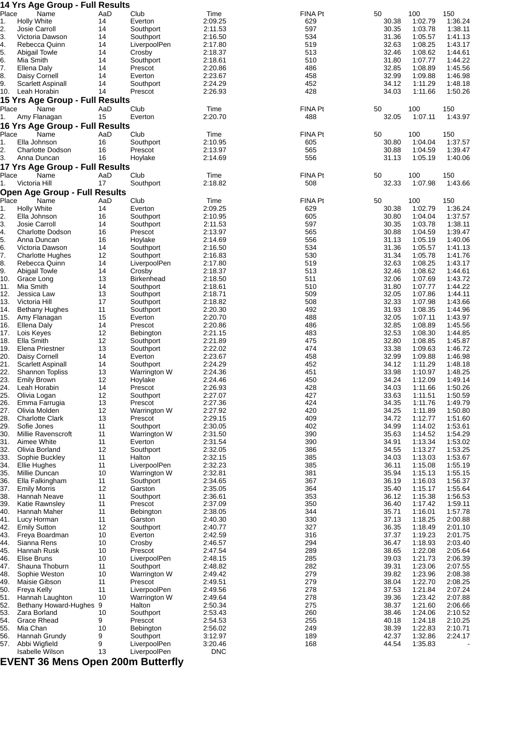### 14 Yrs Age Group - Full Results

| Place | Name | AaD | Club | Time | FINA Pt | 50 | 100 | 150 |
|---|---|---|---|---|---|---|---|---|
| 1. | Holly White | 14 | Everton | 2:09.25 | 629 | 30.38 | 1:02.79 | 1:36.24 |
| 2. | Josie Carroll | 14 | Southport | 2:11.53 | 597 | 30.35 | 1:03.78 | 1:38.11 |
| 3. | Victoria Dawson | 14 | Southport | 2:16.50 | 534 | 31.36 | 1:05.57 | 1:41.13 |
| 4. | Rebecca Quinn | 14 | LiverpoolPen | 2:17.80 | 519 | 32.63 | 1:08.25 | 1:43.17 |
| 5. | Abigail Towle | 14 | Crosby | 2:18.37 | 513 | 32.46 | 1:08.62 | 1:44.61 |
| 6. | Mia Smith | 14 | Southport | 2:18.61 | 510 | 31.80 | 1:07.77 | 1:44.22 |
| 7. | Ellena Daly | 14 | Prescot | 2:20.86 | 486 | 32.85 | 1:08.89 | 1:45.56 |
| 8. | Daisy Cornell | 14 | Everton | 2:23.67 | 458 | 32.99 | 1:09.88 | 1:46.98 |
| 9. | Scarlett Aspinall | 14 | Southport | 2:24.29 | 452 | 34.12 | 1:11.29 | 1:48.18 |
| 10. | Leah Horabin | 14 | Prescot | 2:26.93 | 428 | 34.03 | 1:11.66 | 1:50.26 |

### 15 Yrs Age Group - Full Results

| Place | Name | AaD | Club | Time | FINA Pt | 50 | 100 | 150 |
|---|---|---|---|---|---|---|---|---|
| 1. | Amy Flanagan | 15 | Everton | 2:20.70 | 488 | 32.05 | 1:07.11 | 1:43.97 |

### 16 Yrs Age Group - Full Results

| Place | Name | AaD | Club | Time | FINA Pt | 50 | 100 | 150 |
|---|---|---|---|---|---|---|---|---|
| 1. | Ella Johnson | 16 | Southport | 2:10.95 | 605 | 30.80 | 1:04.04 | 1:37.57 |
| 2. | Charlotte Dodson | 16 | Prescot | 2:13.97 | 565 | 30.88 | 1:04.59 | 1:39.47 |
| 3. | Anna Duncan | 16 | Hoylake | 2:14.69 | 556 | 31.13 | 1:05.19 | 1:40.06 |

### 17 Yrs Age Group - Full Results

| Place | Name | AaD | Club | Time | FINA Pt | 50 | 100 | 150 |
|---|---|---|---|---|---|---|---|---|
| 1. | Victoria Hill | 17 | Southport | 2:18.82 | 508 | 32.33 | 1:07.98 | 1:43.66 |

### Open Age Group - Full Results

| Place | Name | AaD | Club | Time | FINA Pt | 50 | 100 | 150 |
|---|---|---|---|---|---|---|---|---|
| 1. | Holly White | 14 | Everton | 2:09.25 | 629 | 30.38 | 1:02.79 | 1:36.24 |
| 2. | Ella Johnson | 16 | Southport | 2:10.95 | 605 | 30.80 | 1:04.04 | 1:37.57 |
| 3. | Josie Carroll | 14 | Southport | 2:11.53 | 597 | 30.35 | 1:03.78 | 1:38.11 |
| 4. | Charlotte Dodson | 16 | Prescot | 2:13.97 | 565 | 30.88 | 1:04.59 | 1:39.47 |
| 5. | Anna Duncan | 16 | Hoylake | 2:14.69 | 556 | 31.13 | 1:05.19 | 1:40.06 |
| 6. | Victoria Dawson | 14 | Southport | 2:16.50 | 534 | 31.36 | 1:05.57 | 1:41.13 |
| 7. | Charlotte Hughes | 12 | Southport | 2:16.83 | 530 | 31.34 | 1:05.78 | 1:41.76 |
| 8. | Rebecca Quinn | 14 | LiverpoolPen | 2:17.80 | 519 | 32.63 | 1:08.25 | 1:43.17 |
| 9. | Abigail Towle | 14 | Crosby | 2:18.37 | 513 | 32.46 | 1:08.62 | 1:44.61 |
| 10. | Grace Long | 13 | Birkenhead | 2:18.50 | 511 | 32.06 | 1:07.69 | 1:43.72 |
| 11. | Mia Smith | 14 | Southport | 2:18.61 | 510 | 31.80 | 1:07.77 | 1:44.22 |
| 12. | Jessica Law | 13 | Southport | 2:18.71 | 509 | 32.05 | 1:07.86 | 1:44.11 |
| 13. | Victoria Hill | 17 | Southport | 2:18.82 | 508 | 32.33 | 1:07.98 | 1:43.66 |
| 14. | Bethany Hughes | 11 | Southport | 2:20.30 | 492 | 31.93 | 1:08.35 | 1:44.96 |
| 15. | Amy Flanagan | 15 | Everton | 2:20.70 | 488 | 32.05 | 1:07.11 | 1:43.97 |
| 16. | Ellena Daly | 14 | Prescot | 2:20.86 | 486 | 32.85 | 1:08.89 | 1:45.56 |
| 17. | Lois Keyes | 12 | Bebington | 2:21.15 | 483 | 32.53 | 1:08.30 | 1:44.85 |
| 18. | Ella Smith | 12 | Southport | 2:21.89 | 475 | 32.80 | 1:08.85 | 1:45.87 |
| 19. | Elena Priestner | 13 | Southport | 2:22.02 | 474 | 33.38 | 1:09.63 | 1:46.72 |
| 20. | Daisy Cornell | 14 | Everton | 2:23.67 | 458 | 32.99 | 1:09.88 | 1:46.98 |
| 21. | Scarlett Aspinall | 14 | Southport | 2:24.29 | 452 | 34.12 | 1:11.29 | 1:48.18 |
| 22. | Shannon Topliss | 13 | Warrington W | 2:24.36 | 451 | 33.98 | 1:10.97 | 1:48.25 |
| 23. | Emily Brown | 12 | Hoylake | 2:24.46 | 450 | 34.24 | 1:12.09 | 1:49.14 |
| 24. | Leah Horabin | 14 | Prescot | 2:26.93 | 428 | 34.03 | 1:11.66 | 1:50.26 |
| 25. | Olivia Logan | 12 | Southport | 2:27.07 | 427 | 33.63 | 1:11.51 | 1:50.59 |
| 26. | Emma Farrugia | 13 | Prescot | 2:27.36 | 424 | 34.35 | 1:11.76 | 1:49.79 |
| 27. | Olivia Molden | 12 | Warrington W | 2:27.92 | 420 | 34.25 | 1:11.89 | 1:50.80 |
| 28. | Charlotte Clark | 13 | Prescot | 2:29.15 | 409 | 34.72 | 1:12.77 | 1:51.60 |
| 29. | Sofie Jones | 11 | Southport | 2:30.05 | 402 | 34.99 | 1:14.02 | 1:53.61 |
| 30. | Millie Ravenscroft | 11 | Warrington W | 2:31.50 | 390 | 35.63 | 1:14.52 | 1:54.29 |
| 31. | Aimee White | 11 | Everton | 2:31.54 | 390 | 34.91 | 1:13.34 | 1:53.02 |
| 32. | Olivia Borland | 12 | Southport | 2:32.05 | 386 | 34.55 | 1:13.27 | 1:53.25 |
| 33. | Sophie Buckley | 11 | Halton | 2:32.15 | 385 | 34.03 | 1:13.03 | 1:53.67 |
| 34. | Ellie Hughes | 11 | LiverpoolPen | 2:32.23 | 385 | 36.11 | 1:15.08 | 1:55.19 |
| 35. | Millie Duncan | 10 | Warrington W | 2:32.81 | 381 | 35.94 | 1:15.13 | 1:55.15 |
| 36. | Ella Falkingham | 11 | Southport | 2:34.65 | 367 | 36.19 | 1:16.03 | 1:56.37 |
| 37. | Emily Morris | 12 | Garston | 2:35.05 | 364 | 35.40 | 1:15.17 | 1:55.64 |
| 38. | Hannah Neave | 11 | Southport | 2:36.61 | 353 | 36.12 | 1:15.38 | 1:56.53 |
| 39. | Katie Rawnsley | 11 | Prescot | 2:37.09 | 350 | 36.40 | 1:17.42 | 1:59.11 |
| 40. | Hannah Maher | 11 | Bebington | 2:38.05 | 344 | 35.71 | 1:16.01 | 1:57.78 |
| 41. | Lucy Horman | 11 | Garston | 2:40.30 | 330 | 37.13 | 1:18.25 | 2:00.88 |
| 42. | Emily Sutton | 12 | Southport | 2:40.77 | 327 | 36.35 | 1:18.49 | 2:01.10 |
| 43. | Freya Boardman | 10 | Everton | 2:42.59 | 316 | 37.37 | 1:19.23 | 2:01.75 |
| 44. | Sianna Rens | 10 | Crosby | 2:46.57 | 294 | 36.47 | 1:18.93 | 2:03.40 |
| 45. | Hannah Rusk | 10 | Prescot | 2:47.54 | 289 | 38.65 | 1:22.08 | 2:05.64 |
| 46. | Elise Bruns | 10 | LiverpoolPen | 2:48.15 | 285 | 39.03 | 1:21.73 | 2:06.39 |
| 47. | Shauna Thoburn | 11 | Southport | 2:48.82 | 282 | 39.31 | 1:23.06 | 2:07.55 |
| 48. | Sophie Weston | 10 | Warrington W | 2:49.42 | 279 | 39.82 | 1:23.96 | 2:08.38 |
| 49. | Maisie Gibson | 11 | Prescot | 2:49.51 | 279 | 38.04 | 1:22.70 | 2:08.25 |
| 50. | Freya Kelly | 11 | LiverpoolPen | 2:49.56 | 278 | 37.53 | 1:21.84 | 2:07.24 |
| 51. | Hannah Laughton | 10 | Warrington W | 2:49.64 | 278 | 39.36 | 1:23.42 | 2:07.88 |
| 52. | Bethany Howard-Hughes | 9 | Halton | 2:50.34 | 275 | 38.37 | 1:21.60 | 2:06.66 |
| 53. | Zara Borland | 10 | Southport | 2:53.43 | 260 | 38.46 | 1:24.06 | 2:10.52 |
| 54. | Grace Rhead | 9 | Prescot | 2:54.53 | 255 | 40.18 | 1:24.18 | 2:10.25 |
| 55. | Mia Chan | 10 | Bebington | 2:56.02 | 249 | 38.39 | 1:22.83 | 2:10.71 |
| 56. | Hannah Grundy | 9 | Southport | 3:12.97 | 189 | 42.37 | 1:32.86 | 2:24.17 |
| 57. | Abbi Wigfield | 9 | LiverpoolPen | 3:20.46 | 168 | 44.54 | 1:35.83 | - |
| | Isabelle Wilson | 13 | LiverpoolPen | DNC | | | | |

## EVENT 36 Mens Open 200m Butterfly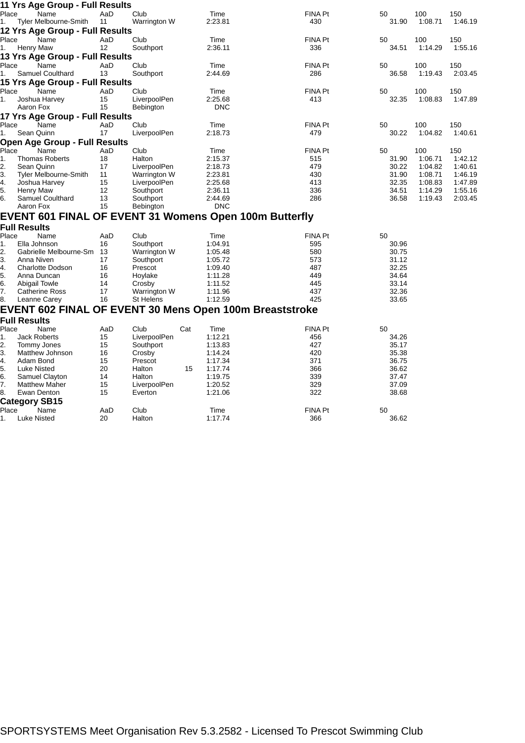### 11 Yrs Age Group - Full Results

| Place | Name | AaD | Club | Time | FINA Pt | 50 | 100 | 150 |
|---|---|---|---|---|---|---|---|---|
| 1. | Tyler Melbourne-Smith | 11 | Warrington W | 2:23.81 | 430 | 31.90 | 1:08.71 | 1:46.19 |

### 12 Yrs Age Group - Full Results

| Place | Name | AaD | Club | Time | FINA Pt | 50 | 100 | 150 |
|---|---|---|---|---|---|---|---|---|
| 1. | Henry Maw | 12 | Southport | 2:36.11 | 336 | 34.51 | 1:14.29 | 1:55.16 |

### 13 Yrs Age Group - Full Results

| Place | Name | AaD | Club | Time | FINA Pt | 50 | 100 | 150 |
|---|---|---|---|---|---|---|---|---|
| 1. | Samuel Coulthard | 13 | Southport | 2:44.69 | 286 | 36.58 | 1:19.43 | 2:03.45 |

### 15 Yrs Age Group - Full Results

| Place | Name | AaD | Club | Time | FINA Pt | 50 | 100 | 150 |
|---|---|---|---|---|---|---|---|---|
| 1. | Joshua Harvey | 15 | LiverpoolPen | 2:25.68 | 413 | 32.35 | 1:08.83 | 1:47.89 |
| | Aaron Fox | 15 | Bebington | DNC | | | | |

### 17 Yrs Age Group - Full Results

| Place | Name | AaD | Club | Time | FINA Pt | 50 | 100 | 150 |
|---|---|---|---|---|---|---|---|---|
| 1. | Sean Quinn | 17 | LiverpoolPen | 2:18.73 | 479 | 30.22 | 1:04.82 | 1:40.61 |

### Open Age Group - Full Results

| Place | Name | AaD | Club | Time | FINA Pt | 50 | 100 | 150 |
|---|---|---|---|---|---|---|---|---|
| 1. | Thomas Roberts | 18 | Halton | 2:15.37 | 515 | 31.90 | 1:06.71 | 1:42.12 |
| 2. | Sean Quinn | 17 | LiverpoolPen | 2:18.73 | 479 | 30.22 | 1:04.82 | 1:40.61 |
| 3. | Tyler Melbourne-Smith | 11 | Warrington W | 2:23.81 | 430 | 31.90 | 1:08.71 | 1:46.19 |
| 4. | Joshua Harvey | 15 | LiverpoolPen | 2:25.68 | 413 | 32.35 | 1:08.83 | 1:47.89 |
| 5. | Henry Maw | 12 | Southport | 2:36.11 | 336 | 34.51 | 1:14.29 | 1:55.16 |
| 6. | Samuel Coulthard | 13 | Southport | 2:44.69 | 286 | 36.58 | 1:19.43 | 2:03.45 |
| | Aaron Fox | 15 | Bebington | DNC | | | | |

## EVENT 601 FINAL OF EVENT 31 Womens Open 100m Butterfly

### Full Results

| Place | Name | AaD | Club | Time | FINA Pt | 50 |
|---|---|---|---|---|---|---|
| 1. | Ella Johnson | 16 | Southport | 1:04.91 | 595 | 30.96 |
| 2. | Gabrielle Melbourne-Sm | 13 | Warrington W | 1:05.48 | 580 | 30.75 |
| 3. | Anna Niven | 17 | Southport | 1:05.72 | 573 | 31.12 |
| 4. | Charlotte Dodson | 16 | Prescot | 1:09.40 | 487 | 32.25 |
| 5. | Anna Duncan | 16 | Hoylake | 1:11.28 | 449 | 34.64 |
| 6. | Abigail Towle | 14 | Crosby | 1:11.52 | 445 | 33.14 |
| 7. | Catherine Ross | 17 | Warrington W | 1:11.96 | 437 | 32.36 |
| 8. | Leanne Carey | 16 | St Helens | 1:12.59 | 425 | 33.65 |

## EVENT 602 FINAL OF EVENT 30 Mens Open 100m Breaststroke

### Full Results

| Place | Name | AaD | Club | Cat | Time | FINA Pt | 50 |
|---|---|---|---|---|---|---|---|
| 1. | Jack Roberts | 15 | LiverpoolPen | | 1:12.21 | 456 | 34.26 |
| 2. | Tommy Jones | 15 | Southport | | 1:13.83 | 427 | 35.17 |
| 3. | Matthew Johnson | 16 | Crosby | | 1:14.24 | 420 | 35.38 |
| 4. | Adam Bond | 15 | Prescot | | 1:17.34 | 371 | 36.75 |
| 5. | Luke Nisted | 20 | Halton | 15 | 1:17.74 | 366 | 36.62 |
| 6. | Samuel Clayton | 14 | Halton | | 1:19.75 | 339 | 37.47 |
| 7. | Matthew Maher | 15 | LiverpoolPen | | 1:20.52 | 329 | 37.09 |
| 8. | Ewan Denton | 15 | Everton | | 1:21.06 | 322 | 38.68 |

### Category SB15

| Place | Name | AaD | Club | Time | FINA Pt | 50 |
|---|---|---|---|---|---|---|
| 1. | Luke Nisted | 20 | Halton | 1:17.74 | 366 | 36.62 |

SPORTSYSTEMS Meet Organisation Rev 5.3.2582 - Licensed To Prescot Swimming Club